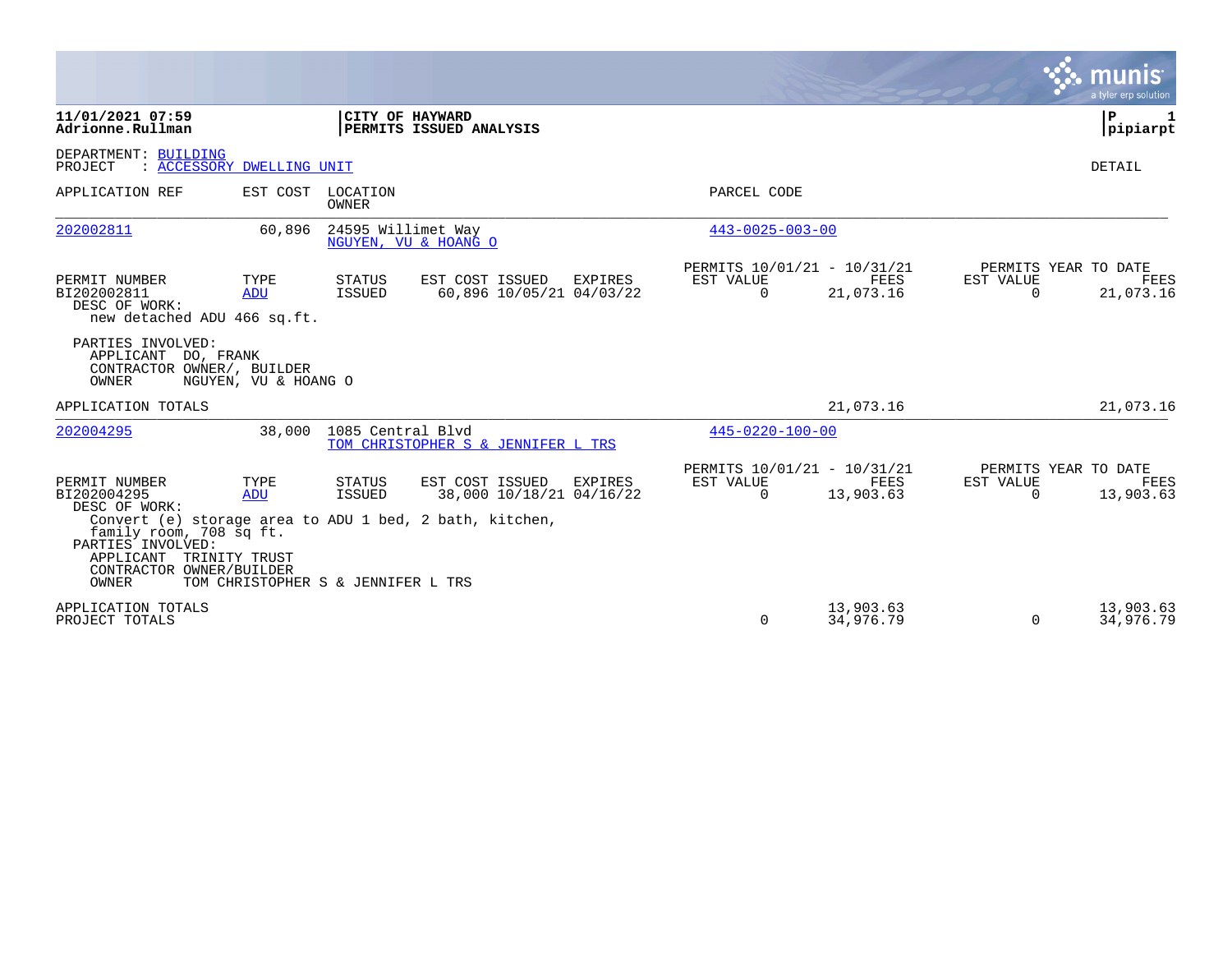**11/01/2021 07:59**
**Adrionne.Rullman**

**CITY OF HAYWARD**
**PERMITS ISSUED ANALYSIS**

**P 1**
**pipiarpt**

DEPARTMENT: BUILDING
PROJECT : ACCESSORY DWELLING UNIT

DETAIL

| APPLICATION REF | EST COST | LOCATION / OWNER | PARCEL CODE |
|---|---|---|---|
| 202002811 | 60,896 | 24595 Willimet Way / NGUYEN, VU & HOANG O | 443-0025-003-00 |

| PERMIT NUMBER | TYPE | STATUS | EST COST | ISSUED | EXPIRES | PERMITS 10/01/21 - 10/31/21 EST VALUE | FEES | PERMITS YEAR TO DATE EST VALUE | FEES |
|---|---|---|---|---|---|---|---|---|---|
| BI202002811 | ADU | ISSUED | 60,896 | 10/05/21 | 04/03/22 | 0 | 21,073.16 | 0 | 21,073.16 |

DESC OF WORK:
new detached ADU 466 sq.ft.

PARTIES INVOLVED:
APPLICANT DO, FRANK
CONTRACTOR OWNER/, BUILDER
OWNER NGUYEN, VU & HOANG O

APPLICATION TOTALS 21,073.16 21,073.16

| APPLICATION REF | EST COST | LOCATION / OWNER | PARCEL CODE |
|---|---|---|---|
| 202004295 | 38,000 | 1085 Central Blvd / TOM CHRISTOPHER S & JENNIFER L TRS | 445-0220-100-00 |

| PERMIT NUMBER | TYPE | STATUS | EST COST | ISSUED | EXPIRES | PERMITS 10/01/21 - 10/31/21 EST VALUE | FEES | PERMITS YEAR TO DATE EST VALUE | FEES |
|---|---|---|---|---|---|---|---|---|---|
| BI202004295 | ADU | ISSUED | 38,000 | 10/18/21 | 04/16/22 | 0 | 13,903.63 | 0 | 13,903.63 |

DESC OF WORK:
Convert (e) storage area to ADU 1 bed, 2 bath, kitchen, family room, 708 sq ft.

PARTIES INVOLVED:
APPLICANT TRINITY TRUST
CONTRACTOR OWNER/BUILDER
OWNER TOM CHRISTOPHER S & JENNIFER L TRS

| | EST VALUE | FEES | EST VALUE | FEES |
|---|---|---|---|---|
| APPLICATION TOTALS | | 13,903.63 | | 13,903.63 |
| PROJECT TOTALS | 0 | 34,976.79 | 0 | 34,976.79 |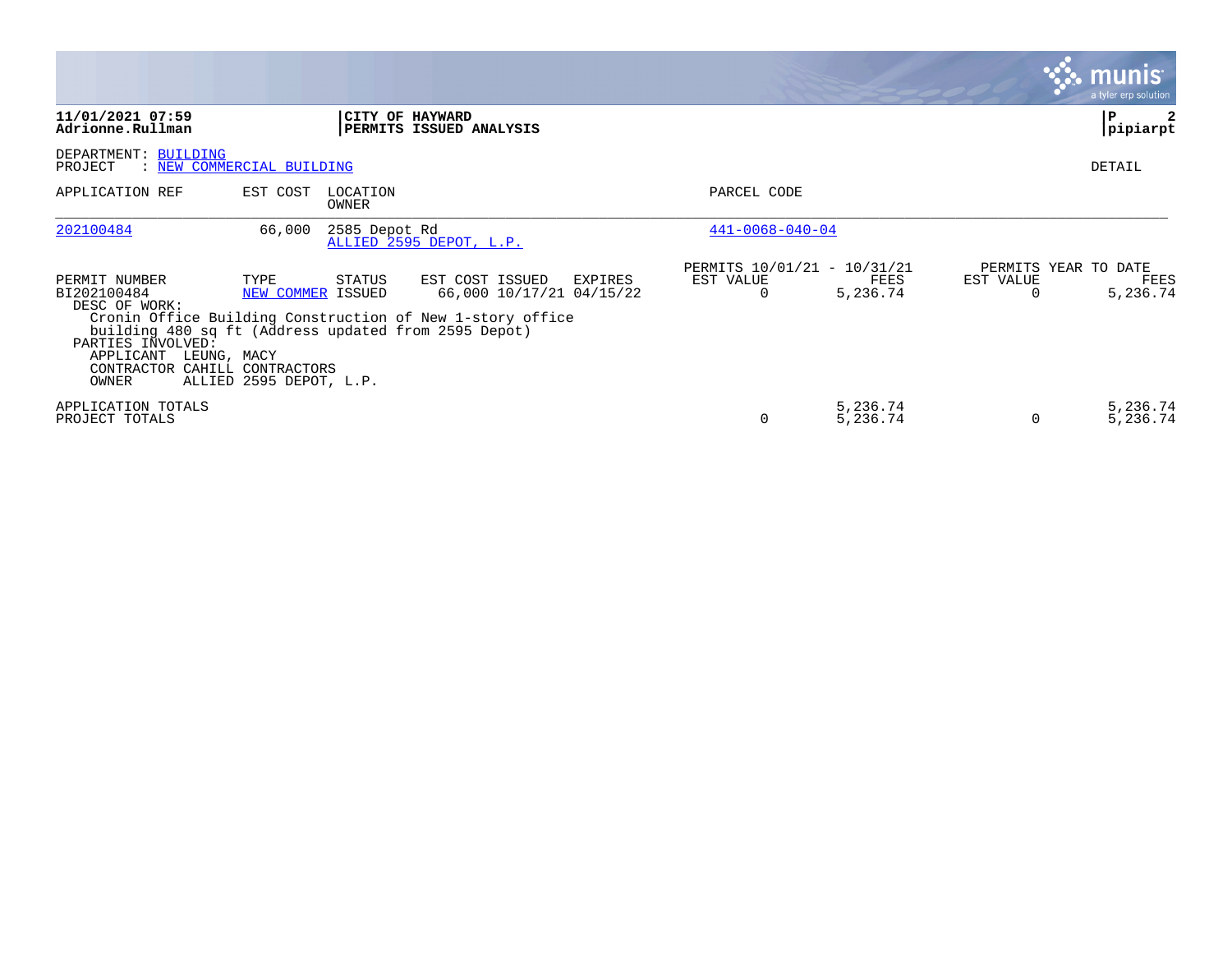**11/01/2021 07:59**
**Adrionne.Rullman**

**CITY OF HAYWARD**
**PERMITS ISSUED ANALYSIS**

**P 2**
**pipiarpt**

DEPARTMENT: BUILDING
PROJECT : NEW COMMERCIAL BUILDING

DETAIL

| APPLICATION REF | EST COST | LOCATION / OWNER | PARCEL CODE |
|---|---|---|---|
| 202100484 | 66,000 | 2585 Depot Rd / ALLIED 2595 DEPOT, L.P. | 441-0068-040-04 |

| PERMIT NUMBER | TYPE | STATUS | EST COST | ISSUED | EXPIRES | PERMITS 10/01/21 - 10/31/21 EST VALUE | FEES | PERMITS YEAR TO DATE EST VALUE | FEES |
|---|---|---|---|---|---|---|---|---|---|
| BI202100484 | NEW COMMER | ISSUED | 66,000 | 10/17/21 | 04/15/22 | 0 | 5,236.74 | 0 | 5,236.74 |

DESC OF WORK:
Cronin Office Building Construction of New 1-story office building 480 sq ft (Address updated from 2595 Depot)

PARTIES INVOLVED:
APPLICANT LEUNG, MACY
CONTRACTOR CAHILL CONTRACTORS
OWNER ALLIED 2595 DEPOT, L.P.

| | EST VALUE | FEES | EST VALUE | FEES |
|---|---|---|---|---|
| APPLICATION TOTALS | | 5,236.74 | | 5,236.74 |
| PROJECT TOTALS | 0 | 5,236.74 | 0 | 5,236.74 |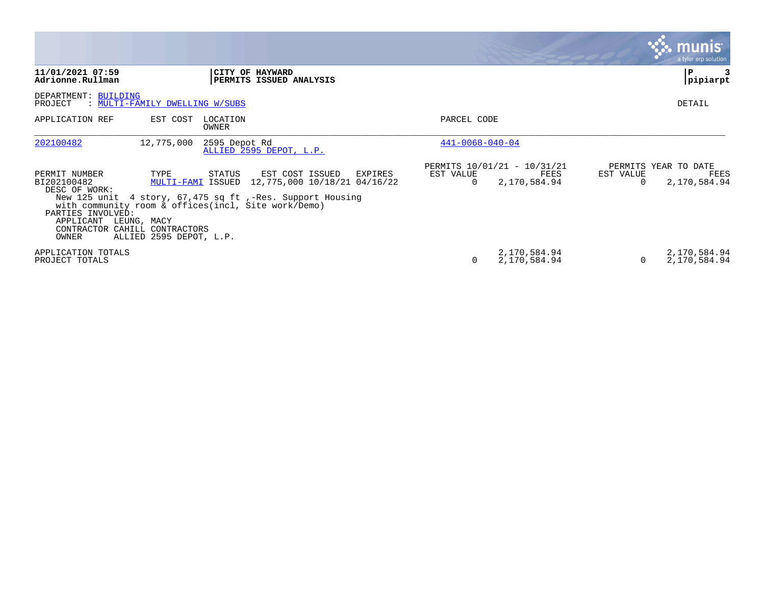11/01/2021 07:59
Adrionne.Rullman

**CITY OF HAYWARD**
**PERMITS ISSUED ANALYSIS**

pipiarpt

DEPARTMENT: BUILDING
PROJECT : MULTI-FAMILY DWELLING W/SUBS

DETAIL

| APPLICATION REF | EST COST | LOCATION / OWNER | PARCEL CODE |
|---|---|---|---|
| 202100482 | 12,775,000 | 2595 Depot Rd / ALLIED 2595 DEPOT, L.P. | 441-0068-040-04 |

| PERMIT NUMBER | TYPE | STATUS | EST COST | ISSUED | EXPIRES | PERMITS 10/01/21 - 10/31/21 EST VALUE | PERMITS 10/01/21 - 10/31/21 FEES | PERMITS YEAR TO DATE EST VALUE | PERMITS YEAR TO DATE FEES |
|---|---|---|---|---|---|---|---|---|---|
| BI202100482 | MULTI-FAMI | ISSUED | 12,775,000 | 10/18/21 | 04/16/22 | 0 | 2,170,584.94 | 0 | 2,170,584.94 |

DESC OF WORK:
New 125 unit 4 story, 67,475 sq ft ,-Res. Support Housing with community room & offices(incl, Site work/Demo)

PARTIES INVOLVED:
APPLICANT LEUNG, MACY
CONTRACTOR CAHILL CONTRACTORS
OWNER ALLIED 2595 DEPOT, L.P.

| | EST VALUE | FEES | EST VALUE | FEES |
|---|---|---|---|---|
| APPLICATION TOTALS | | 2,170,584.94 | | 2,170,584.94 |
| PROJECT TOTALS | 0 | 2,170,584.94 | 0 | 2,170,584.94 |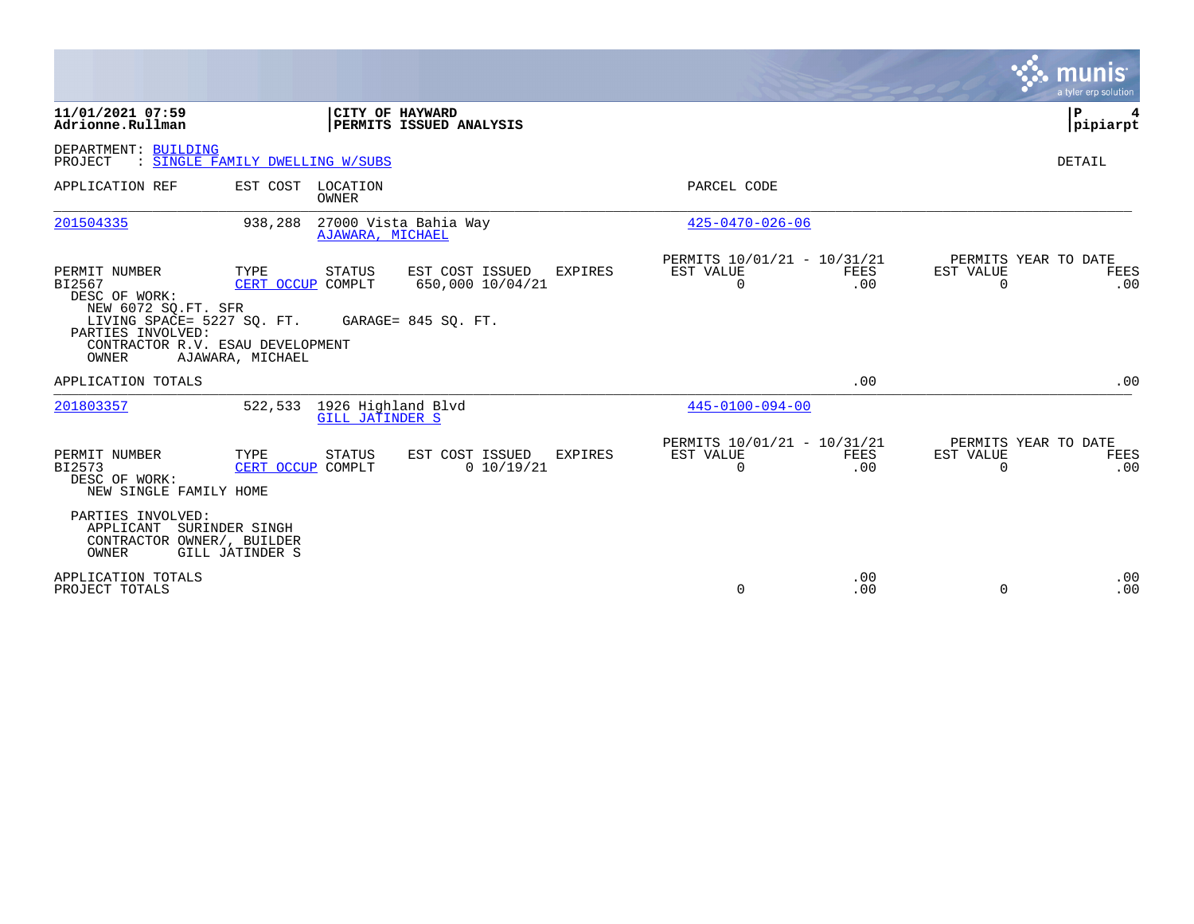**11/01/2021 07:59**
**Adrionne.Rullman**

**CITY OF HAYWARD**
**PERMITS ISSUED ANALYSIS**

**P 4**
**pipiarpt**

DEPARTMENT: BUILDING
PROJECT : SINGLE FAMILY DWELLING W/SUBS

DETAIL

| APPLICATION REF | EST COST | LOCATION / OWNER | PARCEL CODE |
|---|---|---|---|
| 201504335 | 938,288 | 27000 Vista Bahia Way / AJAWARA, MICHAEL | 425-0470-026-06 |

| PERMIT NUMBER | TYPE | STATUS | EST COST | ISSUED | EXPIRES | PERMITS 10/01/21 - 10/31/21 EST VALUE | FEES | PERMITS YEAR TO DATE EST VALUE | FEES |
|---|---|---|---|---|---|---|---|---|---|
| BI2567 | CERT OCCUP | COMPLT | 650,000 | 10/04/21 | | 0 | .00 | 0 | .00 |

DESC OF WORK:
NEW 6072 SQ.FT. SFR
LIVING SPACE= 5227 SQ. FT. GARAGE= 845 SQ. FT.
PARTIES INVOLVED:
CONTRACTOR R.V. ESAU DEVELOPMENT
OWNER AJAWARA, MICHAEL

APPLICATION TOTALS .00 .00

| APPLICATION REF | EST COST | LOCATION / OWNER | PARCEL CODE |
|---|---|---|---|
| 201803357 | 522,533 | 1926 Highland Blvd / GILL JATINDER S | 445-0100-094-00 |

| PERMIT NUMBER | TYPE | STATUS | EST COST | ISSUED | EXPIRES | PERMITS 10/01/21 - 10/31/21 EST VALUE | FEES | PERMITS YEAR TO DATE EST VALUE | FEES |
|---|---|---|---|---|---|---|---|---|---|
| BI2573 | CERT OCCUP | COMPLT | 0 | 10/19/21 | | 0 | .00 | 0 | .00 |

DESC OF WORK:
NEW SINGLE FAMILY HOME

PARTIES INVOLVED:
APPLICANT SURINDER SINGH
CONTRACTOR OWNER/, BUILDER
OWNER GILL JATINDER S

| | EST VALUE | FEES | EST VALUE | FEES |
|---|---|---|---|---|
| APPLICATION TOTALS | | .00 | | .00 |
| PROJECT TOTALS | 0 | .00 | 0 | .00 |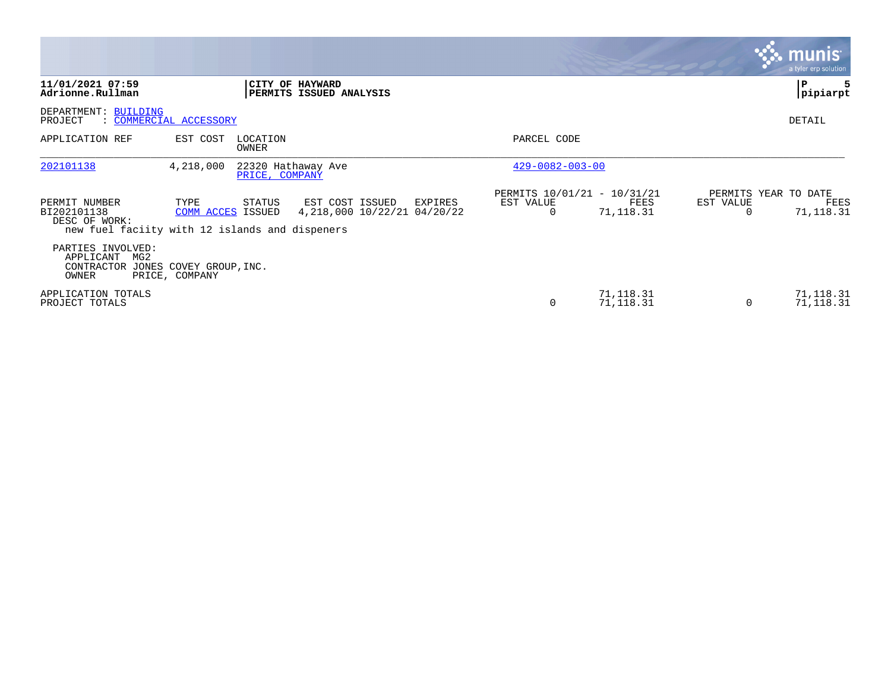**CITY OF HAYWARD**
**PERMITS ISSUED ANALYSIS**

11/01/2021 07:59
Adrionne.Rullman

P 5
pipiarpt

DEPARTMENT: BUILDING
PROJECT : COMMERCIAL ACCESSORY

DETAIL

| APPLICATION REF | EST COST | LOCATION / OWNER | PARCEL CODE |
|---|---|---|---|
| 202101138 | 4,218,000 | 22320 Hathaway Ave / PRICE, COMPANY | 429-0082-003-00 |

| PERMIT NUMBER | TYPE | STATUS | EST COST | ISSUED | EXPIRES | PERMITS 10/01/21 - 10/31/21 EST VALUE | PERMITS 10/01/21 - 10/31/21 FEES | PERMITS YEAR TO DATE EST VALUE | PERMITS YEAR TO DATE FEES |
|---|---|---|---|---|---|---|---|---|---|
| BI202101138 | COMM ACCES | ISSUED | 4,218,000 | 10/22/21 | 04/20/22 | 0 | 71,118.31 | 0 | 71,118.31 |

DESC OF WORK:
new fuel faciity with 12 islands and dispeners

PARTIES INVOLVED:
APPLICANT MG2
CONTRACTOR JONES COVEY GROUP,INC.
OWNER PRICE, COMPANY

| | EST VALUE | FEES | EST VALUE | FEES |
|---|---|---|---|---|
| APPLICATION TOTALS | | 71,118.31 | | 71,118.31 |
| PROJECT TOTALS | 0 | 71,118.31 | 0 | 71,118.31 |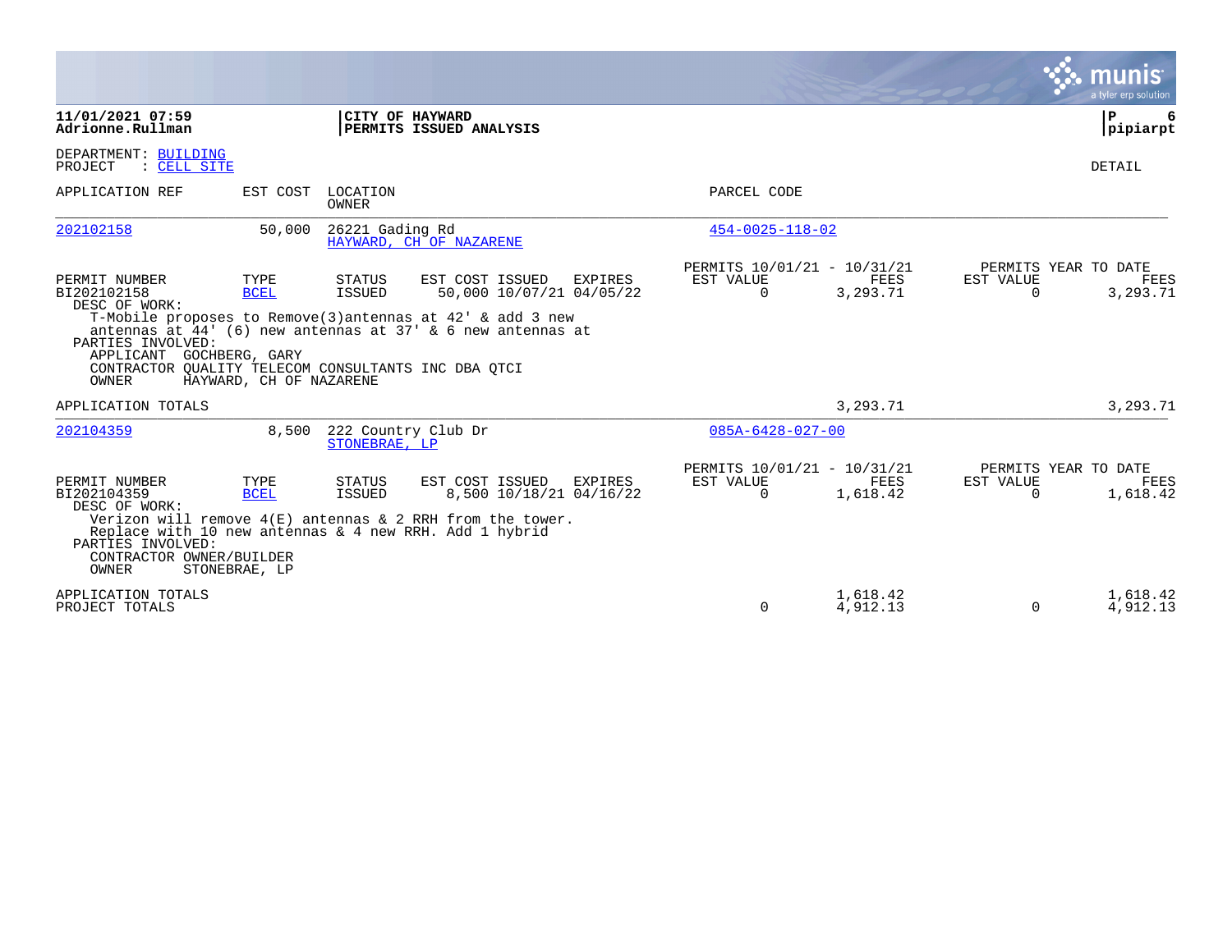**11/01/2021 07:59**
**Adrionne.Rullman**

**CITY OF HAYWARD**
**PERMITS ISSUED ANALYSIS**

**P 6**
**pipiarpt**

DEPARTMENT: BUILDING
PROJECT : CELL SITE

DETAIL

| APPLICATION REF | EST COST | LOCATION / OWNER | PARCEL CODE |
|---|---|---|---|
| 202102158 | 50,000 | 26221 Gading Rd / HAYWARD, CH OF NAZARENE | 454-0025-118-02 |

| PERMIT NUMBER | TYPE | STATUS | EST COST | ISSUED | EXPIRES | PERMITS 10/01/21 - 10/31/21 EST VALUE | FEES | PERMITS YEAR TO DATE EST VALUE | FEES |
|---|---|---|---|---|---|---|---|---|---|
| BI202102158 | BCEL | ISSUED | 50,000 | 10/07/21 | 04/05/22 | 0 | 3,293.71 | 0 | 3,293.71 |

DESC OF WORK:
T-Mobile proposes to Remove(3)antennas at 42' & add 3 new antennas at 44' (6) new antennas at 37' & 6 new antennas at

PARTIES INVOLVED:
APPLICANT GOCHBERG, GARY
CONTRACTOR QUALITY TELECOM CONSULTANTS INC DBA QTCI
OWNER HAYWARD, CH OF NAZARENE

APPLICATION TOTALS 3,293.71 3,293.71

| APPLICATION REF | EST COST | LOCATION / OWNER | PARCEL CODE |
|---|---|---|---|
| 202104359 | 8,500 | 222 Country Club Dr / STONEBRAE, LP | 085A-6428-027-00 |

| PERMIT NUMBER | TYPE | STATUS | EST COST | ISSUED | EXPIRES | PERMITS 10/01/21 - 10/31/21 EST VALUE | FEES | PERMITS YEAR TO DATE EST VALUE | FEES |
|---|---|---|---|---|---|---|---|---|---|
| BI202104359 | BCEL | ISSUED | 8,500 | 10/18/21 | 04/16/22 | 0 | 1,618.42 | 0 | 1,618.42 |

DESC OF WORK:
Verizon will remove 4(E) antennas & 2 RRH from the tower. Replace with 10 new antennas & 4 new RRH. Add 1 hybrid

PARTIES INVOLVED:
CONTRACTOR OWNER/BUILDER
OWNER STONEBRAE, LP

| | EST VALUE | FEES | EST VALUE | FEES |
|---|---|---|---|---|
| APPLICATION TOTALS | | 1,618.42 | | 1,618.42 |
| PROJECT TOTALS | 0 | 4,912.13 | 0 | 4,912.13 |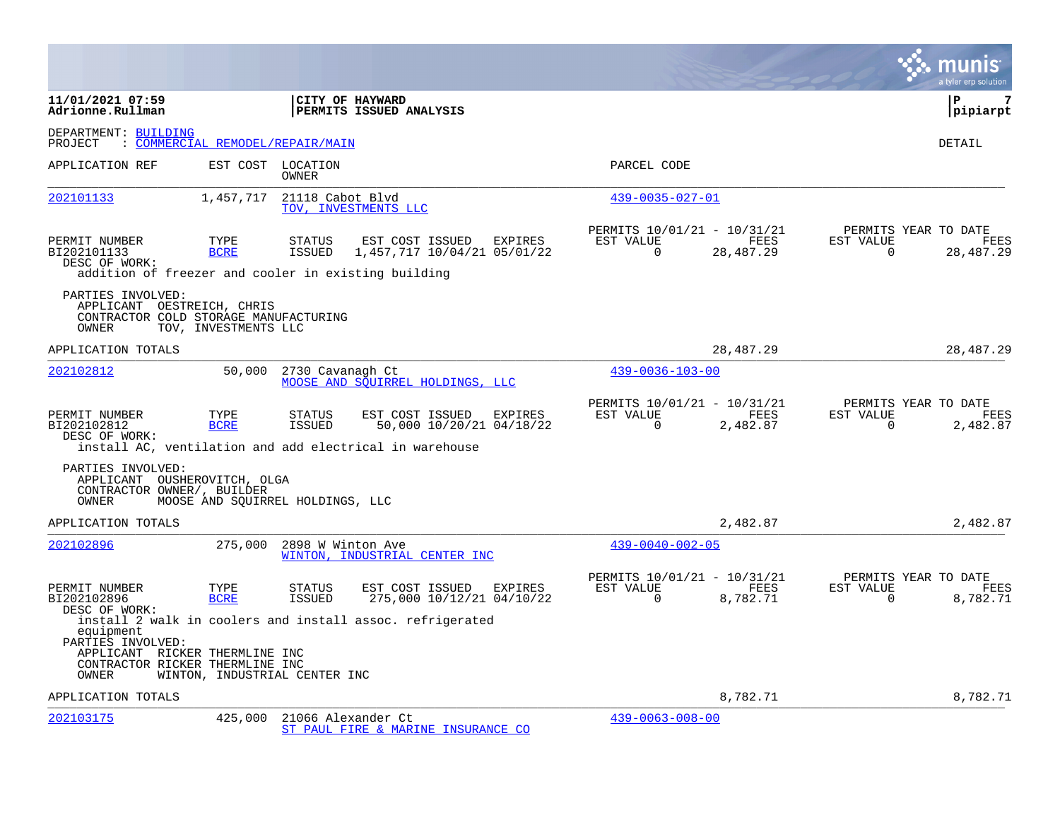**11/01/2021 07:59**
**Adrionne.Rullman**

**CITY OF HAYWARD**
**PERMITS ISSUED ANALYSIS**

**P 7**
**pipiarpt**

DEPARTMENT: BUILDING
PROJECT : COMMERCIAL REMODEL/REPAIR/MAIN

DETAIL

| APPLICATION REF | EST COST | LOCATION / OWNER | PARCEL CODE |
|---|---|---|---|
| 202101133 | 1,457,717 | 21118 Cabot Blvd / TOV, INVESTMENTS LLC | 439-0035-027-01 |

| PERMIT NUMBER | TYPE | STATUS | EST COST | ISSUED | EXPIRES | PERMITS 10/01/21 - 10/31/21 EST VALUE | FEES | PERMITS YEAR TO DATE EST VALUE | FEES |
|---|---|---|---|---|---|---|---|---|---|
| BI202101133 | BCRE | ISSUED | 1,457,717 | 10/04/21 | 05/01/22 | 0 | 28,487.29 | 0 | 28,487.29 |

DESC OF WORK:
addition of freezer and cooler in existing building

PARTIES INVOLVED:
APPLICANT OESTREICH, CHRIS
CONTRACTOR COLD STORAGE MANUFACTURING
OWNER TOV, INVESTMENTS LLC

APPLICATION TOTALS 28,487.29 28,487.29

| APPLICATION REF | EST COST | LOCATION / OWNER | PARCEL CODE |
|---|---|---|---|
| 202102812 | 50,000 | 2730 Cavanagh Ct / MOOSE AND SQUIRREL HOLDINGS, LLC | 439-0036-103-00 |

| PERMIT NUMBER | TYPE | STATUS | EST COST | ISSUED | EXPIRES | PERMITS 10/01/21 - 10/31/21 EST VALUE | FEES | PERMITS YEAR TO DATE EST VALUE | FEES |
|---|---|---|---|---|---|---|---|---|---|
| BI202102812 | BCRE | ISSUED | 50,000 | 10/20/21 | 04/18/22 | 0 | 2,482.87 | 0 | 2,482.87 |

DESC OF WORK:
install AC, ventilation and add electrical in warehouse

PARTIES INVOLVED:
APPLICANT OUSHEROVITCH, OLGA
CONTRACTOR OWNER/, BUILDER
OWNER MOOSE AND SQUIRREL HOLDINGS, LLC

APPLICATION TOTALS 2,482.87 2,482.87

| APPLICATION REF | EST COST | LOCATION / OWNER | PARCEL CODE |
|---|---|---|---|
| 202102896 | 275,000 | 2898 W Winton Ave / WINTON, INDUSTRIAL CENTER INC | 439-0040-002-05 |

| PERMIT NUMBER | TYPE | STATUS | EST COST | ISSUED | EXPIRES | PERMITS 10/01/21 - 10/31/21 EST VALUE | FEES | PERMITS YEAR TO DATE EST VALUE | FEES |
|---|---|---|---|---|---|---|---|---|---|
| BI202102896 | BCRE | ISSUED | 275,000 | 10/12/21 | 04/10/22 | 0 | 8,782.71 | 0 | 8,782.71 |

DESC OF WORK:
install 2 walk in coolers and install assoc. refrigerated equipment

PARTIES INVOLVED:
APPLICANT RICKER THERMLINE INC
CONTRACTOR RICKER THERMLINE INC
OWNER WINTON, INDUSTRIAL CENTER INC

APPLICATION TOTALS 8,782.71 8,782.71

| APPLICATION REF | EST COST | LOCATION / OWNER | PARCEL CODE |
|---|---|---|---|
| 202103175 | 425,000 | 21066 Alexander Ct / ST PAUL FIRE & MARINE INSURANCE CO | 439-0063-008-00 |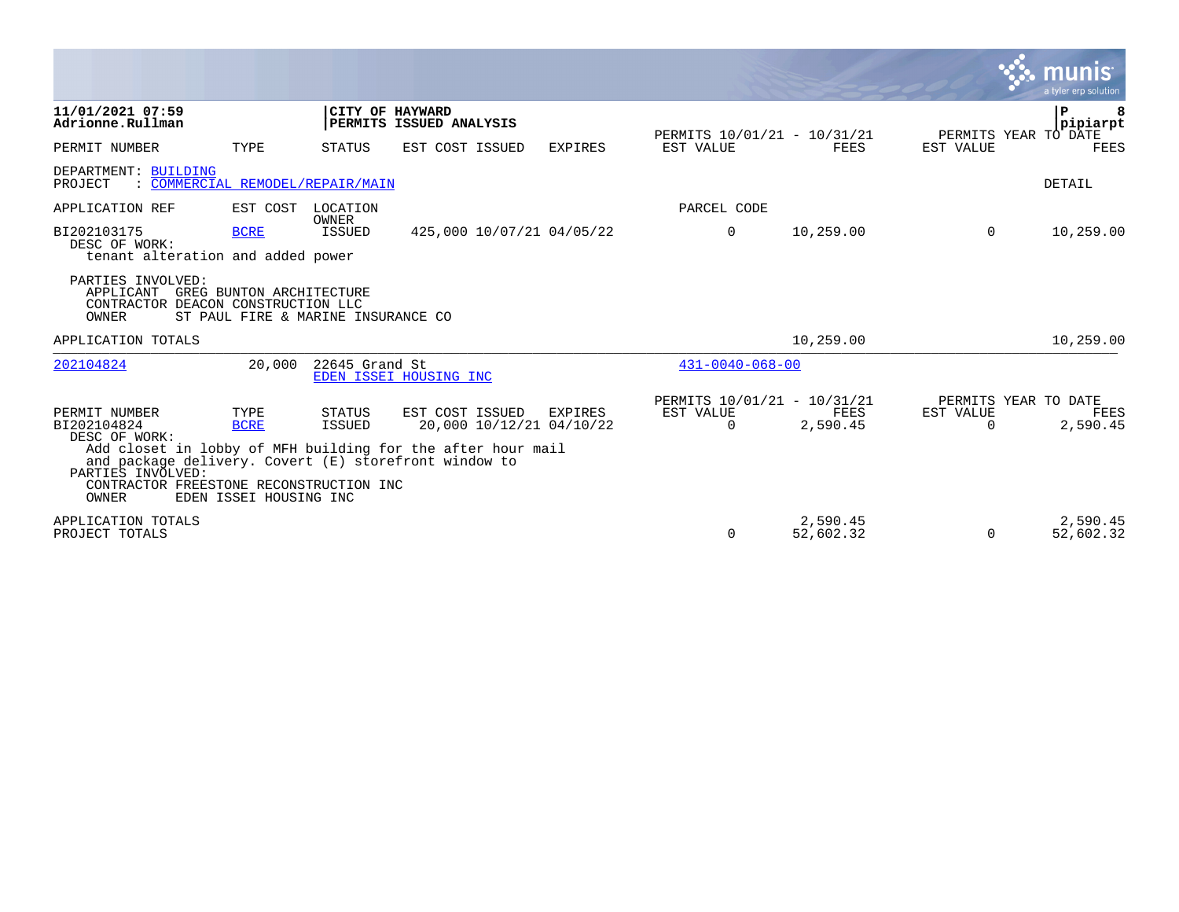**11/01/2021 07:59**
**Adrionne.Rullman**

**CITY OF HAYWARD**
**PERMITS ISSUED ANALYSIS**

**pipiarpt**

| PERMIT NUMBER | TYPE | STATUS | EST COST | ISSUED | EXPIRES | PERMITS 10/01/21 - 10/31/21 EST VALUE | FEES | PERMITS YEAR TO DATE EST VALUE | FEES |
|---|---|---|---|---|---|---|---|---|---|

DEPARTMENT: BUILDING
PROJECT : COMMERCIAL REMODEL/REPAIR/MAIN

DETAIL

| APPLICATION REF | EST COST | LOCATION / OWNER | | | | PARCEL CODE | | | |
|---|---|---|---|---|---|---|---|---|---|
| BI202103175 | BCRE | ISSUED | 425,000 | 10/07/21 | 04/05/22 | 0 | 10,259.00 | 0 | 10,259.00 |

DESC OF WORK:
tenant alteration and added power

PARTIES INVOLVED:
APPLICANT GREG BUNTON ARCHITECTURE
CONTRACTOR DEACON CONSTRUCTION LLC
OWNER ST PAUL FIRE & MARINE INSURANCE CO

APPLICATION TOTALS — 10,259.00 — 10,259.00

---

202104824 — 20,000 — 22645 Grand St — EDEN ISSEI HOUSING INC — 431-0040-068-00

| PERMIT NUMBER | TYPE | STATUS | EST COST | ISSUED | EXPIRES | PERMITS 10/01/21 - 10/31/21 EST VALUE | FEES | PERMITS YEAR TO DATE EST VALUE | FEES |
|---|---|---|---|---|---|---|---|---|---|
| BI202104824 | BCRE | ISSUED | 20,000 | 10/12/21 | 04/10/22 | 0 | 2,590.45 | 0 | 2,590.45 |

DESC OF WORK:
Add closet in lobby of MFH building for the after hour mail and package delivery. Covert (E) storefront window to

PARTIES INVOLVED:
CONTRACTOR FREESTONE RECONSTRUCTION INC
OWNER EDEN ISSEI HOUSING INC

| | EST VALUE | FEES | EST VALUE | FEES |
|---|---|---|---|---|
| APPLICATION TOTALS | | 2,590.45 | | 2,590.45 |
| PROJECT TOTALS | 0 | 52,602.32 | 0 | 52,602.32 |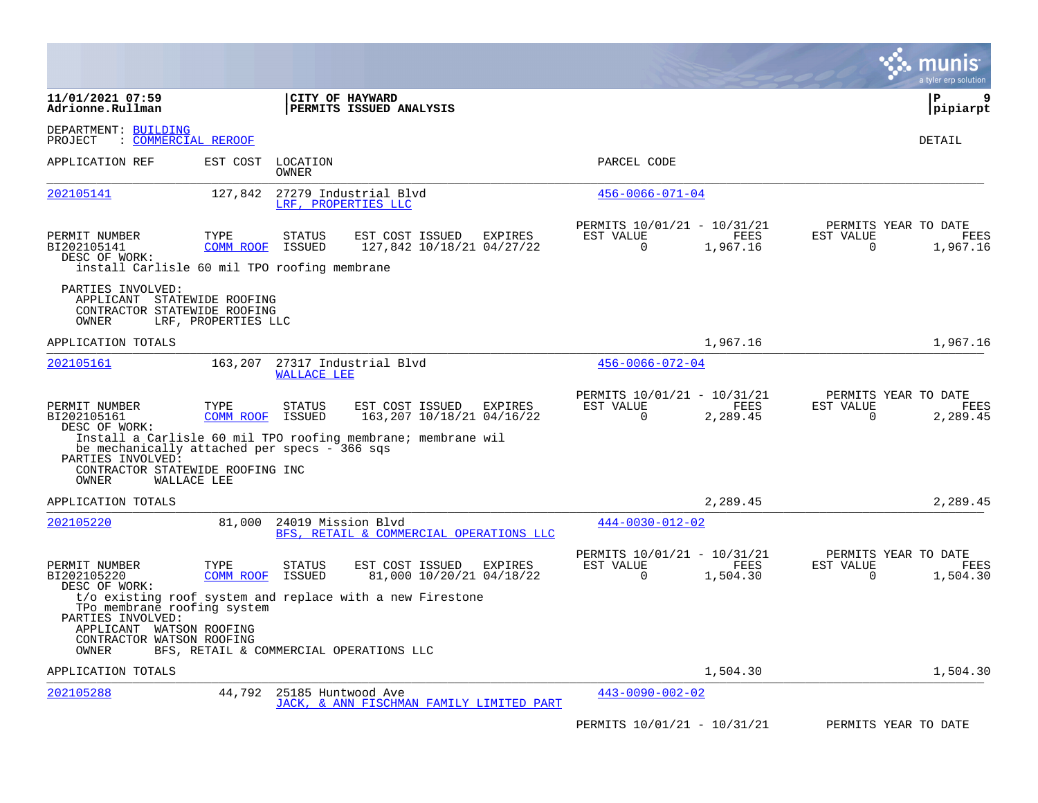**11/01/2021 07:59**
**Adrionne.Rullman**

**CITY OF HAYWARD**
**PERMITS ISSUED ANALYSIS**

**P 9**
**pipiarpt**

DEPARTMENT: BUILDING
PROJECT : COMMERCIAL REROOF

DETAIL

| APPLICATION REF | EST COST | LOCATION / OWNER | PARCEL CODE |
|---|---|---|---|
| 202105141 | 127,842 | 27279 Industrial Blvd / LRF, PROPERTIES LLC | 456-0066-071-04 |

| PERMIT NUMBER | TYPE | STATUS | EST COST | ISSUED | EXPIRES | PERMITS 10/01/21 - 10/31/21 EST VALUE | FEES | PERMITS YEAR TO DATE EST VALUE | FEES |
|---|---|---|---|---|---|---|---|---|---|
| BI202105141 | COMM ROOF | ISSUED | 127,842 | 10/18/21 | 04/27/22 | 0 | 1,967.16 | 0 | 1,967.16 |

DESC OF WORK:
install Carlisle 60 mil TPO roofing membrane

PARTIES INVOLVED:
APPLICANT STATEWIDE ROOFING
CONTRACTOR STATEWIDE ROOFING
OWNER LRF, PROPERTIES LLC

APPLICATION TOTALS 1,967.16 1,967.16

| APPLICATION REF | EST COST | LOCATION / OWNER | PARCEL CODE |
|---|---|---|---|
| 202105161 | 163,207 | 27317 Industrial Blvd / WALLACE LEE | 456-0066-072-04 |

| PERMIT NUMBER | TYPE | STATUS | EST COST | ISSUED | EXPIRES | PERMITS 10/01/21 - 10/31/21 EST VALUE | FEES | PERMITS YEAR TO DATE EST VALUE | FEES |
|---|---|---|---|---|---|---|---|---|---|
| BI202105161 | COMM ROOF | ISSUED | 163,207 | 10/18/21 | 04/16/22 | 0 | 2,289.45 | 0 | 2,289.45 |

DESC OF WORK:
Install a Carlisle 60 mil TPO roofing membrane; membrane wil be mechanically attached per specs - 366 sqs

PARTIES INVOLVED:
CONTRACTOR STATEWIDE ROOFING INC
OWNER WALLACE LEE

APPLICATION TOTALS 2,289.45 2,289.45

| APPLICATION REF | EST COST | LOCATION / OWNER | PARCEL CODE |
|---|---|---|---|
| 202105220 | 81,000 | 24019 Mission Blvd / BFS, RETAIL & COMMERCIAL OPERATIONS LLC | 444-0030-012-02 |

| PERMIT NUMBER | TYPE | STATUS | EST COST | ISSUED | EXPIRES | PERMITS 10/01/21 - 10/31/21 EST VALUE | FEES | PERMITS YEAR TO DATE EST VALUE | FEES |
|---|---|---|---|---|---|---|---|---|---|
| BI202105220 | COMM ROOF | ISSUED | 81,000 | 10/20/21 | 04/18/22 | 0 | 1,504.30 | 0 | 1,504.30 |

DESC OF WORK:
t/o existing roof system and replace with a new Firestone TPo membrane roofing system

PARTIES INVOLVED:
APPLICANT WATSON ROOFING
CONTRACTOR WATSON ROOFING
OWNER BFS, RETAIL & COMMERCIAL OPERATIONS LLC

APPLICATION TOTALS 1,504.30 1,504.30

| APPLICATION REF | EST COST | LOCATION / OWNER | PARCEL CODE |
|---|---|---|---|
| 202105288 | 44,792 | 25185 Huntwood Ave / JACK, & ANN FISCHMAN FAMILY LIMITED PART | 443-0090-002-02 |

PERMITS 10/01/21 - 10/31/21 PERMITS YEAR TO DATE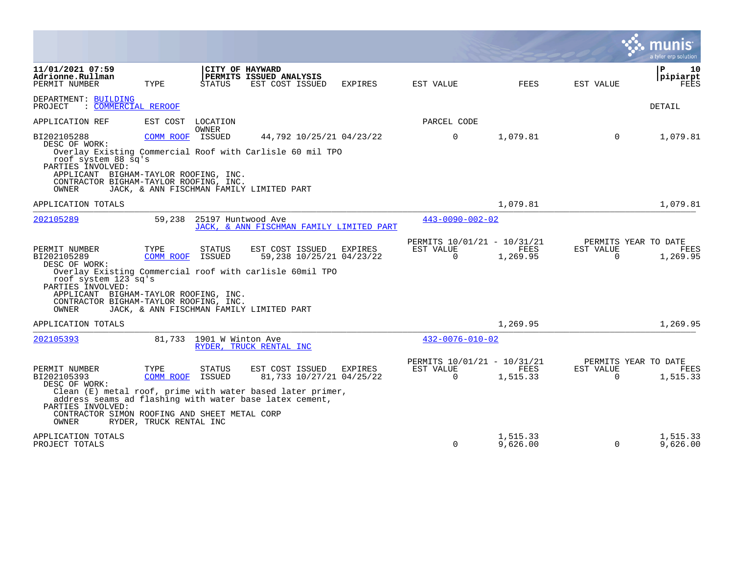11/01/2021 07:59
Adrionne.Rullman

**CITY OF HAYWARD**
**PERMITS ISSUED ANALYSIS**

pipiarpt

DEPARTMENT: BUILDING
PROJECT : COMMERCIAL REROOF

DETAIL

| PERMIT NUMBER | TYPE | STATUS | EST COST ISSUED | EXPIRES | EST VALUE | FEES | EST VALUE | FEES |
|---|---|---|---|---|---|---|---|---|
| BI202105288 | COMM ROOF | ISSUED | 44,792 10/25/21 | 04/23/22 | 0 | 1,079.81 | 0 | 1,079.81 |

DESC OF WORK:
Overlay Existing Commercial Roof with Carlisle 60 mil TPO roof system 88 sq's

PARTIES INVOLVED:
APPLICANT BIGHAM-TAYLOR ROOFING, INC.
CONTRACTOR BIGHAM-TAYLOR ROOFING, INC.
OWNER JACK, & ANN FISCHMAN FAMILY LIMITED PART

APPLICATION TOTALS 1,079.81 1,079.81

| APPLICATION REF | EST COST | LOCATION / OWNER | PARCEL CODE |
|---|---|---|---|
| 202105289 | 59,238 | 25197 Huntwood Ave / JACK, & ANN FISCHMAN FAMILY LIMITED PART | 443-0090-002-02 |

| PERMIT NUMBER | TYPE | STATUS | EST COST ISSUED | EXPIRES | PERMITS 10/01/21 - 10/31/21 EST VALUE | FEES | PERMITS YEAR TO DATE EST VALUE | FEES |
|---|---|---|---|---|---|---|---|---|
| BI202105289 | COMM ROOF | ISSUED | 59,238 10/25/21 | 04/23/22 | 0 | 1,269.95 | 0 | 1,269.95 |

DESC OF WORK:
Overlay Existing Commercial roof with carlisle 60mil TPO roof system 123 sq's

PARTIES INVOLVED:
APPLICANT BIGHAM-TAYLOR ROOFING, INC.
CONTRACTOR BIGHAM-TAYLOR ROOFING, INC.
OWNER JACK, & ANN FISCHMAN FAMILY LIMITED PART

APPLICATION TOTALS 1,269.95 1,269.95

| APPLICATION REF | EST COST | LOCATION / OWNER | PARCEL CODE |
|---|---|---|---|
| 202105393 | 81,733 | 1901 W Winton Ave / RYDER, TRUCK RENTAL INC | 432-0076-010-02 |

| PERMIT NUMBER | TYPE | STATUS | EST COST ISSUED | EXPIRES | PERMITS 10/01/21 - 10/31/21 EST VALUE | FEES | PERMITS YEAR TO DATE EST VALUE | FEES |
|---|---|---|---|---|---|---|---|---|
| BI202105393 | COMM ROOF | ISSUED | 81,733 10/27/21 | 04/25/22 | 0 | 1,515.33 | 0 | 1,515.33 |

DESC OF WORK:
Clean (E) metal roof, prime with water based later primer, address seams ad flashing with water base latex cement,

PARTIES INVOLVED:
CONTRACTOR SIMON ROOFING AND SHEET METAL CORP
OWNER RYDER, TRUCK RENTAL INC

| | EST VALUE | FEES | EST VALUE | FEES |
|---|---|---|---|---|
| APPLICATION TOTALS | | 1,515.33 | | 1,515.33 |
| PROJECT TOTALS | 0 | 9,626.00 | 0 | 9,626.00 |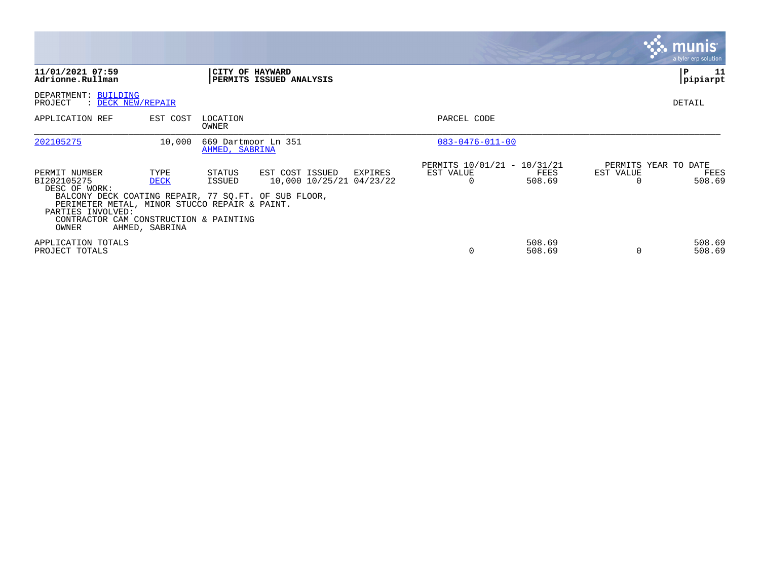**11/01/2021 07:59**
**Adrionne.Rullman**

**CITY OF HAYWARD**
**PERMITS ISSUED ANALYSIS**

**P 11**
**pipiarpt**

DEPARTMENT: BUILDING
PROJECT : DECK NEW/REPAIR

DETAIL

| APPLICATION REF | EST COST | LOCATION / OWNER | PARCEL CODE |
|---|---|---|---|
| 202105275 | 10,000 | 669 Dartmoor Ln 351 / AHMED, SABRINA | 083-0476-011-00 |

| PERMIT NUMBER | TYPE | STATUS | EST COST | ISSUED | EXPIRES | PERMITS 10/01/21 - 10/31/21 EST VALUE | FEES | PERMITS YEAR TO DATE EST VALUE | FEES |
|---|---|---|---|---|---|---|---|---|---|
| BI202105275 | DECK | ISSUED | 10,000 | 10/25/21 | 04/23/22 | 0 | 508.69 | 0 | 508.69 |

DESC OF WORK:
BALCONY DECK COATING REPAIR, 77 SQ.FT. OF SUB FLOOR,
PERIMETER METAL, MINOR STUCCO REPAIR & PAINT.

PARTIES INVOLVED:
CONTRACTOR CAM CONSTRUCTION & PAINTING
OWNER AHMED, SABRINA

| | | FEES | | FEES |
|---|---|---|---|---|
| APPLICATION TOTALS | | 508.69 | | 508.69 |
| PROJECT TOTALS | 0 | 508.69 | 0 | 508.69 |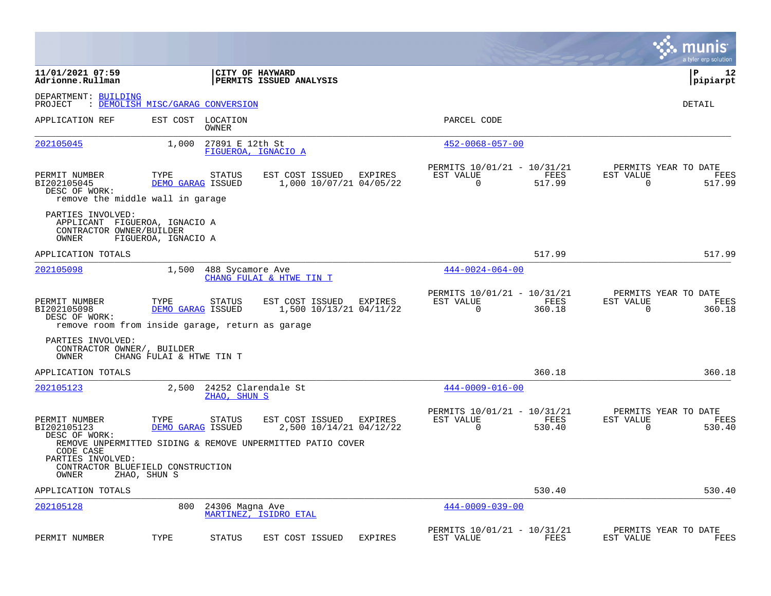**11/01/2021 07:59**
**Adrionne.Rullman**

**CITY OF HAYWARD**
**PERMITS ISSUED ANALYSIS**

**P 12**
**pipiarpt**

DEPARTMENT: BUILDING
PROJECT : DEMOLISH MISC/GARAG CONVERSION

DETAIL

| APPLICATION REF | EST COST | LOCATION / OWNER | PARCEL CODE |
|---|---|---|---|
| 202105045 | 1,000 | 27891 E 12th St / FIGUEROA, IGNACIO A | 452-0068-057-00 |

| PERMIT NUMBER | TYPE | STATUS | EST COST | ISSUED | EXPIRES | PERMITS 10/01/21 - 10/31/21 EST VALUE | FEES | PERMITS YEAR TO DATE EST VALUE | FEES |
|---|---|---|---|---|---|---|---|---|---|
| BI202105045 | DEMO GARAG | ISSUED | 1,000 | 10/07/21 | 04/05/22 | 0 | 517.99 | 0 | 517.99 |

DESC OF WORK:
remove the middle wall in garage

PARTIES INVOLVED:
APPLICANT FIGUEROA, IGNACIO A
CONTRACTOR OWNER/BUILDER
OWNER FIGUEROA, IGNACIO A

APPLICATION TOTALS — 517.99 — 517.99

| APPLICATION REF | EST COST | LOCATION / OWNER | PARCEL CODE |
|---|---|---|---|
| 202105098 | 1,500 | 488 Sycamore Ave / CHANG FULAI & HTWE TIN T | 444-0024-064-00 |

| PERMIT NUMBER | TYPE | STATUS | EST COST | ISSUED | EXPIRES | PERMITS 10/01/21 - 10/31/21 EST VALUE | FEES | PERMITS YEAR TO DATE EST VALUE | FEES |
|---|---|---|---|---|---|---|---|---|---|
| BI202105098 | DEMO GARAG | ISSUED | 1,500 | 10/13/21 | 04/11/22 | 0 | 360.18 | 0 | 360.18 |

DESC OF WORK:
remove room from inside garage, return as garage

PARTIES INVOLVED:
CONTRACTOR OWNER/, BUILDER
OWNER CHANG FULAI & HTWE TIN T

APPLICATION TOTALS — 360.18 — 360.18

| APPLICATION REF | EST COST | LOCATION / OWNER | PARCEL CODE |
|---|---|---|---|
| 202105123 | 2,500 | 24252 Clarendale St / ZHAO, SHUN S | 444-0009-016-00 |

| PERMIT NUMBER | TYPE | STATUS | EST COST | ISSUED | EXPIRES | PERMITS 10/01/21 - 10/31/21 EST VALUE | FEES | PERMITS YEAR TO DATE EST VALUE | FEES |
|---|---|---|---|---|---|---|---|---|---|
| BI202105123 | DEMO GARAG | ISSUED | 2,500 | 10/14/21 | 04/12/22 | 0 | 530.40 | 0 | 530.40 |

DESC OF WORK:
REMOVE UNPERMITTED SIDING & REMOVE UNPERMITTED PATIO COVER
CODE CASE

PARTIES INVOLVED:
CONTRACTOR BLUEFIELD CONSTRUCTION
OWNER ZHAO, SHUN S

APPLICATION TOTALS — 530.40 — 530.40

| APPLICATION REF | EST COST | LOCATION / OWNER | PARCEL CODE |
|---|---|---|---|
| 202105128 | 800 | 24306 Magna Ave / MARTINEZ, ISIDRO ETAL | 444-0009-039-00 |

| PERMIT NUMBER | TYPE | STATUS | EST COST | ISSUED | EXPIRES | PERMITS 10/01/21 - 10/31/21 EST VALUE | FEES | PERMITS YEAR TO DATE EST VALUE | FEES |
|---|---|---|---|---|---|---|---|---|---|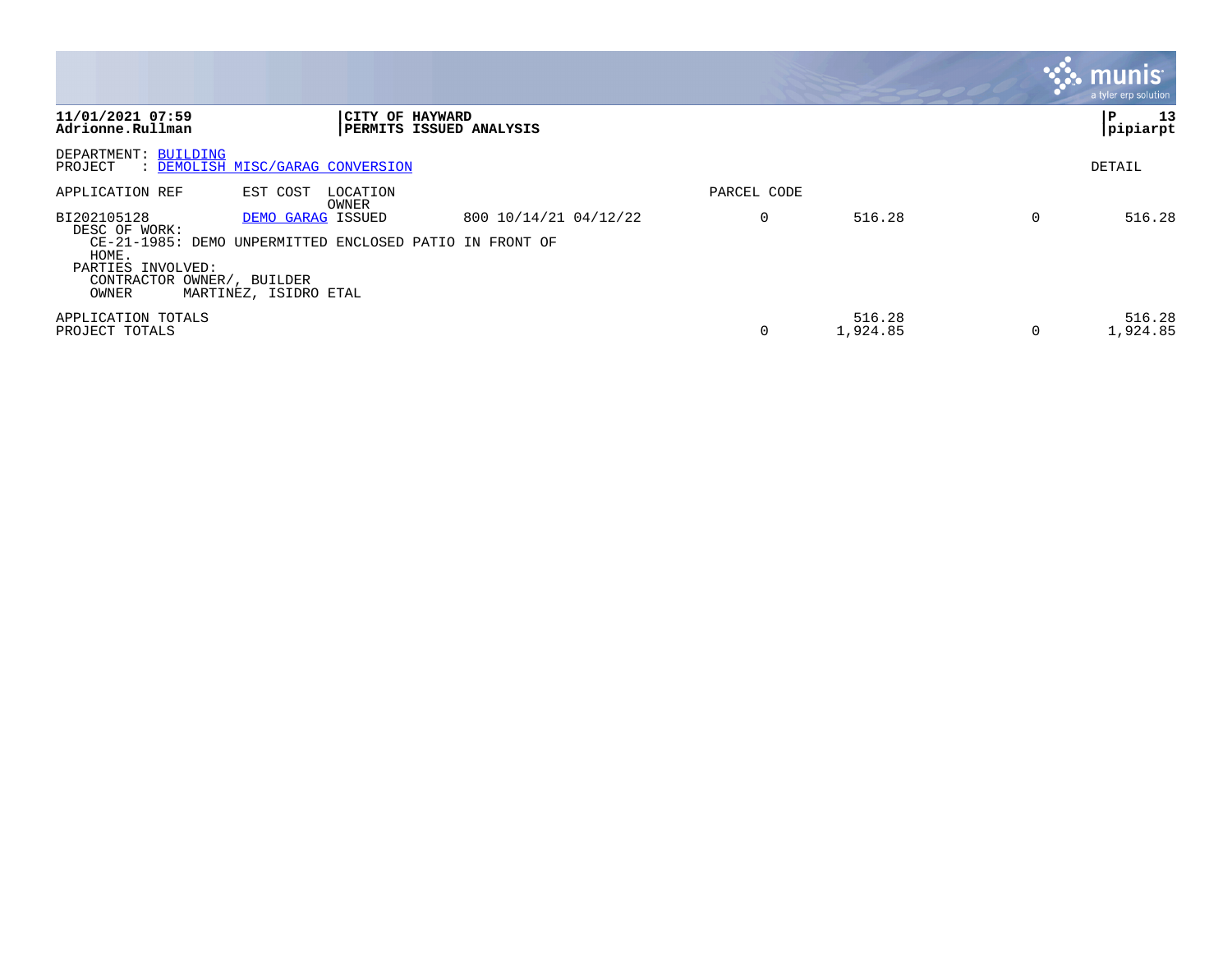**11/01/2021 07:59**
**Adrionne.Rullman**

**CITY OF HAYWARD**
**PERMITS ISSUED ANALYSIS**

**P 13**
**pipiarpt**

DEPARTMENT: BUILDING
PROJECT : DEMOLISH MISC/GARAG CONVERSION

DETAIL

| APPLICATION REF | EST COST | LOCATION / OWNER | | PARCEL CODE | | | |
|---|---|---|---|---|---|---|---|
| BI202105128 | DEMO GARAG | ISSUED | 800 10/14/21 04/12/22 | 0 | 516.28 | 0 | 516.28 |

DESC OF WORK:
CE-21-1985: DEMO UNPERMITTED ENCLOSED PATIO IN FRONT OF HOME.

PARTIES INVOLVED:
CONTRACTOR OWNER/, BUILDER
OWNER MARTINEZ, ISIDRO ETAL

| | | | | |
|---|---|---|---|---|
| APPLICATION TOTALS | | 516.28 | | 516.28 |
| PROJECT TOTALS | 0 | 1,924.85 | 0 | 1,924.85 |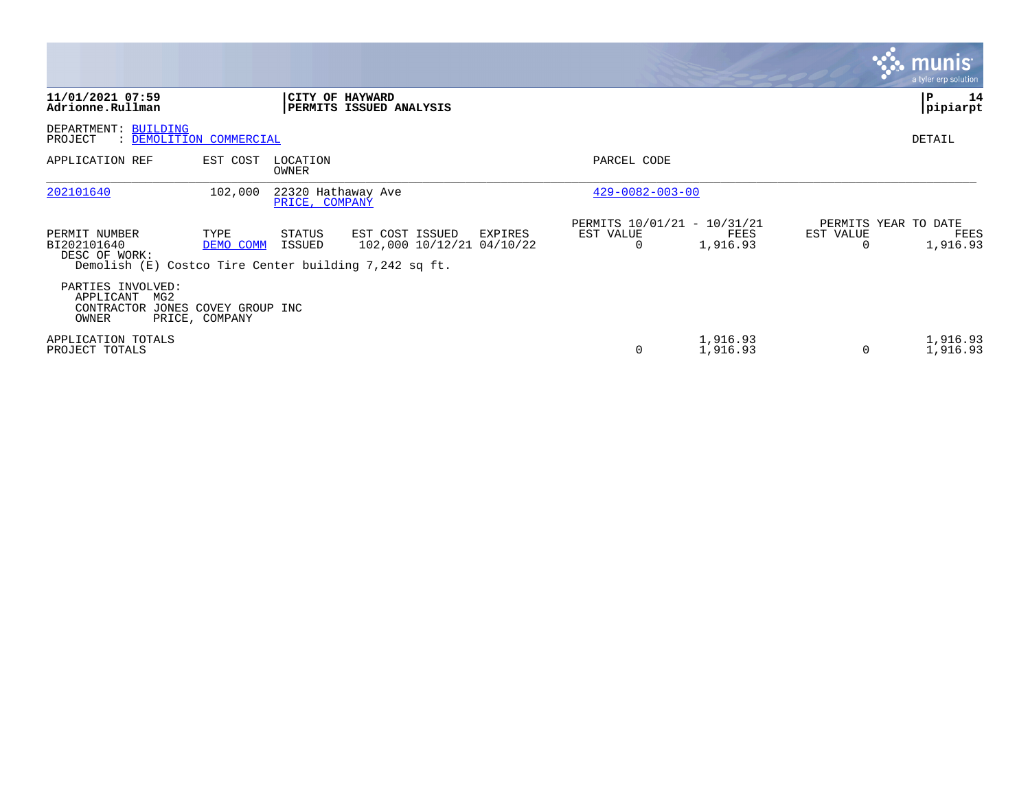**11/01/2021 07:59**
**Adrionne.Rullman**

**CITY OF HAYWARD**
**PERMITS ISSUED ANALYSIS**

**pipiarpt**

DEPARTMENT: BUILDING
PROJECT : DEMOLITION COMMERCIAL

DETAIL

| APPLICATION REF | EST COST | LOCATION / OWNER | PARCEL CODE |
|---|---|---|---|
| 202101640 | 102,000 | 22320 Hathaway Ave / PRICE, COMPANY | 429-0082-003-00 |

| PERMIT NUMBER | TYPE | STATUS | EST COST | ISSUED | EXPIRES | PERMITS 10/01/21 - 10/31/21 EST VALUE | PERMITS 10/01/21 - 10/31/21 FEES | PERMITS YEAR TO DATE EST VALUE | PERMITS YEAR TO DATE FEES |
|---|---|---|---|---|---|---|---|---|---|
| BI202101640 | DEMO COMM | ISSUED | 102,000 | 10/12/21 | 04/10/22 | 0 | 1,916.93 | 0 | 1,916.93 |

DESC OF WORK:
Demolish (E) Costco Tire Center building 7,242 sq ft.

PARTIES INVOLVED:
- APPLICANT MG2
- CONTRACTOR JONES COVEY GROUP INC
- OWNER PRICE, COMPANY

| | EST VALUE | FEES | EST VALUE | FEES |
|---|---|---|---|---|
| APPLICATION TOTALS | 0 | 1,916.93 | 0 | 1,916.93 |
| PROJECT TOTALS | 0 | 1,916.93 | 0 | 1,916.93 |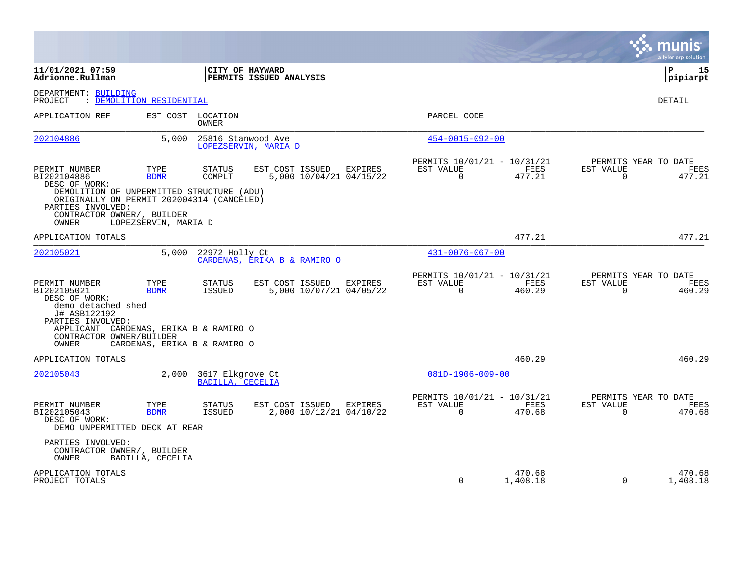**11/01/2021 07:59**
**Adrionne.Rullman**

**CITY OF HAYWARD**
**PERMITS ISSUED ANALYSIS**

**P 15**
**pipiarpt**

DEPARTMENT: BUILDING
PROJECT : DEMOLITION RESIDENTIAL

DETAIL

| APPLICATION REF | EST COST | LOCATION / OWNER | PARCEL CODE |
|---|---|---|---|
| 202104886 | 5,000 | 25816 Stanwood Ave / LOPEZSERVIN, MARIA D | 454-0015-092-00 |

| PERMIT NUMBER | TYPE | STATUS | EST COST | ISSUED | EXPIRES | PERMITS 10/01/21 - 10/31/21 EST VALUE | FEES | PERMITS YEAR TO DATE EST VALUE | FEES |
|---|---|---|---|---|---|---|---|---|---|
| BI202104886 | BDMR | COMPLT | 5,000 | 10/04/21 | 04/15/22 | 0 | 477.21 | 0 | 477.21 |

DESC OF WORK:
DEMOLITION OF UNPERMITTED STRUCTURE (ADU)
ORIGINALLY ON PERMIT 202004314 (CANCELED)

PARTIES INVOLVED:
CONTRACTOR OWNER/, BUILDER
OWNER LOPEZSERVIN, MARIA D

APPLICATION TOTALS: 477.21 | 477.21

| APPLICATION REF | EST COST | LOCATION / OWNER | PARCEL CODE |
|---|---|---|---|
| 202105021 | 5,000 | 22972 Holly Ct / CARDENAS, ERIKA B & RAMIRO O | 431-0076-067-00 |

| PERMIT NUMBER | TYPE | STATUS | EST COST | ISSUED | EXPIRES | PERMITS 10/01/21 - 10/31/21 EST VALUE | FEES | PERMITS YEAR TO DATE EST VALUE | FEES |
|---|---|---|---|---|---|---|---|---|---|
| BI202105021 | BDMR | ISSUED | 5,000 | 10/07/21 | 04/05/22 | 0 | 460.29 | 0 | 460.29 |

DESC OF WORK:
demo detached shed
J# ASB122192

PARTIES INVOLVED:
APPLICANT CARDENAS, ERIKA B & RAMIRO O
CONTRACTOR OWNER/BUILDER
OWNER CARDENAS, ERIKA B & RAMIRO O

APPLICATION TOTALS: 460.29 | 460.29

| APPLICATION REF | EST COST | LOCATION / OWNER | PARCEL CODE |
|---|---|---|---|
| 202105043 | 2,000 | 3617 Elkgrove Ct / BADILLA, CECELIA | 081D-1906-009-00 |

| PERMIT NUMBER | TYPE | STATUS | EST COST | ISSUED | EXPIRES | PERMITS 10/01/21 - 10/31/21 EST VALUE | FEES | PERMITS YEAR TO DATE EST VALUE | FEES |
|---|---|---|---|---|---|---|---|---|---|
| BI202105043 | BDMR | ISSUED | 2,000 | 10/12/21 | 04/10/22 | 0 | 470.68 | 0 | 470.68 |

DESC OF WORK:
DEMO UNPERMITTED DECK AT REAR

PARTIES INVOLVED:
CONTRACTOR OWNER/, BUILDER
OWNER BADILLA, CECELIA

| | EST VALUE | FEES | YTD EST VALUE | YTD FEES |
|---|---|---|---|---|
| APPLICATION TOTALS | | 470.68 | | 470.68 |
| PROJECT TOTALS | 0 | 1,408.18 | 0 | 1,408.18 |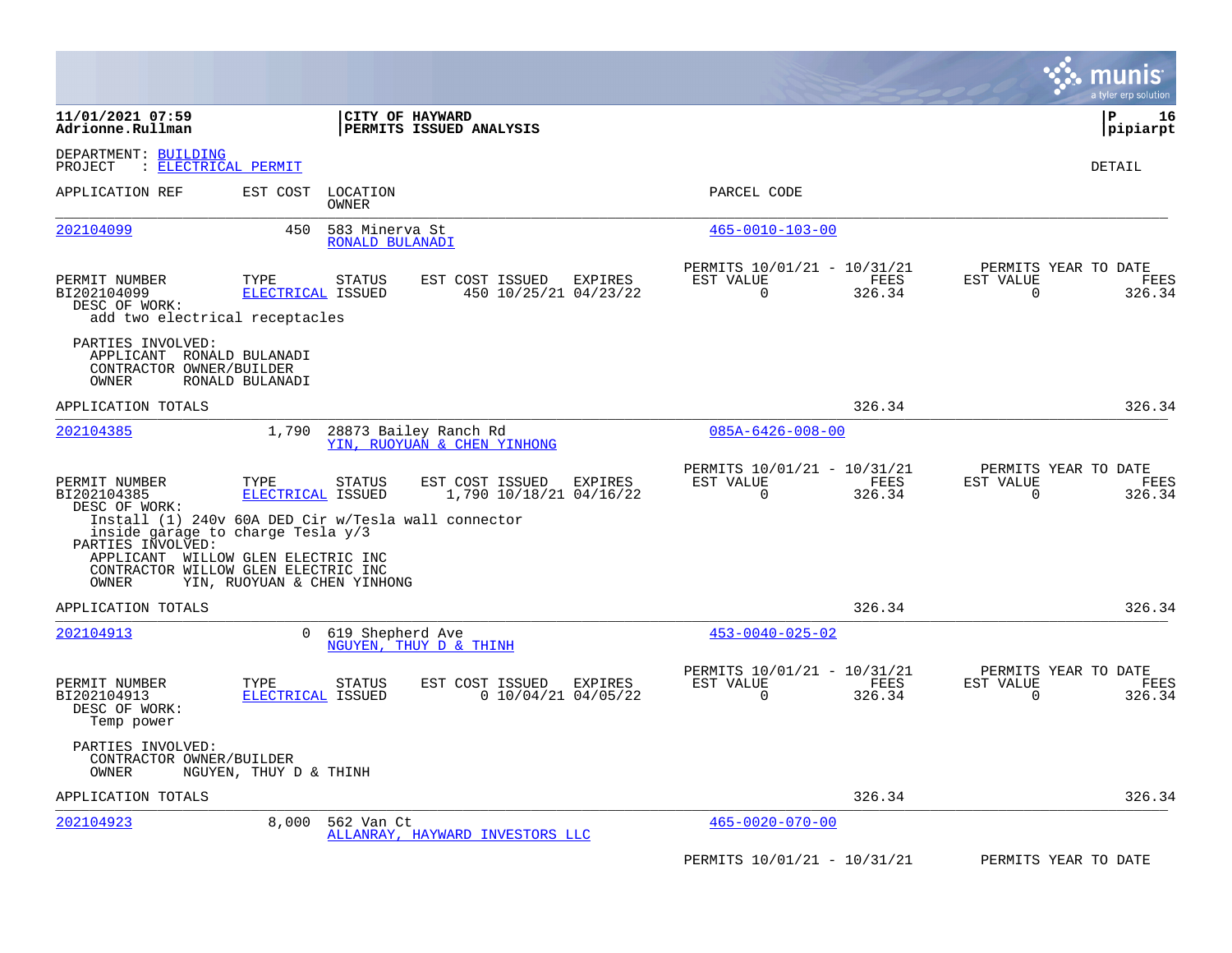**11/01/2021 07:59**
**Adrionne.Rullman**

**CITY OF HAYWARD**
**PERMITS ISSUED ANALYSIS**

**P 16**
**pipiarpt**

DEPARTMENT: BUILDING
PROJECT : ELECTRICAL PERMIT

DETAIL

| APPLICATION REF | EST COST | LOCATION / OWNER | PARCEL CODE |
|---|---|---|---|
| 202104099 | 450 | 583 Minerva St / RONALD BULANADI | 465-0010-103-00 |

| PERMIT NUMBER | TYPE | STATUS | EST COST | ISSUED | EXPIRES | PERMITS 10/01/21 - 10/31/21 EST VALUE | FEES | PERMITS YEAR TO DATE EST VALUE | FEES |
|---|---|---|---|---|---|---|---|---|---|
| BI202104099 | ELECTRICAL | ISSUED | 450 | 10/25/21 | 04/23/22 | 0 | 326.34 | 0 | 326.34 |

DESC OF WORK:
add two electrical receptacles

PARTIES INVOLVED:
APPLICANT RONALD BULANADI
CONTRACTOR OWNER/BUILDER
OWNER RONALD BULANADI

APPLICATION TOTALS 326.34 326.34

| APPLICATION REF | EST COST | LOCATION / OWNER | PARCEL CODE |
|---|---|---|---|
| 202104385 | 1,790 | 28873 Bailey Ranch Rd / YIN, RUOYUAN & CHEN YINHONG | 085A-6426-008-00 |

| PERMIT NUMBER | TYPE | STATUS | EST COST | ISSUED | EXPIRES | PERMITS 10/01/21 - 10/31/21 EST VALUE | FEES | PERMITS YEAR TO DATE EST VALUE | FEES |
|---|---|---|---|---|---|---|---|---|---|
| BI202104385 | ELECTRICAL | ISSUED | 1,790 | 10/18/21 | 04/16/22 | 0 | 326.34 | 0 | 326.34 |

DESC OF WORK:
Install (1) 240v 60A DED Cir w/Tesla wall connector
inside garage to charge Tesla y/3

PARTIES INVOLVED:
APPLICANT WILLOW GLEN ELECTRIC INC
CONTRACTOR WILLOW GLEN ELECTRIC INC
OWNER YIN, RUOYUAN & CHEN YINHONG

APPLICATION TOTALS 326.34 326.34

| APPLICATION REF | EST COST | LOCATION / OWNER | PARCEL CODE |
|---|---|---|---|
| 202104913 | 0 | 619 Shepherd Ave / NGUYEN, THUY D & THINH | 453-0040-025-02 |

| PERMIT NUMBER | TYPE | STATUS | EST COST | ISSUED | EXPIRES | PERMITS 10/01/21 - 10/31/21 EST VALUE | FEES | PERMITS YEAR TO DATE EST VALUE | FEES |
|---|---|---|---|---|---|---|---|---|---|
| BI202104913 | ELECTRICAL | ISSUED | 0 | 10/04/21 | 04/05/22 | 0 | 326.34 | 0 | 326.34 |

DESC OF WORK:
Temp power

PARTIES INVOLVED:
CONTRACTOR OWNER/BUILDER
OWNER NGUYEN, THUY D & THINH

APPLICATION TOTALS 326.34 326.34

| APPLICATION REF | EST COST | LOCATION / OWNER | PARCEL CODE |
|---|---|---|---|
| 202104923 | 8,000 | 562 Van Ct / ALLANRAY, HAYWARD INVESTORS LLC | 465-0020-070-00 |

PERMITS 10/01/21 - 10/31/21 PERMITS YEAR TO DATE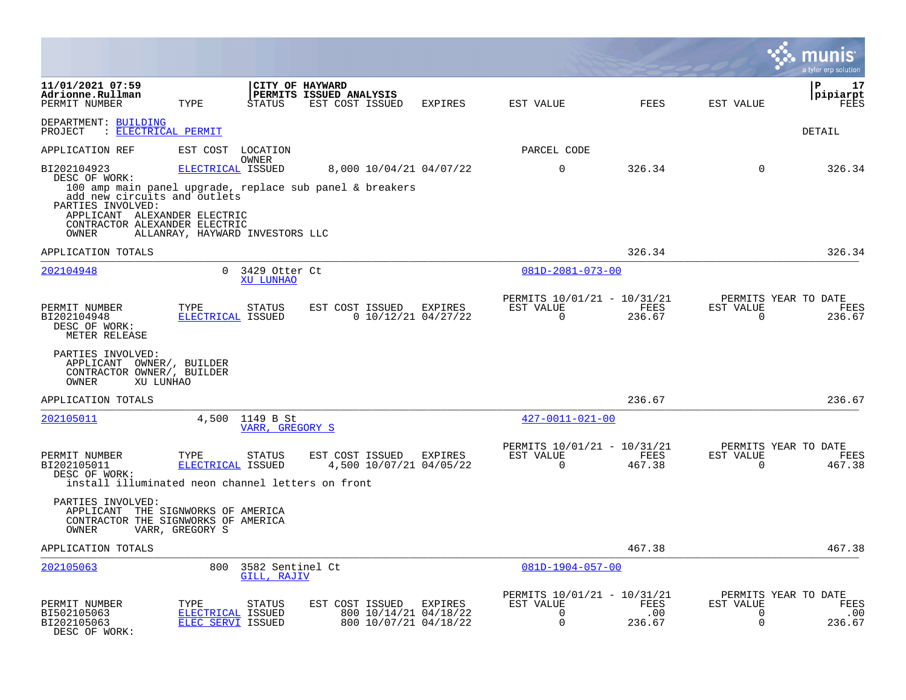11/01/2021 07:59 | CITY OF HAYWARD | P 17
Adrionne.Rullman | PERMITS ISSUED ANALYSIS | pipiarpt

DEPARTMENT: BUILDING
PROJECT : ELECTRICAL PERMIT

DETAIL

| PERMIT NUMBER | TYPE | STATUS | EST COST | ISSUED | EXPIRES | EST VALUE | FEES | EST VALUE | FEES |
|---|---|---|---|---|---|---|---|---|---|
| BI202104923 | ELECTRICAL | ISSUED | 8,000 | 10/04/21 | 04/07/22 | 0 | 326.34 | 0 | 326.34 |

DESC OF WORK:
100 amp main panel upgrade, replace sub panel & breakers add new circuits and outlets

PARTIES INVOLVED:
APPLICANT ALEXANDER ELECTRIC
CONTRACTOR ALEXANDER ELECTRIC
OWNER ALLANRAY, HAYWARD INVESTORS LLC

APPLICATION TOTALS: 326.34 | 326.34

---

**202104948** | EST COST: 0 | 3429 Otter Ct | OWNER: XU LUNHAO | PARCEL CODE: 081D-2081-073-00

| PERMIT NUMBER | TYPE | STATUS | EST COST | ISSUED | EXPIRES | PERMITS 10/01/21 - 10/31/21 EST VALUE | FEES | PERMITS YEAR TO DATE EST VALUE | FEES |
|---|---|---|---|---|---|---|---|---|---|
| BI202104948 | ELECTRICAL | ISSUED | 0 | 10/12/21 | 04/27/22 | 0 | 236.67 | 0 | 236.67 |

DESC OF WORK:
METER RELEASE

PARTIES INVOLVED:
APPLICANT OWNER/, BUILDER
CONTRACTOR OWNER/, BUILDER
OWNER XU LUNHAO

APPLICATION TOTALS: 236.67 | 236.67

---

**202105011** | EST COST: 4,500 | 1149 B St | OWNER: VARR, GREGORY S | PARCEL CODE: 427-0011-021-00

| PERMIT NUMBER | TYPE | STATUS | EST COST | ISSUED | EXPIRES | PERMITS 10/01/21 - 10/31/21 EST VALUE | FEES | PERMITS YEAR TO DATE EST VALUE | FEES |
|---|---|---|---|---|---|---|---|---|---|
| BI202105011 | ELECTRICAL | ISSUED | 4,500 | 10/07/21 | 04/05/22 | 0 | 467.38 | 0 | 467.38 |

DESC OF WORK:
install illuminated neon channel letters on front

PARTIES INVOLVED:
APPLICANT THE SIGNWORKS OF AMERICA
CONTRACTOR THE SIGNWORKS OF AMERICA
OWNER VARR, GREGORY S

APPLICATION TOTALS: 467.38 | 467.38

---

**202105063** | EST COST: 800 | 3582 Sentinel Ct | OWNER: GILL, RAJIV | PARCEL CODE: 081D-1904-057-00

| PERMIT NUMBER | TYPE | STATUS | EST COST | ISSUED | EXPIRES | PERMITS 10/01/21 - 10/31/21 EST VALUE | FEES | PERMITS YEAR TO DATE EST VALUE | FEES |
|---|---|---|---|---|---|---|---|---|---|
| BI502105063 | ELECTRICAL | ISSUED | 800 | 10/14/21 | 04/18/22 | 0 | .00 | 0 | .00 |
| BI202105063 | ELEC SERVI | ISSUED | 800 | 10/07/21 | 04/18/22 | 0 | 236.67 | 0 | 236.67 |

DESC OF WORK: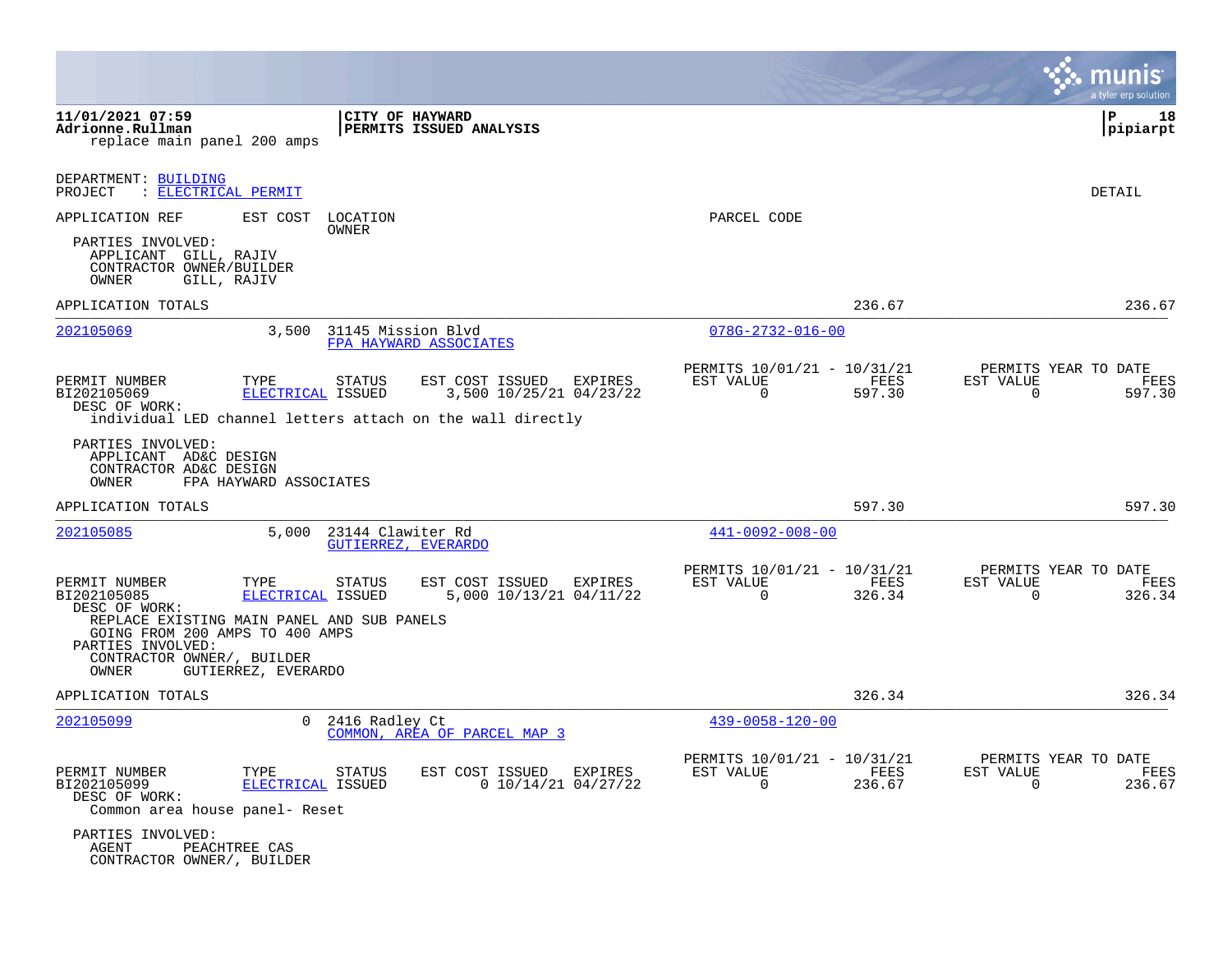replace main panel 200 amps

DEPARTMENT: BUILDING
PROJECT : ELECTRICAL PERMIT

DETAIL

APPLICATION REF    EST COST    LOCATION / OWNER    PARCEL CODE

PARTIES INVOLVED:
APPLICANT GILL, RAJIV
CONTRACTOR OWNER/BUILDER
OWNER GILL, RAJIV

APPLICATION TOTALS    236.67    236.67

---

**202105069**    3,500    31145 Mission Blvd    078G-2732-016-00
FPA HAYWARD ASSOCIATES

| PERMIT NUMBER | TYPE | STATUS | EST COST | ISSUED | EXPIRES | PERMITS 10/01/21 - 10/31/21 EST VALUE | FEES | PERMITS YEAR TO DATE EST VALUE | FEES |
|---|---|---|---|---|---|---|---|---|---|
| BI202105069 | ELECTRICAL | ISSUED | 3,500 | 10/25/21 | 04/23/22 | 0 | 597.30 | 0 | 597.30 |

DESC OF WORK:
individual LED channel letters attach on the wall directly

PARTIES INVOLVED:
APPLICANT AD&C DESIGN
CONTRACTOR AD&C DESIGN
OWNER FPA HAYWARD ASSOCIATES

APPLICATION TOTALS    597.30    597.30

---

**202105085**    5,000    23144 Clawiter Rd    441-0092-008-00
GUTIERREZ, EVERARDO

| PERMIT NUMBER | TYPE | STATUS | EST COST | ISSUED | EXPIRES | PERMITS 10/01/21 - 10/31/21 EST VALUE | FEES | PERMITS YEAR TO DATE EST VALUE | FEES |
|---|---|---|---|---|---|---|---|---|---|
| BI202105085 | ELECTRICAL | ISSUED | 5,000 | 10/13/21 | 04/11/22 | 0 | 326.34 | 0 | 326.34 |

DESC OF WORK:
REPLACE EXISTING MAIN PANEL AND SUB PANELS
GOING FROM 200 AMPS TO 400 AMPS

PARTIES INVOLVED:
CONTRACTOR OWNER/, BUILDER
OWNER GUTIERREZ, EVERARDO

APPLICATION TOTALS    326.34    326.34

---

**202105099**    0    2416 Radley Ct    439-0058-120-00
COMMON, AREA OF PARCEL MAP 3

| PERMIT NUMBER | TYPE | STATUS | EST COST | ISSUED | EXPIRES | PERMITS 10/01/21 - 10/31/21 EST VALUE | FEES | PERMITS YEAR TO DATE EST VALUE | FEES |
|---|---|---|---|---|---|---|---|---|---|
| BI202105099 | ELECTRICAL | ISSUED | 0 | 10/14/21 | 04/27/22 | 0 | 236.67 | 0 | 236.67 |

DESC OF WORK:
Common area house panel- Reset

PARTIES INVOLVED:
AGENT PEACHTREE CAS
CONTRACTOR OWNER/, BUILDER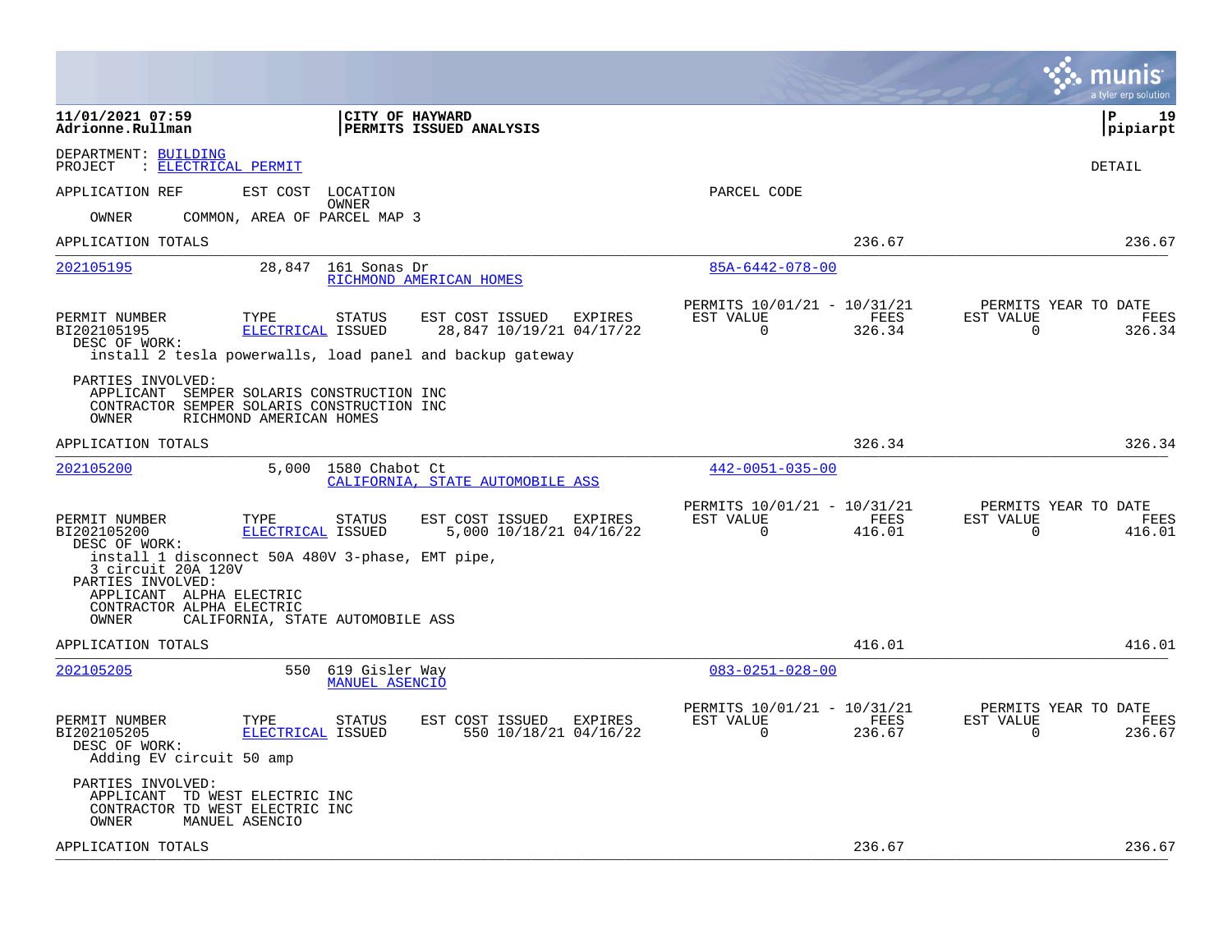11/01/2021 07:59
Adrionne.Rullman

**CITY OF HAYWARD**
**PERMITS ISSUED ANALYSIS**

DEPARTMENT: BUILDING
PROJECT : ELECTRICAL PERMIT

DETAIL

| APPLICATION REF | EST COST | LOCATION / OWNER | PARCEL CODE |
|---|---|---|---|

OWNER COMMON, AREA OF PARCEL MAP 3

APPLICATION TOTALS 236.67 236.67

---

**202105195** 28,847 161 Sonas Dr — RICHMOND AMERICAN HOMES — 85A-6442-078-00

| PERMIT NUMBER | TYPE | STATUS | EST COST | ISSUED | EXPIRES | PERMITS 10/01/21 - 10/31/21 EST VALUE | FEES | PERMITS YEAR TO DATE EST VALUE | FEES |
|---|---|---|---|---|---|---|---|---|---|
| BI202105195 | ELECTRICAL | ISSUED | 28,847 | 10/19/21 | 04/17/22 | 0 | 326.34 | 0 | 326.34 |

DESC OF WORK:
install 2 tesla powerwalls, load panel and backup gateway

PARTIES INVOLVED:
APPLICANT SEMPER SOLARIS CONSTRUCTION INC
CONTRACTOR SEMPER SOLARIS CONSTRUCTION INC
OWNER RICHMOND AMERICAN HOMES

APPLICATION TOTALS 326.34 326.34

---

**202105200** 5,000 1580 Chabot Ct — CALIFORNIA, STATE AUTOMOBILE ASS — 442-0051-035-00

| PERMIT NUMBER | TYPE | STATUS | EST COST | ISSUED | EXPIRES | PERMITS 10/01/21 - 10/31/21 EST VALUE | FEES | PERMITS YEAR TO DATE EST VALUE | FEES |
|---|---|---|---|---|---|---|---|---|---|
| BI202105200 | ELECTRICAL | ISSUED | 5,000 | 10/18/21 | 04/16/22 | 0 | 416.01 | 0 | 416.01 |

DESC OF WORK:
install 1 disconnect 50A 480V 3-phase, EMT pipe,
3 circuit 20A 120V

PARTIES INVOLVED:
APPLICANT ALPHA ELECTRIC
CONTRACTOR ALPHA ELECTRIC
OWNER CALIFORNIA, STATE AUTOMOBILE ASS

APPLICATION TOTALS 416.01 416.01

---

**202105205** 550 619 Gisler Way — MANUEL ASENCIO — 083-0251-028-00

| PERMIT NUMBER | TYPE | STATUS | EST COST | ISSUED | EXPIRES | PERMITS 10/01/21 - 10/31/21 EST VALUE | FEES | PERMITS YEAR TO DATE EST VALUE | FEES |
|---|---|---|---|---|---|---|---|---|---|
| BI202105205 | ELECTRICAL | ISSUED | 550 | 10/18/21 | 04/16/22 | 0 | 236.67 | 0 | 236.67 |

DESC OF WORK:
Adding EV circuit 50 amp

PARTIES INVOLVED:
APPLICANT TD WEST ELECTRIC INC
CONTRACTOR TD WEST ELECTRIC INC
OWNER MANUEL ASENCIO

APPLICATION TOTALS 236.67 236.67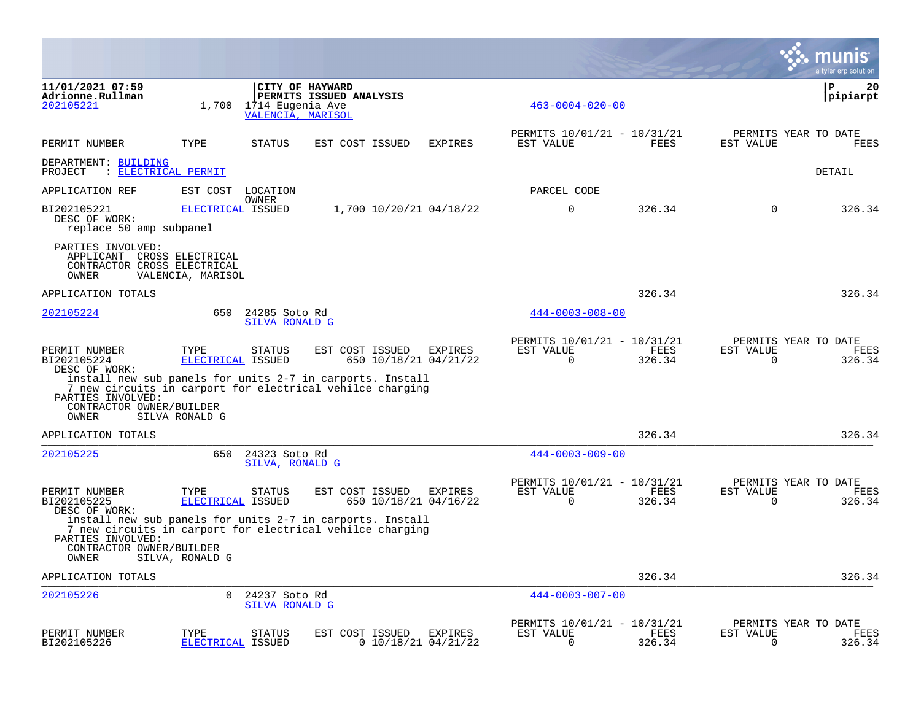11/01/2021 07:59
Adrionne.Rullman

**CITY OF HAYWARD**
**PERMITS ISSUED ANALYSIS**

P 20
pipiarpt

202105221 1,700 1714 Eugenia Ave — VALENCIA, MARISOL — 463-0004-020-00

| PERMIT NUMBER | TYPE | STATUS | EST COST | ISSUED | EXPIRES | PERMITS 10/01/21 - 10/31/21 EST VALUE | FEES | PERMITS YEAR TO DATE EST VALUE | FEES |
|---|---|---|---|---|---|---|---|---|---|

DEPARTMENT: BUILDING
PROJECT : ELECTRICAL PERMIT

DETAIL

| APPLICATION REF | EST COST | LOCATION OWNER | | | | PARCEL CODE | | | |
|---|---|---|---|---|---|---|---|---|---|
| BI202105221 | ELECTRICAL | ISSUED | 1,700 | 10/20/21 | 04/18/22 | 0 | 326.34 | 0 | 326.34 |

DESC OF WORK:
replace 50 amp subpanel

PARTIES INVOLVED:
APPLICANT CROSS ELECTRICAL
CONTRACTOR CROSS ELECTRICAL
OWNER VALENCIA, MARISOL

APPLICATION TOTALS — 326.34 — 326.34

---

202105224 650 24285 Soto Rd — SILVA RONALD G — 444-0003-008-00

| PERMIT NUMBER | TYPE | STATUS | EST COST | ISSUED | EXPIRES | PERMITS 10/01/21 - 10/31/21 EST VALUE | FEES | PERMITS YEAR TO DATE EST VALUE | FEES |
|---|---|---|---|---|---|---|---|---|---|
| BI202105224 | ELECTRICAL | ISSUED | 650 | 10/18/21 | 04/21/22 | 0 | 326.34 | 0 | 326.34 |

DESC OF WORK:
install new sub panels for units 2-7 in carports. Install 7 new circuits in carport for electrical vehilce charging

PARTIES INVOLVED:
CONTRACTOR OWNER/BUILDER
OWNER SILVA RONALD G

APPLICATION TOTALS — 326.34 — 326.34

---

202105225 650 24323 Soto Rd — SILVA, RONALD G — 444-0003-009-00

| PERMIT NUMBER | TYPE | STATUS | EST COST | ISSUED | EXPIRES | PERMITS 10/01/21 - 10/31/21 EST VALUE | FEES | PERMITS YEAR TO DATE EST VALUE | FEES |
|---|---|---|---|---|---|---|---|---|---|
| BI202105225 | ELECTRICAL | ISSUED | 650 | 10/18/21 | 04/16/22 | 0 | 326.34 | 0 | 326.34 |

DESC OF WORK:
install new sub panels for units 2-7 in carports. Install 7 new circuits in carport for electrical vehilce charging

PARTIES INVOLVED:
CONTRACTOR OWNER/BUILDER
OWNER SILVA, RONALD G

APPLICATION TOTALS — 326.34 — 326.34

---

202105226 0 24237 Soto Rd — SILVA RONALD G — 444-0003-007-00

| PERMIT NUMBER | TYPE | STATUS | EST COST | ISSUED | EXPIRES | PERMITS 10/01/21 - 10/31/21 EST VALUE | FEES | PERMITS YEAR TO DATE EST VALUE | FEES |
|---|---|---|---|---|---|---|---|---|---|
| BI202105226 | ELECTRICAL | ISSUED | 0 | 10/18/21 | 04/21/22 | 0 | 326.34 | 0 | 326.34 |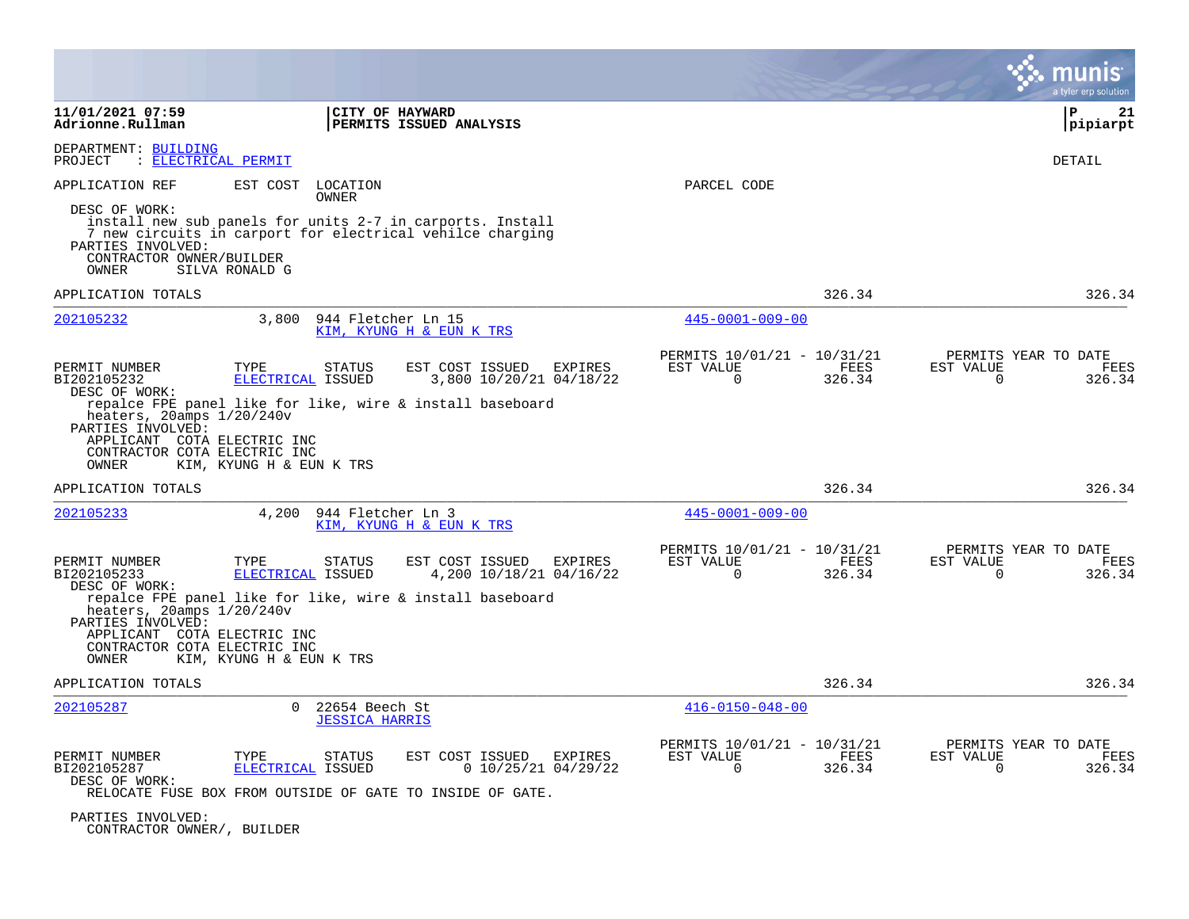11/01/2021 07:59 | CITY OF HAYWARD | P 21
Adrionne.Rullman | PERMITS ISSUED ANALYSIS | pipiarpt

DEPARTMENT: BUILDING
PROJECT : ELECTRICAL PERMIT

DETAIL

APPLICATION REF | EST COST | LOCATION / OWNER | PARCEL CODE

DESC OF WORK:
install new sub panels for units 2-7 in carports. Install 7 new circuits in carport for electrical vehilce charging

PARTIES INVOLVED:
CONTRACTOR OWNER/BUILDER
OWNER SILVA RONALD G

APPLICATION TOTALS 326.34 326.34

---

**202105232** | 3,800 | 944 Fletcher Ln 15 / KIM, KYUNG H & EUN K TRS | 445-0001-009-00

| PERMIT NUMBER | TYPE | STATUS | EST COST | ISSUED | EXPIRES | PERMITS 10/01/21 - 10/31/21 EST VALUE | FEES | PERMITS YEAR TO DATE EST VALUE | FEES |
|---|---|---|---|---|---|---|---|---|---|
| BI202105232 | ELECTRICAL | ISSUED | 3,800 | 10/20/21 | 04/18/22 | 0 | 326.34 | 0 | 326.34 |

DESC OF WORK:
repalce FPE panel like for like, wire & install baseboard heaters, 20amps 1/20/240v

PARTIES INVOLVED:
APPLICANT COTA ELECTRIC INC
CONTRACTOR COTA ELECTRIC INC
OWNER KIM, KYUNG H & EUN K TRS

APPLICATION TOTALS 326.34 326.34

---

**202105233** | 4,200 | 944 Fletcher Ln 3 / KIM, KYUNG H & EUN K TRS | 445-0001-009-00

| PERMIT NUMBER | TYPE | STATUS | EST COST | ISSUED | EXPIRES | PERMITS 10/01/21 - 10/31/21 EST VALUE | FEES | PERMITS YEAR TO DATE EST VALUE | FEES |
|---|---|---|---|---|---|---|---|---|---|
| BI202105233 | ELECTRICAL | ISSUED | 4,200 | 10/18/21 | 04/16/22 | 0 | 326.34 | 0 | 326.34 |

DESC OF WORK:
repalce FPE panel like for like, wire & install baseboard heaters, 20amps 1/20/240v

PARTIES INVOLVED:
APPLICANT COTA ELECTRIC INC
CONTRACTOR COTA ELECTRIC INC
OWNER KIM, KYUNG H & EUN K TRS

APPLICATION TOTALS 326.34 326.34

---

**202105287** | 0 | 22654 Beech St / JESSICA HARRIS | 416-0150-048-00

| PERMIT NUMBER | TYPE | STATUS | EST COST | ISSUED | EXPIRES | PERMITS 10/01/21 - 10/31/21 EST VALUE | FEES | PERMITS YEAR TO DATE EST VALUE | FEES |
|---|---|---|---|---|---|---|---|---|---|
| BI202105287 | ELECTRICAL | ISSUED | 0 | 10/25/21 | 04/29/22 | 0 | 326.34 | 0 | 326.34 |

DESC OF WORK:
RELOCATE FUSE BOX FROM OUTSIDE OF GATE TO INSIDE OF GATE.

PARTIES INVOLVED:
CONTRACTOR OWNER/, BUILDER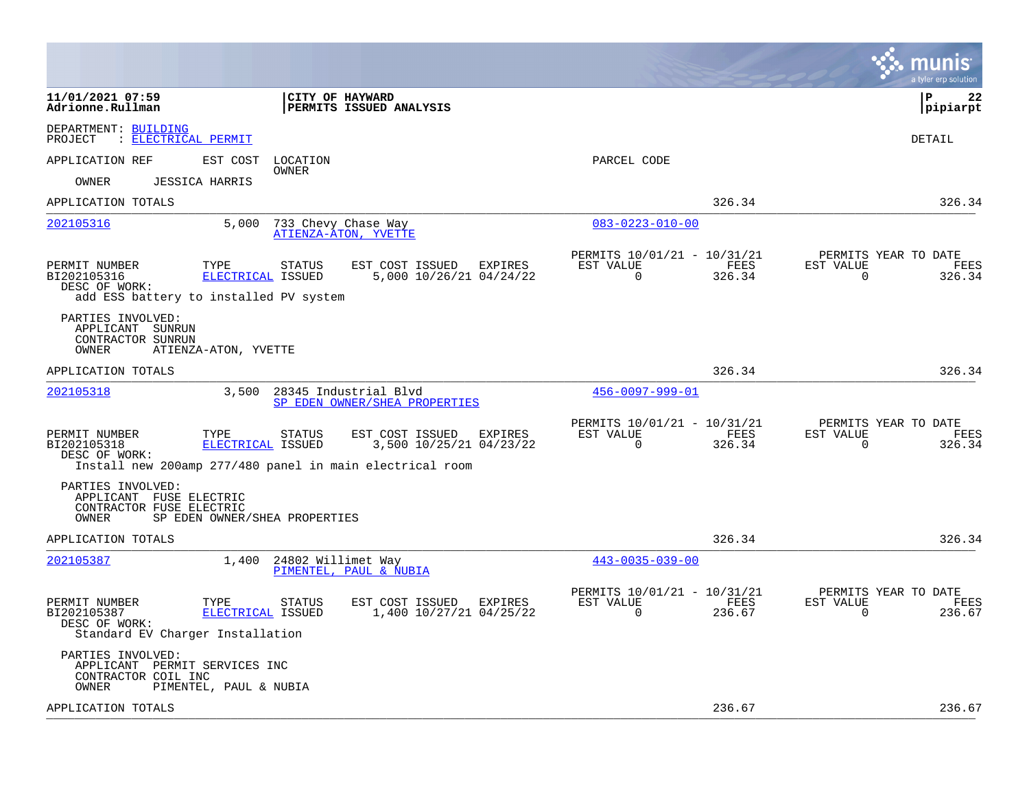**11/01/2021 07:59** | **CITY OF HAYWARD** | **P 22**
**Adrionne.Rullman** | **PERMITS ISSUED ANALYSIS** | **pipiarpt**

DEPARTMENT: BUILDING
PROJECT : ELECTRICAL PERMIT

DETAIL

APPLICATION REF | EST COST | LOCATION / OWNER | PARCEL CODE

OWNER JESSICA HARRIS

APPLICATION TOTALS — 326.34 — 326.34

---

**202105316** | 5,000 | 733 Chevy Chase Way | ATIENZA-ATON, YVETTE | 083-0223-010-00

| PERMIT NUMBER | TYPE | STATUS | EST COST | ISSUED | EXPIRES | PERMITS 10/01/21 - 10/31/21 EST VALUE | FEES | PERMITS YEAR TO DATE EST VALUE | FEES |
|---|---|---|---|---|---|---|---|---|---|
| BI202105316 | ELECTRICAL | ISSUED | 5,000 | 10/26/21 | 04/24/22 | 0 | 326.34 | 0 | 326.34 |

DESC OF WORK:
add ESS battery to installed PV system

PARTIES INVOLVED:
- APPLICANT SUNRUN
- CONTRACTOR SUNRUN
- OWNER ATIENZA-ATON, YVETTE

APPLICATION TOTALS — 326.34 — 326.34

---

**202105318** | 3,500 | 28345 Industrial Blvd | SP EDEN OWNER/SHEA PROPERTIES | 456-0097-999-01

| PERMIT NUMBER | TYPE | STATUS | EST COST | ISSUED | EXPIRES | PERMITS 10/01/21 - 10/31/21 EST VALUE | FEES | PERMITS YEAR TO DATE EST VALUE | FEES |
|---|---|---|---|---|---|---|---|---|---|
| BI202105318 | ELECTRICAL | ISSUED | 3,500 | 10/25/21 | 04/23/22 | 0 | 326.34 | 0 | 326.34 |

DESC OF WORK:
Install new 200amp 277/480 panel in main electrical room

PARTIES INVOLVED:
- APPLICANT FUSE ELECTRIC
- CONTRACTOR FUSE ELECTRIC
- OWNER SP EDEN OWNER/SHEA PROPERTIES

APPLICATION TOTALS — 326.34 — 326.34

---

**202105387** | 1,400 | 24802 Willimet Way | PIMENTEL, PAUL & NUBIA | 443-0035-039-00

| PERMIT NUMBER | TYPE | STATUS | EST COST | ISSUED | EXPIRES | PERMITS 10/01/21 - 10/31/21 EST VALUE | FEES | PERMITS YEAR TO DATE EST VALUE | FEES |
|---|---|---|---|---|---|---|---|---|---|
| BI202105387 | ELECTRICAL | ISSUED | 1,400 | 10/27/21 | 04/25/22 | 0 | 236.67 | 0 | 236.67 |

DESC OF WORK:
Standard EV Charger Installation

PARTIES INVOLVED:
- APPLICANT PERMIT SERVICES INC
- CONTRACTOR COIL INC
- OWNER PIMENTEL, PAUL & NUBIA

APPLICATION TOTALS — 236.67 — 236.67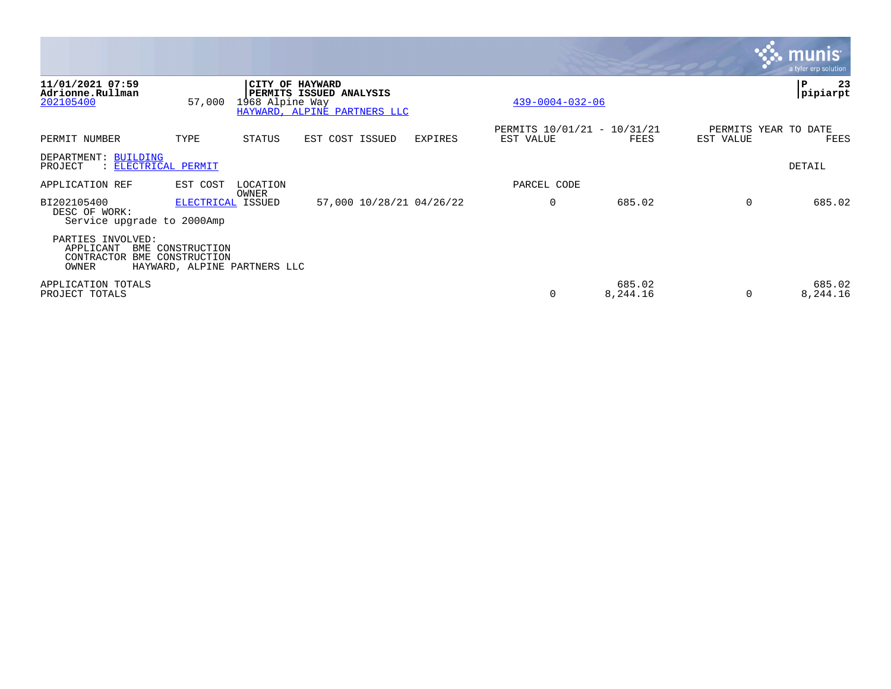**11/01/2021 07:59**
**Adrionne.Rullman**
202105400 57,000 1968 Alpine Way
HAYWARD, ALPINE PARTNERS LLC

**CITY OF HAYWARD**
**PERMITS ISSUED ANALYSIS**

439-0004-032-06

**P 23**
**pipiarpt**

| PERMIT NUMBER | TYPE | STATUS | EST COST | ISSUED | EXPIRES | PERMITS 10/01/21 - 10/31/21 EST VALUE | FEES | PERMITS YEAR TO DATE EST VALUE | FEES |
|---|---|---|---|---|---|---|---|---|---|

DEPARTMENT: BUILDING
PROJECT : ELECTRICAL PERMIT

DETAIL

| APPLICATION REF | EST COST | LOCATION OWNER | | | | PARCEL CODE | | | |
|---|---|---|---|---|---|---|---|---|---|
| BI202105400 | ELECTRICAL | ISSUED | 57,000 | 10/28/21 | 04/26/22 | 0 | 685.02 | 0 | 685.02 |

DESC OF WORK:
Service upgrade to 2000Amp

PARTIES INVOLVED:
APPLICANT BME CONSTRUCTION
CONTRACTOR BME CONSTRUCTION
OWNER HAYWARD, ALPINE PARTNERS LLC

| | EST VALUE | FEES | EST VALUE | FEES |
|---|---|---|---|---|
| APPLICATION TOTALS | | 685.02 | | 685.02 |
| PROJECT TOTALS | 0 | 8,244.16 | 0 | 8,244.16 |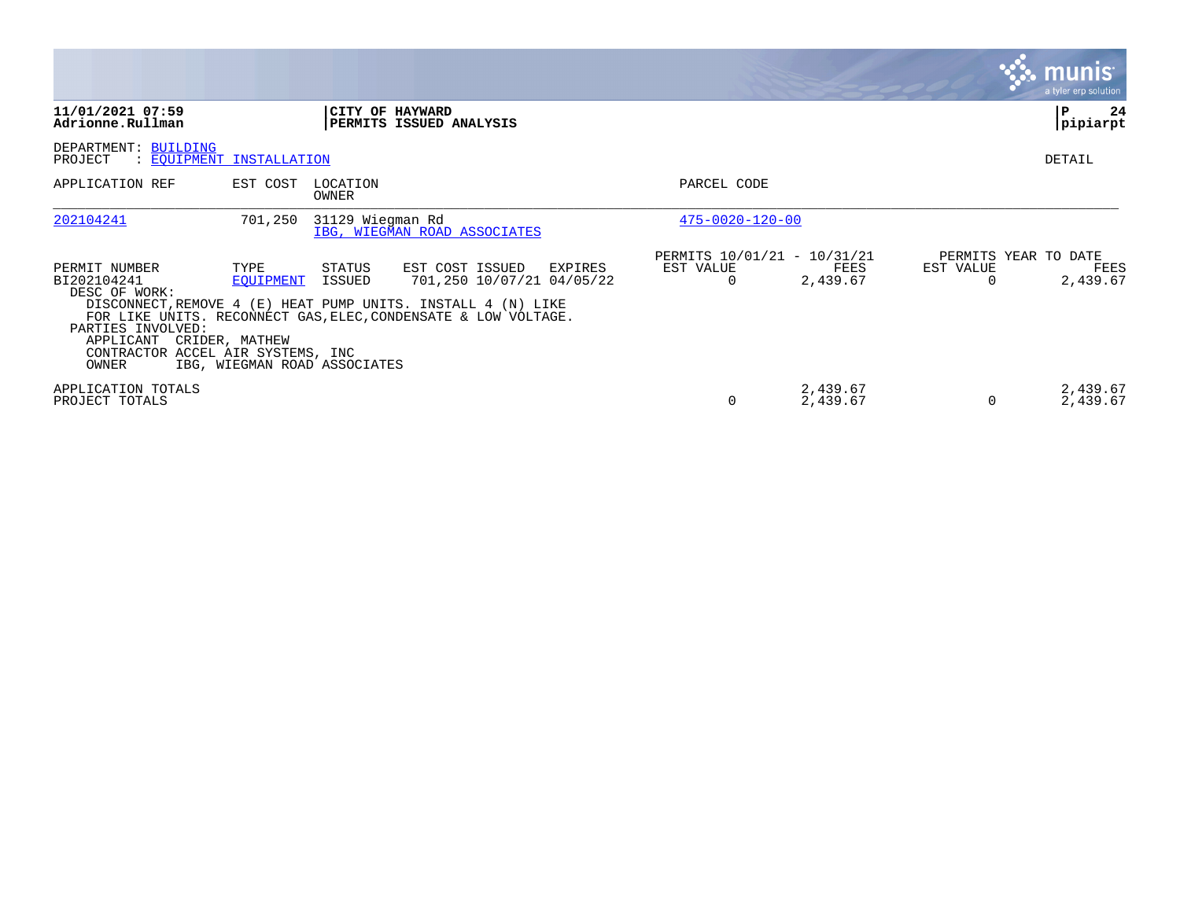**11/01/2021 07:59**
**Adrionne.Rullman**

**CITY OF HAYWARD**
**PERMITS ISSUED ANALYSIS**

**P 24**
**pipiarpt**

DEPARTMENT: BUILDING
PROJECT : EQUIPMENT INSTALLATION

DETAIL

| APPLICATION REF | EST COST | LOCATION / OWNER | PARCEL CODE |
|---|---|---|---|
| 202104241 | 701,250 | 31129 Wiegman Rd / IBG, WIEGMAN ROAD ASSOCIATES | 475-0020-120-00 |

| PERMIT NUMBER | TYPE | STATUS | EST COST | ISSUED | EXPIRES | PERMITS 10/01/21 - 10/31/21 EST VALUE | FEES | PERMITS YEAR TO DATE EST VALUE | FEES |
|---|---|---|---|---|---|---|---|---|---|
| BI202104241 | EQUIPMENT | ISSUED | 701,250 | 10/07/21 | 04/05/22 | 0 | 2,439.67 | 0 | 2,439.67 |

DESC OF WORK:
DISCONNECT,REMOVE 4 (E) HEAT PUMP UNITS. INSTALL 4 (N) LIKE FOR LIKE UNITS. RECONNECT GAS,ELEC,CONDENSATE & LOW VOLTAGE.

PARTIES INVOLVED:
APPLICANT CRIDER, MATHEW
CONTRACTOR ACCEL AIR SYSTEMS, INC
OWNER IBG, WIEGMAN ROAD ASSOCIATES

| | EST VALUE | FEES | EST VALUE | FEES |
|---|---|---|---|---|
| APPLICATION TOTALS | | 2,439.67 | | 2,439.67 |
| PROJECT TOTALS | 0 | 2,439.67 | 0 | 2,439.67 |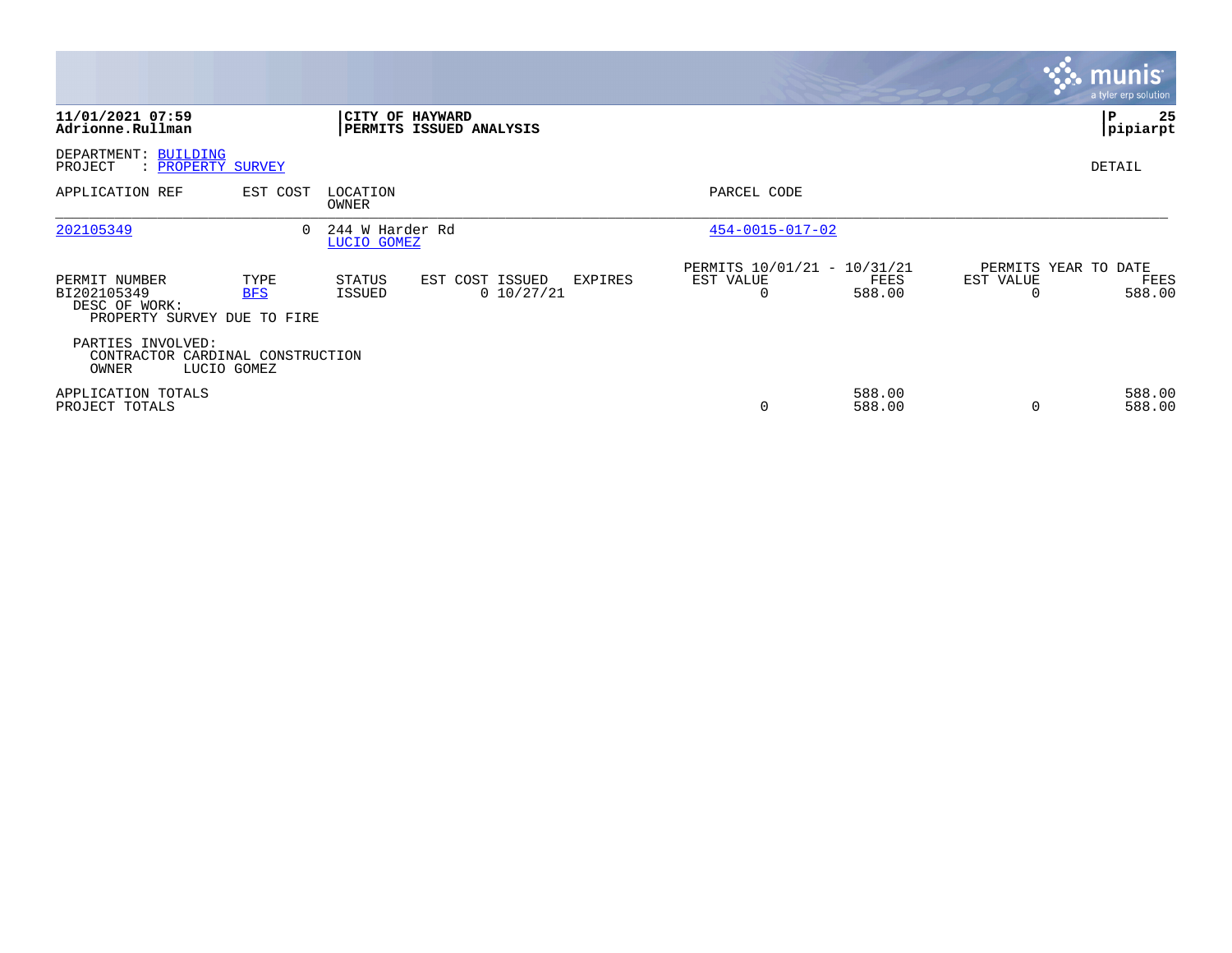**11/01/2021 07:59**
**Adrionne.Rullman**

**CITY OF HAYWARD**
**PERMITS ISSUED ANALYSIS**

**P 25**
**pipiarpt**

DEPARTMENT: BUILDING
PROJECT : PROPERTY SURVEY

DETAIL

| APPLICATION REF | EST COST | LOCATION / OWNER | PARCEL CODE |
|---|---|---|---|
| 202105349 | 0 | 244 W Harder Rd / LUCIO GOMEZ | 454-0015-017-02 |

| PERMIT NUMBER | TYPE | STATUS | EST COST | ISSUED | EXPIRES | PERMITS 10/01/21 - 10/31/21 EST VALUE | FEES | PERMITS YEAR TO DATE EST VALUE | FEES |
|---|---|---|---|---|---|---|---|---|---|
| BI202105349 | BFS | ISSUED | 0 | 10/27/21 | | 0 | 588.00 | 0 | 588.00 |

DESC OF WORK:
PROPERTY SURVEY DUE TO FIRE

PARTIES INVOLVED:
CONTRACTOR CARDINAL CONSTRUCTION
OWNER LUCIO GOMEZ

| | EST VALUE | FEES | EST VALUE | FEES |
|---|---|---|---|---|
| APPLICATION TOTALS | | 588.00 | | 588.00 |
| PROJECT TOTALS | 0 | 588.00 | 0 | 588.00 |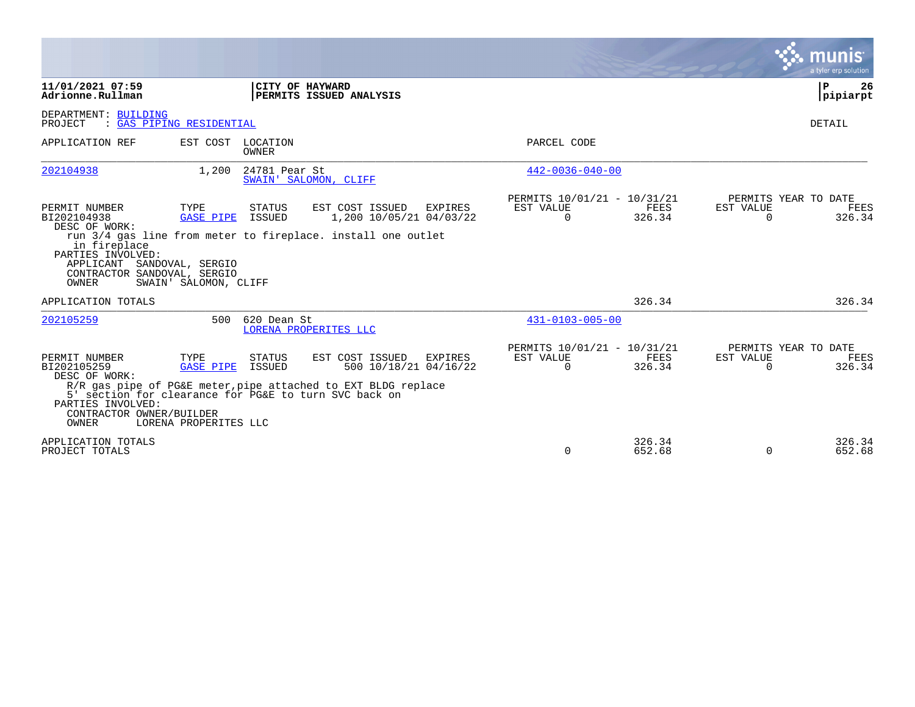**11/01/2021 07:59**
**Adrionne.Rullman**

**CITY OF HAYWARD**
**PERMITS ISSUED ANALYSIS**

**P 26**
**pipiarpt**

DEPARTMENT: BUILDING
PROJECT : GAS PIPING RESIDENTIAL

DETAIL

| APPLICATION REF | EST COST | LOCATION / OWNER | PARCEL CODE |
|---|---|---|---|
| 202104938 | 1,200 | 24781 Pear St / SWAIN' SALOMON, CLIFF | 442-0036-040-00 |

| PERMIT NUMBER | TYPE | STATUS | EST COST | ISSUED | EXPIRES | PERMITS 10/01/21 - 10/31/21 EST VALUE | FEES | PERMITS YEAR TO DATE EST VALUE | FEES |
|---|---|---|---|---|---|---|---|---|---|
| BI202104938 | GASE PIPE | ISSUED | 1,200 | 10/05/21 | 04/03/22 | 0 | 326.34 | 0 | 326.34 |

DESC OF WORK:
run 3/4 gas line from meter to fireplace. install one outlet in fireplace

PARTIES INVOLVED:
APPLICANT SANDOVAL, SERGIO
CONTRACTOR SANDOVAL, SERGIO
OWNER SWAIN' SALOMON, CLIFF

APPLICATION TOTALS — FEES 326.34 — YTD FEES 326.34

| APPLICATION REF | EST COST | LOCATION / OWNER | PARCEL CODE |
|---|---|---|---|
| 202105259 | 500 | 620 Dean St / LORENA PROPERITES LLC | 431-0103-005-00 |

| PERMIT NUMBER | TYPE | STATUS | EST COST | ISSUED | EXPIRES | PERMITS 10/01/21 - 10/31/21 EST VALUE | FEES | PERMITS YEAR TO DATE EST VALUE | FEES |
|---|---|---|---|---|---|---|---|---|---|
| BI202105259 | GASE PIPE | ISSUED | 500 | 10/18/21 | 04/16/22 | 0 | 326.34 | 0 | 326.34 |

DESC OF WORK:
R/R gas pipe of PG&E meter,pipe attached to EXT BLDG replace 5' section for clearance for PG&E to turn SVC back on

PARTIES INVOLVED:
CONTRACTOR OWNER/BUILDER
OWNER LORENA PROPERITES LLC

| | EST VALUE | FEES | YTD EST VALUE | YTD FEES |
|---|---|---|---|---|
| APPLICATION TOTALS | | 326.34 | | 326.34 |
| PROJECT TOTALS | 0 | 652.68 | 0 | 652.68 |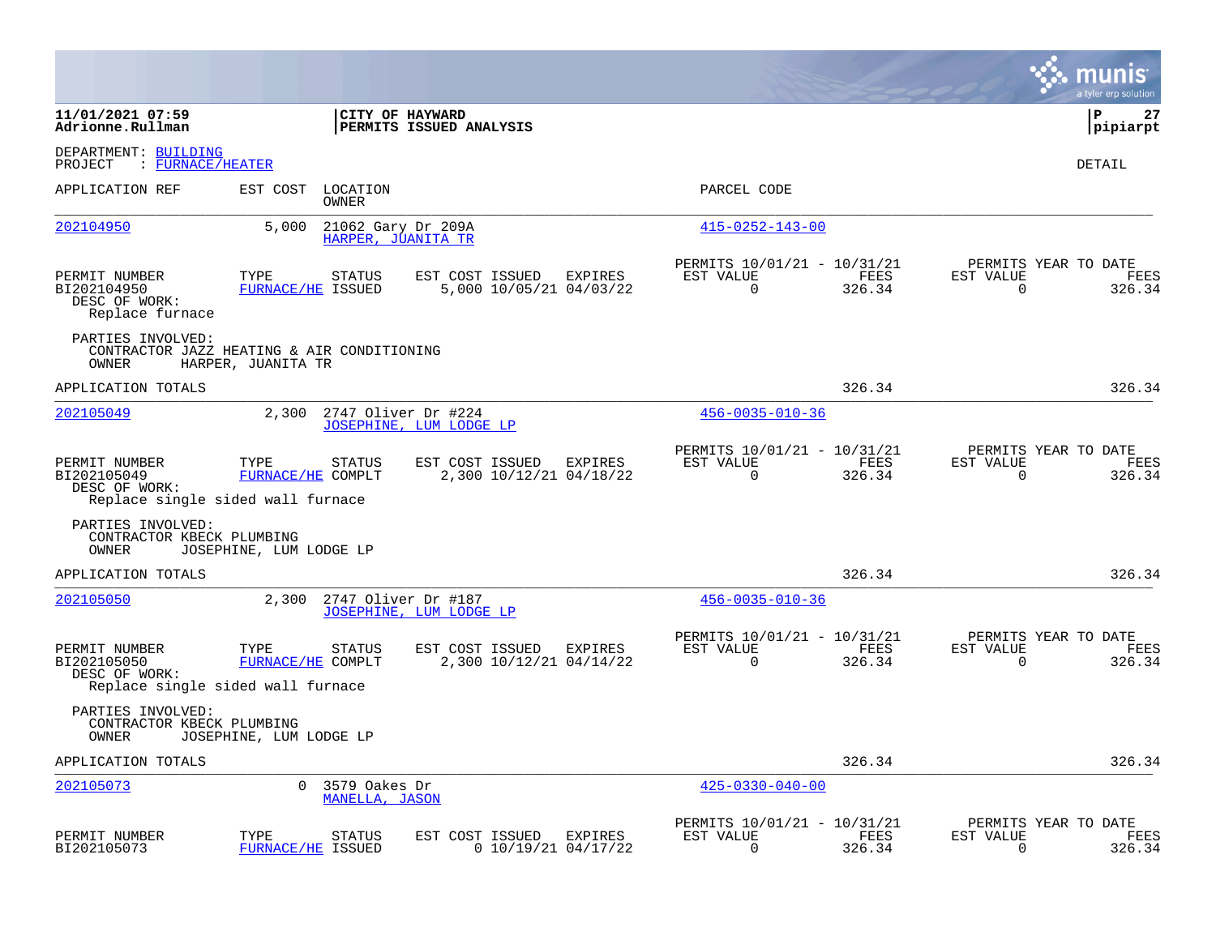**11/01/2021 07:59**
**Adrionne.Rullman**

**CITY OF HAYWARD**
**PERMITS ISSUED ANALYSIS**

**P 27**
**pipiarpt**

DEPARTMENT: BUILDING
PROJECT : FURNACE/HEATER

DETAIL

| APPLICATION REF | EST COST | LOCATION / OWNER | PARCEL CODE |
|---|---|---|---|
| 202104950 | 5,000 | 21062 Gary Dr 209A / HARPER, JUANITA TR | 415-0252-143-00 |

| PERMIT NUMBER | TYPE | STATUS | EST COST | ISSUED | EXPIRES | PERMITS 10/01/21 - 10/31/21 EST VALUE | FEES | PERMITS YEAR TO DATE EST VALUE | FEES |
|---|---|---|---|---|---|---|---|---|---|
| BI202104950 | FURNACE/HE | ISSUED | 5,000 | 10/05/21 | 04/03/22 | 0 | 326.34 | 0 | 326.34 |

DESC OF WORK:
Replace furnace

PARTIES INVOLVED:
CONTRACTOR JAZZ HEATING & AIR CONDITIONING
OWNER HARPER, JUANITA TR

APPLICATION TOTALS 326.34 326.34

| APPLICATION REF | EST COST | LOCATION / OWNER | PARCEL CODE |
|---|---|---|---|
| 202105049 | 2,300 | 2747 Oliver Dr #224 / JOSEPHINE, LUM LODGE LP | 456-0035-010-36 |

| PERMIT NUMBER | TYPE | STATUS | EST COST | ISSUED | EXPIRES | PERMITS 10/01/21 - 10/31/21 EST VALUE | FEES | PERMITS YEAR TO DATE EST VALUE | FEES |
|---|---|---|---|---|---|---|---|---|---|
| BI202105049 | FURNACE/HE | COMPLT | 2,300 | 10/12/21 | 04/18/22 | 0 | 326.34 | 0 | 326.34 |

DESC OF WORK:
Replace single sided wall furnace

PARTIES INVOLVED:
CONTRACTOR KBECK PLUMBING
OWNER JOSEPHINE, LUM LODGE LP

APPLICATION TOTALS 326.34 326.34

| APPLICATION REF | EST COST | LOCATION / OWNER | PARCEL CODE |
|---|---|---|---|
| 202105050 | 2,300 | 2747 Oliver Dr #187 / JOSEPHINE, LUM LODGE LP | 456-0035-010-36 |

| PERMIT NUMBER | TYPE | STATUS | EST COST | ISSUED | EXPIRES | PERMITS 10/01/21 - 10/31/21 EST VALUE | FEES | PERMITS YEAR TO DATE EST VALUE | FEES |
|---|---|---|---|---|---|---|---|---|---|
| BI202105050 | FURNACE/HE | COMPLT | 2,300 | 10/12/21 | 04/14/22 | 0 | 326.34 | 0 | 326.34 |

DESC OF WORK:
Replace single sided wall furnace

PARTIES INVOLVED:
CONTRACTOR KBECK PLUMBING
OWNER JOSEPHINE, LUM LODGE LP

APPLICATION TOTALS 326.34 326.34

| APPLICATION REF | EST COST | LOCATION / OWNER | PARCEL CODE |
|---|---|---|---|
| 202105073 | 0 | 3579 Oakes Dr / MANELLA, JASON | 425-0330-040-00 |

| PERMIT NUMBER | TYPE | STATUS | EST COST | ISSUED | EXPIRES | PERMITS 10/01/21 - 10/31/21 EST VALUE | FEES | PERMITS YEAR TO DATE EST VALUE | FEES |
|---|---|---|---|---|---|---|---|---|---|
| BI202105073 | FURNACE/HE | ISSUED | 0 | 10/19/21 | 04/17/22 | 0 | 326.34 | 0 | 326.34 |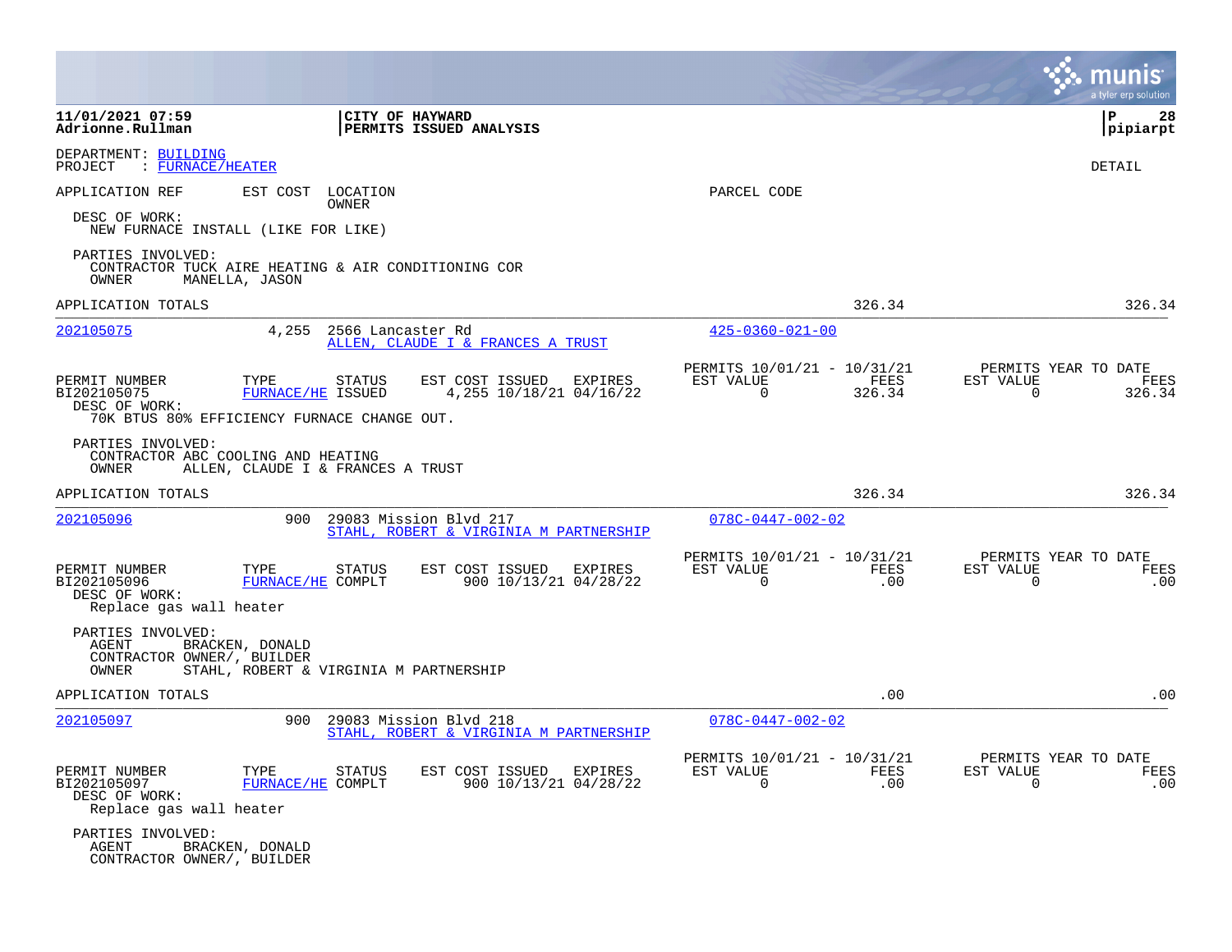**CITY OF HAYWARD**
**PERMITS ISSUED ANALYSIS**

11/01/2021 07:59
Adrionne.Rullman

P 28
pipiarpt

DEPARTMENT: BUILDING
PROJECT : FURNACE/HEATER

DETAIL

APPLICATION REF | EST COST | LOCATION / OWNER | PARCEL CODE

DESC OF WORK:
NEW FURNACE INSTALL (LIKE FOR LIKE)

PARTIES INVOLVED:
CONTRACTOR TUCK AIRE HEATING & AIR CONDITIONING COR
OWNER MANELLA, JASON

APPLICATION TOTALS 326.34 326.34

---

**202105075** | 4,255 | 2566 Lancaster Rd | 425-0360-021-00
ALLEN, CLAUDE I & FRANCES A TRUST

| PERMIT NUMBER | TYPE | STATUS | EST COST | ISSUED | EXPIRES | PERMITS 10/01/21 - 10/31/21 EST VALUE | FEES | PERMITS YEAR TO DATE EST VALUE | FEES |
|---|---|---|---|---|---|---|---|---|---|
| BI202105075 | FURNACE/HE | ISSUED | 4,255 | 10/18/21 | 04/16/22 | 0 | 326.34 | 0 | 326.34 |

DESC OF WORK:
70K BTUS 80% EFFICIENCY FURNACE CHANGE OUT.

PARTIES INVOLVED:
CONTRACTOR ABC COOLING AND HEATING
OWNER ALLEN, CLAUDE I & FRANCES A TRUST

APPLICATION TOTALS 326.34 326.34

---

**202105096** | 900 | 29083 Mission Blvd 217 | 078C-0447-002-02
STAHL, ROBERT & VIRGINIA M PARTNERSHIP

| PERMIT NUMBER | TYPE | STATUS | EST COST | ISSUED | EXPIRES | PERMITS 10/01/21 - 10/31/21 EST VALUE | FEES | PERMITS YEAR TO DATE EST VALUE | FEES |
|---|---|---|---|---|---|---|---|---|---|
| BI202105096 | FURNACE/HE | COMPLT | 900 | 10/13/21 | 04/28/22 | 0 | .00 | 0 | .00 |

DESC OF WORK:
Replace gas wall heater

PARTIES INVOLVED:
AGENT BRACKEN, DONALD
CONTRACTOR OWNER/, BUILDER
OWNER STAHL, ROBERT & VIRGINIA M PARTNERSHIP

APPLICATION TOTALS .00 .00

---

**202105097** | 900 | 29083 Mission Blvd 218 | 078C-0447-002-02
STAHL, ROBERT & VIRGINIA M PARTNERSHIP

| PERMIT NUMBER | TYPE | STATUS | EST COST | ISSUED | EXPIRES | PERMITS 10/01/21 - 10/31/21 EST VALUE | FEES | PERMITS YEAR TO DATE EST VALUE | FEES |
|---|---|---|---|---|---|---|---|---|---|
| BI202105097 | FURNACE/HE | COMPLT | 900 | 10/13/21 | 04/28/22 | 0 | .00 | 0 | .00 |

DESC OF WORK:
Replace gas wall heater

PARTIES INVOLVED:
AGENT BRACKEN, DONALD
CONTRACTOR OWNER/, BUILDER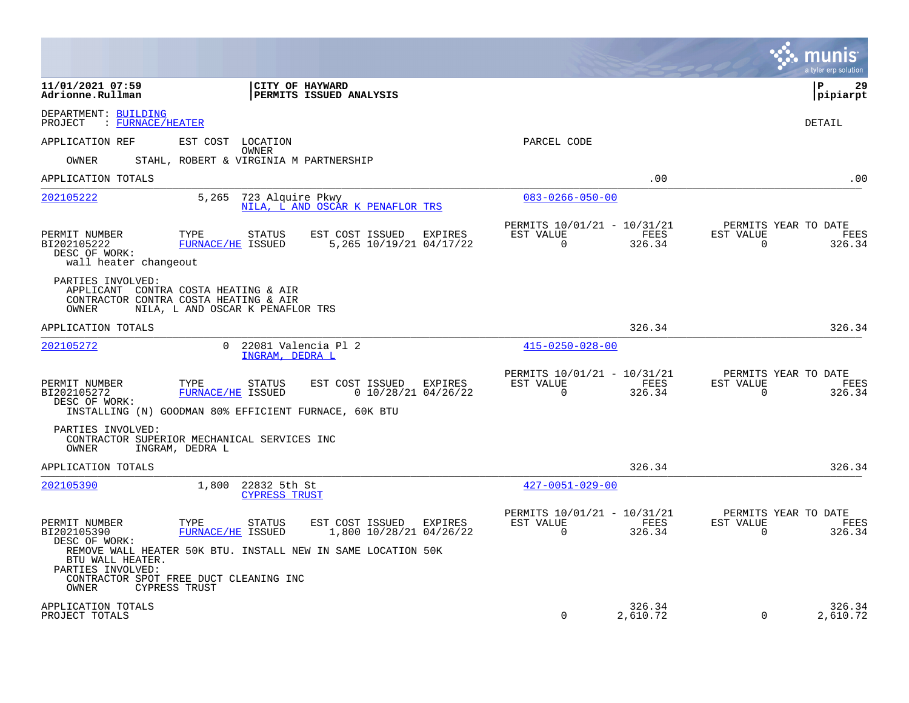11/01/2021 07:59 | CITY OF HAYWARD | P 29
Adrionne.Rullman | PERMITS ISSUED ANALYSIS | pipiarpt

DEPARTMENT: BUILDING
PROJECT : FURNACE/HEATER

DETAIL

APPLICATION REF | EST COST | LOCATION / OWNER | PARCEL CODE

OWNER STAHL, ROBERT & VIRGINIA M PARTNERSHIP

APPLICATION TOTALS .00 .00

---

**202105222** 5,265 723 Alquire Pkwy — NILA, L AND OSCAR K PENAFLOR TRS — 083-0266-050-00

| PERMIT NUMBER | TYPE | STATUS | EST COST | ISSUED | EXPIRES | PERMITS 10/01/21 - 10/31/21 EST VALUE | FEES | PERMITS YEAR TO DATE EST VALUE | FEES |
|---|---|---|---|---|---|---|---|---|---|
| BI202105222 | FURNACE/HE | ISSUED | 5,265 | 10/19/21 | 04/17/22 | 0 | 326.34 | 0 | 326.34 |

DESC OF WORK:
wall heater changeout

PARTIES INVOLVED:
APPLICANT CONTRA COSTA HEATING & AIR
CONTRACTOR CONTRA COSTA HEATING & AIR
OWNER NILA, L AND OSCAR K PENAFLOR TRS

APPLICATION TOTALS 326.34 326.34

---

**202105272** 0 22081 Valencia Pl 2 — INGRAM, DEDRA L — 415-0250-028-00

| PERMIT NUMBER | TYPE | STATUS | EST COST | ISSUED | EXPIRES | PERMITS 10/01/21 - 10/31/21 EST VALUE | FEES | PERMITS YEAR TO DATE EST VALUE | FEES |
|---|---|---|---|---|---|---|---|---|---|
| BI202105272 | FURNACE/HE | ISSUED | 0 | 10/28/21 | 04/26/22 | 0 | 326.34 | 0 | 326.34 |

DESC OF WORK:
INSTALLING (N) GOODMAN 80% EFFICIENT FURNACE, 60K BTU

PARTIES INVOLVED:
CONTRACTOR SUPERIOR MECHANICAL SERVICES INC
OWNER INGRAM, DEDRA L

APPLICATION TOTALS 326.34 326.34

---

**202105390** 1,800 22832 5th St — CYPRESS TRUST — 427-0051-029-00

| PERMIT NUMBER | TYPE | STATUS | EST COST | ISSUED | EXPIRES | PERMITS 10/01/21 - 10/31/21 EST VALUE | FEES | PERMITS YEAR TO DATE EST VALUE | FEES |
|---|---|---|---|---|---|---|---|---|---|
| BI202105390 | FURNACE/HE | ISSUED | 1,800 | 10/28/21 | 04/26/22 | 0 | 326.34 | 0 | 326.34 |

DESC OF WORK:
REMOVE WALL HEATER 50K BTU. INSTALL NEW IN SAME LOCATION 50K BTU WALL HEATER.

PARTIES INVOLVED:
CONTRACTOR SPOT FREE DUCT CLEANING INC
OWNER CYPRESS TRUST

| | EST VALUE | FEES | EST VALUE | FEES |
|---|---|---|---|---|
| APPLICATION TOTALS | | 326.34 | | 326.34 |
| PROJECT TOTALS | 0 | 2,610.72 | 0 | 2,610.72 |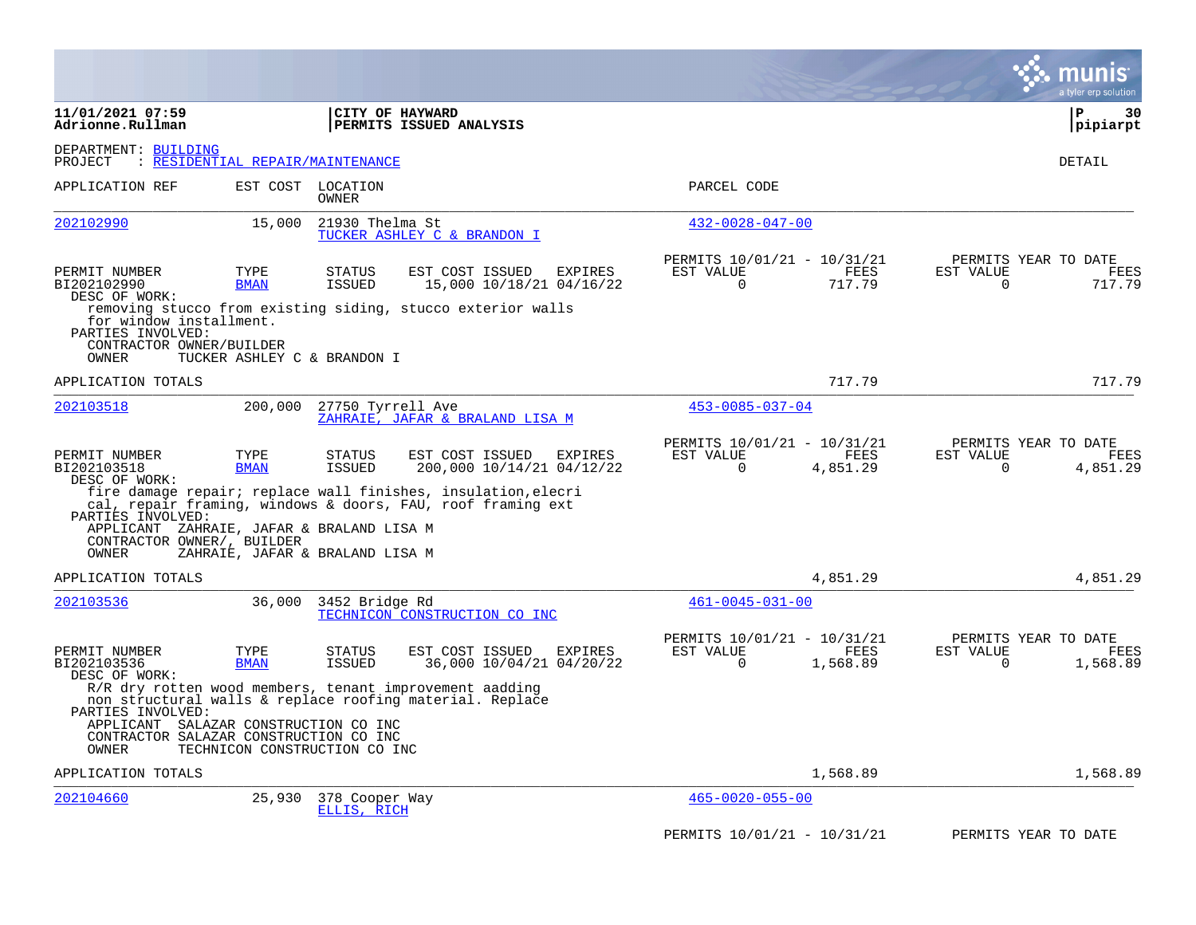**11/01/2021 07:59** | **CITY OF HAYWARD**
**Adrionne.Rullman** | **PERMITS ISSUED ANALYSIS** | **pipiarpt**

DEPARTMENT: BUILDING
PROJECT : RESIDENTIAL REPAIR/MAINTENANCE

DETAIL

| APPLICATION REF | EST COST | LOCATION / OWNER | PARCEL CODE |
|---|---|---|---|
| 202102990 | 15,000 | 21930 Thelma St / TUCKER ASHLEY C & BRANDON I | 432-0028-047-00 |

| PERMIT NUMBER | TYPE | STATUS | EST COST | ISSUED | EXPIRES | PERMITS 10/01/21 - 10/31/21 EST VALUE | FEES | PERMITS YEAR TO DATE EST VALUE | FEES |
|---|---|---|---|---|---|---|---|---|---|
| BI202102990 | BMAN | ISSUED | 15,000 | 10/18/21 | 04/16/22 | 0 | 717.79 | 0 | 717.79 |

DESC OF WORK:
removing stucco from existing siding, stucco exterior walls for window installment.

PARTIES INVOLVED:
CONTRACTOR OWNER/BUILDER
OWNER TUCKER ASHLEY C & BRANDON I

APPLICATION TOTALS 717.79 717.79

| APPLICATION REF | EST COST | LOCATION / OWNER | PARCEL CODE |
|---|---|---|---|
| 202103518 | 200,000 | 27750 Tyrrell Ave / ZAHRAIE, JAFAR & BRALAND LISA M | 453-0085-037-04 |

| PERMIT NUMBER | TYPE | STATUS | EST COST | ISSUED | EXPIRES | PERMITS 10/01/21 - 10/31/21 EST VALUE | FEES | PERMITS YEAR TO DATE EST VALUE | FEES |
|---|---|---|---|---|---|---|---|---|---|
| BI202103518 | BMAN | ISSUED | 200,000 | 10/14/21 | 04/12/22 | 0 | 4,851.29 | 0 | 4,851.29 |

DESC OF WORK:
fire damage repair; replace wall finishes, insulation,elecri cal, repair framing, windows & doors, FAU, roof framing ext

PARTIES INVOLVED:
APPLICANT ZAHRAIE, JAFAR & BRALAND LISA M
CONTRACTOR OWNER/, BUILDER
OWNER ZAHRAIE, JAFAR & BRALAND LISA M

APPLICATION TOTALS 4,851.29 4,851.29

| APPLICATION REF | EST COST | LOCATION / OWNER | PARCEL CODE |
|---|---|---|---|
| 202103536 | 36,000 | 3452 Bridge Rd / TECHNICON CONSTRUCTION CO INC | 461-0045-031-00 |

| PERMIT NUMBER | TYPE | STATUS | EST COST | ISSUED | EXPIRES | PERMITS 10/01/21 - 10/31/21 EST VALUE | FEES | PERMITS YEAR TO DATE EST VALUE | FEES |
|---|---|---|---|---|---|---|---|---|---|
| BI202103536 | BMAN | ISSUED | 36,000 | 10/04/21 | 04/20/22 | 0 | 1,568.89 | 0 | 1,568.89 |

DESC OF WORK:
R/R dry rotten wood members, tenant improvement aadding non structural walls & replace roofing material. Replace

PARTIES INVOLVED:
APPLICANT SALAZAR CONSTRUCTION CO INC
CONTRACTOR SALAZAR CONSTRUCTION CO INC
OWNER TECHNICON CONSTRUCTION CO INC

APPLICATION TOTALS 1,568.89 1,568.89

| APPLICATION REF | EST COST | LOCATION / OWNER | PARCEL CODE |
|---|---|---|---|
| 202104660 | 25,930 | 378 Cooper Way / ELLIS, RICH | 465-0020-055-00 |

PERMITS 10/01/21 - 10/31/21 PERMITS YEAR TO DATE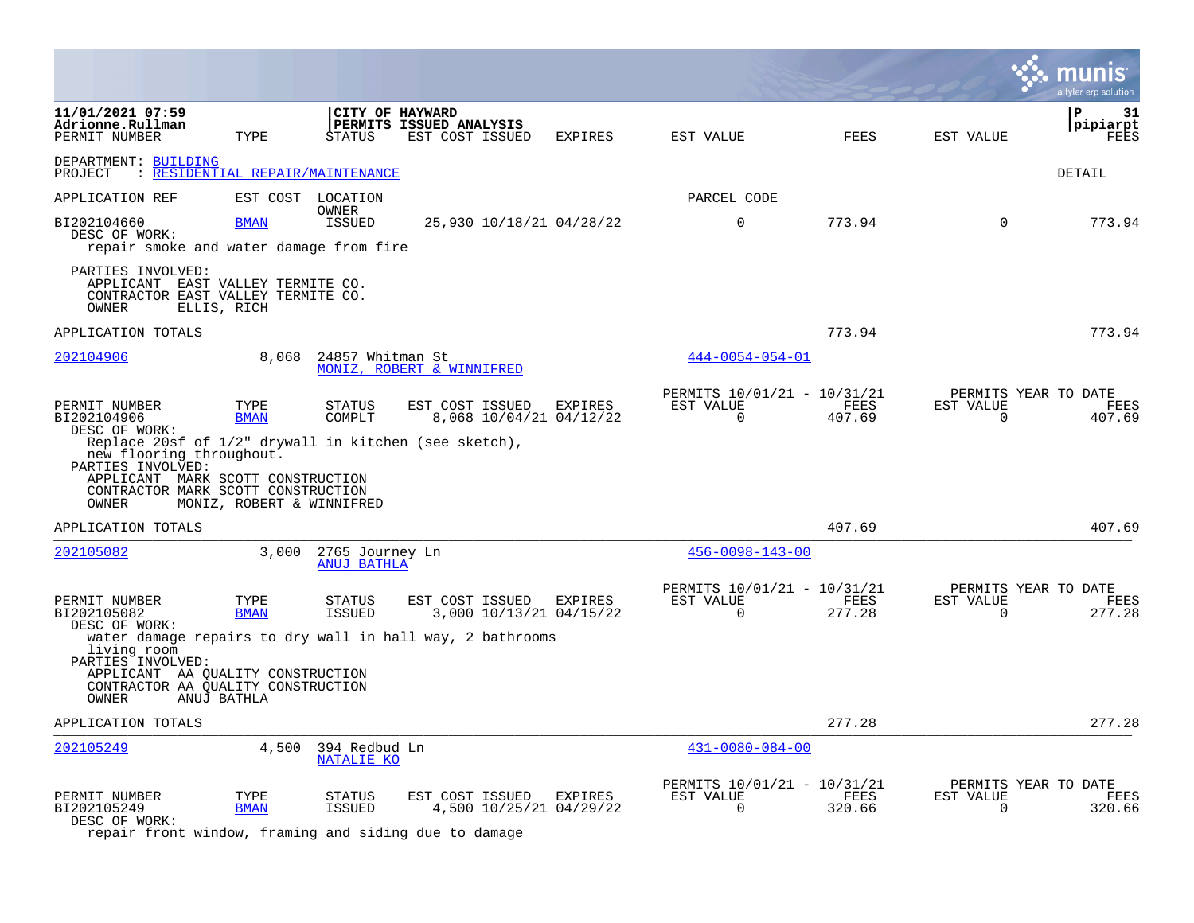11/01/2021 07:59
Adrionne.Rullman

**CITY OF HAYWARD**
**PERMITS ISSUED ANALYSIS**

P 31
pipiarpt

| PERMIT NUMBER | TYPE | STATUS | EST COST | ISSUED | EXPIRES | EST VALUE | FEES | EST VALUE | FEES |
|---|---|---|---|---|---|---|---|---|---|

DEPARTMENT: BUILDING
PROJECT : RESIDENTIAL REPAIR/MAINTENANCE

DETAIL

APPLICATION REF | EST COST | LOCATION / OWNER | PARCEL CODE

| PERMIT NUMBER | TYPE | STATUS | EST COST | ISSUED | EXPIRES | EST VALUE | FEES | EST VALUE | FEES |
|---|---|---|---|---|---|---|---|---|---|
| BI202104660 | BMAN | ISSUED | 25,930 | 10/18/21 | 04/28/22 | 0 | 773.94 | 0 | 773.94 |

DESC OF WORK:
repair smoke and water damage from fire

PARTIES INVOLVED:
APPLICANT EAST VALLEY TERMITE CO.
CONTRACTOR EAST VALLEY TERMITE CO.
OWNER ELLIS, RICH

APPLICATION TOTALS 773.94 773.94

---

202104906 | 8,068 | 24857 Whitman St | 444-0054-054-01
MONIZ, ROBERT & WINNIFRED

| PERMIT NUMBER | TYPE | STATUS | EST COST | ISSUED | EXPIRES | PERMITS 10/01/21 - 10/31/21 EST VALUE | FEES | PERMITS YEAR TO DATE EST VALUE | FEES |
|---|---|---|---|---|---|---|---|---|---|
| BI202104906 | BMAN | COMPLT | 8,068 | 10/04/21 | 04/12/22 | 0 | 407.69 | 0 | 407.69 |

DESC OF WORK:
Replace 20sf of 1/2" drywall in kitchen (see sketch), new flooring throughout.

PARTIES INVOLVED:
APPLICANT MARK SCOTT CONSTRUCTION
CONTRACTOR MARK SCOTT CONSTRUCTION
OWNER MONIZ, ROBERT & WINNIFRED

APPLICATION TOTALS 407.69 407.69

---

202105082 | 3,000 | 2765 Journey Ln | 456-0098-143-00
ANUJ BATHLA

| PERMIT NUMBER | TYPE | STATUS | EST COST | ISSUED | EXPIRES | PERMITS 10/01/21 - 10/31/21 EST VALUE | FEES | PERMITS YEAR TO DATE EST VALUE | FEES |
|---|---|---|---|---|---|---|---|---|---|
| BI202105082 | BMAN | ISSUED | 3,000 | 10/13/21 | 04/15/22 | 0 | 277.28 | 0 | 277.28 |

DESC OF WORK:
water damage repairs to dry wall in hall way, 2 bathrooms living room

PARTIES INVOLVED:
APPLICANT AA QUALITY CONSTRUCTION
CONTRACTOR AA QUALITY CONSTRUCTION
OWNER ANUJ BATHLA

APPLICATION TOTALS 277.28 277.28

---

202105249 | 4,500 | 394 Redbud Ln | 431-0080-084-00
NATALIE KO

| PERMIT NUMBER | TYPE | STATUS | EST COST | ISSUED | EXPIRES | PERMITS 10/01/21 - 10/31/21 EST VALUE | FEES | PERMITS YEAR TO DATE EST VALUE | FEES |
|---|---|---|---|---|---|---|---|---|---|
| BI202105249 | BMAN | ISSUED | 4,500 | 10/25/21 | 04/29/22 | 0 | 320.66 | 0 | 320.66 |

DESC OF WORK:
repair front window, framing and siding due to damage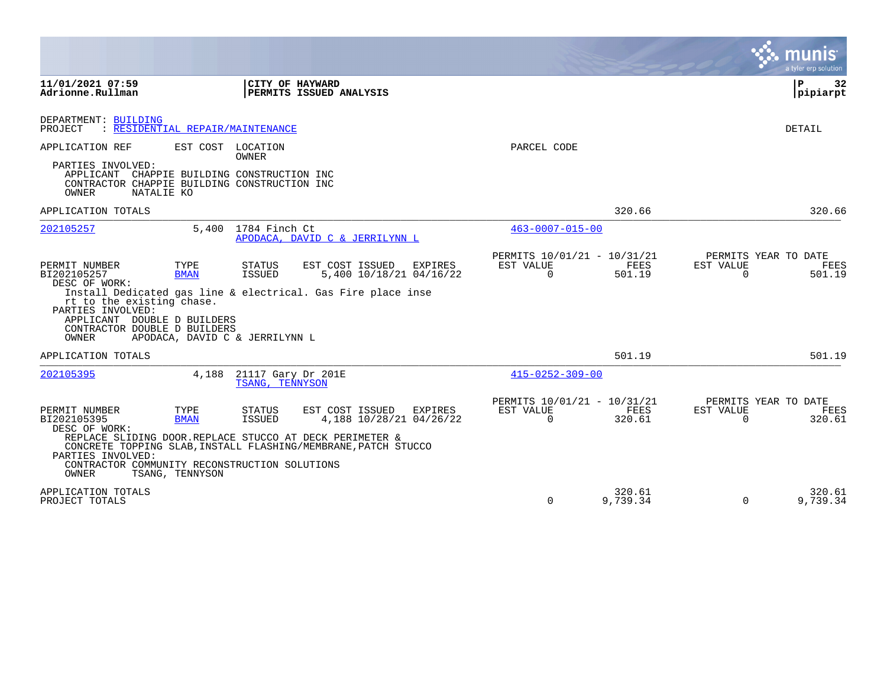**11/01/2021 07:59**
**Adrionne.Rullman**

**CITY OF HAYWARD**
**PERMITS ISSUED ANALYSIS**

**P 32**
**pipiarpt**

DEPARTMENT: BUILDING
PROJECT : RESIDENTIAL REPAIR/MAINTENANCE

DETAIL

APPLICATION REF | EST COST | LOCATION / OWNER | PARCEL CODE

PARTIES INVOLVED:
- APPLICANT CHAPPIE BUILDING CONSTRUCTION INC
- CONTRACTOR CHAPPIE BUILDING CONSTRUCTION INC
- OWNER NATALIE KO

APPLICATION TOTALS 320.66 320.66

---

**202105257** 5,400 1784 Finch Ct
APODACA, DAVID C & JERRILYNN L
PARCEL CODE: 463-0007-015-00

| PERMIT NUMBER | TYPE | STATUS | EST COST | ISSUED | EXPIRES | PERMITS 10/01/21 - 10/31/21 EST VALUE | FEES | PERMITS YEAR TO DATE EST VALUE | FEES |
|---|---|---|---|---|---|---|---|---|---|
| BI202105257 | BMAN | ISSUED | 5,400 | 10/18/21 | 04/16/22 | 0 | 501.19 | 0 | 501.19 |

DESC OF WORK:
Install Dedicated gas line & electrical. Gas Fire place inse rt to the existing chase.

PARTIES INVOLVED:
- APPLICANT DOUBLE D BUILDERS
- CONTRACTOR DOUBLE D BUILDERS
- OWNER APODACA, DAVID C & JERRILYNN L

APPLICATION TOTALS 501.19 501.19

---

**202105395** 4,188 21117 Gary Dr 201E
TSANG, TENNYSON
PARCEL CODE: 415-0252-309-00

| PERMIT NUMBER | TYPE | STATUS | EST COST | ISSUED | EXPIRES | PERMITS 10/01/21 - 10/31/21 EST VALUE | FEES | PERMITS YEAR TO DATE EST VALUE | FEES |
|---|---|---|---|---|---|---|---|---|---|
| BI202105395 | BMAN | ISSUED | 4,188 | 10/28/21 | 04/26/22 | 0 | 320.61 | 0 | 320.61 |

DESC OF WORK:
REPLACE SLIDING DOOR.REPLACE STUCCO AT DECK PERIMETER & CONCRETE TOPPING SLAB,INSTALL FLASHING/MEMBRANE,PATCH STUCCO

PARTIES INVOLVED:
- CONTRACTOR COMMUNITY RECONSTRUCTION SOLUTIONS
- OWNER TSANG, TENNYSON

| | EST VALUE | FEES | EST VALUE | FEES |
|---|---|---|---|---|
| APPLICATION TOTALS | | 320.61 | | 320.61 |
| PROJECT TOTALS | 0 | 9,739.34 | 0 | 9,739.34 |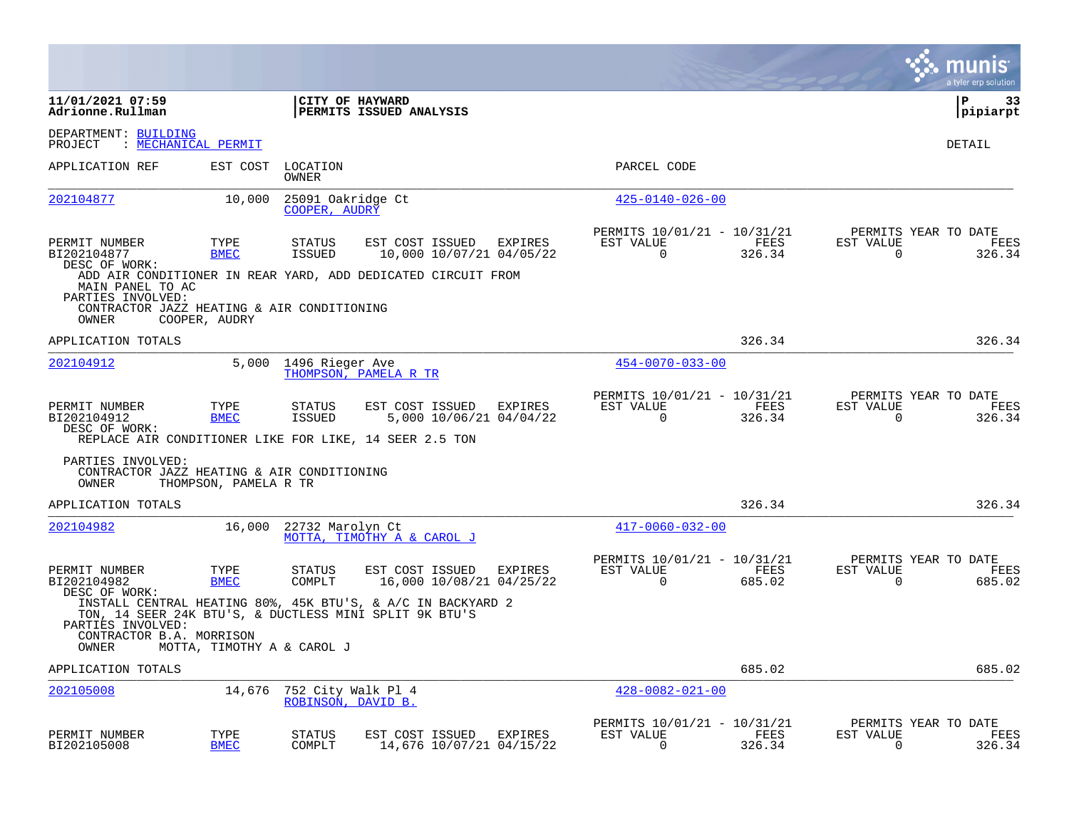**11/01/2021 07:59**
**Adrionne.Rullman**

**CITY OF HAYWARD**
**PERMITS ISSUED ANALYSIS**

**P 33**
**pipiarpt**

DEPARTMENT: BUILDING
PROJECT : MECHANICAL PERMIT

DETAIL

| APPLICATION REF | EST COST | LOCATION / OWNER | PARCEL CODE |
|---|---|---|---|
| 202104877 | 10,000 | 25091 Oakridge Ct / COOPER, AUDRY | 425-0140-026-00 |

| PERMIT NUMBER | TYPE | STATUS | EST COST | ISSUED | EXPIRES | PERMITS 10/01/21 - 10/31/21 EST VALUE | FEES | PERMITS YEAR TO DATE EST VALUE | FEES |
|---|---|---|---|---|---|---|---|---|---|
| BI202104877 | BMEC | ISSUED | 10,000 | 10/07/21 | 04/05/22 | 0 | 326.34 | 0 | 326.34 |

DESC OF WORK:
ADD AIR CONDITIONER IN REAR YARD, ADD DEDICATED CIRCUIT FROM MAIN PANEL TO AC

PARTIES INVOLVED:
CONTRACTOR JAZZ HEATING & AIR CONDITIONING
OWNER COOPER, AUDRY

APPLICATION TOTALS 326.34 326.34

| APPLICATION REF | EST COST | LOCATION / OWNER | PARCEL CODE |
|---|---|---|---|
| 202104912 | 5,000 | 1496 Rieger Ave / THOMPSON, PAMELA R TR | 454-0070-033-00 |

| PERMIT NUMBER | TYPE | STATUS | EST COST | ISSUED | EXPIRES | PERMITS 10/01/21 - 10/31/21 EST VALUE | FEES | PERMITS YEAR TO DATE EST VALUE | FEES |
|---|---|---|---|---|---|---|---|---|---|
| BI202104912 | BMEC | ISSUED | 5,000 | 10/06/21 | 04/04/22 | 0 | 326.34 | 0 | 326.34 |

DESC OF WORK:
REPLACE AIR CONDITIONER LIKE FOR LIKE, 14 SEER 2.5 TON

PARTIES INVOLVED:
CONTRACTOR JAZZ HEATING & AIR CONDITIONING
OWNER THOMPSON, PAMELA R TR

APPLICATION TOTALS 326.34 326.34

| APPLICATION REF | EST COST | LOCATION / OWNER | PARCEL CODE |
|---|---|---|---|
| 202104982 | 16,000 | 22732 Marolyn Ct / MOTTA, TIMOTHY A & CAROL J | 417-0060-032-00 |

| PERMIT NUMBER | TYPE | STATUS | EST COST | ISSUED | EXPIRES | PERMITS 10/01/21 - 10/31/21 EST VALUE | FEES | PERMITS YEAR TO DATE EST VALUE | FEES |
|---|---|---|---|---|---|---|---|---|---|
| BI202104982 | BMEC | COMPLT | 16,000 | 10/08/21 | 04/25/22 | 0 | 685.02 | 0 | 685.02 |

DESC OF WORK:
INSTALL CENTRAL HEATING 80%, 45K BTU'S, & A/C IN BACKYARD 2 TON, 14 SEER 24K BTU'S, & DUCTLESS MINI SPLIT 9K BTU'S

PARTIES INVOLVED:
CONTRACTOR B.A. MORRISON
OWNER MOTTA, TIMOTHY A & CAROL J

APPLICATION TOTALS 685.02 685.02

| APPLICATION REF | EST COST | LOCATION / OWNER | PARCEL CODE |
|---|---|---|---|
| 202105008 | 14,676 | 752 City Walk Pl 4 / ROBINSON, DAVID B. | 428-0082-021-00 |

| PERMIT NUMBER | TYPE | STATUS | EST COST | ISSUED | EXPIRES | PERMITS 10/01/21 - 10/31/21 EST VALUE | FEES | PERMITS YEAR TO DATE EST VALUE | FEES |
|---|---|---|---|---|---|---|---|---|---|
| BI202105008 | BMEC | COMPLT | 14,676 | 10/07/21 | 04/15/22 | 0 | 326.34 | 0 | 326.34 |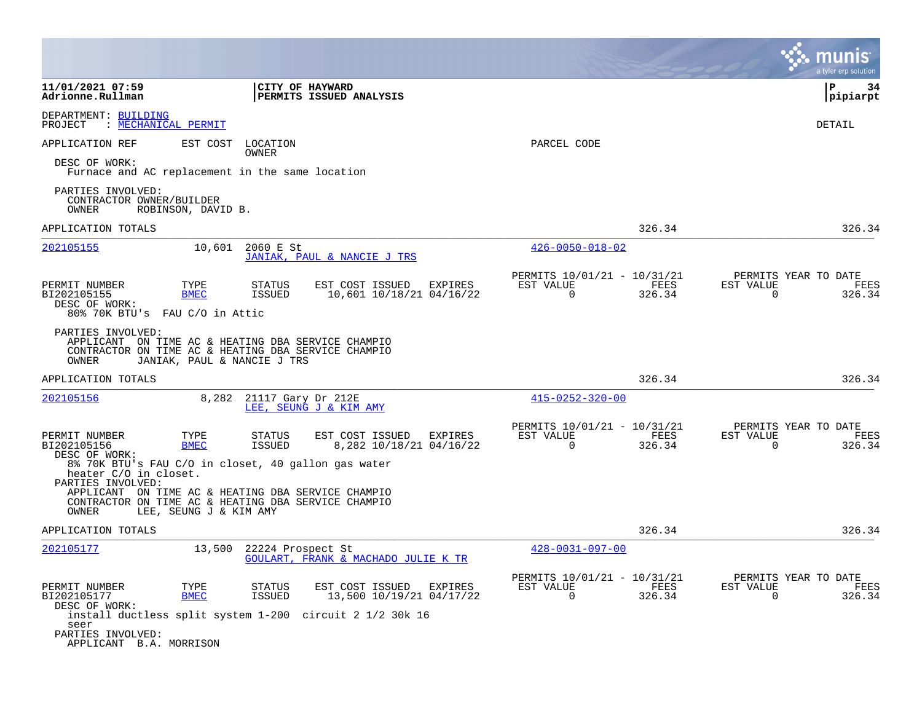**11/01/2021 07:59** | **CITY OF HAYWARD**
**Adrionne.Rullman** | **PERMITS ISSUED ANALYSIS**

DEPARTMENT: BUILDING
PROJECT : MECHANICAL PERMIT

DETAIL

APPLICATION REF | EST COST | LOCATION / OWNER | PARCEL CODE

DESC OF WORK:
Furnace and AC replacement in the same location

PARTIES INVOLVED:
CONTRACTOR OWNER/BUILDER
OWNER ROBINSON, DAVID B.

APPLICATION TOTALS 326.34 326.34

---

**202105155** 10,601 2060 E St
JANIAK, PAUL & NANCIE J TRS
426-0050-018-02

| PERMIT NUMBER | TYPE | STATUS | EST COST | ISSUED | EXPIRES | PERMITS 10/01/21 - 10/31/21 EST VALUE | FEES | PERMITS YEAR TO DATE EST VALUE | FEES |
|---|---|---|---|---|---|---|---|---|---|
| BI202105155 | BMEC | ISSUED | 10,601 | 10/18/21 | 04/16/22 | 0 | 326.34 | 0 | 326.34 |

DESC OF WORK:
80% 70K BTU's FAU C/O in Attic

PARTIES INVOLVED:
APPLICANT ON TIME AC & HEATING DBA SERVICE CHAMPIO
CONTRACTOR ON TIME AC & HEATING DBA SERVICE CHAMPIO
OWNER JANIAK, PAUL & NANCIE J TRS

APPLICATION TOTALS 326.34 326.34

---

**202105156** 8,282 21117 Gary Dr 212E
LEE, SEUNG J & KIM AMY
415-0252-320-00

| PERMIT NUMBER | TYPE | STATUS | EST COST | ISSUED | EXPIRES | PERMITS 10/01/21 - 10/31/21 EST VALUE | FEES | PERMITS YEAR TO DATE EST VALUE | FEES |
|---|---|---|---|---|---|---|---|---|---|
| BI202105156 | BMEC | ISSUED | 8,282 | 10/18/21 | 04/16/22 | 0 | 326.34 | 0 | 326.34 |

DESC OF WORK:
8% 70K BTU's FAU C/O in closet, 40 gallon gas water heater C/O in closet.

PARTIES INVOLVED:
APPLICANT ON TIME AC & HEATING DBA SERVICE CHAMPIO
CONTRACTOR ON TIME AC & HEATING DBA SERVICE CHAMPIO
OWNER LEE, SEUNG J & KIM AMY

APPLICATION TOTALS 326.34 326.34

---

**202105177** 13,500 22224 Prospect St
GOULART, FRANK & MACHADO JULIE K TR
428-0031-097-00

| PERMIT NUMBER | TYPE | STATUS | EST COST | ISSUED | EXPIRES | PERMITS 10/01/21 - 10/31/21 EST VALUE | FEES | PERMITS YEAR TO DATE EST VALUE | FEES |
|---|---|---|---|---|---|---|---|---|---|
| BI202105177 | BMEC | ISSUED | 13,500 | 10/19/21 | 04/17/22 | 0 | 326.34 | 0 | 326.34 |

DESC OF WORK:
install ductless split system 1-200 circuit 2 1/2 30k 16 seer

PARTIES INVOLVED:
APPLICANT B.A. MORRISON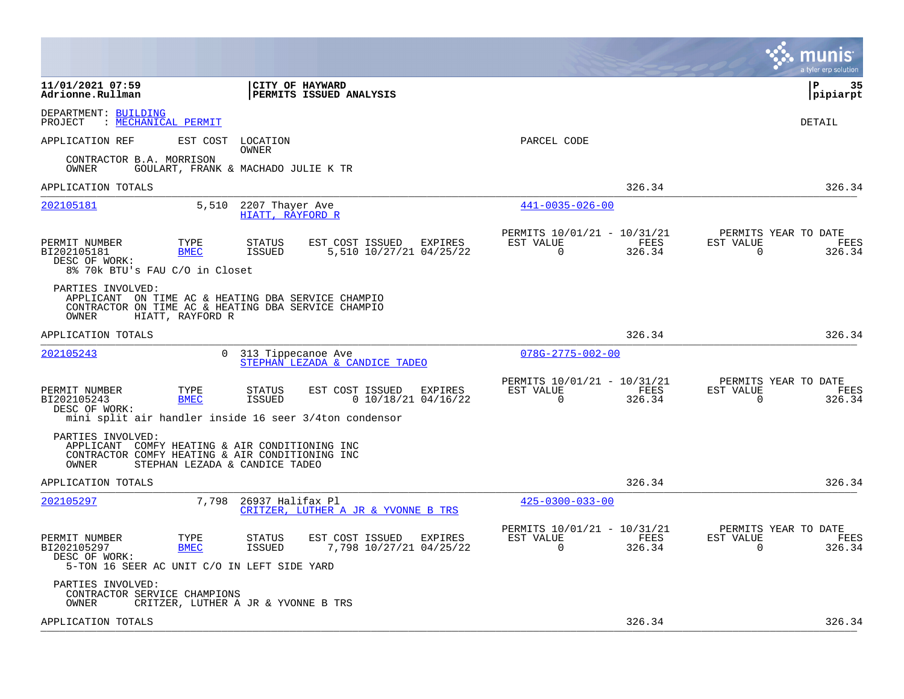DEPARTMENT: BUILDING
PROJECT : MECHANICAL PERMIT

DETAIL

APPLICATION REF | EST COST | LOCATION / OWNER | PARCEL CODE

CONTRACTOR B.A. MORRISON
OWNER GOULART, FRANK & MACHADO JULIE K TR

APPLICATION TOTALS — 326.34 — 326.34

---

**202105181** — 5,510 — 2207 Thayer Ave — HIATT, RAYFORD R — 441-0035-026-00

| PERMIT NUMBER | TYPE | STATUS | EST COST | ISSUED | EXPIRES | PERMITS 10/01/21 - 10/31/21 EST VALUE | FEES | PERMITS YEAR TO DATE EST VALUE | FEES |
|---|---|---|---|---|---|---|---|---|---|
| BI202105181 | BMEC | ISSUED | 5,510 | 10/27/21 | 04/25/22 | 0 | 326.34 | 0 | 326.34 |

DESC OF WORK:
8% 70k BTU's FAU C/O in Closet

PARTIES INVOLVED:
APPLICANT ON TIME AC & HEATING DBA SERVICE CHAMPIO
CONTRACTOR ON TIME AC & HEATING DBA SERVICE CHAMPIO
OWNER HIATT, RAYFORD R

APPLICATION TOTALS — 326.34 — 326.34

---

**202105243** — 0 — 313 Tippecanoe Ave — STEPHAN LEZADA & CANDICE TADEO — 078G-2775-002-00

| PERMIT NUMBER | TYPE | STATUS | EST COST | ISSUED | EXPIRES | PERMITS 10/01/21 - 10/31/21 EST VALUE | FEES | PERMITS YEAR TO DATE EST VALUE | FEES |
|---|---|---|---|---|---|---|---|---|---|
| BI202105243 | BMEC | ISSUED | 0 | 10/18/21 | 04/16/22 | 0 | 326.34 | 0 | 326.34 |

DESC OF WORK:
mini split air handler inside 16 seer 3/4ton condensor

PARTIES INVOLVED:
APPLICANT COMFY HEATING & AIR CONDITIONING INC
CONTRACTOR COMFY HEATING & AIR CONDITIONING INC
OWNER STEPHAN LEZADA & CANDICE TADEO

APPLICATION TOTALS — 326.34 — 326.34

---

**202105297** — 7,798 — 26937 Halifax Pl — CRITZER, LUTHER A JR & YVONNE B TRS — 425-0300-033-00

| PERMIT NUMBER | TYPE | STATUS | EST COST | ISSUED | EXPIRES | PERMITS 10/01/21 - 10/31/21 EST VALUE | FEES | PERMITS YEAR TO DATE EST VALUE | FEES |
|---|---|---|---|---|---|---|---|---|---|
| BI202105297 | BMEC | ISSUED | 7,798 | 10/27/21 | 04/25/22 | 0 | 326.34 | 0 | 326.34 |

DESC OF WORK:
5-TON 16 SEER AC UNIT C/O IN LEFT SIDE YARD

PARTIES INVOLVED:
CONTRACTOR SERVICE CHAMPIONS
OWNER CRITZER, LUTHER A JR & YVONNE B TRS

APPLICATION TOTALS — 326.34 — 326.34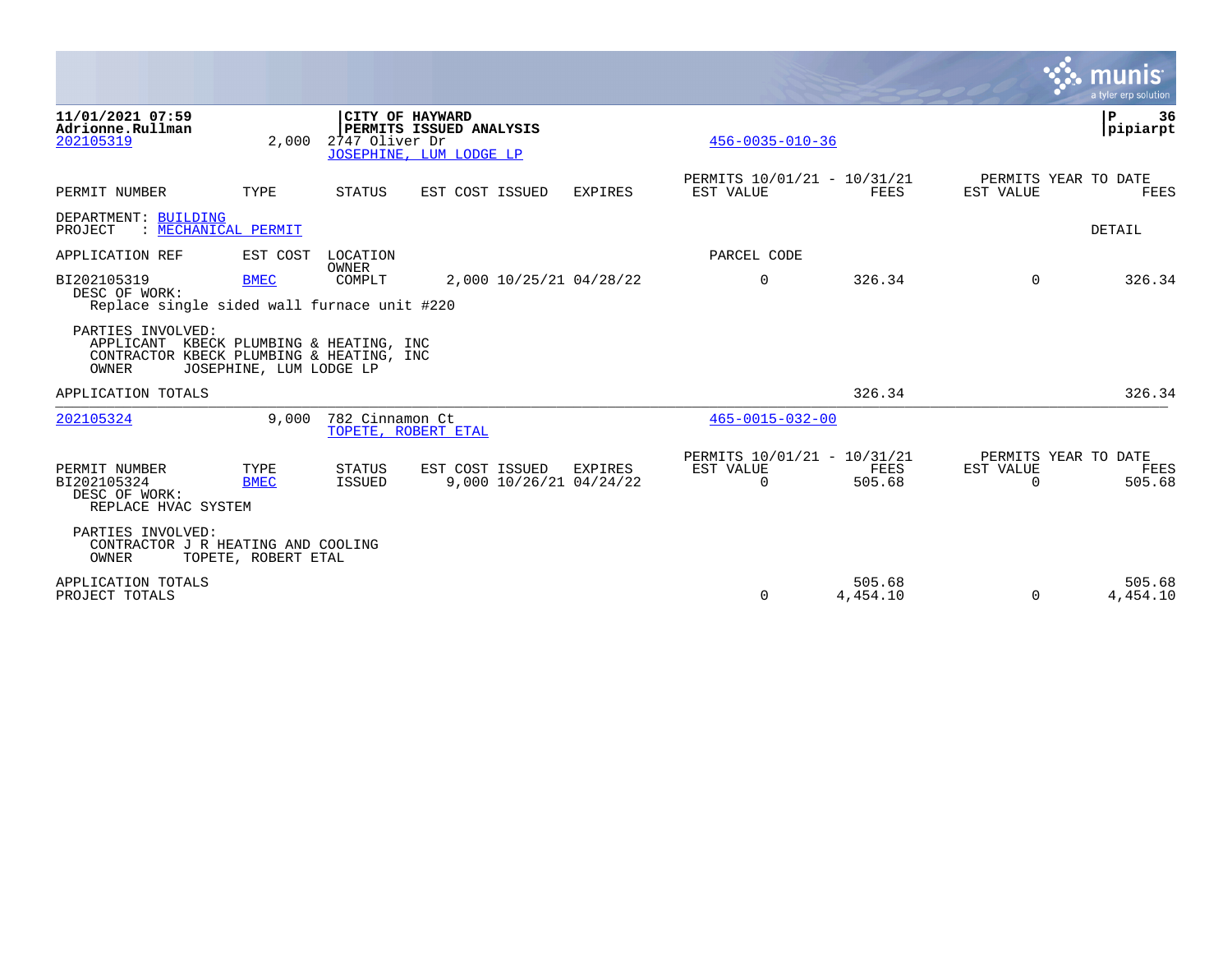**11/01/2021 07:59**
**Adrionne.Rullman**

**CITY OF HAYWARD**
**PERMITS ISSUED ANALYSIS**

**P 36**
**pipiarpt**

202105319 2,000 2747 Oliver Dr 456-0035-010-36
JOSEPHINE, LUM LODGE LP

| PERMIT NUMBER | TYPE | STATUS | EST COST | ISSUED | EXPIRES | PERMITS 10/01/21 - 10/31/21 EST VALUE | FEES | PERMITS YEAR TO DATE EST VALUE | FEES |
|---|---|---|---|---|---|---|---|---|---|

DEPARTMENT: BUILDING
PROJECT : MECHANICAL PERMIT

DETAIL

| APPLICATION REF | EST COST | LOCATION OWNER | | | | PARCEL CODE | | | |
|---|---|---|---|---|---|---|---|---|---|
| BI202105319 | BMEC | COMPLT | 2,000 | 10/25/21 | 04/28/22 | 0 | 326.34 | 0 | 326.34 |

DESC OF WORK:
Replace single sided wall furnace unit #220

PARTIES INVOLVED:
APPLICANT KBECK PLUMBING & HEATING, INC
CONTRACTOR KBECK PLUMBING & HEATING, INC
OWNER JOSEPHINE, LUM LODGE LP

APPLICATION TOTALS 326.34 326.34

---

202105324 9,000 782 Cinnamon Ct 465-0015-032-00
TOPETE, ROBERT ETAL

| PERMIT NUMBER | TYPE | STATUS | EST COST | ISSUED | EXPIRES | PERMITS 10/01/21 - 10/31/21 EST VALUE | FEES | PERMITS YEAR TO DATE EST VALUE | FEES |
|---|---|---|---|---|---|---|---|---|---|
| BI202105324 | BMEC | ISSUED | 9,000 | 10/26/21 | 04/24/22 | 0 | 505.68 | 0 | 505.68 |

DESC OF WORK:
REPLACE HVAC SYSTEM

PARTIES INVOLVED:
CONTRACTOR J R HEATING AND COOLING
OWNER TOPETE, ROBERT ETAL

| | EST VALUE | FEES | EST VALUE | FEES |
|---|---|---|---|---|
| APPLICATION TOTALS | | 505.68 | | 505.68 |
| PROJECT TOTALS | 0 | 4,454.10 | 0 | 4,454.10 |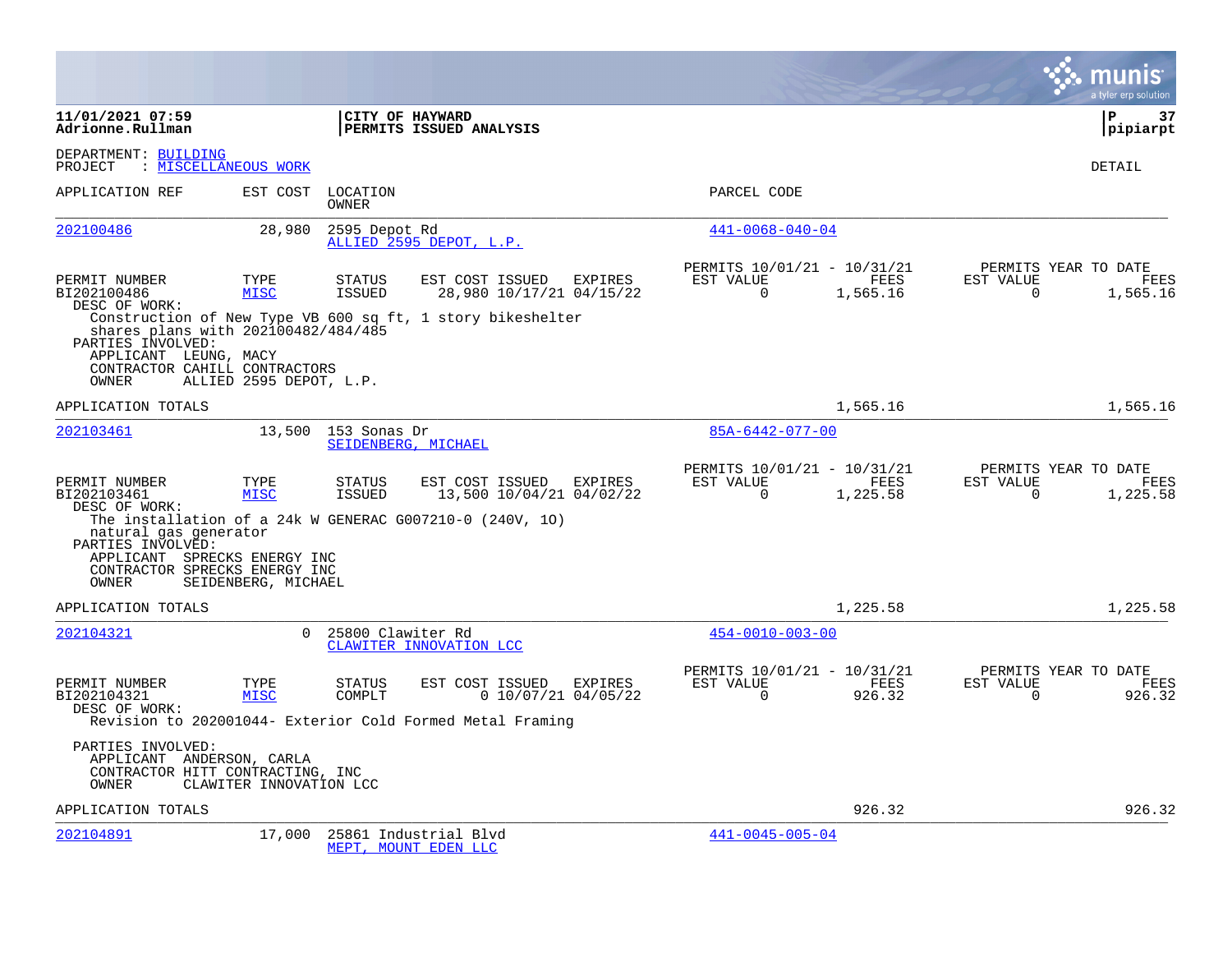**11/01/2021 07:59**
**Adrionne.Rullman**

**CITY OF HAYWARD**
**PERMITS ISSUED ANALYSIS**

**P 37**
**pipiarpt**

DEPARTMENT: BUILDING
PROJECT : MISCELLANEOUS WORK

DETAIL

| APPLICATION REF | EST COST | LOCATION / OWNER | PARCEL CODE |
|---|---|---|---|
| 202100486 | 28,980 | 2595 Depot Rd / ALLIED 2595 DEPOT, L.P. | 441-0068-040-04 |

| PERMIT NUMBER | TYPE | STATUS | EST COST | ISSUED | EXPIRES | PERMITS 10/01/21 - 10/31/21 EST VALUE | FEES | PERMITS YEAR TO DATE EST VALUE | FEES |
|---|---|---|---|---|---|---|---|---|---|
| BI202100486 | MISC | ISSUED | 28,980 | 10/17/21 | 04/15/22 | 0 | 1,565.16 | 0 | 1,565.16 |

DESC OF WORK:
Construction of New Type VB 600 sq ft, 1 story bikeshelter
shares plans with 202100482/484/485

PARTIES INVOLVED:
APPLICANT LEUNG, MACY
CONTRACTOR CAHILL CONTRACTORS
OWNER ALLIED 2595 DEPOT, L.P.

APPLICATION TOTALS 1,565.16 1,565.16

| APPLICATION REF | EST COST | LOCATION / OWNER | PARCEL CODE |
|---|---|---|---|
| 202103461 | 13,500 | 153 Sonas Dr / SEIDENBERG, MICHAEL | 85A-6442-077-00 |

| PERMIT NUMBER | TYPE | STATUS | EST COST | ISSUED | EXPIRES | PERMITS 10/01/21 - 10/31/21 EST VALUE | FEES | PERMITS YEAR TO DATE EST VALUE | FEES |
|---|---|---|---|---|---|---|---|---|---|
| BI202103461 | MISC | ISSUED | 13,500 | 10/04/21 | 04/02/22 | 0 | 1,225.58 | 0 | 1,225.58 |

DESC OF WORK:
The installation of a 24k W GENERAC G007210-0 (240V, 1O)
natural gas generator

PARTIES INVOLVED:
APPLICANT SPRECKS ENERGY INC
CONTRACTOR SPRECKS ENERGY INC
OWNER SEIDENBERG, MICHAEL

APPLICATION TOTALS 1,225.58 1,225.58

| APPLICATION REF | EST COST | LOCATION / OWNER | PARCEL CODE |
|---|---|---|---|
| 202104321 | 0 | 25800 Clawiter Rd / CLAWITER INNOVATION LCC | 454-0010-003-00 |

| PERMIT NUMBER | TYPE | STATUS | EST COST | ISSUED | EXPIRES | PERMITS 10/01/21 - 10/31/21 EST VALUE | FEES | PERMITS YEAR TO DATE EST VALUE | FEES |
|---|---|---|---|---|---|---|---|---|---|
| BI202104321 | MISC | COMPLT | 0 | 10/07/21 | 04/05/22 | 0 | 926.32 | 0 | 926.32 |

DESC OF WORK:
Revision to 202001044- Exterior Cold Formed Metal Framing

PARTIES INVOLVED:
APPLICANT ANDERSON, CARLA
CONTRACTOR HITT CONTRACTING, INC
OWNER CLAWITER INNOVATION LCC

APPLICATION TOTALS 926.32 926.32

| APPLICATION REF | EST COST | LOCATION / OWNER | PARCEL CODE |
|---|---|---|---|
| 202104891 | 17,000 | 25861 Industrial Blvd / MEPT, MOUNT EDEN LLC | 441-0045-005-04 |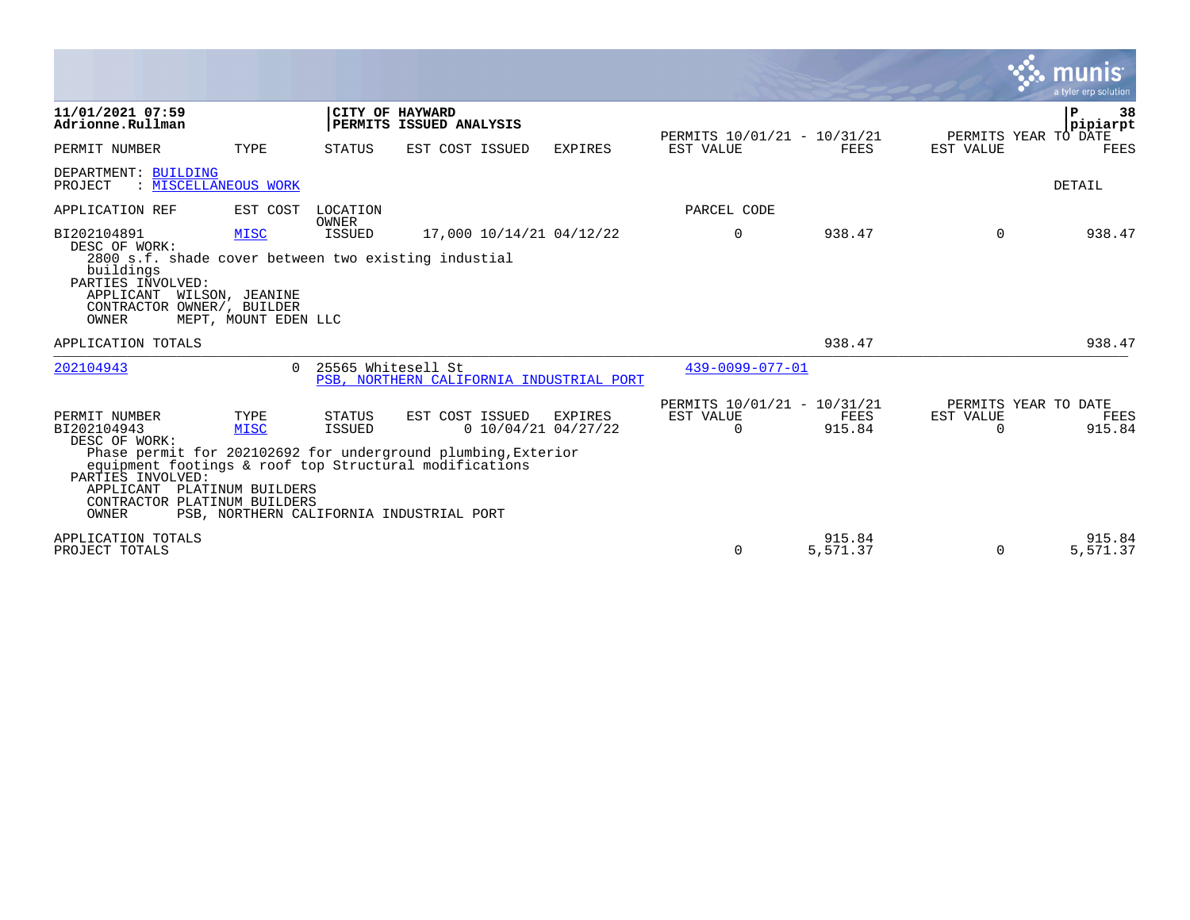**11/01/2021 07:59**
**Adrionne.Rullman**

**CITY OF HAYWARD**
**PERMITS ISSUED ANALYSIS**

**pipiarpt**

| PERMIT NUMBER | TYPE | STATUS | EST COST | ISSUED | EXPIRES | PERMITS 10/01/21 - 10/31/21 EST VALUE | FEES | PERMITS YEAR TO DATE EST VALUE | FEES |
|---|---|---|---|---|---|---|---|---|---|

DEPARTMENT: BUILDING
PROJECT : MISCELLANEOUS WORK

DETAIL

| APPLICATION REF | EST COST | LOCATION / OWNER | | | | PARCEL CODE | | | |
|---|---|---|---|---|---|---|---|---|---|
| BI202104891 | MISC | ISSUED | 17,000 | 10/14/21 | 04/12/22 | 0 | 938.47 | 0 | 938.47 |

DESC OF WORK:
2800 s.f. shade cover between two existing industial buildings
PARTIES INVOLVED:
APPLICANT WILSON, JEANINE
CONTRACTOR OWNER/, BUILDER
OWNER MEPT, MOUNT EDEN LLC

| APPLICATION TOTALS | | | | | | | 938.47 | | 938.47 |
|---|---|---|---|---|---|---|---|---|---|

202104943 | 0 | 25565 Whitesell St | PSB, NORTHERN CALIFORNIA INDUSTRIAL PORT | 439-0099-077-01

| PERMIT NUMBER | TYPE | STATUS | EST COST | ISSUED | EXPIRES | PERMITS 10/01/21 - 10/31/21 EST VALUE | FEES | PERMITS YEAR TO DATE EST VALUE | FEES |
|---|---|---|---|---|---|---|---|---|---|
| BI202104943 | MISC | ISSUED | 0 | 10/04/21 | 04/27/22 | 0 | 915.84 | 0 | 915.84 |

DESC OF WORK:
Phase permit for 202102692 for underground plumbing,Exterior equipment footings & roof top Structural modifications
PARTIES INVOLVED:
APPLICANT PLATINUM BUILDERS
CONTRACTOR PLATINUM BUILDERS
OWNER PSB, NORTHERN CALIFORNIA INDUSTRIAL PORT

| | | | | | | EST VALUE | FEES | EST VALUE | FEES |
|---|---|---|---|---|---|---|---|---|---|
| APPLICATION TOTALS | | | | | | | 915.84 | | 915.84 |
| PROJECT TOTALS | | | | | | 0 | 5,571.37 | 0 | 5,571.37 |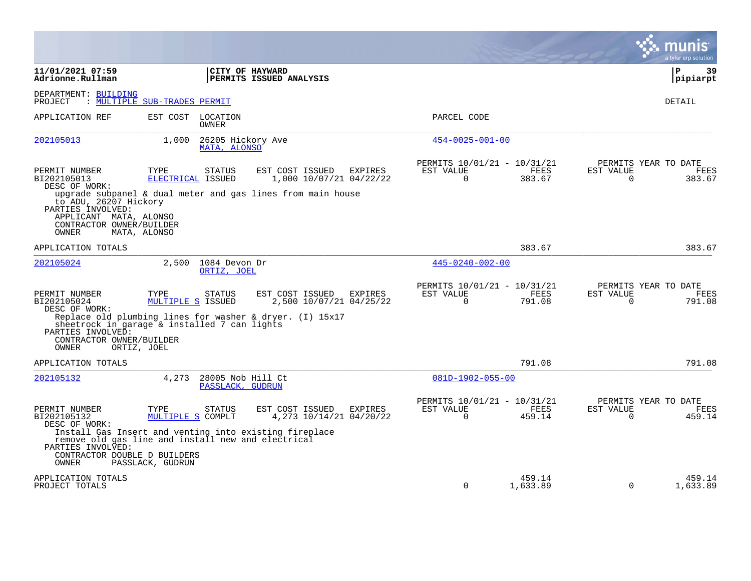**11/01/2021 07:59**
**Adrionne.Rullman**

**CITY OF HAYWARD**
**PERMITS ISSUED ANALYSIS**

**P 39**
**pipiarpt**

DEPARTMENT: BUILDING
PROJECT : MULTIPLE SUB-TRADES PERMIT

DETAIL

| APPLICATION REF | EST COST | LOCATION / OWNER | PARCEL CODE |
|---|---|---|---|
| 202105013 | 1,000 | 26205 Hickory Ave / MATA, ALONSO | 454-0025-001-00 |

| PERMIT NUMBER | TYPE | STATUS | EST COST | ISSUED | EXPIRES | PERMITS 10/01/21 - 10/31/21 EST VALUE | FEES | PERMITS YEAR TO DATE EST VALUE | FEES |
|---|---|---|---|---|---|---|---|---|---|
| BI202105013 | ELECTRICAL | ISSUED | 1,000 | 10/07/21 | 04/22/22 | 0 | 383.67 | 0 | 383.67 |

DESC OF WORK:
upgrade subpanel & dual meter and gas lines from main house to ADU, 26207 Hickory

PARTIES INVOLVED:
- APPLICANT MATA, ALONSO
- CONTRACTOR OWNER/BUILDER
- OWNER MATA, ALONSO

APPLICATION TOTALS — 383.67 — 383.67

| APPLICATION REF | EST COST | LOCATION / OWNER | PARCEL CODE |
|---|---|---|---|
| 202105024 | 2,500 | 1084 Devon Dr / ORTIZ, JOEL | 445-0240-002-00 |

| PERMIT NUMBER | TYPE | STATUS | EST COST | ISSUED | EXPIRES | PERMITS 10/01/21 - 10/31/21 EST VALUE | FEES | PERMITS YEAR TO DATE EST VALUE | FEES |
|---|---|---|---|---|---|---|---|---|---|
| BI202105024 | MULTIPLE S | ISSUED | 2,500 | 10/07/21 | 04/25/22 | 0 | 791.08 | 0 | 791.08 |

DESC OF WORK:
Replace old plumbing lines for washer & dryer. (I) 15x17 sheetrock in garage & installed 7 can lights

PARTIES INVOLVED:
- CONTRACTOR OWNER/BUILDER
- OWNER ORTIZ, JOEL

APPLICATION TOTALS — 791.08 — 791.08

| APPLICATION REF | EST COST | LOCATION / OWNER | PARCEL CODE |
|---|---|---|---|
| 202105132 | 4,273 | 28005 Nob Hill Ct / PASSLACK, GUDRUN | 081D-1902-055-00 |

| PERMIT NUMBER | TYPE | STATUS | EST COST | ISSUED | EXPIRES | PERMITS 10/01/21 - 10/31/21 EST VALUE | FEES | PERMITS YEAR TO DATE EST VALUE | FEES |
|---|---|---|---|---|---|---|---|---|---|
| BI202105132 | MULTIPLE S | COMPLT | 4,273 | 10/14/21 | 04/20/22 | 0 | 459.14 | 0 | 459.14 |

DESC OF WORK:
Install Gas Insert and venting into existing fireplace remove old gas line and install new and electrical

PARTIES INVOLVED:
- CONTRACTOR DOUBLE D BUILDERS
- OWNER PASSLACK, GUDRUN

| | PERMITS 10/01/21 - 10/31/21 EST VALUE | FEES | PERMITS YEAR TO DATE EST VALUE | FEES |
|---|---|---|---|---|
| APPLICATION TOTALS | | 459.14 | | 459.14 |
| PROJECT TOTALS | 0 | 1,633.89 | 0 | 1,633.89 |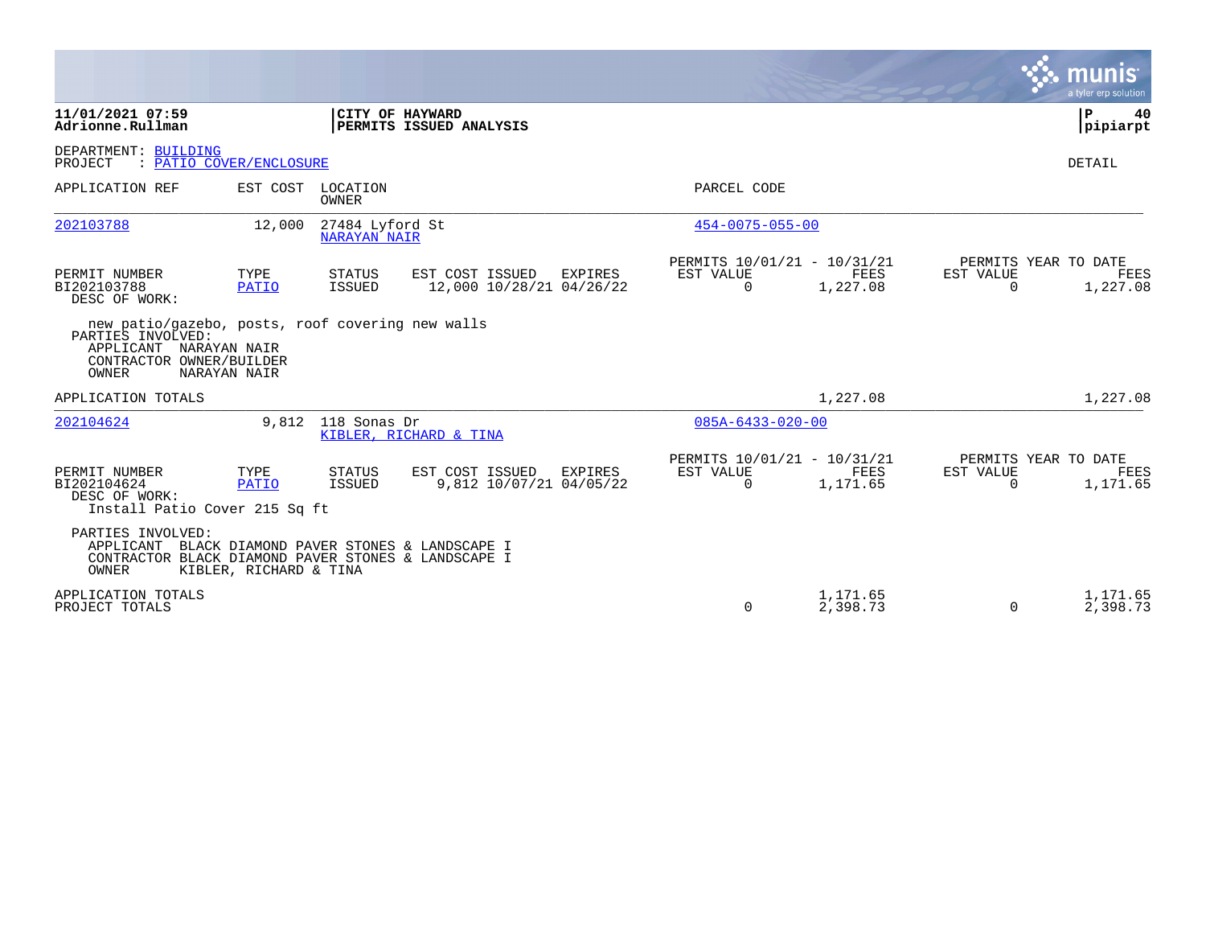**11/01/2021 07:59**
**Adrionne.Rullman**

**CITY OF HAYWARD**
**PERMITS ISSUED ANALYSIS**

**pipiarpt**

DEPARTMENT: BUILDING
PROJECT : PATIO COVER/ENCLOSURE

DETAIL

| APPLICATION REF | EST COST | LOCATION / OWNER | PARCEL CODE |
|---|---|---|---|
| 202103788 | 12,000 | 27484 Lyford St / NARAYAN NAIR | 454-0075-055-00 |

| PERMIT NUMBER | TYPE | STATUS | EST COST | ISSUED | EXPIRES | PERMITS 10/01/21 - 10/31/21 EST VALUE | FEES | PERMITS YEAR TO DATE EST VALUE | FEES |
|---|---|---|---|---|---|---|---|---|---|
| BI202103788 | PATIO | ISSUED | 12,000 | 10/28/21 | 04/26/22 | 0 | 1,227.08 | 0 | 1,227.08 |

DESC OF WORK:
new patio/gazebo, posts, roof covering new walls

PARTIES INVOLVED:
APPLICANT NARAYAN NAIR
CONTRACTOR OWNER/BUILDER
OWNER NARAYAN NAIR

APPLICATION TOTALS — 1,227.08 — 1,227.08

| APPLICATION REF | EST COST | LOCATION / OWNER | PARCEL CODE |
|---|---|---|---|
| 202104624 | 9,812 | 118 Sonas Dr / KIBLER, RICHARD & TINA | 085A-6433-020-00 |

| PERMIT NUMBER | TYPE | STATUS | EST COST | ISSUED | EXPIRES | PERMITS 10/01/21 - 10/31/21 EST VALUE | FEES | PERMITS YEAR TO DATE EST VALUE | FEES |
|---|---|---|---|---|---|---|---|---|---|
| BI202104624 | PATIO | ISSUED | 9,812 | 10/07/21 | 04/05/22 | 0 | 1,171.65 | 0 | 1,171.65 |

DESC OF WORK:
Install Patio Cover 215 Sq ft

PARTIES INVOLVED:
APPLICANT BLACK DIAMOND PAVER STONES & LANDSCAPE I
CONTRACTOR BLACK DIAMOND PAVER STONES & LANDSCAPE I
OWNER KIBLER, RICHARD & TINA

| | EST VALUE | FEES | YTD EST VALUE | YTD FEES |
|---|---|---|---|---|
| APPLICATION TOTALS | | 1,171.65 | | 1,171.65 |
| PROJECT TOTALS | 0 | 2,398.73 | 0 | 2,398.73 |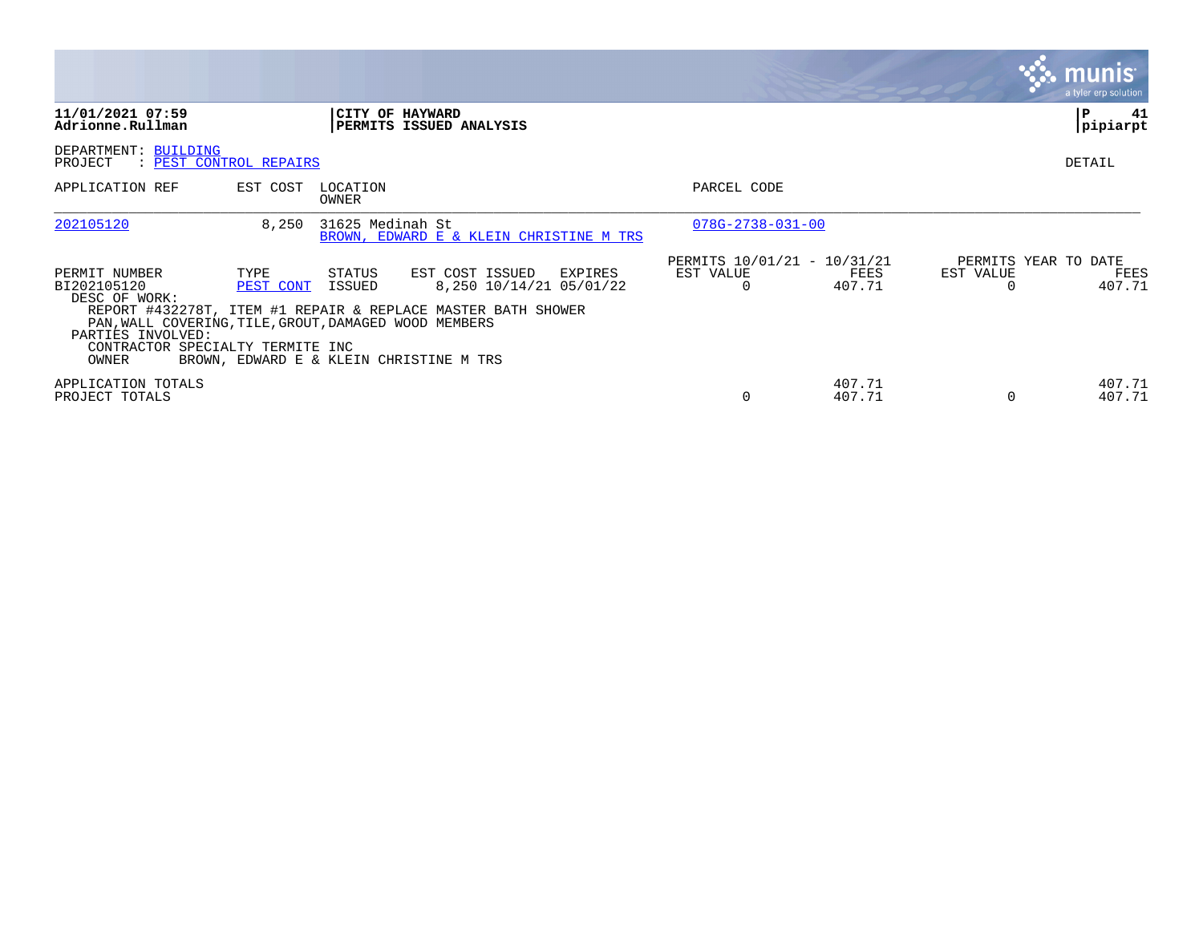**11/01/2021 07:59**
**Adrionne.Rullman**

**CITY OF HAYWARD**
**PERMITS ISSUED ANALYSIS**

**P 41**
**pipiarpt**

DEPARTMENT: BUILDING
PROJECT : PEST CONTROL REPAIRS

DETAIL

| APPLICATION REF | EST COST | LOCATION / OWNER | PARCEL CODE |
|---|---|---|---|
| 202105120 | 8,250 | 31625 Medinah St / BROWN, EDWARD E & KLEIN CHRISTINE M TRS | 078G-2738-031-00 |

| PERMIT NUMBER | TYPE | STATUS | EST COST | ISSUED | EXPIRES | PERMITS 10/01/21 - 10/31/21 EST VALUE | FEES | PERMITS YEAR TO DATE EST VALUE | FEES |
|---|---|---|---|---|---|---|---|---|---|
| BI202105120 | PEST CONT | ISSUED | 8,250 | 10/14/21 | 05/01/22 | 0 | 407.71 | 0 | 407.71 |

DESC OF WORK:
REPORT #432278T, ITEM #1 REPAIR & REPLACE MASTER BATH SHOWER PAN,WALL COVERING,TILE,GROUT,DAMAGED WOOD MEMBERS

PARTIES INVOLVED:
CONTRACTOR SPECIALTY TERMITE INC
OWNER BROWN, EDWARD E & KLEIN CHRISTINE M TRS

| | EST VALUE | FEES | EST VALUE | FEES |
|---|---|---|---|---|
| APPLICATION TOTALS | | 407.71 | | 407.71 |
| PROJECT TOTALS | 0 | 407.71 | 0 | 407.71 |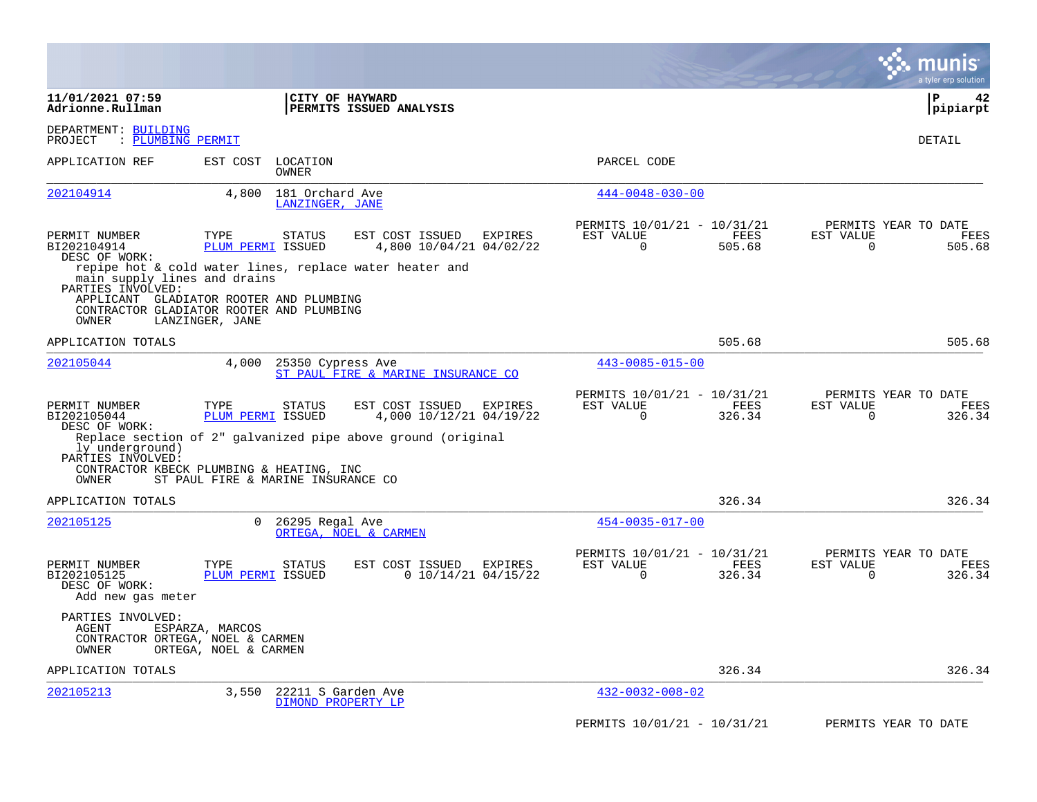**11/01/2021 07:59**
**Adrionne.Rullman**

**CITY OF HAYWARD**
**PERMITS ISSUED ANALYSIS**

**P 42**
**pipiarpt**

DEPARTMENT: BUILDING
PROJECT : PLUMBING PERMIT

DETAIL

| APPLICATION REF | EST COST | LOCATION / OWNER | PARCEL CODE |
|---|---|---|---|
| 202104914 | 4,800 | 181 Orchard Ave / LANZINGER, JANE | 444-0048-030-00 |

| PERMIT NUMBER | TYPE | STATUS | EST COST | ISSUED | EXPIRES | PERMITS 10/01/21 - 10/31/21 EST VALUE | FEES | PERMITS YEAR TO DATE EST VALUE | FEES |
|---|---|---|---|---|---|---|---|---|---|
| BI202104914 | PLUM PERMI | ISSUED | 4,800 | 10/04/21 | 04/02/22 | 0 | 505.68 | 0 | 505.68 |

DESC OF WORK:
repipe hot & cold water lines, replace water heater and main supply lines and drains

PARTIES INVOLVED:
APPLICANT GLADIATOR ROOTER AND PLUMBING
CONTRACTOR GLADIATOR ROOTER AND PLUMBING
OWNER LANZINGER, JANE

APPLICATION TOTALS 505.68 505.68

| APPLICATION REF | EST COST | LOCATION / OWNER | PARCEL CODE |
|---|---|---|---|
| 202105044 | 4,000 | 25350 Cypress Ave / ST PAUL FIRE & MARINE INSURANCE CO | 443-0085-015-00 |

| PERMIT NUMBER | TYPE | STATUS | EST COST | ISSUED | EXPIRES | PERMITS 10/01/21 - 10/31/21 EST VALUE | FEES | PERMITS YEAR TO DATE EST VALUE | FEES |
|---|---|---|---|---|---|---|---|---|---|
| BI202105044 | PLUM PERMI | ISSUED | 4,000 | 10/12/21 | 04/19/22 | 0 | 326.34 | 0 | 326.34 |

DESC OF WORK:
Replace section of 2" galvanized pipe above ground (originally underground)

PARTIES INVOLVED:
CONTRACTOR KBECK PLUMBING & HEATING, INC
OWNER ST PAUL FIRE & MARINE INSURANCE CO

APPLICATION TOTALS 326.34 326.34

| APPLICATION REF | EST COST | LOCATION / OWNER | PARCEL CODE |
|---|---|---|---|
| 202105125 | 0 | 26295 Regal Ave / ORTEGA, NOEL & CARMEN | 454-0035-017-00 |

| PERMIT NUMBER | TYPE | STATUS | EST COST | ISSUED | EXPIRES | PERMITS 10/01/21 - 10/31/21 EST VALUE | FEES | PERMITS YEAR TO DATE EST VALUE | FEES |
|---|---|---|---|---|---|---|---|---|---|
| BI202105125 | PLUM PERMI | ISSUED | 0 | 10/14/21 | 04/15/22 | 0 | 326.34 | 0 | 326.34 |

DESC OF WORK:
Add new gas meter

PARTIES INVOLVED:
AGENT ESPARZA, MARCOS
CONTRACTOR ORTEGA, NOEL & CARMEN
OWNER ORTEGA, NOEL & CARMEN

APPLICATION TOTALS 326.34 326.34

| APPLICATION REF | EST COST | LOCATION / OWNER | PARCEL CODE |
|---|---|---|---|
| 202105213 | 3,550 | 22211 S Garden Ave / DIMOND PROPERTY LP | 432-0032-008-02 |

PERMITS 10/01/21 - 10/31/21 PERMITS YEAR TO DATE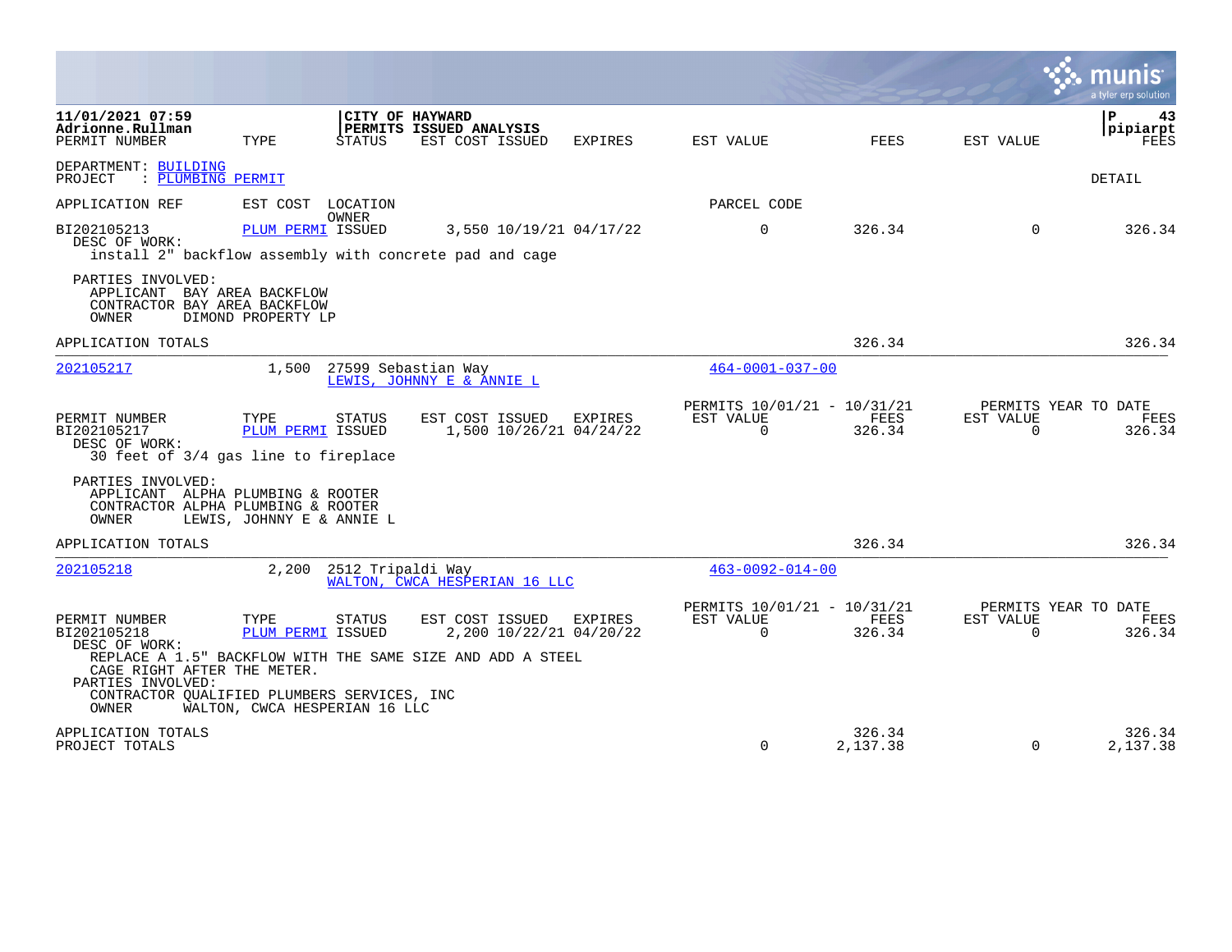**11/01/2021 07:59**
**Adrionne.Rullman**

**CITY OF HAYWARD**
**PERMITS ISSUED ANALYSIS**

P 43
pipiarpt

| PERMIT NUMBER | TYPE | STATUS | EST COST | ISSUED | EXPIRES | EST VALUE | FEES | EST VALUE | FEES |
|---|---|---|---|---|---|---|---|---|---|

DEPARTMENT: BUILDING
PROJECT : PLUMBING PERMIT

DETAIL

APPLICATION REF | EST COST | LOCATION / OWNER | PARCEL CODE

| PERMIT NUMBER | TYPE | STATUS | EST COST | ISSUED | EXPIRES | EST VALUE | FEES | EST VALUE | FEES |
|---|---|---|---|---|---|---|---|---|---|
| BI202105213 | PLUM PERMI | ISSUED | 3,550 | 10/19/21 | 04/17/22 | 0 | 326.34 | 0 | 326.34 |

DESC OF WORK:
install 2" backflow assembly with concrete pad and cage

PARTIES INVOLVED:
APPLICANT BAY AREA BACKFLOW
CONTRACTOR BAY AREA BACKFLOW
OWNER DIMOND PROPERTY LP

APPLICATION TOTALS — FEES 326.34 — FEES 326.34

---

202105217 — 1,500 — 27599 Sebastian Way — LEWIS, JOHNNY E & ANNIE L — 464-0001-037-00

| PERMIT NUMBER | TYPE | STATUS | EST COST | ISSUED | EXPIRES | PERMITS 10/01/21 - 10/31/21 EST VALUE | FEES | PERMITS YEAR TO DATE EST VALUE | FEES |
|---|---|---|---|---|---|---|---|---|---|
| BI202105217 | PLUM PERMI | ISSUED | 1,500 | 10/26/21 | 04/24/22 | 0 | 326.34 | 0 | 326.34 |

DESC OF WORK:
30 feet of 3/4 gas line to fireplace

PARTIES INVOLVED:
APPLICANT ALPHA PLUMBING & ROOTER
CONTRACTOR ALPHA PLUMBING & ROOTER
OWNER LEWIS, JOHNNY E & ANNIE L

APPLICATION TOTALS — FEES 326.34 — FEES 326.34

---

202105218 — 2,200 — 2512 Tripaldi Way — WALTON, CWCA HESPERIAN 16 LLC — 463-0092-014-00

| PERMIT NUMBER | TYPE | STATUS | EST COST | ISSUED | EXPIRES | PERMITS 10/01/21 - 10/31/21 EST VALUE | FEES | PERMITS YEAR TO DATE EST VALUE | FEES |
|---|---|---|---|---|---|---|---|---|---|
| BI202105218 | PLUM PERMI | ISSUED | 2,200 | 10/22/21 | 04/20/22 | 0 | 326.34 | 0 | 326.34 |

DESC OF WORK:
REPLACE A 1.5" BACKFLOW WITH THE SAME SIZE AND ADD A STEEL CAGE RIGHT AFTER THE METER.

PARTIES INVOLVED:
CONTRACTOR QUALIFIED PLUMBERS SERVICES, INC
OWNER WALTON, CWCA HESPERIAN 16 LLC

| | EST VALUE | FEES | EST VALUE | FEES |
|---|---|---|---|---|
| APPLICATION TOTALS | | 326.34 | | 326.34 |
| PROJECT TOTALS | 0 | 2,137.38 | 0 | 2,137.38 |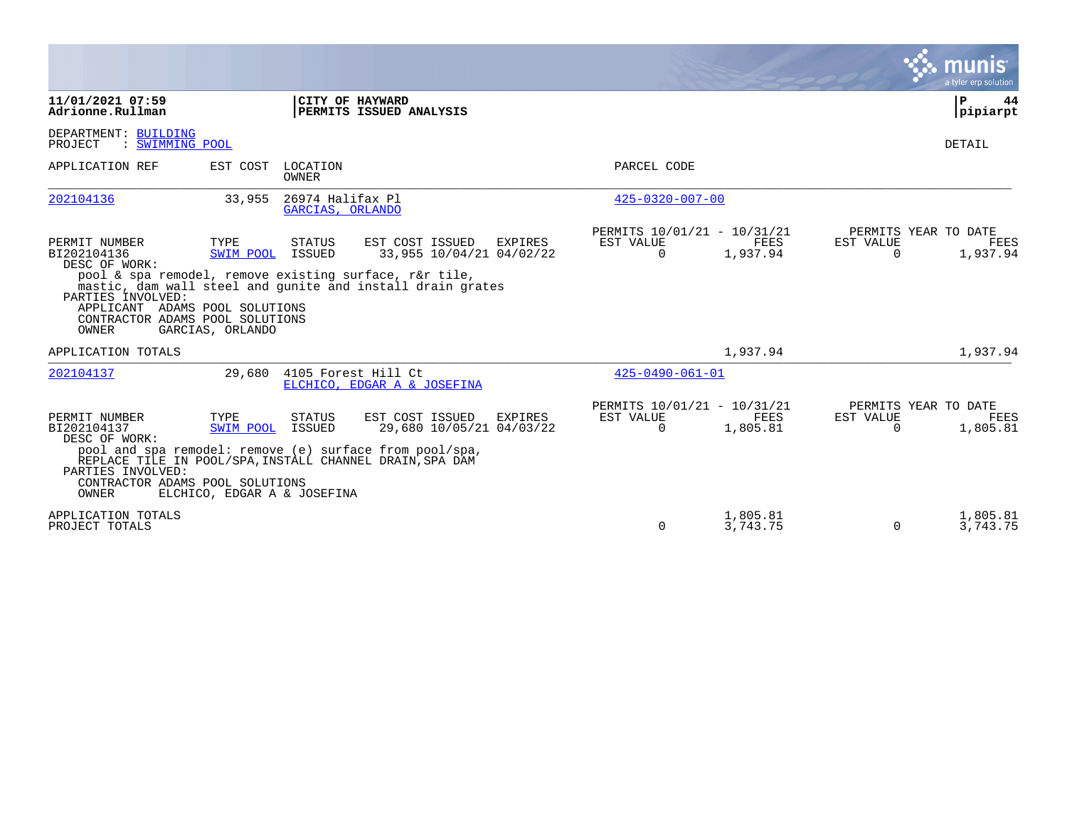**11/01/2021 07:59**
**Adrionne.Rullman**

**CITY OF HAYWARD**
**PERMITS ISSUED ANALYSIS**

**P 44**
**pipiarpt**

DEPARTMENT: BUILDING
PROJECT : SWIMMING POOL

DETAIL

| APPLICATION REF | EST COST | LOCATION / OWNER | PARCEL CODE |
|---|---|---|---|
| 202104136 | 33,955 | 26974 Halifax Pl / GARCIAS, ORLANDO | 425-0320-007-00 |

| PERMIT NUMBER | TYPE | STATUS | EST COST | ISSUED | EXPIRES | PERMITS 10/01/21 - 10/31/21 EST VALUE | FEES | PERMITS YEAR TO DATE EST VALUE | FEES |
|---|---|---|---|---|---|---|---|---|---|
| BI202104136 | SWIM POOL | ISSUED | 33,955 | 10/04/21 | 04/02/22 | 0 | 1,937.94 | 0 | 1,937.94 |

DESC OF WORK:
pool & spa remodel, remove existing surface, r&r tile, mastic, dam wall steel and gunite and install drain grates

PARTIES INVOLVED:
APPLICANT ADAMS POOL SOLUTIONS
CONTRACTOR ADAMS POOL SOLUTIONS
OWNER GARCIAS, ORLANDO

APPLICATION TOTALS: 1,937.94 | 1,937.94

| APPLICATION REF | EST COST | LOCATION / OWNER | PARCEL CODE |
|---|---|---|---|
| 202104137 | 29,680 | 4105 Forest Hill Ct / ELCHICO, EDGAR A & JOSEFINA | 425-0490-061-01 |

| PERMIT NUMBER | TYPE | STATUS | EST COST | ISSUED | EXPIRES | PERMITS 10/01/21 - 10/31/21 EST VALUE | FEES | PERMITS YEAR TO DATE EST VALUE | FEES |
|---|---|---|---|---|---|---|---|---|---|
| BI202104137 | SWIM POOL | ISSUED | 29,680 | 10/05/21 | 04/03/22 | 0 | 1,805.81 | 0 | 1,805.81 |

DESC OF WORK:
pool and spa remodel: remove (e) surface from pool/spa, REPLACE TILE IN POOL/SPA,INSTALL CHANNEL DRAIN,SPA DAM

PARTIES INVOLVED:
CONTRACTOR ADAMS POOL SOLUTIONS
OWNER ELCHICO, EDGAR A & JOSEFINA

| | EST VALUE | FEES | YTD EST VALUE | YTD FEES |
|---|---|---|---|---|
| APPLICATION TOTALS | | 1,805.81 | | 1,805.81 |
| PROJECT TOTALS | 0 | 3,743.75 | 0 | 3,743.75 |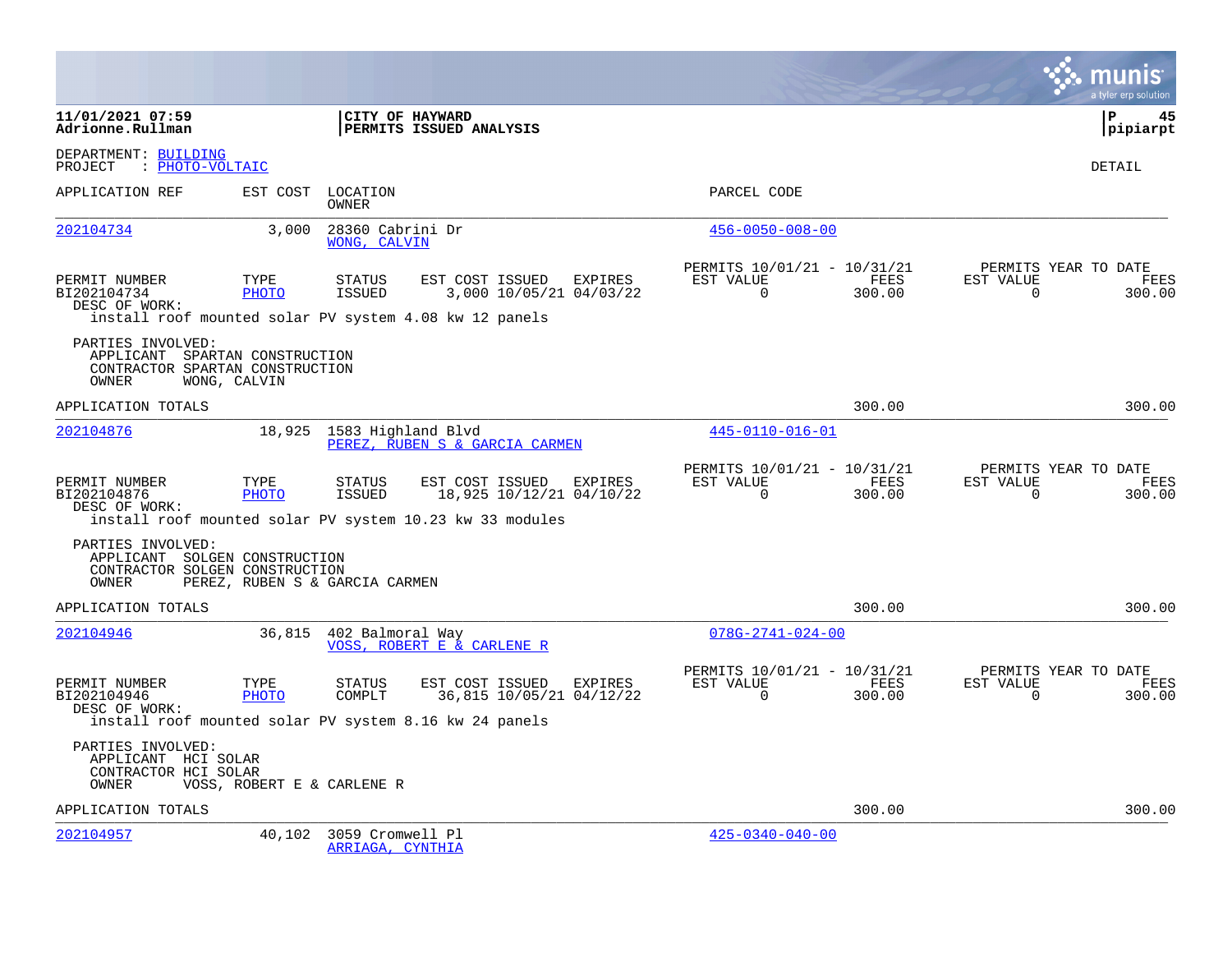**11/01/2021 07:59**
**Adrionne.Rullman**

**CITY OF HAYWARD**
**PERMITS ISSUED ANALYSIS**

**P 45**
**pipiarpt**

DEPARTMENT: BUILDING
PROJECT : PHOTO-VOLTAIC

DETAIL

| APPLICATION REF | EST COST | LOCATION / OWNER | PARCEL CODE |
|---|---|---|---|
| 202104734 | 3,000 | 28360 Cabrini Dr / WONG, CALVIN | 456-0050-008-00 |

| PERMIT NUMBER | TYPE | STATUS | EST COST | ISSUED | EXPIRES | PERMITS 10/01/21 - 10/31/21 EST VALUE | FEES | PERMITS YEAR TO DATE EST VALUE | FEES |
|---|---|---|---|---|---|---|---|---|---|
| BI202104734 | PHOTO | ISSUED | 3,000 | 10/05/21 | 04/03/22 | 0 | 300.00 | 0 | 300.00 |

DESC OF WORK:
install roof mounted solar PV system 4.08 kw 12 panels

PARTIES INVOLVED:
APPLICANT SPARTAN CONSTRUCTION
CONTRACTOR SPARTAN CONSTRUCTION
OWNER WONG, CALVIN

APPLICATION TOTALS 300.00 300.00

| APPLICATION REF | EST COST | LOCATION / OWNER | PARCEL CODE |
|---|---|---|---|
| 202104876 | 18,925 | 1583 Highland Blvd / PEREZ, RUBEN S & GARCIA CARMEN | 445-0110-016-01 |

| PERMIT NUMBER | TYPE | STATUS | EST COST | ISSUED | EXPIRES | PERMITS 10/01/21 - 10/31/21 EST VALUE | FEES | PERMITS YEAR TO DATE EST VALUE | FEES |
|---|---|---|---|---|---|---|---|---|---|
| BI202104876 | PHOTO | ISSUED | 18,925 | 10/12/21 | 04/10/22 | 0 | 300.00 | 0 | 300.00 |

DESC OF WORK:
install roof mounted solar PV system 10.23 kw 33 modules

PARTIES INVOLVED:
APPLICANT SOLGEN CONSTRUCTION
CONTRACTOR SOLGEN CONSTRUCTION
OWNER PEREZ, RUBEN S & GARCIA CARMEN

APPLICATION TOTALS 300.00 300.00

| APPLICATION REF | EST COST | LOCATION / OWNER | PARCEL CODE |
|---|---|---|---|
| 202104946 | 36,815 | 402 Balmoral Way / VOSS, ROBERT E & CARLENE R | 078G-2741-024-00 |

| PERMIT NUMBER | TYPE | STATUS | EST COST | ISSUED | EXPIRES | PERMITS 10/01/21 - 10/31/21 EST VALUE | FEES | PERMITS YEAR TO DATE EST VALUE | FEES |
|---|---|---|---|---|---|---|---|---|---|
| BI202104946 | PHOTO | COMPLT | 36,815 | 10/05/21 | 04/12/22 | 0 | 300.00 | 0 | 300.00 |

DESC OF WORK:
install roof mounted solar PV system 8.16 kw 24 panels

PARTIES INVOLVED:
APPLICANT HCI SOLAR
CONTRACTOR HCI SOLAR
OWNER VOSS, ROBERT E & CARLENE R

APPLICATION TOTALS 300.00 300.00

| APPLICATION REF | EST COST | LOCATION / OWNER | PARCEL CODE |
|---|---|---|---|
| 202104957 | 40,102 | 3059 Cromwell Pl / ARRIAGA, CYNTHIA | 425-0340-040-00 |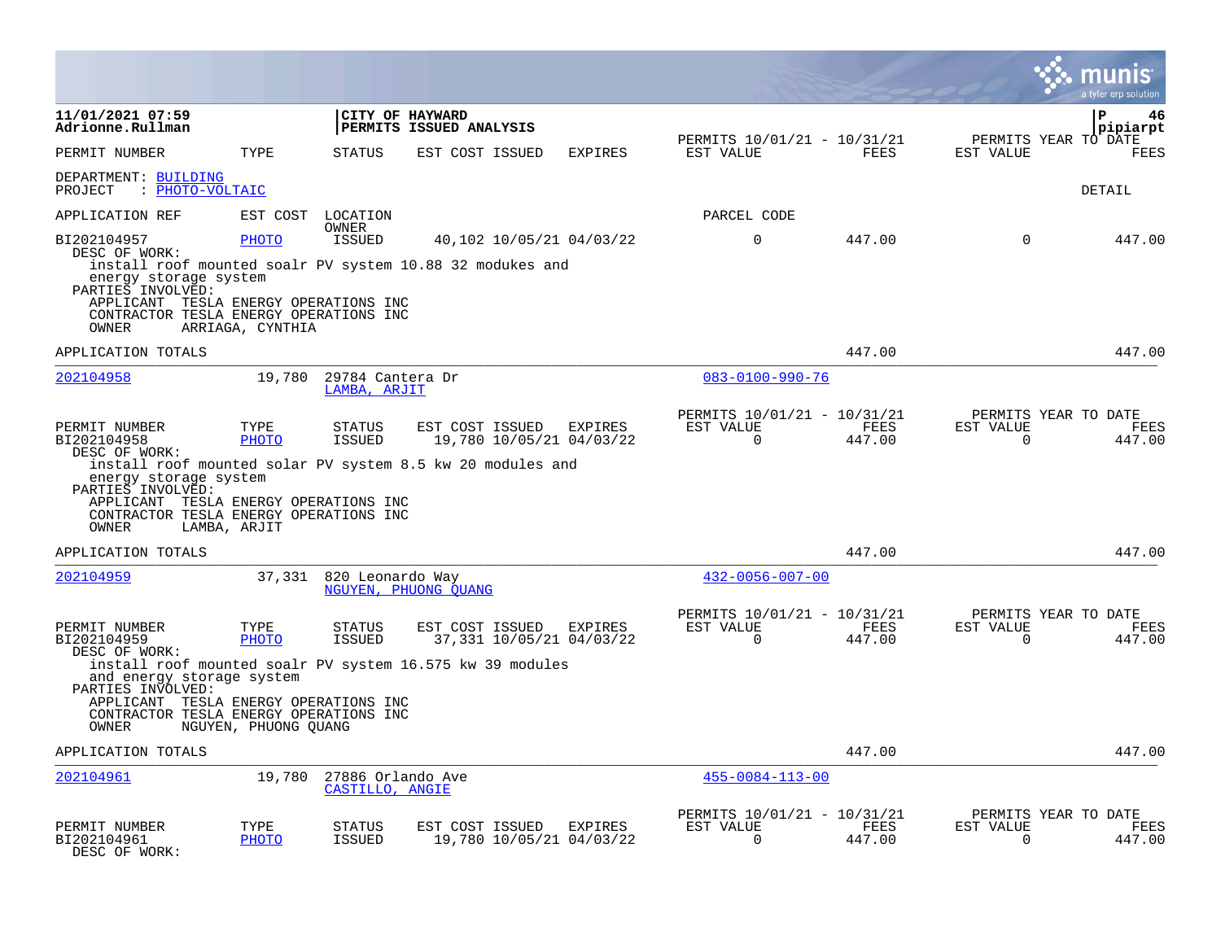**11/01/2021 07:59**
**Adrionne.Rullman**

**CITY OF HAYWARD**
**PERMITS ISSUED ANALYSIS**

**pipiarpt**

| PERMIT NUMBER | TYPE | STATUS | EST COST ISSUED | EXPIRES | PERMITS 10/01/21 - 10/31/21 EST VALUE | FEES | PERMITS YEAR TO DATE EST VALUE | FEES |
|---|---|---|---|---|---|---|---|---|

DEPARTMENT: BUILDING
PROJECT : PHOTO-VOLTAIC

DETAIL

APPLICATION REF    EST COST    LOCATION / OWNER    PARCEL CODE

| PERMIT NUMBER | TYPE | STATUS | EST COST | ISSUED | EXPIRES | EST VALUE | FEES | EST VALUE | FEES |
|---|---|---|---|---|---|---|---|---|---|
| BI202104957 | PHOTO | ISSUED | 40,102 | 10/05/21 | 04/03/22 | 0 | 447.00 | 0 | 447.00 |

DESC OF WORK:
install roof mounted soalr PV system 10.88 32 modukes and energy storage system
PARTIES INVOLVED:
APPLICANT TESLA ENERGY OPERATIONS INC
CONTRACTOR TESLA ENERGY OPERATIONS INC
OWNER ARRIAGA, CYNTHIA

APPLICATION TOTALS — 447.00 — 447.00

---

202104958    19,780    29784 Cantera Dr    LAMBA, ARJIT    083-0100-990-76

| PERMIT NUMBER | TYPE | STATUS | EST COST | ISSUED | EXPIRES | PERMITS 10/01/21 - 10/31/21 EST VALUE | FEES | PERMITS YEAR TO DATE EST VALUE | FEES |
|---|---|---|---|---|---|---|---|---|---|
| BI202104958 | PHOTO | ISSUED | 19,780 | 10/05/21 | 04/03/22 | 0 | 447.00 | 0 | 447.00 |

DESC OF WORK:
install roof mounted solar PV system 8.5 kw 20 modules and energy storage system
PARTIES INVOLVED:
APPLICANT TESLA ENERGY OPERATIONS INC
CONTRACTOR TESLA ENERGY OPERATIONS INC
OWNER LAMBA, ARJIT

APPLICATION TOTALS — 447.00 — 447.00

---

202104959    37,331    820 Leonardo Way    NGUYEN, PHUONG QUANG    432-0056-007-00

| PERMIT NUMBER | TYPE | STATUS | EST COST | ISSUED | EXPIRES | PERMITS 10/01/21 - 10/31/21 EST VALUE | FEES | PERMITS YEAR TO DATE EST VALUE | FEES |
|---|---|---|---|---|---|---|---|---|---|
| BI202104959 | PHOTO | ISSUED | 37,331 | 10/05/21 | 04/03/22 | 0 | 447.00 | 0 | 447.00 |

DESC OF WORK:
install roof mounted soalr PV system 16.575 kw 39 modules and energy storage system
PARTIES INVOLVED:
APPLICANT TESLA ENERGY OPERATIONS INC
CONTRACTOR TESLA ENERGY OPERATIONS INC
OWNER NGUYEN, PHUONG QUANG

APPLICATION TOTALS — 447.00 — 447.00

---

202104961    19,780    27886 Orlando Ave    CASTILLO, ANGIE    455-0084-113-00

| PERMIT NUMBER | TYPE | STATUS | EST COST | ISSUED | EXPIRES | PERMITS 10/01/21 - 10/31/21 EST VALUE | FEES | PERMITS YEAR TO DATE EST VALUE | FEES |
|---|---|---|---|---|---|---|---|---|---|
| BI202104961 | PHOTO | ISSUED | 19,780 | 10/05/21 | 04/03/22 | 0 | 447.00 | 0 | 447.00 |

DESC OF WORK: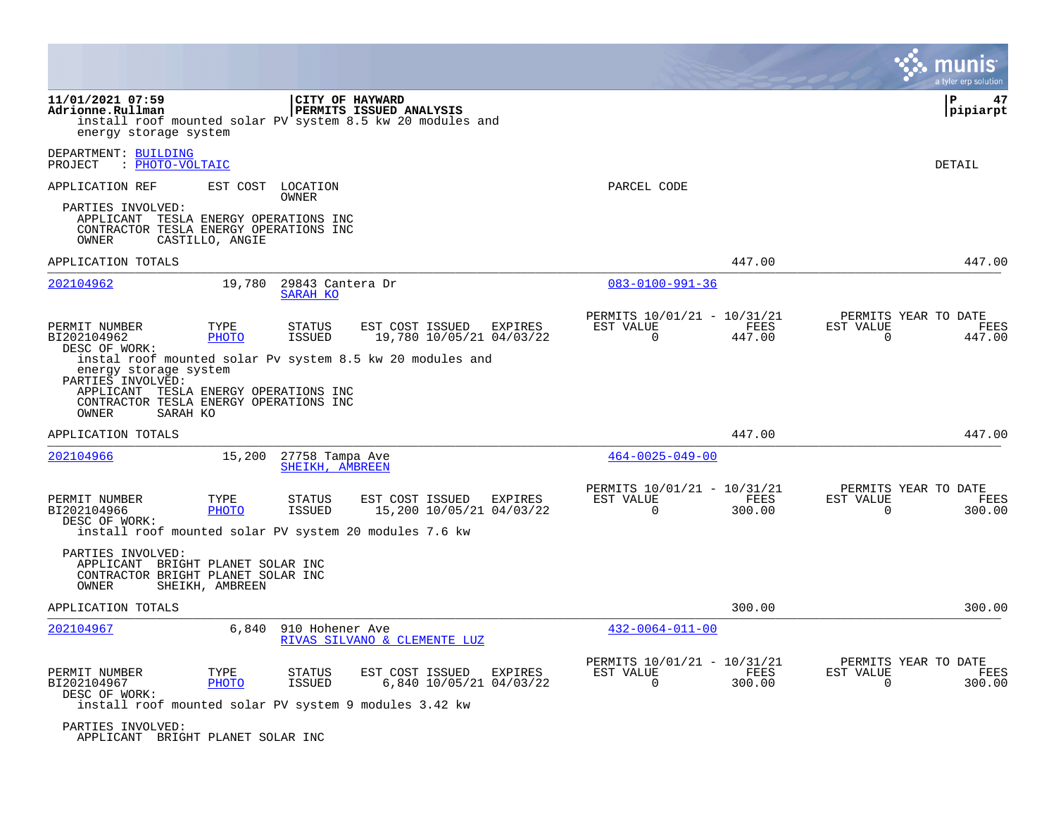install roof mounted solar PV system 8.5 kw 20 modules and energy storage system

DEPARTMENT: BUILDING
PROJECT : PHOTO-VOLTAIC

DETAIL

| APPLICATION REF | EST COST | LOCATION / OWNER | PARCEL CODE |
|---|---|---|---|

PARTIES INVOLVED:
APPLICANT TESLA ENERGY OPERATIONS INC
CONTRACTOR TESLA ENERGY OPERATIONS INC
OWNER CASTILLO, ANGIE

APPLICATION TOTALS 447.00 447.00

---

**202104962** | 19,780 | 29843 Cantera Dr | SARAH KO | 083-0100-991-36

| PERMIT NUMBER | TYPE | STATUS | EST COST | ISSUED | EXPIRES | PERMITS 10/01/21 - 10/31/21 EST VALUE | FEES | PERMITS YEAR TO DATE EST VALUE | FEES |
|---|---|---|---|---|---|---|---|---|---|
| BI202104962 | PHOTO | ISSUED | 19,780 | 10/05/21 | 04/03/22 | 0 | 447.00 | 0 | 447.00 |

DESC OF WORK:
instal roof mounted solar Pv system 8.5 kw 20 modules and energy storage system

PARTIES INVOLVED:
APPLICANT TESLA ENERGY OPERATIONS INC
CONTRACTOR TESLA ENERGY OPERATIONS INC
OWNER SARAH KO

APPLICATION TOTALS 447.00 447.00

---

**202104966** | 15,200 | 27758 Tampa Ave | SHEIKH, AMBREEN | 464-0025-049-00

| PERMIT NUMBER | TYPE | STATUS | EST COST | ISSUED | EXPIRES | PERMITS 10/01/21 - 10/31/21 EST VALUE | FEES | PERMITS YEAR TO DATE EST VALUE | FEES |
|---|---|---|---|---|---|---|---|---|---|
| BI202104966 | PHOTO | ISSUED | 15,200 | 10/05/21 | 04/03/22 | 0 | 300.00 | 0 | 300.00 |

DESC OF WORK:
install roof mounted solar PV system 20 modules 7.6 kw

PARTIES INVOLVED:
APPLICANT BRIGHT PLANET SOLAR INC
CONTRACTOR BRIGHT PLANET SOLAR INC
OWNER SHEIKH, AMBREEN

APPLICATION TOTALS 300.00 300.00

---

**202104967** | 6,840 | 910 Hohener Ave | RIVAS SILVANO & CLEMENTE LUZ | 432-0064-011-00

| PERMIT NUMBER | TYPE | STATUS | EST COST | ISSUED | EXPIRES | PERMITS 10/01/21 - 10/31/21 EST VALUE | FEES | PERMITS YEAR TO DATE EST VALUE | FEES |
|---|---|---|---|---|---|---|---|---|---|
| BI202104967 | PHOTO | ISSUED | 6,840 | 10/05/21 | 04/03/22 | 0 | 300.00 | 0 | 300.00 |

DESC OF WORK:
install roof mounted solar PV system 9 modules 3.42 kw

PARTIES INVOLVED:
APPLICANT BRIGHT PLANET SOLAR INC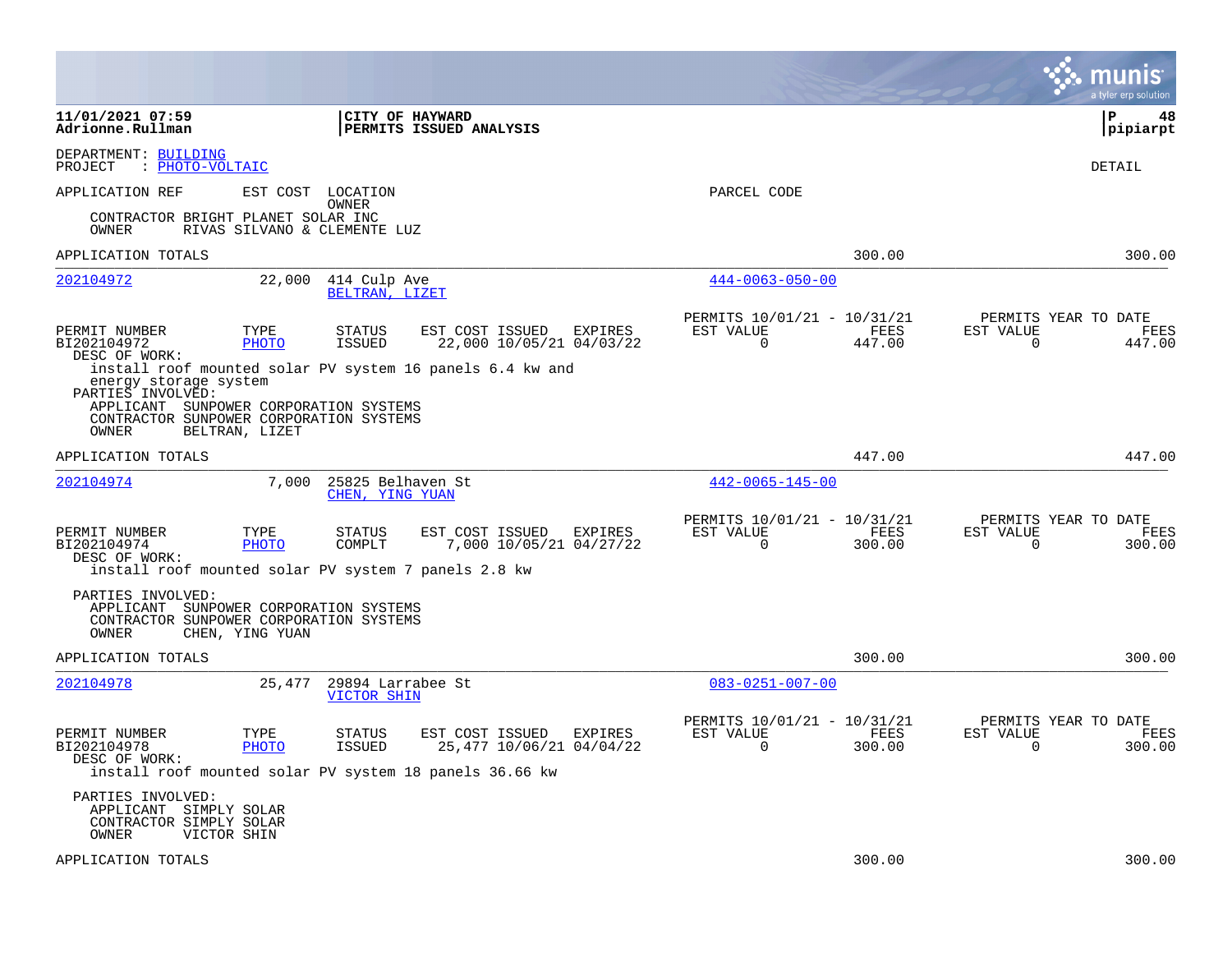**11/01/2021 07:59**
**Adrionne.Rullman**

**CITY OF HAYWARD**
**PERMITS ISSUED ANALYSIS**

**P 48**
**pipiarpt**

DEPARTMENT: BUILDING
PROJECT : PHOTO-VOLTAIC

DETAIL

APPLICATION REF    EST COST    LOCATION / OWNER    PARCEL CODE

CONTRACTOR BRIGHT PLANET SOLAR INC
OWNER RIVAS SILVANO & CLEMENTE LUZ

APPLICATION TOTALS 300.00 300.00

---

**202104972** 22,000 414 Culp Ave — BELTRAN, LIZET — 444-0063-050-00

| PERMIT NUMBER | TYPE | STATUS | EST COST | ISSUED | EXPIRES | PERMITS 10/01/21 - 10/31/21 EST VALUE | FEES | PERMITS YEAR TO DATE EST VALUE | FEES |
|---|---|---|---|---|---|---|---|---|---|
| BI202104972 | PHOTO | ISSUED | 22,000 | 10/05/21 | 04/03/22 | 0 | 447.00 | 0 | 447.00 |

DESC OF WORK:
install roof mounted solar PV system 16 panels 6.4 kw and energy storage system

PARTIES INVOLVED:
APPLICANT SUNPOWER CORPORATION SYSTEMS
CONTRACTOR SUNPOWER CORPORATION SYSTEMS
OWNER BELTRAN, LIZET

APPLICATION TOTALS 447.00 447.00

---

**202104974** 7,000 25825 Belhaven St — CHEN, YING YUAN — 442-0065-145-00

| PERMIT NUMBER | TYPE | STATUS | EST COST | ISSUED | EXPIRES | PERMITS 10/01/21 - 10/31/21 EST VALUE | FEES | PERMITS YEAR TO DATE EST VALUE | FEES |
|---|---|---|---|---|---|---|---|---|---|
| BI202104974 | PHOTO | COMPLT | 7,000 | 10/05/21 | 04/27/22 | 0 | 300.00 | 0 | 300.00 |

DESC OF WORK:
install roof mounted solar PV system 7 panels 2.8 kw

PARTIES INVOLVED:
APPLICANT SUNPOWER CORPORATION SYSTEMS
CONTRACTOR SUNPOWER CORPORATION SYSTEMS
OWNER CHEN, YING YUAN

APPLICATION TOTALS 300.00 300.00

---

**202104978** 25,477 29894 Larrabee St — VICTOR SHIN — 083-0251-007-00

| PERMIT NUMBER | TYPE | STATUS | EST COST | ISSUED | EXPIRES | PERMITS 10/01/21 - 10/31/21 EST VALUE | FEES | PERMITS YEAR TO DATE EST VALUE | FEES |
|---|---|---|---|---|---|---|---|---|---|
| BI202104978 | PHOTO | ISSUED | 25,477 | 10/06/21 | 04/04/22 | 0 | 300.00 | 0 | 300.00 |

DESC OF WORK:
install roof mounted solar PV system 18 panels 36.66 kw

PARTIES INVOLVED:
APPLICANT SIMPLY SOLAR
CONTRACTOR SIMPLY SOLAR
OWNER VICTOR SHIN

APPLICATION TOTALS 300.00 300.00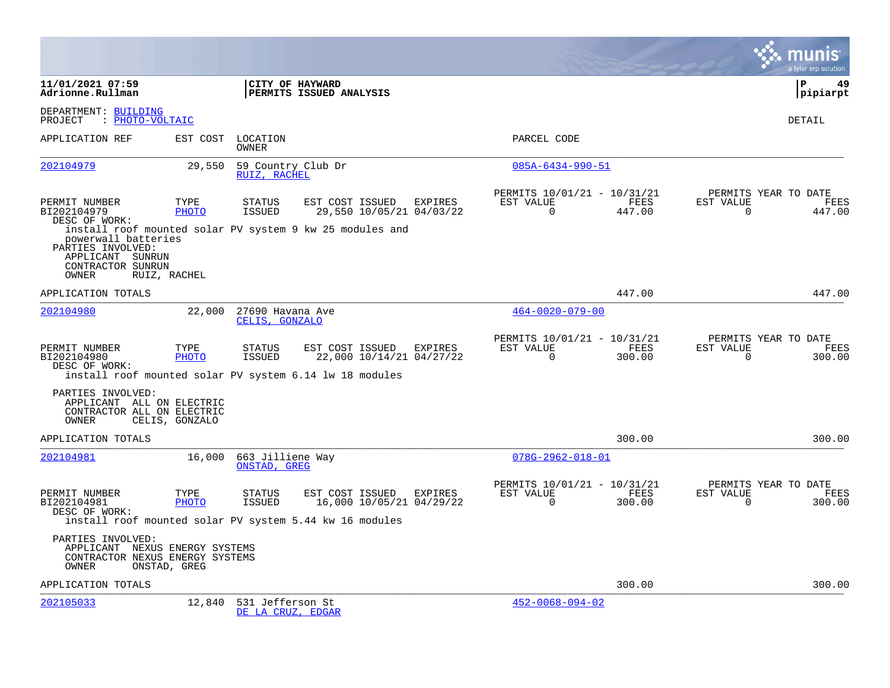**11/01/2021 07:59**
**Adrionne.Rullman**

**CITY OF HAYWARD**
**PERMITS ISSUED ANALYSIS**

DEPARTMENT: BUILDING
PROJECT : PHOTO-VOLTAIC

DETAIL

| APPLICATION REF | EST COST | LOCATION / OWNER | PARCEL CODE |
|---|---|---|---|
| 202104979 | 29,550 | 59 Country Club Dr / RUIZ, RACHEL | 085A-6434-990-51 |

| PERMIT NUMBER | TYPE | STATUS | EST COST | ISSUED | EXPIRES | PERMITS 10/01/21 - 10/31/21 EST VALUE | FEES | PERMITS YEAR TO DATE EST VALUE | FEES |
|---|---|---|---|---|---|---|---|---|---|
| BI202104979 | PHOTO | ISSUED | 29,550 | 10/05/21 | 04/03/22 | 0 | 447.00 | 0 | 447.00 |

DESC OF WORK:
install roof mounted solar PV system 9 kw 25 modules and powerwall batteries

PARTIES INVOLVED:
APPLICANT SUNRUN
CONTRACTOR SUNRUN
OWNER RUIZ, RACHEL

APPLICATION TOTALS 447.00 447.00

| APPLICATION REF | EST COST | LOCATION / OWNER | PARCEL CODE |
|---|---|---|---|
| 202104980 | 22,000 | 27690 Havana Ave / CELIS, GONZALO | 464-0020-079-00 |

| PERMIT NUMBER | TYPE | STATUS | EST COST | ISSUED | EXPIRES | PERMITS 10/01/21 - 10/31/21 EST VALUE | FEES | PERMITS YEAR TO DATE EST VALUE | FEES |
|---|---|---|---|---|---|---|---|---|---|
| BI202104980 | PHOTO | ISSUED | 22,000 | 10/14/21 | 04/27/22 | 0 | 300.00 | 0 | 300.00 |

DESC OF WORK:
install roof mounted solar PV system 6.14 lw 18 modules

PARTIES INVOLVED:
APPLICANT ALL ON ELECTRIC
CONTRACTOR ALL ON ELECTRIC
OWNER CELIS, GONZALO

APPLICATION TOTALS 300.00 300.00

| APPLICATION REF | EST COST | LOCATION / OWNER | PARCEL CODE |
|---|---|---|---|
| 202104981 | 16,000 | 663 Jilliene Way / ONSTAD, GREG | 078G-2962-018-01 |

| PERMIT NUMBER | TYPE | STATUS | EST COST | ISSUED | EXPIRES | PERMITS 10/01/21 - 10/31/21 EST VALUE | FEES | PERMITS YEAR TO DATE EST VALUE | FEES |
|---|---|---|---|---|---|---|---|---|---|
| BI202104981 | PHOTO | ISSUED | 16,000 | 10/05/21 | 04/29/22 | 0 | 300.00 | 0 | 300.00 |

DESC OF WORK:
install roof mounted solar PV system 5.44 kw 16 modules

PARTIES INVOLVED:
APPLICANT NEXUS ENERGY SYSTEMS
CONTRACTOR NEXUS ENERGY SYSTEMS
OWNER ONSTAD, GREG

APPLICATION TOTALS 300.00 300.00

| APPLICATION REF | EST COST | LOCATION / OWNER | PARCEL CODE |
|---|---|---|---|
| 202105033 | 12,840 | 531 Jefferson St / DE LA CRUZ, EDGAR | 452-0068-094-02 |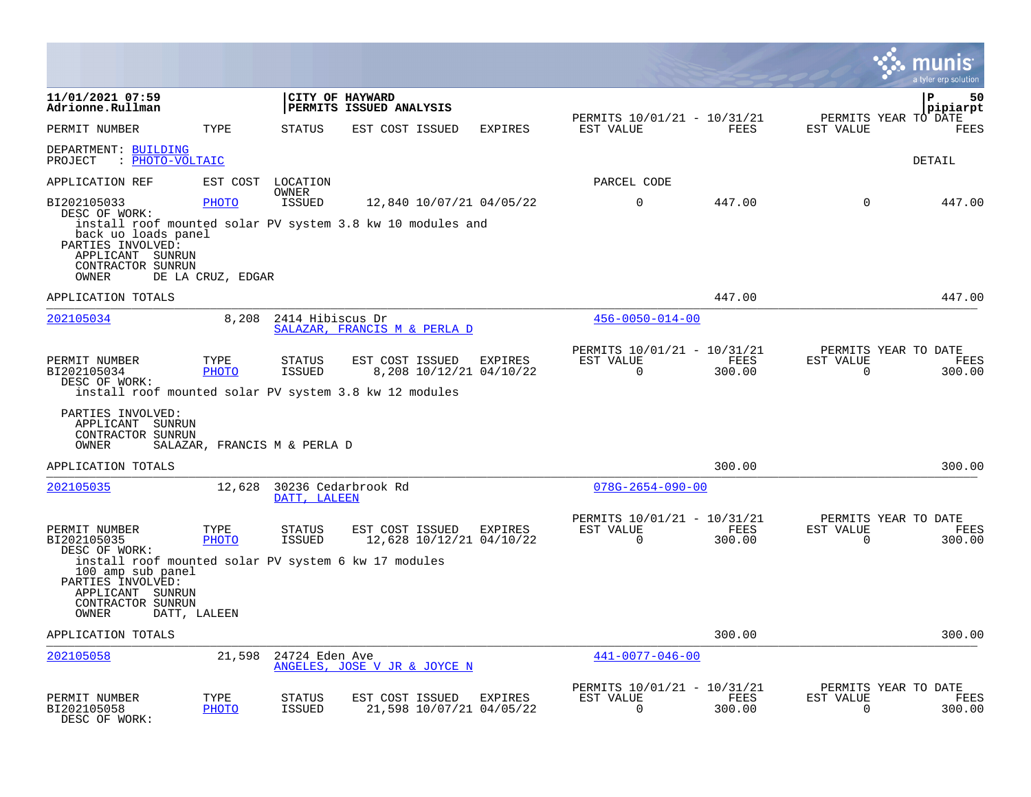11/01/2021 07:59
Adrionne.Rullman

**CITY OF HAYWARD**
**PERMITS ISSUED ANALYSIS**

pipiarpt

| PERMIT NUMBER | TYPE | STATUS | EST COST | ISSUED | EXPIRES | PERMITS 10/01/21 - 10/31/21 EST VALUE | FEES | PERMITS YEAR TO DATE EST VALUE | FEES |
|---|---|---|---|---|---|---|---|---|---|

DEPARTMENT: BUILDING
PROJECT : PHOTO-VOLTAIC

DETAIL

APPLICATION REF | EST COST | LOCATION OWNER | PARCEL CODE

| PERMIT NUMBER | TYPE | STATUS | EST COST | ISSUED | EXPIRES | EST VALUE | FEES | EST VALUE | FEES |
|---|---|---|---|---|---|---|---|---|---|
| BI202105033 | PHOTO | ISSUED | 12,840 | 10/07/21 | 04/05/22 | 0 | 447.00 | 0 | 447.00 |

DESC OF WORK:
install roof mounted solar PV system 3.8 kw 10 modules and back uo loads panel

PARTIES INVOLVED:
APPLICANT SUNRUN
CONTRACTOR SUNRUN
OWNER DE LA CRUZ, EDGAR

APPLICATION TOTALS | 447.00 | 447.00

---

202105034 | 8,208 | 2414 Hibiscus Dr | 456-0050-014-00
SALAZAR, FRANCIS M & PERLA D

| PERMIT NUMBER | TYPE | STATUS | EST COST | ISSUED | EXPIRES | PERMITS 10/01/21 - 10/31/21 EST VALUE | FEES | PERMITS YEAR TO DATE EST VALUE | FEES |
|---|---|---|---|---|---|---|---|---|---|
| BI202105034 | PHOTO | ISSUED | 8,208 | 10/12/21 | 04/10/22 | 0 | 300.00 | 0 | 300.00 |

DESC OF WORK:
install roof mounted solar PV system 3.8 kw 12 modules

PARTIES INVOLVED:
APPLICANT SUNRUN
CONTRACTOR SUNRUN
OWNER SALAZAR, FRANCIS M & PERLA D

APPLICATION TOTALS | 300.00 | 300.00

---

202105035 | 12,628 | 30236 Cedarbrook Rd | 078G-2654-090-00
DATT, LALEEN

| PERMIT NUMBER | TYPE | STATUS | EST COST | ISSUED | EXPIRES | PERMITS 10/01/21 - 10/31/21 EST VALUE | FEES | PERMITS YEAR TO DATE EST VALUE | FEES |
|---|---|---|---|---|---|---|---|---|---|
| BI202105035 | PHOTO | ISSUED | 12,628 | 10/12/21 | 04/10/22 | 0 | 300.00 | 0 | 300.00 |

DESC OF WORK:
install roof mounted solar PV system 6 kw 17 modules 100 amp sub panel

PARTIES INVOLVED:
APPLICANT SUNRUN
CONTRACTOR SUNRUN
OWNER DATT, LALEEN

APPLICATION TOTALS | 300.00 | 300.00

---

202105058 | 21,598 | 24724 Eden Ave | 441-0077-046-00
ANGELES, JOSE V JR & JOYCE N

| PERMIT NUMBER | TYPE | STATUS | EST COST | ISSUED | EXPIRES | PERMITS 10/01/21 - 10/31/21 EST VALUE | FEES | PERMITS YEAR TO DATE EST VALUE | FEES |
|---|---|---|---|---|---|---|---|---|---|
| BI202105058 | PHOTO | ISSUED | 21,598 | 10/07/21 | 04/05/22 | 0 | 300.00 | 0 | 300.00 |

DESC OF WORK: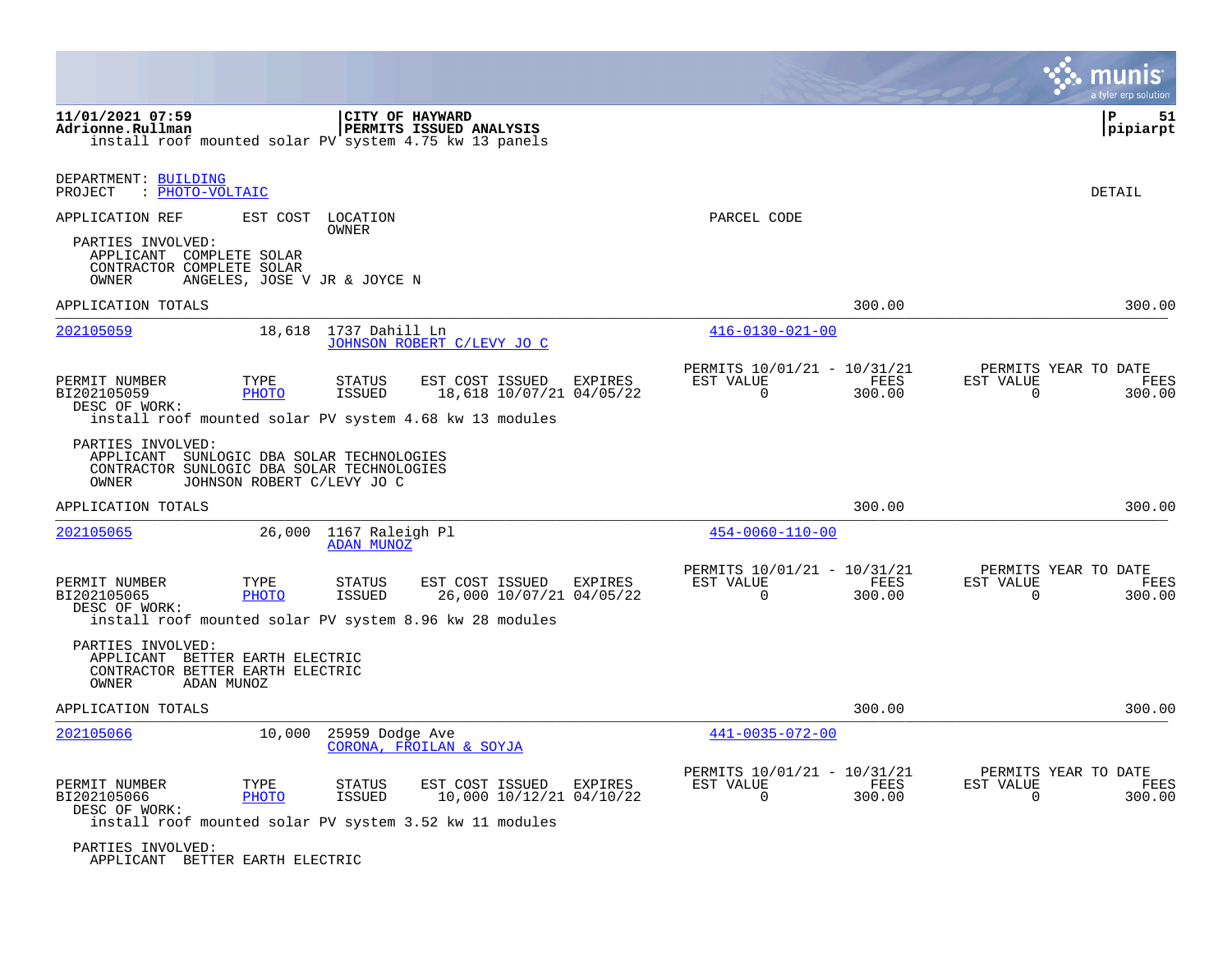install roof mounted solar PV system 4.75 kw 13 panels

DEPARTMENT: BUILDING
PROJECT : PHOTO-VOLTAIC

DETAIL

APPLICATION REF | EST COST | LOCATION / OWNER | PARCEL CODE

PARTIES INVOLVED:
APPLICANT COMPLETE SOLAR
CONTRACTOR COMPLETE SOLAR
OWNER ANGELES, JOSE V JR & JOYCE N

APPLICATION TOTALS 300.00 300.00

---

**202105059** | 18,618 | 1737 Dahill Ln / JOHNSON ROBERT C/LEVY JO C | 416-0130-021-00

| PERMIT NUMBER | TYPE | STATUS | EST COST | ISSUED | EXPIRES | PERMITS 10/01/21 - 10/31/21 EST VALUE | FEES | PERMITS YEAR TO DATE EST VALUE | FEES |
|---|---|---|---|---|---|---|---|---|---|
| BI202105059 | PHOTO | ISSUED | 18,618 | 10/07/21 | 04/05/22 | 0 | 300.00 | 0 | 300.00 |

DESC OF WORK:
install roof mounted solar PV system 4.68 kw 13 modules

PARTIES INVOLVED:
APPLICANT SUNLOGIC DBA SOLAR TECHNOLOGIES
CONTRACTOR SUNLOGIC DBA SOLAR TECHNOLOGIES
OWNER JOHNSON ROBERT C/LEVY JO C

APPLICATION TOTALS 300.00 300.00

---

**202105065** | 26,000 | 1167 Raleigh Pl / ADAN MUNOZ | 454-0060-110-00

| PERMIT NUMBER | TYPE | STATUS | EST COST | ISSUED | EXPIRES | PERMITS 10/01/21 - 10/31/21 EST VALUE | FEES | PERMITS YEAR TO DATE EST VALUE | FEES |
|---|---|---|---|---|---|---|---|---|---|
| BI202105065 | PHOTO | ISSUED | 26,000 | 10/07/21 | 04/05/22 | 0 | 300.00 | 0 | 300.00 |

DESC OF WORK:
install roof mounted solar PV system 8.96 kw 28 modules

PARTIES INVOLVED:
APPLICANT BETTER EARTH ELECTRIC
CONTRACTOR BETTER EARTH ELECTRIC
OWNER ADAN MUNOZ

APPLICATION TOTALS 300.00 300.00

---

**202105066** | 10,000 | 25959 Dodge Ave / CORONA, FROILAN & SOYJA | 441-0035-072-00

| PERMIT NUMBER | TYPE | STATUS | EST COST | ISSUED | EXPIRES | PERMITS 10/01/21 - 10/31/21 EST VALUE | FEES | PERMITS YEAR TO DATE EST VALUE | FEES |
|---|---|---|---|---|---|---|---|---|---|
| BI202105066 | PHOTO | ISSUED | 10,000 | 10/12/21 | 04/10/22 | 0 | 300.00 | 0 | 300.00 |

DESC OF WORK:
install roof mounted solar PV system 3.52 kw 11 modules

PARTIES INVOLVED:
APPLICANT BETTER EARTH ELECTRIC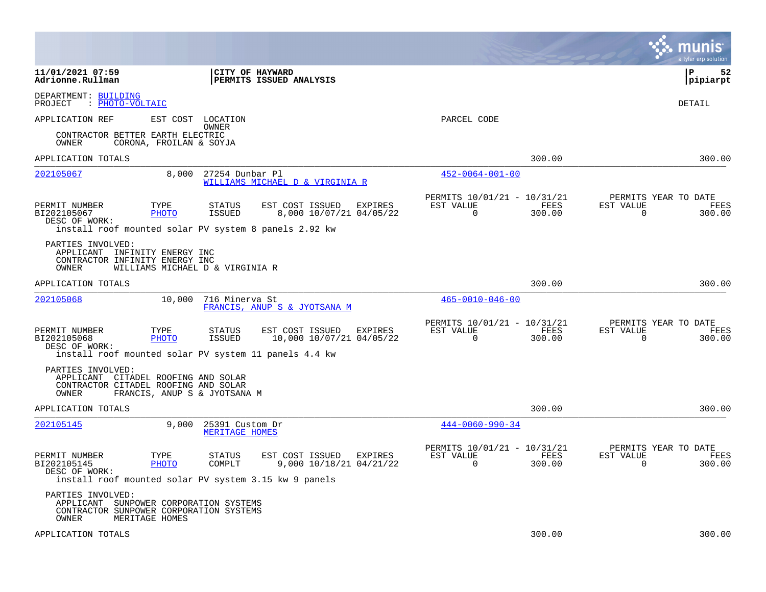**11/01/2021 07:59** | **CITY OF HAYWARD**
**Adrionne.Rullman** | **PERMITS ISSUED ANALYSIS**

DEPARTMENT: BUILDING
PROJECT : PHOTO-VOLTAIC

DETAIL

| APPLICATION REF | EST COST | LOCATION / OWNER | PARCEL CODE |
|---|---|---|---|

CONTRACTOR BETTER EARTH ELECTRIC
OWNER CORONA, FROILAN & SOYJA

APPLICATION TOTALS 300.00 300.00

---

| APPLICATION REF | EST COST | LOCATION / OWNER | PARCEL CODE |
|---|---|---|---|
| 202105067 | 8,000 | 27254 Dunbar Pl / WILLIAMS MICHAEL D & VIRGINIA R | 452-0064-001-00 |

| PERMIT NUMBER | TYPE | STATUS | EST COST | ISSUED | EXPIRES | PERMITS 10/01/21 - 10/31/21 EST VALUE | FEES | PERMITS YEAR TO DATE EST VALUE | FEES |
|---|---|---|---|---|---|---|---|---|---|
| BI202105067 | PHOTO | ISSUED | 8,000 | 10/07/21 | 04/05/22 | 0 | 300.00 | 0 | 300.00 |

DESC OF WORK:
install roof mounted solar PV system 8 panels 2.92 kw

PARTIES INVOLVED:
APPLICANT INFINITY ENERGY INC
CONTRACTOR INFINITY ENERGY INC
OWNER WILLIAMS MICHAEL D & VIRGINIA R

APPLICATION TOTALS 300.00 300.00

---

| APPLICATION REF | EST COST | LOCATION / OWNER | PARCEL CODE |
|---|---|---|---|
| 202105068 | 10,000 | 716 Minerva St / FRANCIS, ANUP S & JYOTSANA M | 465-0010-046-00 |

| PERMIT NUMBER | TYPE | STATUS | EST COST | ISSUED | EXPIRES | PERMITS 10/01/21 - 10/31/21 EST VALUE | FEES | PERMITS YEAR TO DATE EST VALUE | FEES |
|---|---|---|---|---|---|---|---|---|---|
| BI202105068 | PHOTO | ISSUED | 10,000 | 10/07/21 | 04/05/22 | 0 | 300.00 | 0 | 300.00 |

DESC OF WORK:
install roof mounted solar PV system 11 panels 4.4 kw

PARTIES INVOLVED:
APPLICANT CITADEL ROOFING AND SOLAR
CONTRACTOR CITADEL ROOFING AND SOLAR
OWNER FRANCIS, ANUP S & JYOTSANA M

APPLICATION TOTALS 300.00 300.00

---

| APPLICATION REF | EST COST | LOCATION / OWNER | PARCEL CODE |
|---|---|---|---|
| 202105145 | 9,000 | 25391 Custom Dr / MERITAGE HOMES | 444-0060-990-34 |

| PERMIT NUMBER | TYPE | STATUS | EST COST | ISSUED | EXPIRES | PERMITS 10/01/21 - 10/31/21 EST VALUE | FEES | PERMITS YEAR TO DATE EST VALUE | FEES |
|---|---|---|---|---|---|---|---|---|---|
| BI202105145 | PHOTO | COMPLT | 9,000 | 10/18/21 | 04/21/22 | 0 | 300.00 | 0 | 300.00 |

DESC OF WORK:
install roof mounted solar PV system 3.15 kw 9 panels

PARTIES INVOLVED:
APPLICANT SUNPOWER CORPORATION SYSTEMS
CONTRACTOR SUNPOWER CORPORATION SYSTEMS
OWNER MERITAGE HOMES

APPLICATION TOTALS 300.00 300.00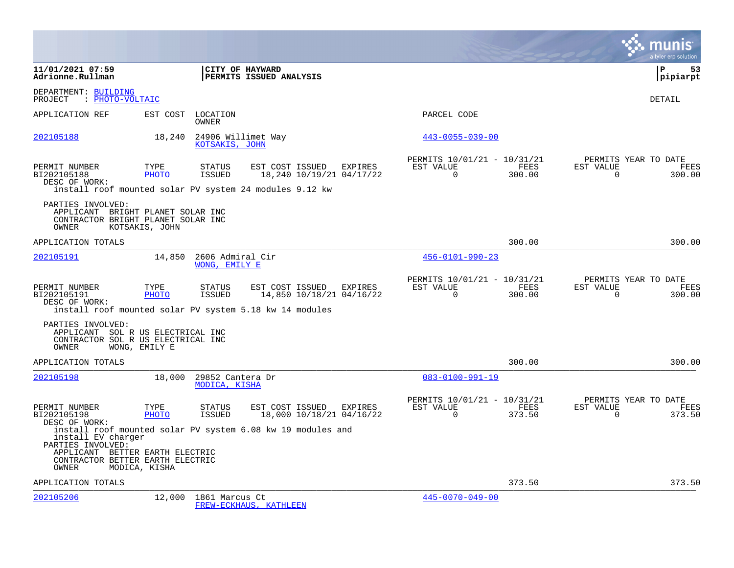**11/01/2021 07:59**
**Adrionne.Rullman**

**CITY OF HAYWARD**
**PERMITS ISSUED ANALYSIS**

**P 53**
**pipiarpt**

DEPARTMENT: BUILDING
PROJECT : PHOTO-VOLTAIC

DETAIL

| APPLICATION REF | EST COST | LOCATION / OWNER | PARCEL CODE |
|---|---|---|---|
| 202105188 | 18,240 | 24906 Willimet Way / KOTSAKIS, JOHN | 443-0055-039-00 |

| PERMIT NUMBER | TYPE | STATUS | EST COST | ISSUED | EXPIRES | PERMITS 10/01/21 - 10/31/21 EST VALUE | FEES | PERMITS YEAR TO DATE EST VALUE | FEES |
|---|---|---|---|---|---|---|---|---|---|
| BI202105188 | PHOTO | ISSUED | 18,240 | 10/19/21 | 04/17/22 | 0 | 300.00 | 0 | 300.00 |

DESC OF WORK:
install roof mounted solar PV system 24 modules 9.12 kw

PARTIES INVOLVED:
APPLICANT BRIGHT PLANET SOLAR INC
CONTRACTOR BRIGHT PLANET SOLAR INC
OWNER KOTSAKIS, JOHN

APPLICATION TOTALS 300.00 300.00

| APPLICATION REF | EST COST | LOCATION / OWNER | PARCEL CODE |
|---|---|---|---|
| 202105191 | 14,850 | 2606 Admiral Cir / WONG, EMILY E | 456-0101-990-23 |

| PERMIT NUMBER | TYPE | STATUS | EST COST | ISSUED | EXPIRES | PERMITS 10/01/21 - 10/31/21 EST VALUE | FEES | PERMITS YEAR TO DATE EST VALUE | FEES |
|---|---|---|---|---|---|---|---|---|---|
| BI202105191 | PHOTO | ISSUED | 14,850 | 10/18/21 | 04/16/22 | 0 | 300.00 | 0 | 300.00 |

DESC OF WORK:
install roof mounted solar PV system 5.18 kw 14 modules

PARTIES INVOLVED:
APPLICANT SOL R US ELECTRICAL INC
CONTRACTOR SOL R US ELECTRICAL INC
OWNER WONG, EMILY E

APPLICATION TOTALS 300.00 300.00

| APPLICATION REF | EST COST | LOCATION / OWNER | PARCEL CODE |
|---|---|---|---|
| 202105198 | 18,000 | 29852 Cantera Dr / MODICA, KISHA | 083-0100-991-19 |

| PERMIT NUMBER | TYPE | STATUS | EST COST | ISSUED | EXPIRES | PERMITS 10/01/21 - 10/31/21 EST VALUE | FEES | PERMITS YEAR TO DATE EST VALUE | FEES |
|---|---|---|---|---|---|---|---|---|---|
| BI202105198 | PHOTO | ISSUED | 18,000 | 10/18/21 | 04/16/22 | 0 | 373.50 | 0 | 373.50 |

DESC OF WORK:
install roof mounted solar PV system 6.08 kw 19 modules and install EV charger

PARTIES INVOLVED:
APPLICANT BETTER EARTH ELECTRIC
CONTRACTOR BETTER EARTH ELECTRIC
OWNER MODICA, KISHA

APPLICATION TOTALS 373.50 373.50

| APPLICATION REF | EST COST | LOCATION / OWNER | PARCEL CODE |
|---|---|---|---|
| 202105206 | 12,000 | 1861 Marcus Ct / FREW-ECKHAUS, KATHLEEN | 445-0070-049-00 |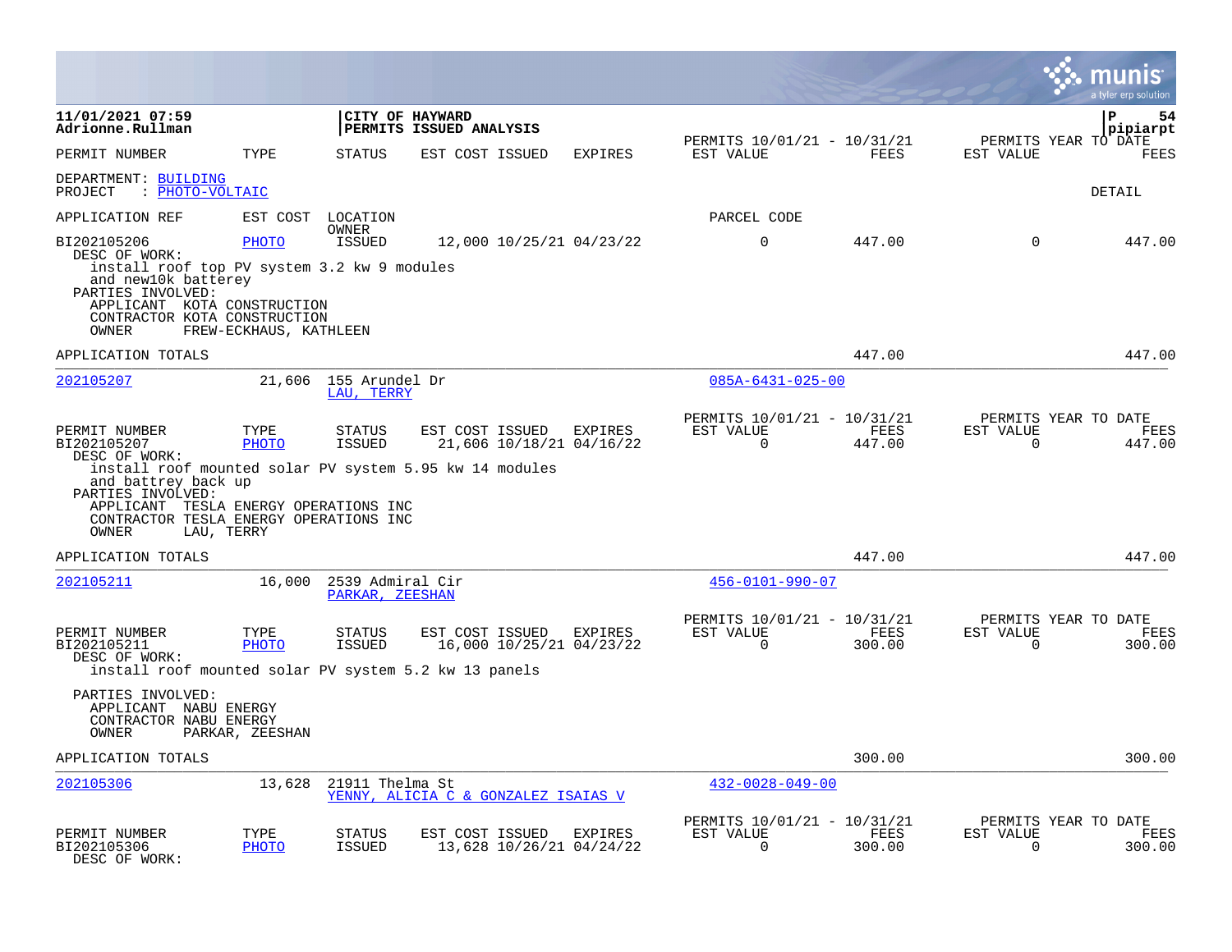**11/01/2021 07:59**
**Adrionne.Rullman**

**CITY OF HAYWARD**
**PERMITS ISSUED ANALYSIS**

**P 54**
**pipiarpt**

| PERMIT NUMBER | TYPE | STATUS | EST COST | ISSUED | EXPIRES | PERMITS 10/01/21 - 10/31/21 EST VALUE | FEES | PERMITS YEAR TO DATE EST VALUE | FEES |
|---|---|---|---|---|---|---|---|---|---|

DEPARTMENT: BUILDING
PROJECT : PHOTO-VOLTAIC

DETAIL

| APPLICATION REF | EST COST | LOCATION OWNER | | | | PARCEL CODE | | | |
|---|---|---|---|---|---|---|---|---|---|
| BI202105206 | PHOTO | ISSUED | 12,000 | 10/25/21 | 04/23/22 | 0 | 447.00 | 0 | 447.00 |

DESC OF WORK:
install roof top PV system 3.2 kw 9 modules
and new10k batterey
PARTIES INVOLVED:
APPLICANT KOTA CONSTRUCTION
CONTRACTOR KOTA CONSTRUCTION
OWNER FREW-ECKHAUS, KATHLEEN

APPLICATION TOTALS 447.00 447.00

---

202105207 21,606 155 Arundel Dr — LAU, TERRY — 085A-6431-025-00

| PERMIT NUMBER | TYPE | STATUS | EST COST | ISSUED | EXPIRES | PERMITS 10/01/21 - 10/31/21 EST VALUE | FEES | PERMITS YEAR TO DATE EST VALUE | FEES |
|---|---|---|---|---|---|---|---|---|---|
| BI202105207 | PHOTO | ISSUED | 21,606 | 10/18/21 | 04/16/22 | 0 | 447.00 | 0 | 447.00 |

DESC OF WORK:
install roof mounted solar PV system 5.95 kw 14 modules
and battrey back up
PARTIES INVOLVED:
APPLICANT TESLA ENERGY OPERATIONS INC
CONTRACTOR TESLA ENERGY OPERATIONS INC
OWNER LAU, TERRY

APPLICATION TOTALS 447.00 447.00

---

202105211 16,000 2539 Admiral Cir — PARKAR, ZEESHAN — 456-0101-990-07

| PERMIT NUMBER | TYPE | STATUS | EST COST | ISSUED | EXPIRES | PERMITS 10/01/21 - 10/31/21 EST VALUE | FEES | PERMITS YEAR TO DATE EST VALUE | FEES |
|---|---|---|---|---|---|---|---|---|---|
| BI202105211 | PHOTO | ISSUED | 16,000 | 10/25/21 | 04/23/22 | 0 | 300.00 | 0 | 300.00 |

DESC OF WORK:
install roof mounted solar PV system 5.2 kw 13 panels

PARTIES INVOLVED:
APPLICANT NABU ENERGY
CONTRACTOR NABU ENERGY
OWNER PARKAR, ZEESHAN

APPLICATION TOTALS 300.00 300.00

---

202105306 13,628 21911 Thelma St — YENNY, ALICIA C & GONZALEZ ISAIAS V — 432-0028-049-00

| PERMIT NUMBER | TYPE | STATUS | EST COST | ISSUED | EXPIRES | PERMITS 10/01/21 - 10/31/21 EST VALUE | FEES | PERMITS YEAR TO DATE EST VALUE | FEES |
|---|---|---|---|---|---|---|---|---|---|
| BI202105306 | PHOTO | ISSUED | 13,628 | 10/26/21 | 04/24/22 | 0 | 300.00 | 0 | 300.00 |

DESC OF WORK: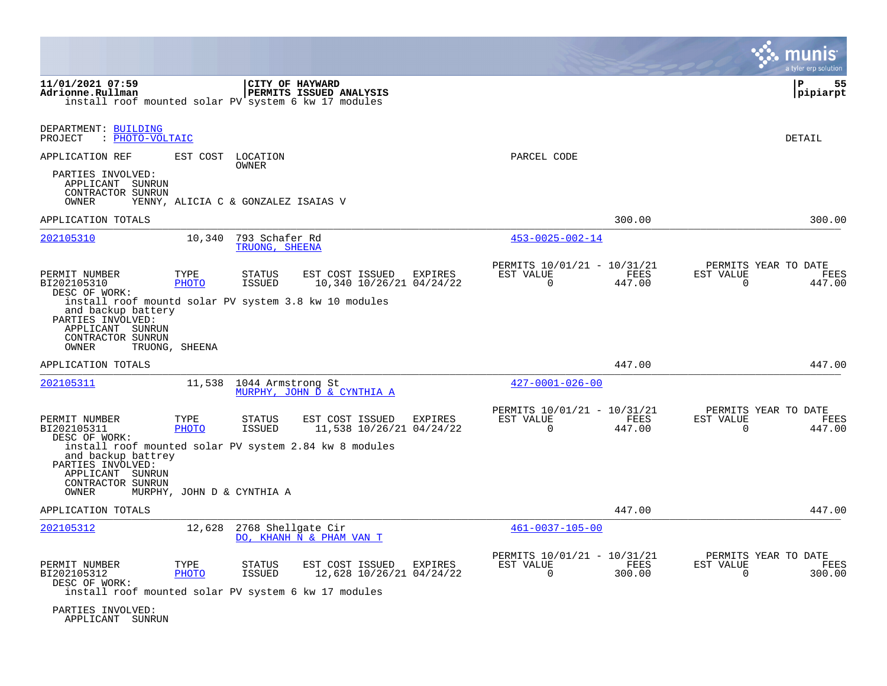install roof mounted solar PV system 6 kw 17 modules

DEPARTMENT: BUILDING
PROJECT : PHOTO-VOLTAIC

DETAIL

APPLICATION REF | EST COST | LOCATION / OWNER | PARCEL CODE

PARTIES INVOLVED:
APPLICANT SUNRUN
CONTRACTOR SUNRUN
OWNER YENNY, ALICIA C & GONZALEZ ISAIAS V

APPLICATION TOTALS 300.00 300.00

---

**202105310** | 10,340 | 793 Schafer Rd / TRUONG, SHEENA | 453-0025-002-14

| PERMIT NUMBER | TYPE | STATUS | EST COST | ISSUED | EXPIRES | PERMITS 10/01/21 - 10/31/21 EST VALUE | FEES | PERMITS YEAR TO DATE EST VALUE | FEES |
|---|---|---|---|---|---|---|---|---|---|
| BI202105310 | PHOTO | ISSUED | 10,340 | 10/26/21 | 04/24/22 | 0 | 447.00 | 0 | 447.00 |

DESC OF WORK:
install roof moutd solar PV system 3.8 kw 10 modules and backup battery

PARTIES INVOLVED:
APPLICANT SUNRUN
CONTRACTOR SUNRUN
OWNER TRUONG, SHEENA

APPLICATION TOTALS 447.00 447.00

---

**202105311** | 11,538 | 1044 Armstrong St / MURPHY, JOHN D & CYNTHIA A | 427-0001-026-00

| PERMIT NUMBER | TYPE | STATUS | EST COST | ISSUED | EXPIRES | PERMITS 10/01/21 - 10/31/21 EST VALUE | FEES | PERMITS YEAR TO DATE EST VALUE | FEES |
|---|---|---|---|---|---|---|---|---|---|
| BI202105311 | PHOTO | ISSUED | 11,538 | 10/26/21 | 04/24/22 | 0 | 447.00 | 0 | 447.00 |

DESC OF WORK:
install roof mounted solar PV system 2.84 kw 8 modules and backup battrey

PARTIES INVOLVED:
APPLICANT SUNRUN
CONTRACTOR SUNRUN
OWNER MURPHY, JOHN D & CYNTHIA A

APPLICATION TOTALS 447.00 447.00

---

**202105312** | 12,628 | 2768 Shellgate Cir / DO, KHANH N & PHAM VAN T | 461-0037-105-00

| PERMIT NUMBER | TYPE | STATUS | EST COST | ISSUED | EXPIRES | PERMITS 10/01/21 - 10/31/21 EST VALUE | FEES | PERMITS YEAR TO DATE EST VALUE | FEES |
|---|---|---|---|---|---|---|---|---|---|
| BI202105312 | PHOTO | ISSUED | 12,628 | 10/26/21 | 04/24/22 | 0 | 300.00 | 0 | 300.00 |

DESC OF WORK:
install roof mounted solar PV system 6 kw 17 modules

PARTIES INVOLVED:
APPLICANT SUNRUN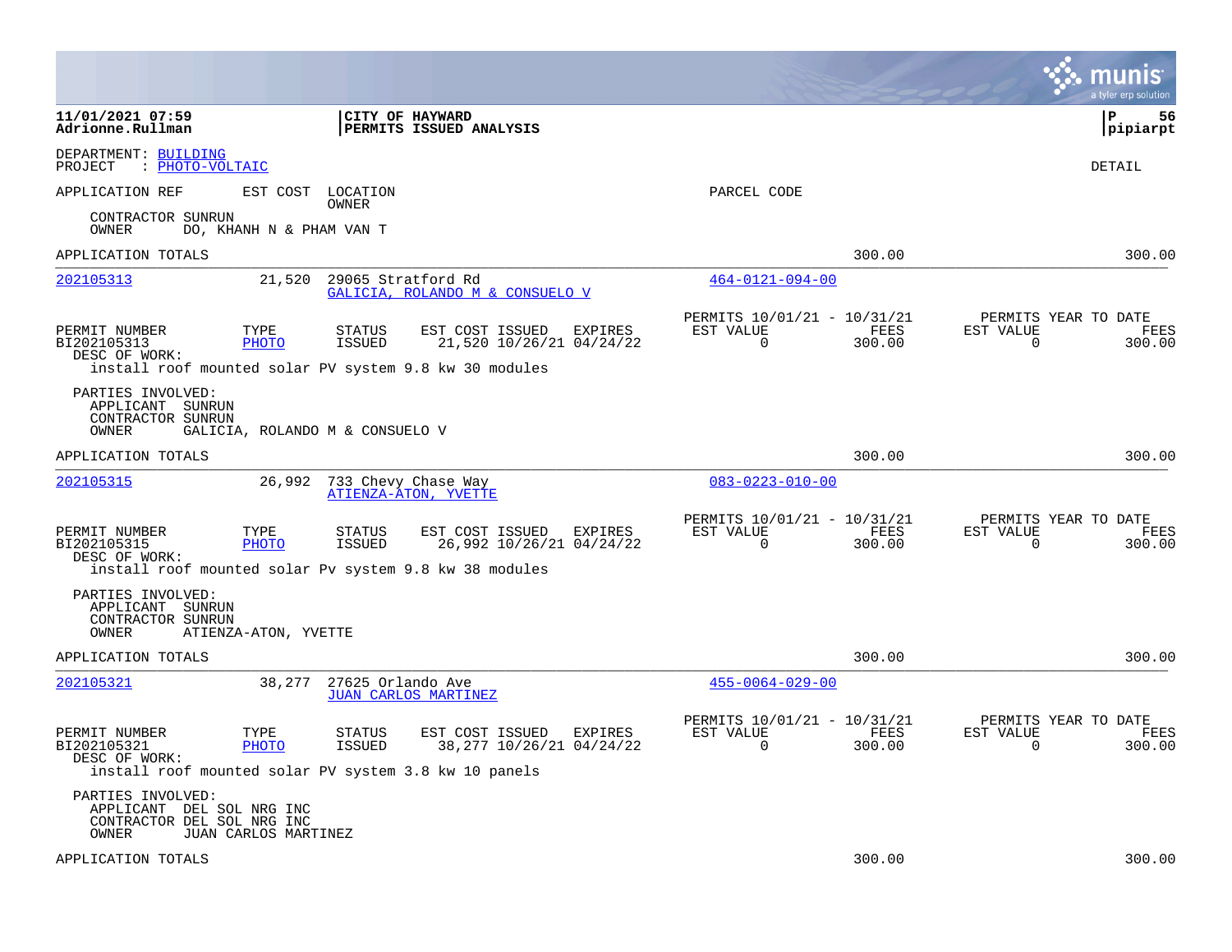**11/01/2021 07:59**
**Adrionne.Rullman**

**CITY OF HAYWARD**
**PERMITS ISSUED ANALYSIS**

**P 56**
**pipiarpt**

DEPARTMENT: BUILDING
PROJECT : PHOTO-VOLTAIC

DETAIL

APPLICATION REF | EST COST | LOCATION / OWNER | PARCEL CODE

CONTRACTOR SUNRUN
OWNER DO, KHANH N & PHAM VAN T

APPLICATION TOTALS 300.00 300.00

---

**202105313** | 21,520 | 29065 Stratford Rd | 464-0121-094-00
GALICIA, ROLANDO M & CONSUELO V

| PERMIT NUMBER | TYPE | STATUS | EST COST | ISSUED | EXPIRES | PERMITS 10/01/21 - 10/31/21 EST VALUE | FEES | PERMITS YEAR TO DATE EST VALUE | FEES |
|---|---|---|---|---|---|---|---|---|---|
| BI202105313 | PHOTO | ISSUED | 21,520 | 10/26/21 | 04/24/22 | 0 | 300.00 | 0 | 300.00 |

DESC OF WORK:
install roof mounted solar PV system 9.8 kw 30 modules

PARTIES INVOLVED:
APPLICANT SUNRUN
CONTRACTOR SUNRUN
OWNER GALICIA, ROLANDO M & CONSUELO V

APPLICATION TOTALS 300.00 300.00

---

**202105315** | 26,992 | 733 Chevy Chase Way | 083-0223-010-00
ATIENZA-ATON, YVETTE

| PERMIT NUMBER | TYPE | STATUS | EST COST | ISSUED | EXPIRES | PERMITS 10/01/21 - 10/31/21 EST VALUE | FEES | PERMITS YEAR TO DATE EST VALUE | FEES |
|---|---|---|---|---|---|---|---|---|---|
| BI202105315 | PHOTO | ISSUED | 26,992 | 10/26/21 | 04/24/22 | 0 | 300.00 | 0 | 300.00 |

DESC OF WORK:
install roof mounted solar Pv system 9.8 kw 38 modules

PARTIES INVOLVED:
APPLICANT SUNRUN
CONTRACTOR SUNRUN
OWNER ATIENZA-ATON, YVETTE

APPLICATION TOTALS 300.00 300.00

---

**202105321** | 38,277 | 27625 Orlando Ave | 455-0064-029-00
JUAN CARLOS MARTINEZ

| PERMIT NUMBER | TYPE | STATUS | EST COST | ISSUED | EXPIRES | PERMITS 10/01/21 - 10/31/21 EST VALUE | FEES | PERMITS YEAR TO DATE EST VALUE | FEES |
|---|---|---|---|---|---|---|---|---|---|
| BI202105321 | PHOTO | ISSUED | 38,277 | 10/26/21 | 04/24/22 | 0 | 300.00 | 0 | 300.00 |

DESC OF WORK:
install roof mounted solar PV system 3.8 kw 10 panels

PARTIES INVOLVED:
APPLICANT DEL SOL NRG INC
CONTRACTOR DEL SOL NRG INC
OWNER JUAN CARLOS MARTINEZ

APPLICATION TOTALS 300.00 300.00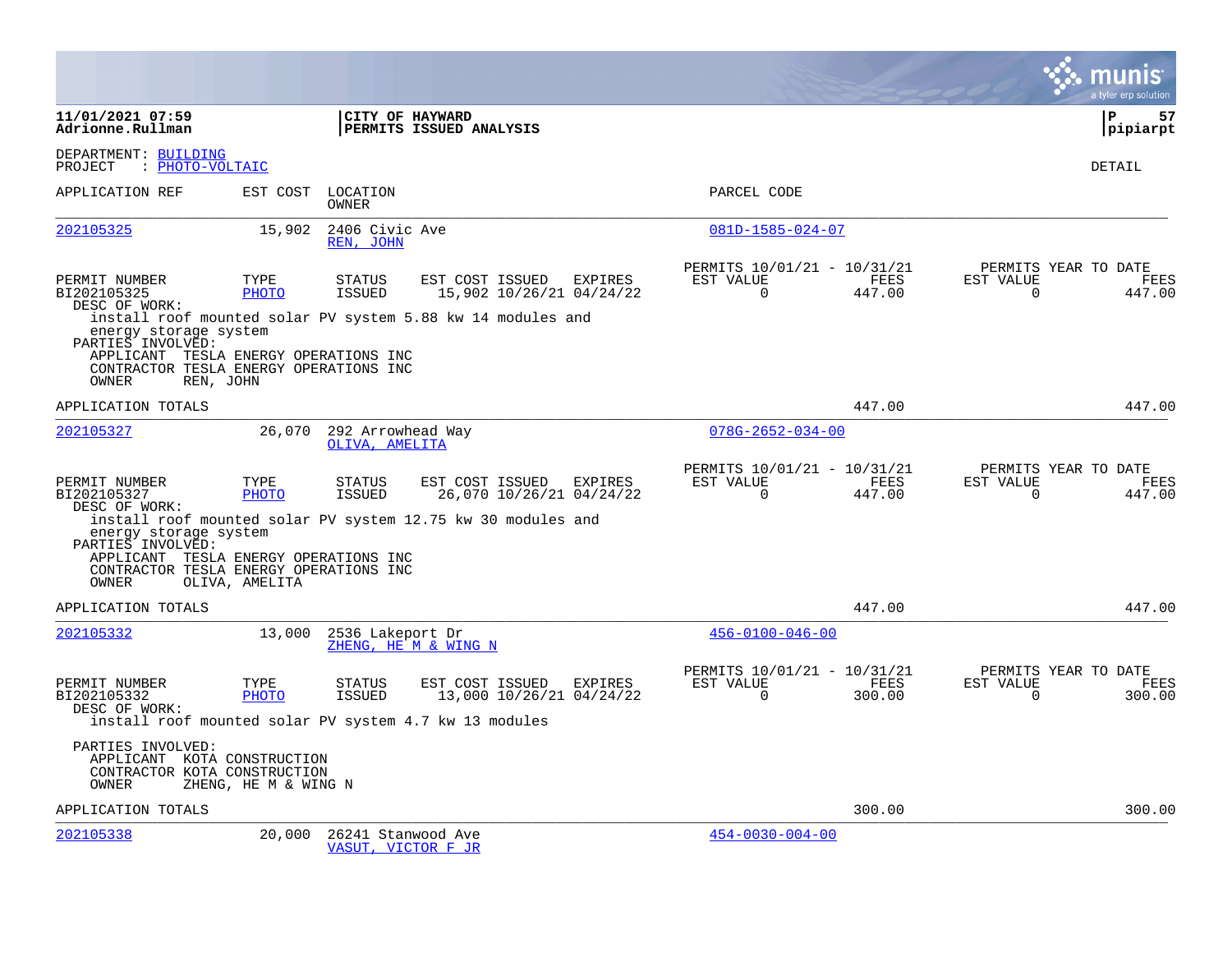**11/01/2021 07:59** | **CITY OF HAYWARD** | **P 57**
**Adrionne.Rullman** | **PERMITS ISSUED ANALYSIS** | **pipiarpt**

DEPARTMENT: BUILDING
PROJECT : PHOTO-VOLTAIC

DETAIL

| APPLICATION REF | EST COST | LOCATION / OWNER | PARCEL CODE |
|---|---|---|---|
| 202105325 | 15,902 | 2406 Civic Ave / REN, JOHN | 081D-1585-024-07 |

| PERMIT NUMBER | TYPE | STATUS | EST COST | ISSUED | EXPIRES | PERMITS 10/01/21 - 10/31/21 EST VALUE | FEES | PERMITS YEAR TO DATE EST VALUE | FEES |
|---|---|---|---|---|---|---|---|---|---|
| BI202105325 | PHOTO | ISSUED | 15,902 | 10/26/21 | 04/24/22 | 0 | 447.00 | 0 | 447.00 |

DESC OF WORK:
install roof mounted solar PV system 5.88 kw 14 modules and energy storage system

PARTIES INVOLVED:
APPLICANT TESLA ENERGY OPERATIONS INC
CONTRACTOR TESLA ENERGY OPERATIONS INC
OWNER REN, JOHN

APPLICATION TOTALS 447.00 447.00

| APPLICATION REF | EST COST | LOCATION / OWNER | PARCEL CODE |
|---|---|---|---|
| 202105327 | 26,070 | 292 Arrowhead Way / OLIVA, AMELITA | 078G-2652-034-00 |

| PERMIT NUMBER | TYPE | STATUS | EST COST | ISSUED | EXPIRES | PERMITS 10/01/21 - 10/31/21 EST VALUE | FEES | PERMITS YEAR TO DATE EST VALUE | FEES |
|---|---|---|---|---|---|---|---|---|---|
| BI202105327 | PHOTO | ISSUED | 26,070 | 10/26/21 | 04/24/22 | 0 | 447.00 | 0 | 447.00 |

DESC OF WORK:
install roof mounted solar PV system 12.75 kw 30 modules and energy storage system

PARTIES INVOLVED:
APPLICANT TESLA ENERGY OPERATIONS INC
CONTRACTOR TESLA ENERGY OPERATIONS INC
OWNER OLIVA, AMELITA

APPLICATION TOTALS 447.00 447.00

| APPLICATION REF | EST COST | LOCATION / OWNER | PARCEL CODE |
|---|---|---|---|
| 202105332 | 13,000 | 2536 Lakeport Dr / ZHENG, HE M & WING N | 456-0100-046-00 |

| PERMIT NUMBER | TYPE | STATUS | EST COST | ISSUED | EXPIRES | PERMITS 10/01/21 - 10/31/21 EST VALUE | FEES | PERMITS YEAR TO DATE EST VALUE | FEES |
|---|---|---|---|---|---|---|---|---|---|
| BI202105332 | PHOTO | ISSUED | 13,000 | 10/26/21 | 04/24/22 | 0 | 300.00 | 0 | 300.00 |

DESC OF WORK:
install roof mounted solar PV system 4.7 kw 13 modules

PARTIES INVOLVED:
APPLICANT KOTA CONSTRUCTION
CONTRACTOR KOTA CONSTRUCTION
OWNER ZHENG, HE M & WING N

APPLICATION TOTALS 300.00 300.00

| APPLICATION REF | EST COST | LOCATION / OWNER | PARCEL CODE |
|---|---|---|---|
| 202105338 | 20,000 | 26241 Stanwood Ave / VASUT, VICTOR F JR | 454-0030-004-00 |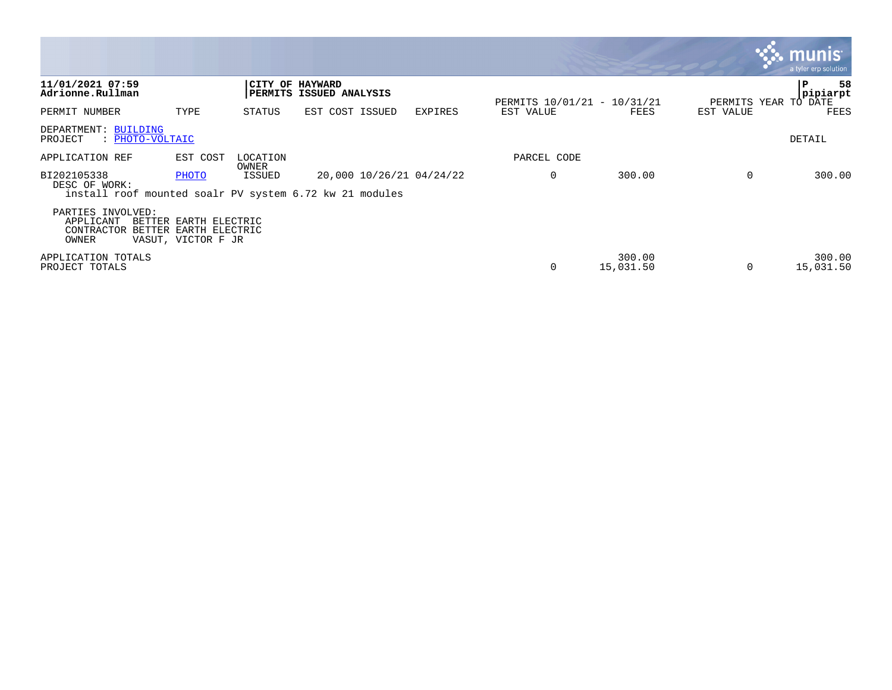**11/01/2021 07:59**
**Adrionne.Rullman**

**CITY OF HAYWARD**
**PERMITS ISSUED ANALYSIS**

pipiarpt

| PERMIT NUMBER | TYPE | STATUS | EST COST | ISSUED | EXPIRES | PERMITS 10/01/21 - 10/31/21 EST VALUE | FEES | PERMITS YEAR TO DATE EST VALUE | FEES |
|---|---|---|---|---|---|---|---|---|---|

DEPARTMENT: BUILDING
PROJECT : PHOTO-VOLTAIC

DETAIL

| APPLICATION REF | EST COST | LOCATION OWNER | | | | PARCEL CODE | | | |
|---|---|---|---|---|---|---|---|---|---|
| BI202105338 | PHOTO | ISSUED | 20,000 | 10/26/21 | 04/24/22 | 0 | 300.00 | 0 | 300.00 |

DESC OF WORK:
install roof mounted soalr PV system 6.72 kw 21 modules

PARTIES INVOLVED:
APPLICANT BETTER EARTH ELECTRIC
CONTRACTOR BETTER EARTH ELECTRIC
OWNER VASUT, VICTOR F JR

| | EST VALUE | FEES | EST VALUE | FEES |
|---|---|---|---|---|
| APPLICATION TOTALS | | 300.00 | | 300.00 |
| PROJECT TOTALS | 0 | 15,031.50 | 0 | 15,031.50 |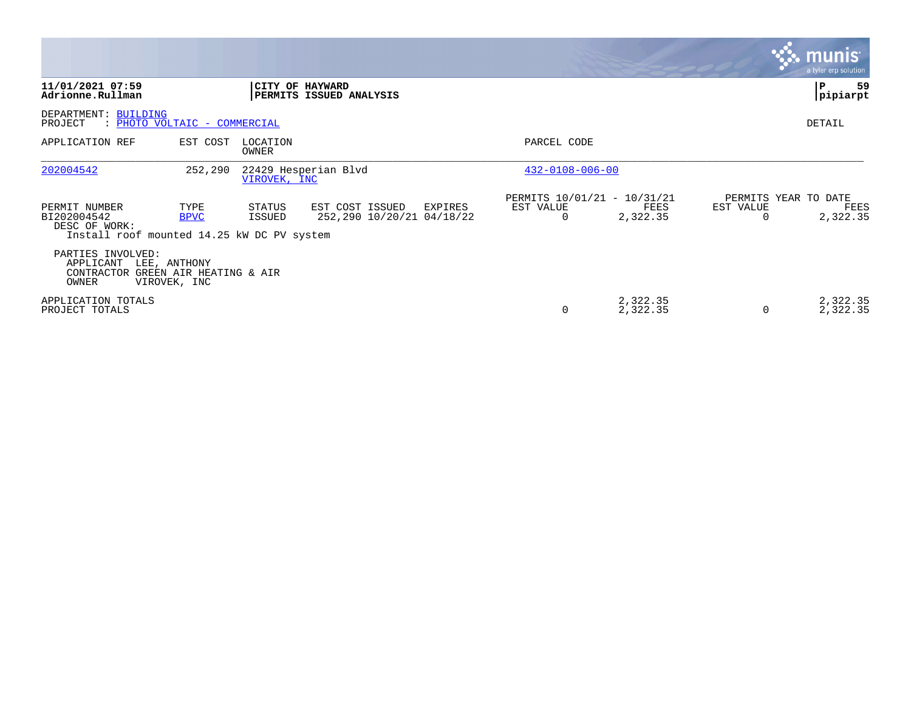**11/01/2021 07:59**
**Adrionne.Rullman**

**CITY OF HAYWARD**
**PERMITS ISSUED ANALYSIS**

DEPARTMENT: BUILDING
PROJECT : PHOTO VOLTAIC - COMMERCIAL

DETAIL

| APPLICATION REF | EST COST | LOCATION / OWNER | PARCEL CODE |
|---|---|---|---|
| 202004542 | 252,290 | 22429 Hesperian Blvd / VIROVEK, INC | 432-0108-006-00 |

| PERMIT NUMBER | TYPE | STATUS | EST COST | ISSUED | EXPIRES | PERMITS 10/01/21 - 10/31/21 EST VALUE | PERMITS 10/01/21 - 10/31/21 FEES | PERMITS YEAR TO DATE EST VALUE | PERMITS YEAR TO DATE FEES |
|---|---|---|---|---|---|---|---|---|---|
| BI202004542 | BPVC | ISSUED | 252,290 | 10/20/21 | 04/18/22 | 0 | 2,322.35 | 0 | 2,322.35 |

DESC OF WORK:
Install roof mounted 14.25 kW DC PV system

PARTIES INVOLVED:
APPLICANT LEE, ANTHONY
CONTRACTOR GREEN AIR HEATING & AIR
OWNER VIROVEK, INC

| | EST VALUE | FEES | EST VALUE | FEES |
|---|---|---|---|---|
| APPLICATION TOTALS | | 2,322.35 | | 2,322.35 |
| PROJECT TOTALS | 0 | 2,322.35 | 0 | 2,322.35 |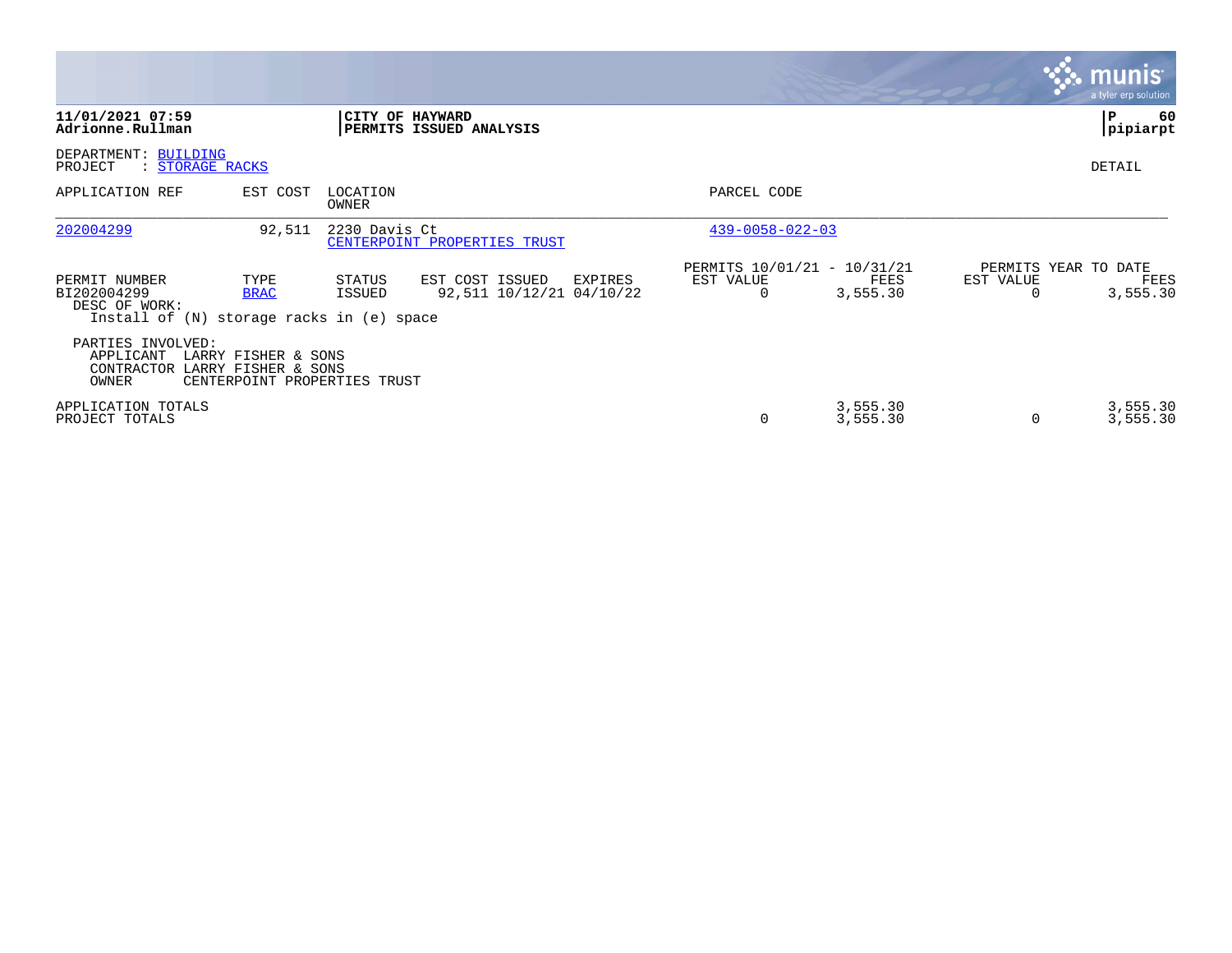**11/01/2021 07:59**
**Adrionne.Rullman**

**CITY OF HAYWARD**
**PERMITS ISSUED ANALYSIS**

**P 60**
**pipiarpt**

DEPARTMENT: BUILDING
PROJECT : STORAGE RACKS

DETAIL

| APPLICATION REF | EST COST | LOCATION / OWNER | PARCEL CODE |
|---|---|---|---|
| 202004299 | 92,511 | 2230 Davis Ct / CENTERPOINT PROPERTIES TRUST | 439-0058-022-03 |

| PERMIT NUMBER | TYPE | STATUS | EST COST | ISSUED | EXPIRES | PERMITS 10/01/21 - 10/31/21 EST VALUE | PERMITS 10/01/21 - 10/31/21 FEES | PERMITS YEAR TO DATE EST VALUE | PERMITS YEAR TO DATE FEES |
|---|---|---|---|---|---|---|---|---|---|
| BI202004299 | BRAC | ISSUED | 92,511 | 10/12/21 | 04/10/22 | 0 | 3,555.30 | 0 | 3,555.30 |

DESC OF WORK:
Install of (N) storage racks in (e) space

PARTIES INVOLVED:
APPLICANT LARRY FISHER & SONS
CONTRACTOR LARRY FISHER & SONS
OWNER CENTERPOINT PROPERTIES TRUST

| | EST VALUE | FEES | YTD EST VALUE | YTD FEES |
|---|---|---|---|---|
| APPLICATION TOTALS | | 3,555.30 | | 3,555.30 |
| PROJECT TOTALS | 0 | 3,555.30 | 0 | 3,555.30 |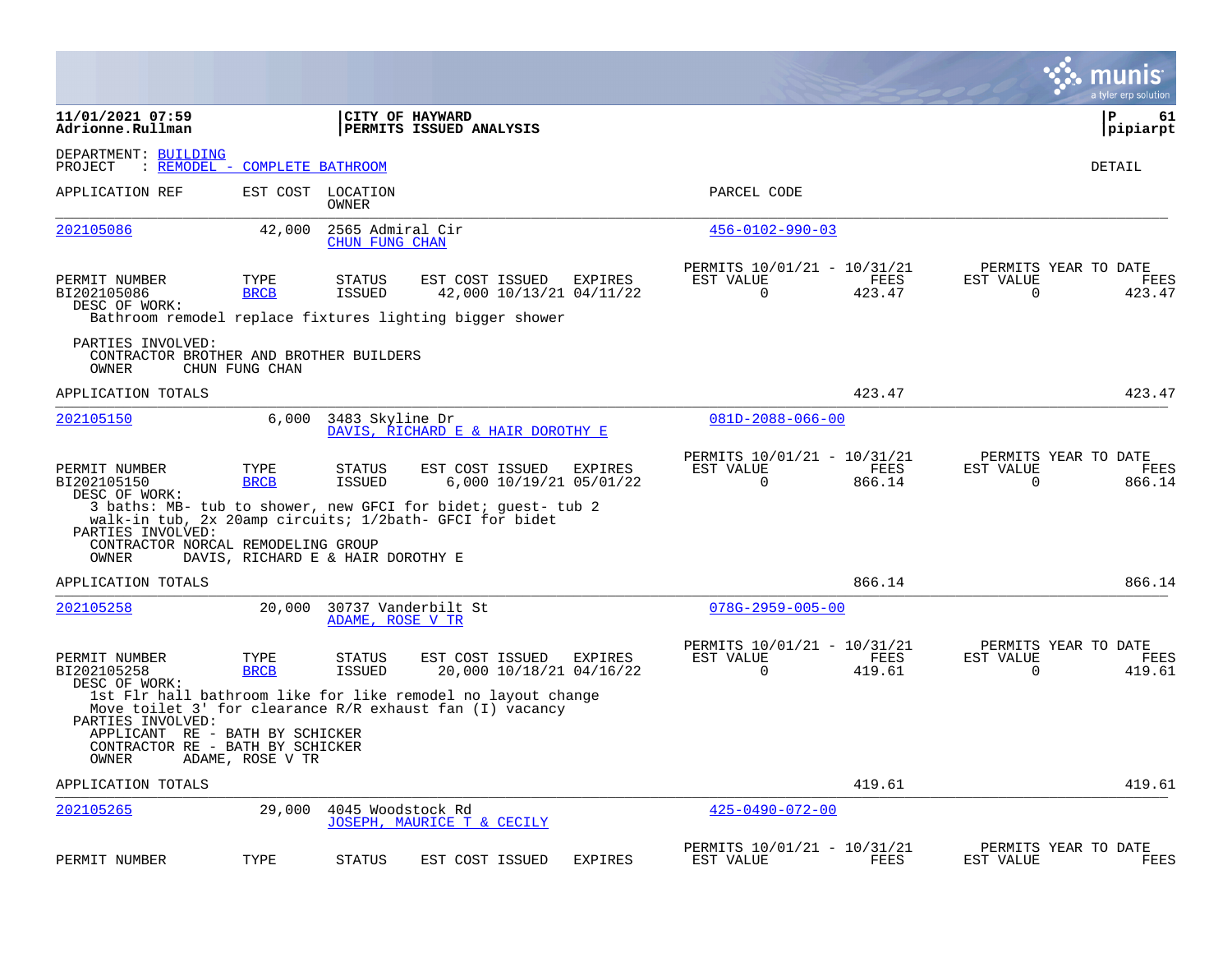**11/01/2021 07:59**
**Adrionne.Rullman**

**CITY OF HAYWARD**
**PERMITS ISSUED ANALYSIS**

**P 61**
**pipiarpt**

DEPARTMENT: BUILDING
PROJECT : REMODEL - COMPLETE BATHROOM

DETAIL

| APPLICATION REF | EST COST | LOCATION / OWNER | PARCEL CODE |
|---|---|---|---|
| 202105086 | 42,000 | 2565 Admiral Cir / CHUN FUNG CHAN | 456-0102-990-03 |

| PERMIT NUMBER | TYPE | STATUS | EST COST | ISSUED | EXPIRES | PERMITS 10/01/21 - 10/31/21 EST VALUE | FEES | PERMITS YEAR TO DATE EST VALUE | FEES |
|---|---|---|---|---|---|---|---|---|---|
| BI202105086 | BRCB | ISSUED | 42,000 | 10/13/21 | 04/11/22 | 0 | 423.47 | 0 | 423.47 |

DESC OF WORK:
Bathroom remodel replace fixtures lighting bigger shower

PARTIES INVOLVED:
CONTRACTOR BROTHER AND BROTHER BUILDERS
OWNER CHUN FUNG CHAN

APPLICATION TOTALS 423.47 423.47

| APPLICATION REF | EST COST | LOCATION / OWNER | PARCEL CODE |
|---|---|---|---|
| 202105150 | 6,000 | 3483 Skyline Dr / DAVIS, RICHARD E & HAIR DOROTHY E | 081D-2088-066-00 |

| PERMIT NUMBER | TYPE | STATUS | EST COST | ISSUED | EXPIRES | PERMITS 10/01/21 - 10/31/21 EST VALUE | FEES | PERMITS YEAR TO DATE EST VALUE | FEES |
|---|---|---|---|---|---|---|---|---|---|
| BI202105150 | BRCB | ISSUED | 6,000 | 10/19/21 | 05/01/22 | 0 | 866.14 | 0 | 866.14 |

DESC OF WORK:
3 baths: MB- tub to shower, new GFCI for bidet; guest- tub 2 walk-in tub, 2x 20amp circuits; 1/2bath- GFCI for bidet

PARTIES INVOLVED:
CONTRACTOR NORCAL REMODELING GROUP
OWNER DAVIS, RICHARD E & HAIR DOROTHY E

APPLICATION TOTALS 866.14 866.14

| APPLICATION REF | EST COST | LOCATION / OWNER | PARCEL CODE |
|---|---|---|---|
| 202105258 | 20,000 | 30737 Vanderbilt St / ADAME, ROSE V TR | 078G-2959-005-00 |

| PERMIT NUMBER | TYPE | STATUS | EST COST | ISSUED | EXPIRES | PERMITS 10/01/21 - 10/31/21 EST VALUE | FEES | PERMITS YEAR TO DATE EST VALUE | FEES |
|---|---|---|---|---|---|---|---|---|---|
| BI202105258 | BRCB | ISSUED | 20,000 | 10/18/21 | 04/16/22 | 0 | 419.61 | 0 | 419.61 |

DESC OF WORK:
1st Flr hall bathroom like for like remodel no layout change
Move toilet 3' for clearance R/R exhaust fan (I) vacancy

PARTIES INVOLVED:
APPLICANT RE - BATH BY SCHICKER
CONTRACTOR RE - BATH BY SCHICKER
OWNER ADAME, ROSE V TR

APPLICATION TOTALS 419.61 419.61

| APPLICATION REF | EST COST | LOCATION / OWNER | PARCEL CODE |
|---|---|---|---|
| 202105265 | 29,000 | 4045 Woodstock Rd / JOSEPH, MAURICE T & CECILY | 425-0490-072-00 |

| PERMIT NUMBER | TYPE | STATUS | EST COST | ISSUED | EXPIRES | PERMITS 10/01/21 - 10/31/21 EST VALUE | FEES | PERMITS YEAR TO DATE EST VALUE | FEES |
|---|---|---|---|---|---|---|---|---|---|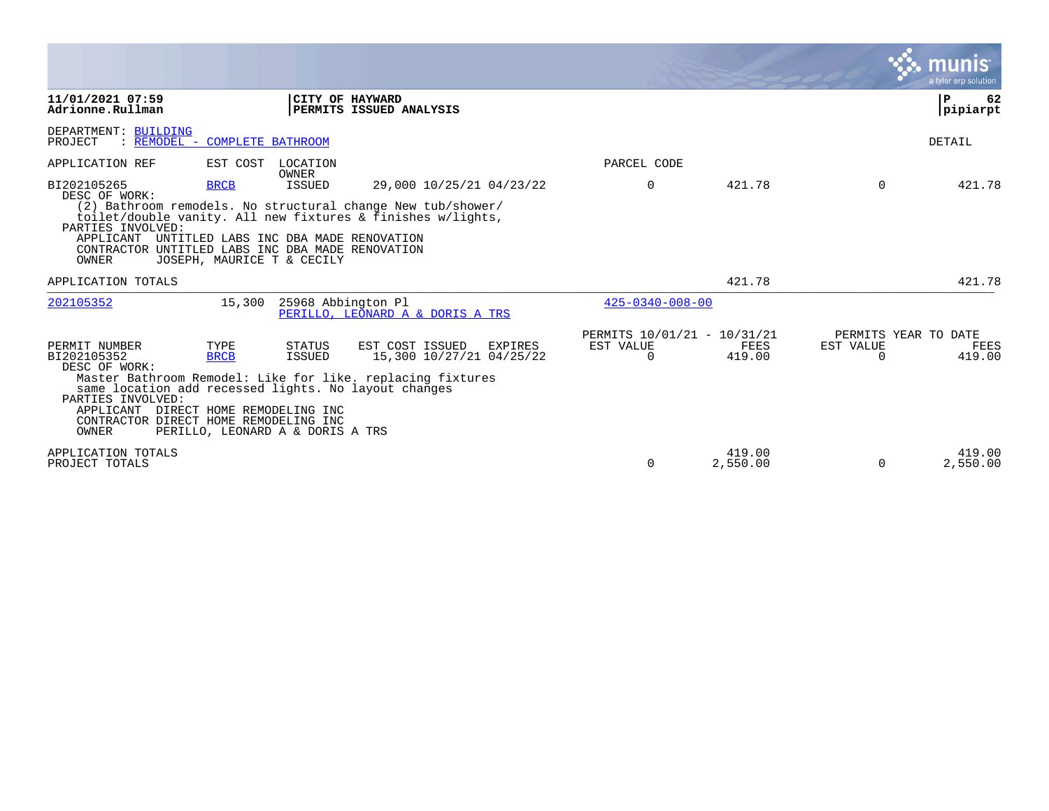**11/01/2021 07:59** | **CITY OF HAYWARD**
**Adrionne.Rullman** | **PERMITS ISSUED ANALYSIS**

**pipiarpt**

DEPARTMENT: BUILDING
PROJECT : REMODEL - COMPLETE BATHROOM

DETAIL

| APPLICATION REF | EST COST | LOCATION / OWNER | | PARCEL CODE | | | |
|---|---|---|---|---|---|---|---|
| BI202105265 | BRCB | ISSUED | 29,000 10/25/21 04/23/22 | 0 | 421.78 | 0 | 421.78 |

DESC OF WORK:
(2) Bathroom remodels. No structural change New tub/shower/ toilet/double vanity. All new fixtures & finishes w/lights,

PARTIES INVOLVED:
- APPLICANT UNTITLED LABS INC DBA MADE RENOVATION
- CONTRACTOR UNTITLED LABS INC DBA MADE RENOVATION
- OWNER JOSEPH, MAURICE T & CECILY

| APPLICATION TOTALS | | | | 421.78 | | 421.78 |
|---|---|---|---|---|---|---|

| 202105352 | 15,300 | 25968 Abbington Pl / PERILLO, LEONARD A & DORIS A TRS | 425-0340-008-00 |
|---|---|---|---|

| | | | | PERMITS 10/01/21 - 10/31/21 | | PERMITS YEAR TO DATE | |
|---|---|---|---|---|---|---|---|
| PERMIT NUMBER | TYPE | STATUS | EST COST ISSUED EXPIRES | EST VALUE | FEES | EST VALUE | FEES |
| BI202105352 | BRCB | ISSUED | 15,300 10/27/21 04/25/22 | 0 | 419.00 | 0 | 419.00 |

DESC OF WORK:
Master Bathroom Remodel: Like for like. replacing fixtures same location add recessed lights. No layout changes

PARTIES INVOLVED:
- APPLICANT DIRECT HOME REMODELING INC
- CONTRACTOR DIRECT HOME REMODELING INC
- OWNER PERILLO, LEONARD A & DORIS A TRS

| | EST VALUE | FEES | EST VALUE | FEES |
|---|---|---|---|---|
| APPLICATION TOTALS | | 419.00 | | 419.00 |
| PROJECT TOTALS | 0 | 2,550.00 | 0 | 2,550.00 |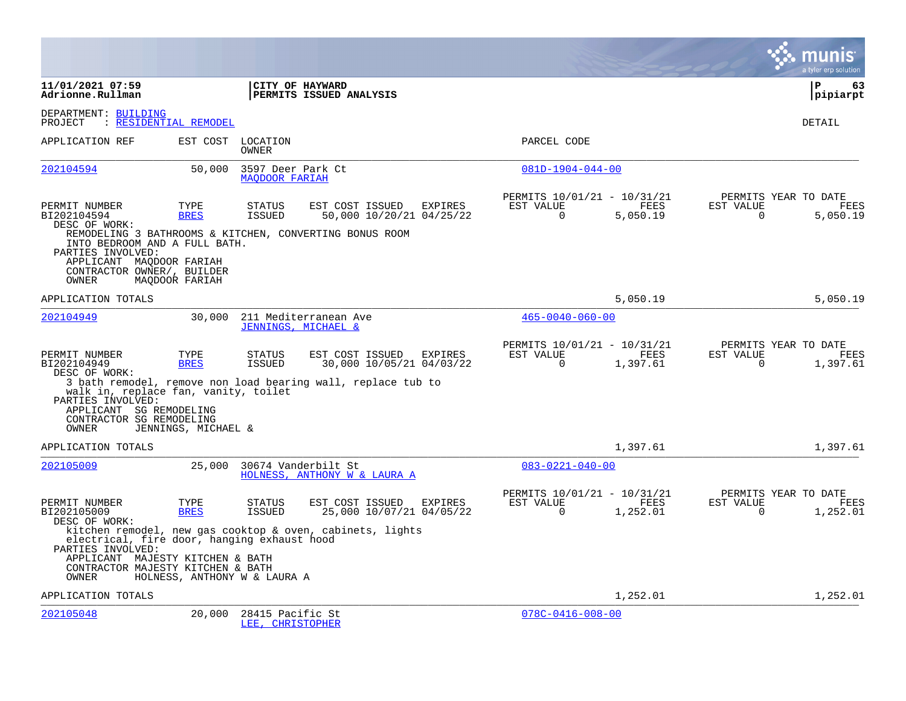**11/01/2021 07:59** | **CITY OF HAYWARD** | **P 63**
**Adrionne.Rullman** | **PERMITS ISSUED ANALYSIS** | **pipiarpt**

DEPARTMENT: BUILDING
PROJECT : RESIDENTIAL REMODEL

DETAIL

| APPLICATION REF | EST COST | LOCATION / OWNER | PARCEL CODE |
|---|---|---|---|
| 202104594 | 50,000 | 3597 Deer Park Ct / MAQDOOR FARIAH | 081D-1904-044-00 |

| PERMIT NUMBER | TYPE | STATUS | EST COST | ISSUED | EXPIRES | PERMITS 10/01/21 - 10/31/21 EST VALUE | FEES | PERMITS YEAR TO DATE EST VALUE | FEES |
|---|---|---|---|---|---|---|---|---|---|
| BI202104594 | BRES | ISSUED | 50,000 | 10/20/21 | 04/25/22 | 0 | 5,050.19 | 0 | 5,050.19 |

DESC OF WORK:
REMODELING 3 BATHROOMS & KITCHEN, CONVERTING BONUS ROOM INTO BEDROOM AND A FULL BATH.

PARTIES INVOLVED:
APPLICANT MAQDOOR FARIAH
CONTRACTOR OWNER/, BUILDER
OWNER MAQDOOR FARIAH

APPLICATION TOTALS 5,050.19 5,050.19

| APPLICATION REF | EST COST | LOCATION / OWNER | PARCEL CODE |
|---|---|---|---|
| 202104949 | 30,000 | 211 Mediterranean Ave / JENNINGS, MICHAEL & | 465-0040-060-00 |

| PERMIT NUMBER | TYPE | STATUS | EST COST | ISSUED | EXPIRES | PERMITS 10/01/21 - 10/31/21 EST VALUE | FEES | PERMITS YEAR TO DATE EST VALUE | FEES |
|---|---|---|---|---|---|---|---|---|---|
| BI202104949 | BRES | ISSUED | 30,000 | 10/05/21 | 04/03/22 | 0 | 1,397.61 | 0 | 1,397.61 |

DESC OF WORK:
3 bath remodel, remove non load bearing wall, replace tub to walk in, replace fan, vanity, toilet

PARTIES INVOLVED:
APPLICANT SG REMODELING
CONTRACTOR SG REMODELING
OWNER JENNINGS, MICHAEL &

APPLICATION TOTALS 1,397.61 1,397.61

| APPLICATION REF | EST COST | LOCATION / OWNER | PARCEL CODE |
|---|---|---|---|
| 202105009 | 25,000 | 30674 Vanderbilt St / HOLNESS, ANTHONY W & LAURA A | 083-0221-040-00 |

| PERMIT NUMBER | TYPE | STATUS | EST COST | ISSUED | EXPIRES | PERMITS 10/01/21 - 10/31/21 EST VALUE | FEES | PERMITS YEAR TO DATE EST VALUE | FEES |
|---|---|---|---|---|---|---|---|---|---|
| BI202105009 | BRES | ISSUED | 25,000 | 10/07/21 | 04/05/22 | 0 | 1,252.01 | 0 | 1,252.01 |

DESC OF WORK:
kitchen remodel, new gas cooktop & oven, cabinets, lights electrical, fire door, hanging exhaust hood

PARTIES INVOLVED:
APPLICANT MAJESTY KITCHEN & BATH
CONTRACTOR MAJESTY KITCHEN & BATH
OWNER HOLNESS, ANTHONY W & LAURA A

APPLICATION TOTALS 1,252.01 1,252.01

| APPLICATION REF | EST COST | LOCATION / OWNER | PARCEL CODE |
|---|---|---|---|
| 202105048 | 20,000 | 28415 Pacific St / LEE, CHRISTOPHER | 078C-0416-008-00 |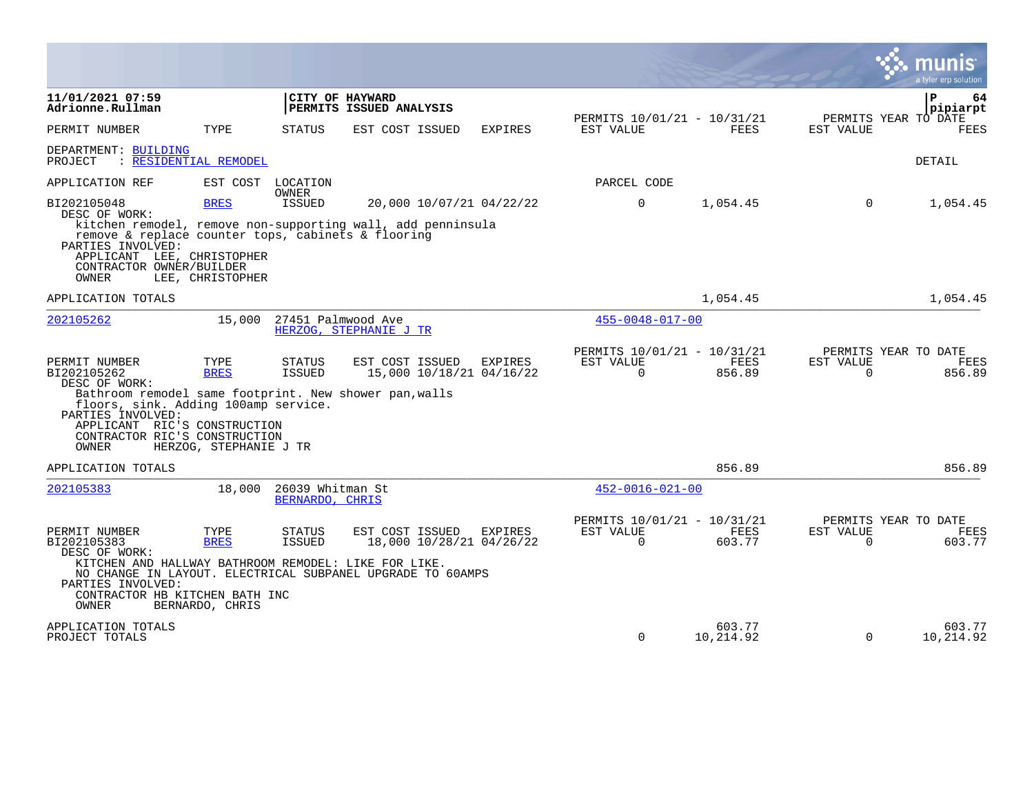**11/01/2021 07:59**
**Adrionne.Rullman**

**CITY OF HAYWARD**
**PERMITS ISSUED ANALYSIS**

**pipiarpt**

| PERMIT NUMBER | TYPE | STATUS | EST COST | ISSUED | EXPIRES | PERMITS 10/01/21 - 10/31/21 EST VALUE | FEES | PERMITS YEAR TO DATE EST VALUE | FEES |
|---|---|---|---|---|---|---|---|---|---|

DEPARTMENT: BUILDING
PROJECT : RESIDENTIAL REMODEL

DETAIL

APPLICATION REF | EST COST | LOCATION / OWNER | PARCEL CODE

| PERMIT NUMBER | TYPE | STATUS | EST COST | ISSUED | EXPIRES | EST VALUE | FEES | EST VALUE (YTD) | FEES (YTD) |
|---|---|---|---|---|---|---|---|---|---|
| BI202105048 | BRES | ISSUED | 20,000 | 10/07/21 | 04/22/22 | 0 | 1,054.45 | 0 | 1,054.45 |

DESC OF WORK:
kitchen remodel, remove non-supporting wall, add penninsula
remove & replace counter tops, cabinets & flooring

PARTIES INVOLVED:
APPLICANT LEE, CHRISTOPHER
CONTRACTOR OWNER/BUILDER
OWNER LEE, CHRISTOPHER

APPLICATION TOTALS — 1,054.45 — 1,054.45

---

**202105262** — 15,000 — 27451 Palmwood Ave — HERZOG, STEPHANIE J TR — 455-0048-017-00

| PERMIT NUMBER | TYPE | STATUS | EST COST | ISSUED | EXPIRES | EST VALUE | FEES | EST VALUE (YTD) | FEES (YTD) |
|---|---|---|---|---|---|---|---|---|---|
| BI202105262 | BRES | ISSUED | 15,000 | 10/18/21 | 04/16/22 | 0 | 856.89 | 0 | 856.89 |

DESC OF WORK:
Bathroom remodel same footprint. New shower pan,walls
floors, sink. Adding 100amp service.

PARTIES INVOLVED:
APPLICANT RIC'S CONSTRUCTION
CONTRACTOR RIC'S CONSTRUCTION
OWNER HERZOG, STEPHANIE J TR

APPLICATION TOTALS — 856.89 — 856.89

---

**202105383** — 18,000 — 26039 Whitman St — BERNARDO, CHRIS — 452-0016-021-00

| PERMIT NUMBER | TYPE | STATUS | EST COST | ISSUED | EXPIRES | EST VALUE | FEES | EST VALUE (YTD) | FEES (YTD) |
|---|---|---|---|---|---|---|---|---|---|
| BI202105383 | BRES | ISSUED | 18,000 | 10/28/21 | 04/26/22 | 0 | 603.77 | 0 | 603.77 |

DESC OF WORK:
KITCHEN AND HALLWAY BATHROOM REMODEL: LIKE FOR LIKE.
NO CHANGE IN LAYOUT. ELECTRICAL SUBPANEL UPGRADE TO 60AMPS

PARTIES INVOLVED:
CONTRACTOR HB KITCHEN BATH INC
OWNER BERNARDO, CHRIS

| | EST VALUE | FEES | EST VALUE (YTD) | FEES (YTD) |
|---|---|---|---|---|
| APPLICATION TOTALS | | 603.77 | | 603.77 |
| PROJECT TOTALS | 0 | 10,214.92 | 0 | 10,214.92 |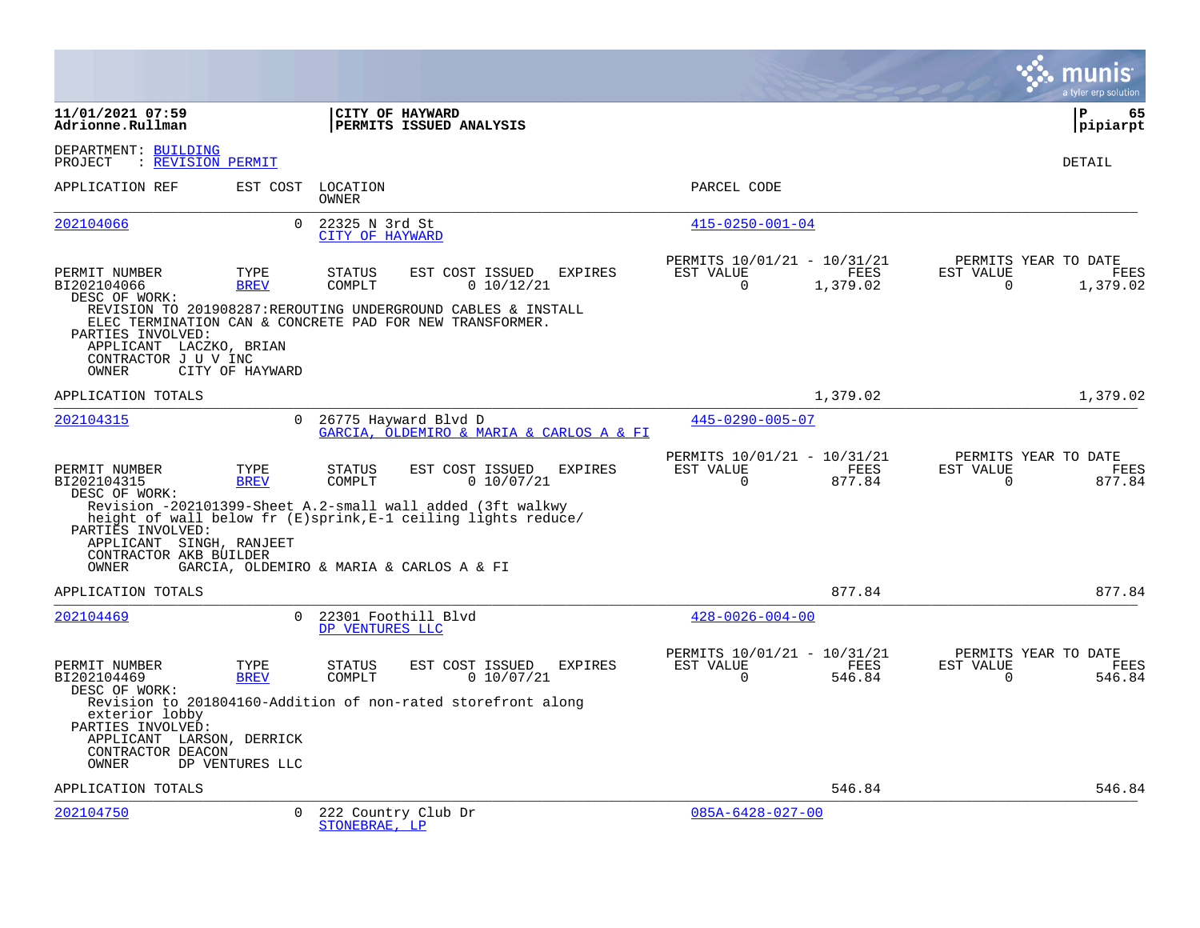**11/01/2021 07:59**
**Adrionne.Rullman**

**CITY OF HAYWARD**
**PERMITS ISSUED ANALYSIS**

**P 65**
**pipiarpt**

DEPARTMENT: BUILDING
PROJECT : REVISION PERMIT

DETAIL

| APPLICATION REF | EST COST | LOCATION / OWNER | PARCEL CODE |
|---|---|---|---|
| 202104066 | 0 | 22325 N 3rd St / CITY OF HAYWARD | 415-0250-001-04 |

| PERMIT NUMBER | TYPE | STATUS | EST COST | ISSUED | EXPIRES | PERMITS 10/01/21 - 10/31/21 EST VALUE | FEES | PERMITS YEAR TO DATE EST VALUE | FEES |
|---|---|---|---|---|---|---|---|---|---|
| BI202104066 | BREV | COMPLT | 0 | 10/12/21 | | 0 | 1,379.02 | 0 | 1,379.02 |

DESC OF WORK:
REVISION TO 201908287:REROUTING UNDERGROUND CABLES & INSTALL ELEC TERMINATION CAN & CONCRETE PAD FOR NEW TRANSFORMER.

PARTIES INVOLVED:
APPLICANT LACZKO, BRIAN
CONTRACTOR J U V INC
OWNER CITY OF HAYWARD

APPLICATION TOTALS: 1,379.02 | 1,379.02

| APPLICATION REF | EST COST | LOCATION / OWNER | PARCEL CODE |
|---|---|---|---|
| 202104315 | 0 | 26775 Hayward Blvd D / GARCIA, OLDEMIRO & MARIA & CARLOS A & FI | 445-0290-005-07 |

| PERMIT NUMBER | TYPE | STATUS | EST COST | ISSUED | EXPIRES | PERMITS 10/01/21 - 10/31/21 EST VALUE | FEES | PERMITS YEAR TO DATE EST VALUE | FEES |
|---|---|---|---|---|---|---|---|---|---|
| BI202104315 | BREV | COMPLT | 0 | 10/07/21 | | 0 | 877.84 | 0 | 877.84 |

DESC OF WORK:
Revision -202101399-Sheet A.2-small wall added (3ft walkwy height of wall below fr (E)sprink,E-1 ceiling lights reduce/

PARTIES INVOLVED:
APPLICANT SINGH, RANJEET
CONTRACTOR AKB BUILDER
OWNER GARCIA, OLDEMIRO & MARIA & CARLOS A & FI

APPLICATION TOTALS: 877.84 | 877.84

| APPLICATION REF | EST COST | LOCATION / OWNER | PARCEL CODE |
|---|---|---|---|
| 202104469 | 0 | 22301 Foothill Blvd / DP VENTURES LLC | 428-0026-004-00 |

| PERMIT NUMBER | TYPE | STATUS | EST COST | ISSUED | EXPIRES | PERMITS 10/01/21 - 10/31/21 EST VALUE | FEES | PERMITS YEAR TO DATE EST VALUE | FEES |
|---|---|---|---|---|---|---|---|---|---|
| BI202104469 | BREV | COMPLT | 0 | 10/07/21 | | 0 | 546.84 | 0 | 546.84 |

DESC OF WORK:
Revision to 201804160-Addition of non-rated storefront along exterior lobby

PARTIES INVOLVED:
APPLICANT LARSON, DERRICK
CONTRACTOR DEACON
OWNER DP VENTURES LLC

APPLICATION TOTALS: 546.84 | 546.84

| APPLICATION REF | EST COST | LOCATION / OWNER | PARCEL CODE |
|---|---|---|---|
| 202104750 | 0 | 222 Country Club Dr / STONEBRAE, LP | 085A-6428-027-00 |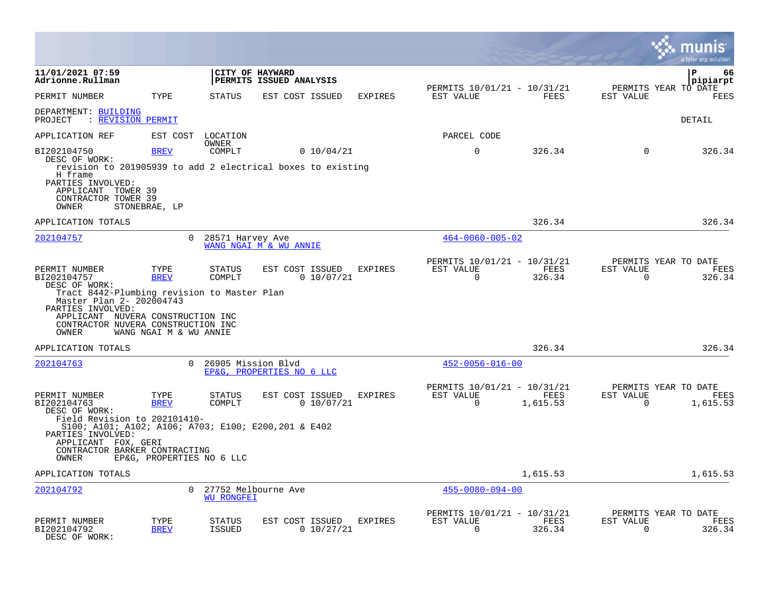**11/01/2021 07:59** | **CITY OF HAYWARD** | **P 66**
**Adrionne.Rullman** | **PERMITS ISSUED ANALYSIS** | **pipiarpt**

| PERMIT NUMBER | TYPE | STATUS | EST COST | ISSUED | EXPIRES | PERMITS 10/01/21 - 10/31/21 EST VALUE | FEES | PERMITS YEAR TO DATE EST VALUE | FEES |
|---|---|---|---|---|---|---|---|---|---|

DEPARTMENT: BUILDING
PROJECT : REVISION PERMIT

DETAIL

| APPLICATION REF | EST COST | LOCATION OWNER | | | | PARCEL CODE | | | |
|---|---|---|---|---|---|---|---|---|---|
| BI202104750 | BREV | COMPLT | 0 | 10/04/21 | | 0 | 326.34 | 0 | 326.34 |

DESC OF WORK:
revision to 201905939 to add 2 electrical boxes to existing H frame
PARTIES INVOLVED:
APPLICANT TOWER 39
CONTRACTOR TOWER 39
OWNER STONEBRAE, LP

APPLICATION TOTALS — 326.34 — 326.34

---

202104757 — 0 — 28571 Harvey Ave — WANG NGAI M & WU ANNIE — 464-0060-005-02

| PERMIT NUMBER | TYPE | STATUS | EST COST | ISSUED | EXPIRES | PERMITS 10/01/21 - 10/31/21 EST VALUE | FEES | PERMITS YEAR TO DATE EST VALUE | FEES |
|---|---|---|---|---|---|---|---|---|---|
| BI202104757 | BREV | COMPLT | 0 | 10/07/21 | | 0 | 326.34 | 0 | 326.34 |

DESC OF WORK:
Tract 8442-Plumbing revision to Master Plan Master Plan 2- 202004743
PARTIES INVOLVED:
APPLICANT NUVERA CONSTRUCTION INC
CONTRACTOR NUVERA CONSTRUCTION INC
OWNER WANG NGAI M & WU ANNIE

APPLICATION TOTALS — 326.34 — 326.34

---

202104763 — 0 — 26905 Mission Blvd — EP&G, PROPERTIES NO 6 LLC — 452-0056-016-00

| PERMIT NUMBER | TYPE | STATUS | EST COST | ISSUED | EXPIRES | PERMITS 10/01/21 - 10/31/21 EST VALUE | FEES | PERMITS YEAR TO DATE EST VALUE | FEES |
|---|---|---|---|---|---|---|---|---|---|
| BI202104763 | BREV | COMPLT | 0 | 10/07/21 | | 0 | 1,615.53 | 0 | 1,615.53 |

DESC OF WORK:
Field Revision to 202101410- S100; A101; A102; A106; A703; E100; E200,201 & E402
PARTIES INVOLVED:
APPLICANT FOX, GERI
CONTRACTOR BARKER CONTRACTING
OWNER EP&G, PROPERTIES NO 6 LLC

APPLICATION TOTALS — 1,615.53 — 1,615.53

---

202104792 — 0 — 27752 Melbourne Ave — WU RONGFEI — 455-0080-094-00

| PERMIT NUMBER | TYPE | STATUS | EST COST | ISSUED | EXPIRES | PERMITS 10/01/21 - 10/31/21 EST VALUE | FEES | PERMITS YEAR TO DATE EST VALUE | FEES |
|---|---|---|---|---|---|---|---|---|---|
| BI202104792 | BREV | ISSUED | 0 | 10/27/21 | | 0 | 326.34 | 0 | 326.34 |

DESC OF WORK: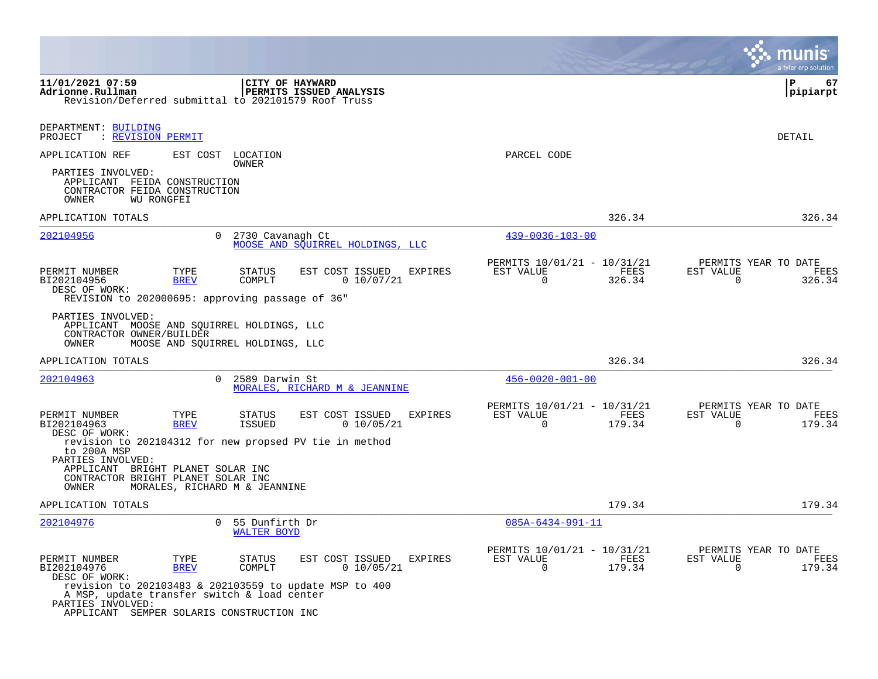**CITY OF HAYWARD**
**PERMITS ISSUED ANALYSIS**

11/01/2021 07:59
Adrionne.Rullman

Revision/Deferred submittal to 202101579 Roof Truss

P 67
pipiarpt

DEPARTMENT: BUILDING
PROJECT : REVISION PERMIT

DETAIL

APPLICATION REF | EST COST | LOCATION / OWNER | PARCEL CODE

PARTIES INVOLVED:
APPLICANT FEIDA CONSTRUCTION
CONTRACTOR FEIDA CONSTRUCTION
OWNER WU RONGFEI

APPLICATION TOTALS: 326.34 | 326.34

---

**202104956** | 0 | 2730 Cavanagh Ct | MOOSE AND SQUIRREL HOLDINGS, LLC | 439-0036-103-00

| PERMIT NUMBER | TYPE | STATUS | EST COST | ISSUED | EXPIRES | PERMITS 10/01/21 - 10/31/21 EST VALUE | FEES | PERMITS YEAR TO DATE EST VALUE | FEES |
|---|---|---|---|---|---|---|---|---|---|
| BI202104956 | BREV | COMPLT | 0 | 10/07/21 | | 0 | 326.34 | 0 | 326.34 |

DESC OF WORK:
REVISION to 202000695: approving passage of 36"

PARTIES INVOLVED:
APPLICANT MOOSE AND SQUIRREL HOLDINGS, LLC
CONTRACTOR OWNER/BUILDER
OWNER MOOSE AND SQUIRREL HOLDINGS, LLC

APPLICATION TOTALS: 326.34 | 326.34

---

**202104963** | 0 | 2589 Darwin St | MORALES, RICHARD M & JEANNINE | 456-0020-001-00

| PERMIT NUMBER | TYPE | STATUS | EST COST | ISSUED | EXPIRES | PERMITS 10/01/21 - 10/31/21 EST VALUE | FEES | PERMITS YEAR TO DATE EST VALUE | FEES |
|---|---|---|---|---|---|---|---|---|---|
| BI202104963 | BREV | ISSUED | 0 | 10/05/21 | | 0 | 179.34 | 0 | 179.34 |

DESC OF WORK:
revision to 202104312 for new propsed PV tie in method to 200A MSP

PARTIES INVOLVED:
APPLICANT BRIGHT PLANET SOLAR INC
CONTRACTOR BRIGHT PLANET SOLAR INC
OWNER MORALES, RICHARD M & JEANNINE

APPLICATION TOTALS: 179.34 | 179.34

---

**202104976** | 0 | 55 Dunfirth Dr | WALTER BOYD | 085A-6434-991-11

| PERMIT NUMBER | TYPE | STATUS | EST COST | ISSUED | EXPIRES | PERMITS 10/01/21 - 10/31/21 EST VALUE | FEES | PERMITS YEAR TO DATE EST VALUE | FEES |
|---|---|---|---|---|---|---|---|---|---|
| BI202104976 | BREV | COMPLT | 0 | 10/05/21 | | 0 | 179.34 | 0 | 179.34 |

DESC OF WORK:
revision to 202103483 & 202103559 to update MSP to 400 A MSP, update transfer switch & load center

PARTIES INVOLVED:
APPLICANT SEMPER SOLARIS CONSTRUCTION INC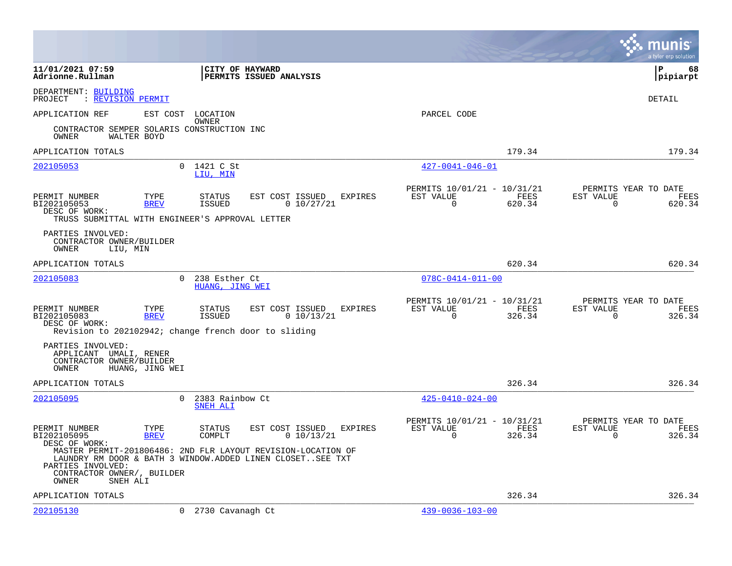**11/01/2021 07:59** | **CITY OF HAYWARD**
**Adrionne.Rullman** | **PERMITS ISSUED ANALYSIS** | **pipiarpt**

DEPARTMENT: BUILDING
PROJECT : REVISION PERMIT

DETAIL

| APPLICATION REF | EST COST | LOCATION / OWNER | PARCEL CODE |
|---|---|---|---|

CONTRACTOR SEMPER SOLARIS CONSTRUCTION INC
OWNER WALTER BOYD

APPLICATION TOTALS 179.34 179.34

---

| APPLICATION REF | EST COST | LOCATION / OWNER | PARCEL CODE |
|---|---|---|---|
| 202105053 | 0 | 1421 C St / LIU, MIN | 427-0041-046-01 |

| PERMIT NUMBER | TYPE | STATUS | EST COST | ISSUED | EXPIRES | PERMITS 10/01/21 - 10/31/21 EST VALUE | FEES | PERMITS YEAR TO DATE EST VALUE | FEES |
|---|---|---|---|---|---|---|---|---|---|
| BI202105053 | BREV | ISSUED | 0 | 10/27/21 | | 0 | 620.34 | 0 | 620.34 |

DESC OF WORK:
TRUSS SUBMITTAL WITH ENGINEER'S APPROVAL LETTER

PARTIES INVOLVED:
CONTRACTOR OWNER/BUILDER
OWNER LIU, MIN

APPLICATION TOTALS 620.34 620.34

---

| APPLICATION REF | EST COST | LOCATION / OWNER | PARCEL CODE |
|---|---|---|---|
| 202105083 | 0 | 238 Esther Ct / HUANG, JING WEI | 078C-0414-011-00 |

| PERMIT NUMBER | TYPE | STATUS | EST COST | ISSUED | EXPIRES | PERMITS 10/01/21 - 10/31/21 EST VALUE | FEES | PERMITS YEAR TO DATE EST VALUE | FEES |
|---|---|---|---|---|---|---|---|---|---|
| BI202105083 | BREV | ISSUED | 0 | 10/13/21 | | 0 | 326.34 | 0 | 326.34 |

DESC OF WORK:
Revision to 202102942; change french door to sliding

PARTIES INVOLVED:
APPLICANT UMALI, RENER
CONTRACTOR OWNER/BUILDER
OWNER HUANG, JING WEI

APPLICATION TOTALS 326.34 326.34

---

| APPLICATION REF | EST COST | LOCATION / OWNER | PARCEL CODE |
|---|---|---|---|
| 202105095 | 0 | 2383 Rainbow Ct / SNEH ALI | 425-0410-024-00 |

| PERMIT NUMBER | TYPE | STATUS | EST COST | ISSUED | EXPIRES | PERMITS 10/01/21 - 10/31/21 EST VALUE | FEES | PERMITS YEAR TO DATE EST VALUE | FEES |
|---|---|---|---|---|---|---|---|---|---|
| BI202105095 | BREV | COMPLT | 0 | 10/13/21 | | 0 | 326.34 | 0 | 326.34 |

DESC OF WORK:
MASTER PERMIT-201806486: 2ND FLR LAYOUT REVISION-LOCATION OF LAUNDRY RM DOOR & BATH 3 WINDOW.ADDED LINEN CLOSET..SEE TXT

PARTIES INVOLVED:
CONTRACTOR OWNER/, BUILDER
OWNER SNEH ALI

APPLICATION TOTALS 326.34 326.34

---

| APPLICATION REF | EST COST | LOCATION / OWNER | PARCEL CODE |
|---|---|---|---|
| 202105130 | 0 | 2730 Cavanagh Ct | 439-0036-103-00 |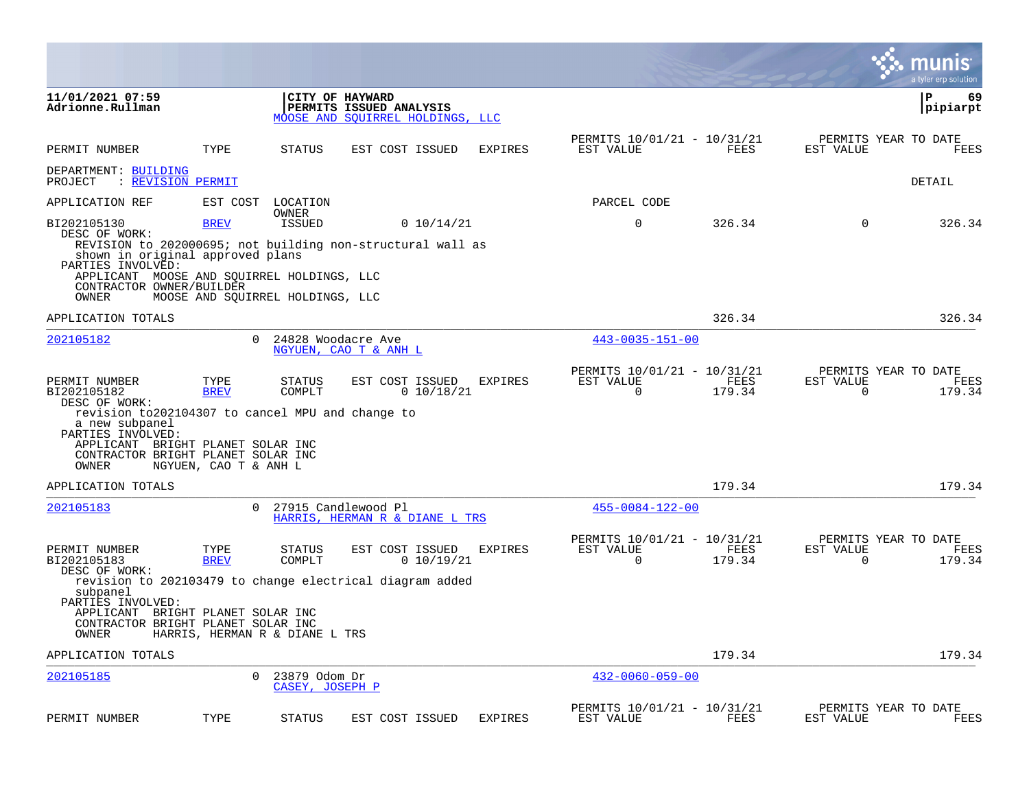**CITY OF HAYWARD**
**PERMITS ISSUED ANALYSIS**
MOOSE AND SQUIRREL HOLDINGS, LLC

11/01/2021 07:59
Adrionne.Rullman

pipiarpt

| PERMIT NUMBER | TYPE | STATUS | EST COST | ISSUED | EXPIRES | PERMITS 10/01/21 - 10/31/21 EST VALUE | FEES | PERMITS YEAR TO DATE EST VALUE | FEES |
|---|---|---|---|---|---|---|---|---|---|

DEPARTMENT: BUILDING
PROJECT : REVISION PERMIT

DETAIL

| APPLICATION REF | EST COST | LOCATION / OWNER | | | | PARCEL CODE | | | |
|---|---|---|---|---|---|---|---|---|---|
| BI202105130 | BREV | ISSUED | 0 | 10/14/21 | | 0 | 326.34 | 0 | 326.34 |

DESC OF WORK:
REVISION to 202000695; not building non-structural wall as shown in original approved plans

PARTIES INVOLVED:
APPLICANT MOOSE AND SQUIRREL HOLDINGS, LLC
CONTRACTOR OWNER/BUILDER
OWNER MOOSE AND SQUIRREL HOLDINGS, LLC

APPLICATION TOTALS: 326.34 | 326.34

---

202105182 | 0 | 24828 Woodacre Ave | NGYUEN, CAO T & ANH L | 443-0035-151-00

| PERMIT NUMBER | TYPE | STATUS | EST COST | ISSUED | EXPIRES | PERMITS 10/01/21 - 10/31/21 EST VALUE | FEES | PERMITS YEAR TO DATE EST VALUE | FEES |
|---|---|---|---|---|---|---|---|---|---|
| BI202105182 | BREV | COMPLT | 0 | 10/18/21 | | 0 | 179.34 | 0 | 179.34 |

DESC OF WORK:
revision to202104307 to cancel MPU and change to a new subpanel

PARTIES INVOLVED:
APPLICANT BRIGHT PLANET SOLAR INC
CONTRACTOR BRIGHT PLANET SOLAR INC
OWNER NGYUEN, CAO T & ANH L

APPLICATION TOTALS: 179.34 | 179.34

---

202105183 | 0 | 27915 Candlewood Pl | HARRIS, HERMAN R & DIANE L TRS | 455-0084-122-00

| PERMIT NUMBER | TYPE | STATUS | EST COST | ISSUED | EXPIRES | PERMITS 10/01/21 - 10/31/21 EST VALUE | FEES | PERMITS YEAR TO DATE EST VALUE | FEES |
|---|---|---|---|---|---|---|---|---|---|
| BI202105183 | BREV | COMPLT | 0 | 10/19/21 | | 0 | 179.34 | 0 | 179.34 |

DESC OF WORK:
revision to 202103479 to change electrical diagram added subpanel

PARTIES INVOLVED:
APPLICANT BRIGHT PLANET SOLAR INC
CONTRACTOR BRIGHT PLANET SOLAR INC
OWNER HARRIS, HERMAN R & DIANE L TRS

APPLICATION TOTALS: 179.34 | 179.34

---

202105185 | 0 | 23879 Odom Dr | CASEY, JOSEPH P | 432-0060-059-00

| PERMIT NUMBER | TYPE | STATUS | EST COST | ISSUED | EXPIRES | PERMITS 10/01/21 - 10/31/21 EST VALUE | FEES | PERMITS YEAR TO DATE EST VALUE | FEES |
|---|---|---|---|---|---|---|---|---|---|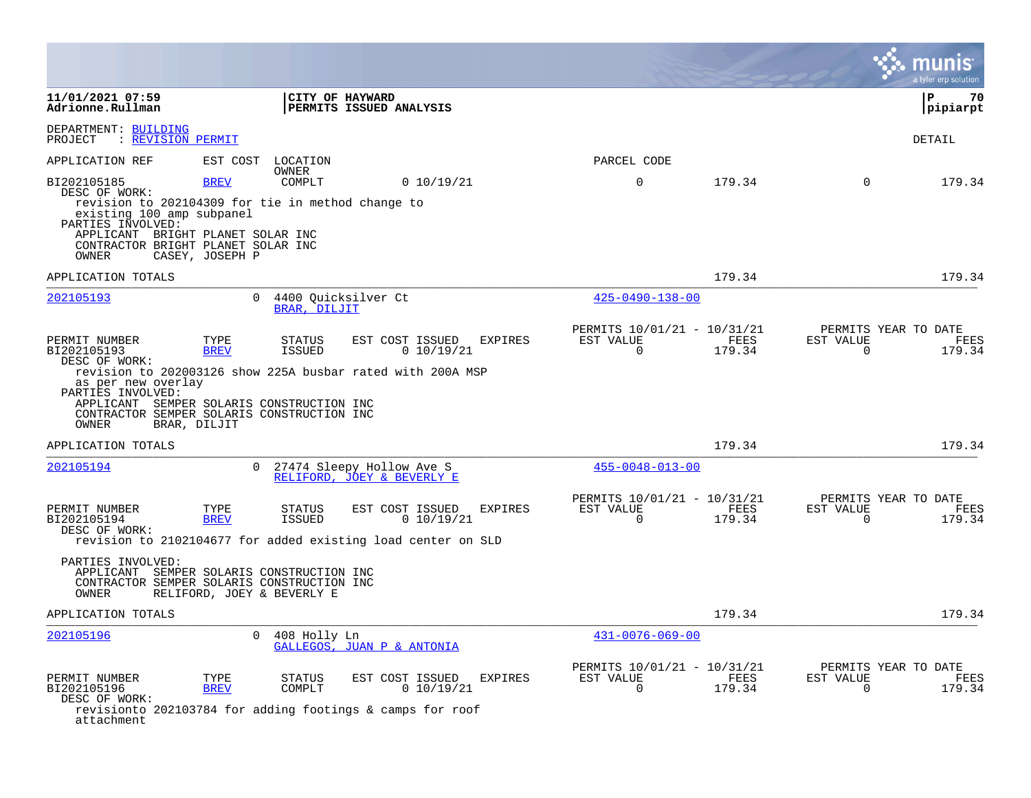**11/01/2021 07:59**
**Adrionne.Rullman**

**CITY OF HAYWARD**
**PERMITS ISSUED ANALYSIS**

**P 70**
**pipiarpt**

DEPARTMENT: BUILDING
PROJECT : REVISION PERMIT

DETAIL

APPLICATION REF | EST COST | LOCATION / OWNER | PARCEL CODE

BI202105185 | BREV | COMPLT | 0 10/19/21 | 0 | 179.34 | 0 | 179.34

DESC OF WORK:
revision to 202104309 for tie in method change to existing 100 amp subpanel

PARTIES INVOLVED:
APPLICANT BRIGHT PLANET SOLAR INC
CONTRACTOR BRIGHT PLANET SOLAR INC
OWNER CASEY, JOSEPH P

APPLICATION TOTALS 179.34 179.34

---

202105193 | 0 | 4400 Quicksilver Ct / BRAR, DILJIT | 425-0490-138-00

| PERMIT NUMBER | TYPE | STATUS | EST COST | ISSUED | EXPIRES | PERMITS 10/01/21 - 10/31/21 EST VALUE | FEES | PERMITS YEAR TO DATE EST VALUE | FEES |
|---|---|---|---|---|---|---|---|---|---|
| BI202105193 | BREV | ISSUED | 0 | 10/19/21 | | 0 | 179.34 | 0 | 179.34 |

DESC OF WORK:
revision to 202003126 show 225A busbar rated with 200A MSP as per new overlay

PARTIES INVOLVED:
APPLICANT SEMPER SOLARIS CONSTRUCTION INC
CONTRACTOR SEMPER SOLARIS CONSTRUCTION INC
OWNER BRAR, DILJIT

APPLICATION TOTALS 179.34 179.34

---

202105194 | 0 | 27474 Sleepy Hollow Ave S / RELIFORD, JOEY & BEVERLY E | 455-0048-013-00

| PERMIT NUMBER | TYPE | STATUS | EST COST | ISSUED | EXPIRES | PERMITS 10/01/21 - 10/31/21 EST VALUE | FEES | PERMITS YEAR TO DATE EST VALUE | FEES |
|---|---|---|---|---|---|---|---|---|---|
| BI202105194 | BREV | ISSUED | 0 | 10/19/21 | | 0 | 179.34 | 0 | 179.34 |

DESC OF WORK:
revision to 2102104677 for added existing load center on SLD

PARTIES INVOLVED:
APPLICANT SEMPER SOLARIS CONSTRUCTION INC
CONTRACTOR SEMPER SOLARIS CONSTRUCTION INC
OWNER RELIFORD, JOEY & BEVERLY E

APPLICATION TOTALS 179.34 179.34

---

202105196 | 0 | 408 Holly Ln / GALLEGOS, JUAN P & ANTONIA | 431-0076-069-00

| PERMIT NUMBER | TYPE | STATUS | EST COST | ISSUED | EXPIRES | PERMITS 10/01/21 - 10/31/21 EST VALUE | FEES | PERMITS YEAR TO DATE EST VALUE | FEES |
|---|---|---|---|---|---|---|---|---|---|
| BI202105196 | BREV | COMPLT | 0 | 10/19/21 | | 0 | 179.34 | 0 | 179.34 |

DESC OF WORK:
revisionto 202103784 for adding footings & camps for roof attachment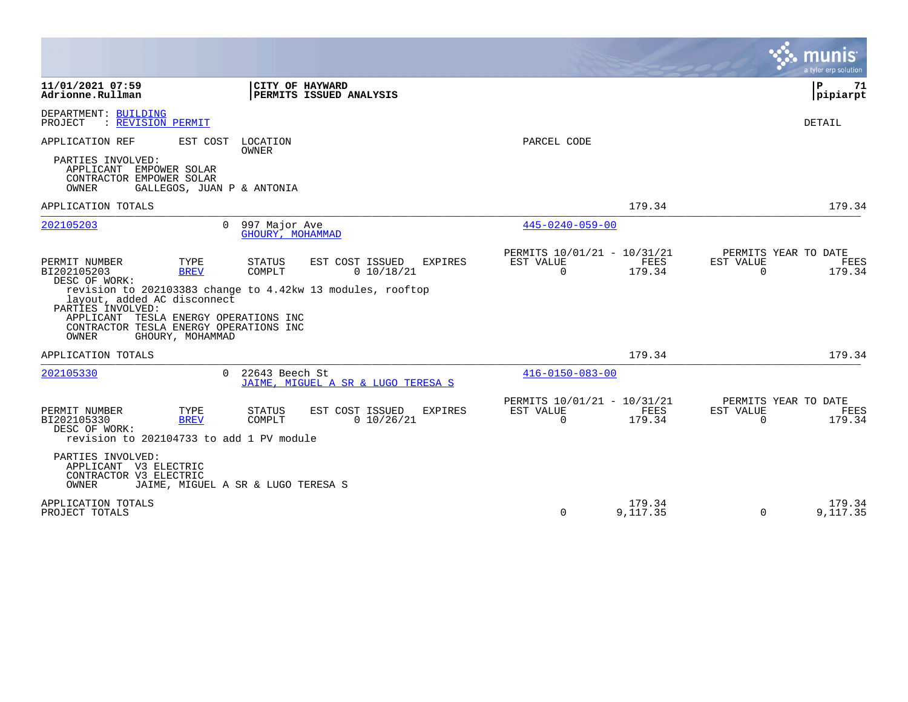**11/01/2021 07:59**
**Adrionne.Rullman**

**CITY OF HAYWARD**
**PERMITS ISSUED ANALYSIS**

**P 71**
**pipiarpt**

DEPARTMENT: BUILDING
PROJECT : REVISION PERMIT

DETAIL

APPLICATION REF | EST COST | LOCATION / OWNER | PARCEL CODE

PARTIES INVOLVED:
- APPLICANT EMPOWER SOLAR
- CONTRACTOR EMPOWER SOLAR
- OWNER GALLEGOS, JUAN P & ANTONIA

APPLICATION TOTALS — 179.34 — 179.34

---

**202105203** — 0 — 997 Major Ave — GHOURY, MOHAMMAD — 445-0240-059-00

| PERMIT NUMBER | TYPE | STATUS | EST COST | ISSUED | EXPIRES | PERMITS 10/01/21 - 10/31/21 EST VALUE | FEES | PERMITS YEAR TO DATE EST VALUE | FEES |
|---|---|---|---|---|---|---|---|---|---|
| BI202105203 | BREV | COMPLT | 0 | 10/18/21 | | 0 | 179.34 | 0 | 179.34 |

DESC OF WORK:
revision to 202103383 change to 4.42kw 13 modules, rooftop layout, added AC disconnect

PARTIES INVOLVED:
- APPLICANT TESLA ENERGY OPERATIONS INC
- CONTRACTOR TESLA ENERGY OPERATIONS INC
- OWNER GHOURY, MOHAMMAD

APPLICATION TOTALS — 179.34 — 179.34

---

**202105330** — 0 — 22643 Beech St — JAIME, MIGUEL A SR & LUGO TERESA S — 416-0150-083-00

| PERMIT NUMBER | TYPE | STATUS | EST COST | ISSUED | EXPIRES | PERMITS 10/01/21 - 10/31/21 EST VALUE | FEES | PERMITS YEAR TO DATE EST VALUE | FEES |
|---|---|---|---|---|---|---|---|---|---|
| BI202105330 | BREV | COMPLT | 0 | 10/26/21 | | 0 | 179.34 | 0 | 179.34 |

DESC OF WORK:
revision to 202104733 to add 1 PV module

PARTIES INVOLVED:
- APPLICANT V3 ELECTRIC
- CONTRACTOR V3 ELECTRIC
- OWNER JAIME, MIGUEL A SR & LUGO TERESA S

| | EST VALUE | FEES | EST VALUE | FEES |
|---|---|---|---|---|
| APPLICATION TOTALS | | 179.34 | | 179.34 |
| PROJECT TOTALS | 0 | 9,117.35 | 0 | 9,117.35 |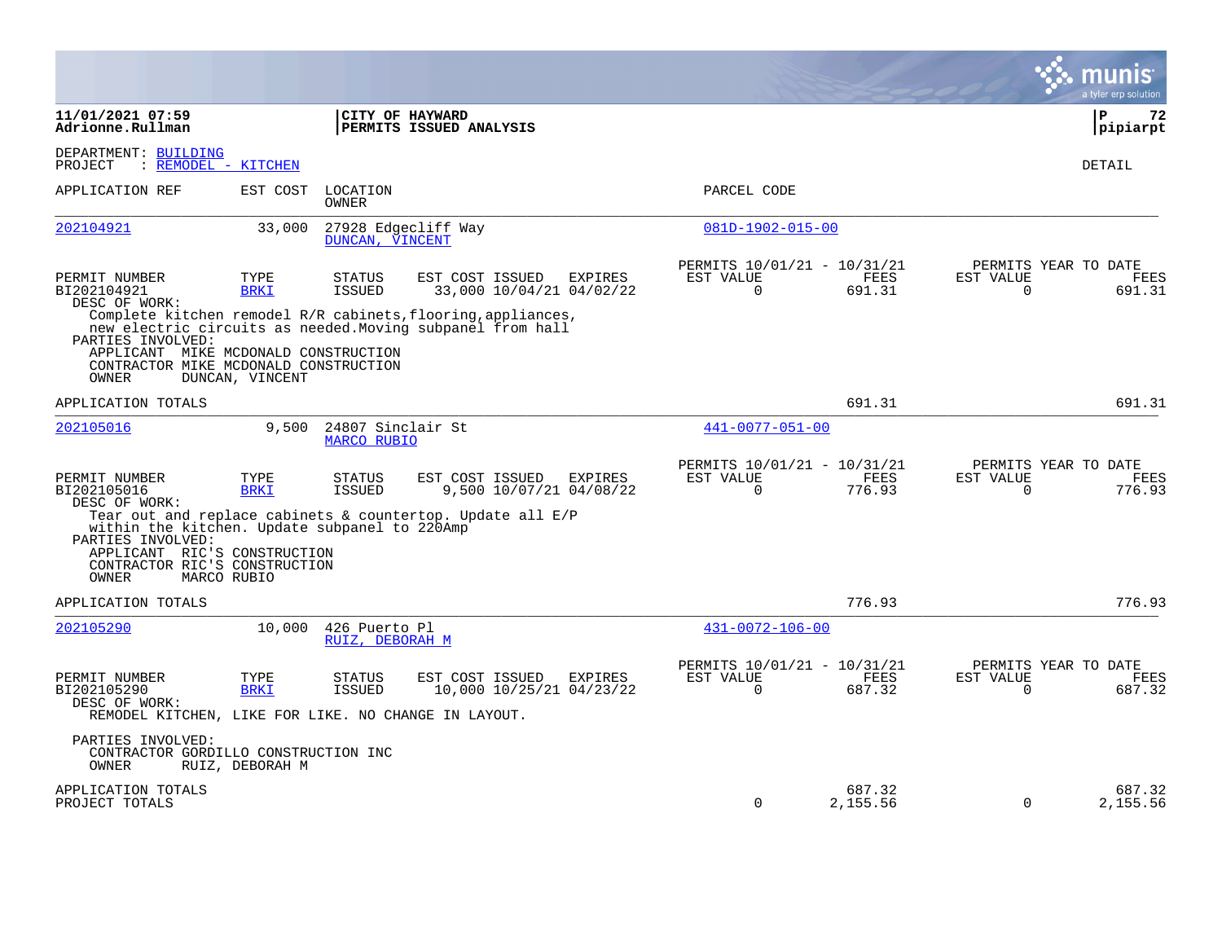**11/01/2021 07:59**
**Adrionne.Rullman**

**CITY OF HAYWARD**
**PERMITS ISSUED ANALYSIS**

**P 72**
**pipiarpt**

DEPARTMENT: BUILDING
PROJECT : REMODEL - KITCHEN

DETAIL

| APPLICATION REF | EST COST | LOCATION / OWNER | PARCEL CODE |
|---|---|---|---|
| 202104921 | 33,000 | 27928 Edgecliff Way / DUNCAN, VINCENT | 081D-1902-015-00 |

| PERMIT NUMBER | TYPE | STATUS | EST COST | ISSUED | EXPIRES | PERMITS 10/01/21 - 10/31/21 EST VALUE | FEES | PERMITS YEAR TO DATE EST VALUE | FEES |
|---|---|---|---|---|---|---|---|---|---|
| BI202104921 | BRKI | ISSUED | 33,000 | 10/04/21 | 04/02/22 | 0 | 691.31 | 0 | 691.31 |

DESC OF WORK:
Complete kitchen remodel R/R cabinets,flooring,appliances, new electric circuits as needed.Moving subpanel from hall

PARTIES INVOLVED:
APPLICANT MIKE MCDONALD CONSTRUCTION
CONTRACTOR MIKE MCDONALD CONSTRUCTION
OWNER DUNCAN, VINCENT

APPLICATION TOTALS: 691.31 | 691.31

| APPLICATION REF | EST COST | LOCATION / OWNER | PARCEL CODE |
|---|---|---|---|
| 202105016 | 9,500 | 24807 Sinclair St / MARCO RUBIO | 441-0077-051-00 |

| PERMIT NUMBER | TYPE | STATUS | EST COST | ISSUED | EXPIRES | PERMITS 10/01/21 - 10/31/21 EST VALUE | FEES | PERMITS YEAR TO DATE EST VALUE | FEES |
|---|---|---|---|---|---|---|---|---|---|
| BI202105016 | BRKI | ISSUED | 9,500 | 10/07/21 | 04/08/22 | 0 | 776.93 | 0 | 776.93 |

DESC OF WORK:
Tear out and replace cabinets & countertop. Update all E/P within the kitchen. Update subpanel to 220Amp

PARTIES INVOLVED:
APPLICANT RIC'S CONSTRUCTION
CONTRACTOR RIC'S CONSTRUCTION
OWNER MARCO RUBIO

APPLICATION TOTALS: 776.93 | 776.93

| APPLICATION REF | EST COST | LOCATION / OWNER | PARCEL CODE |
|---|---|---|---|
| 202105290 | 10,000 | 426 Puerto Pl / RUIZ, DEBORAH M | 431-0072-106-00 |

| PERMIT NUMBER | TYPE | STATUS | EST COST | ISSUED | EXPIRES | PERMITS 10/01/21 - 10/31/21 EST VALUE | FEES | PERMITS YEAR TO DATE EST VALUE | FEES |
|---|---|---|---|---|---|---|---|---|---|
| BI202105290 | BRKI | ISSUED | 10,000 | 10/25/21 | 04/23/22 | 0 | 687.32 | 0 | 687.32 |

DESC OF WORK:
REMODEL KITCHEN, LIKE FOR LIKE. NO CHANGE IN LAYOUT.

PARTIES INVOLVED:
CONTRACTOR GORDILLO CONSTRUCTION INC
OWNER RUIZ, DEBORAH M

| | EST VALUE | FEES | YTD EST VALUE | YTD FEES |
|---|---|---|---|---|
| APPLICATION TOTALS | | 687.32 | | 687.32 |
| PROJECT TOTALS | 0 | 2,155.56 | 0 | 2,155.56 |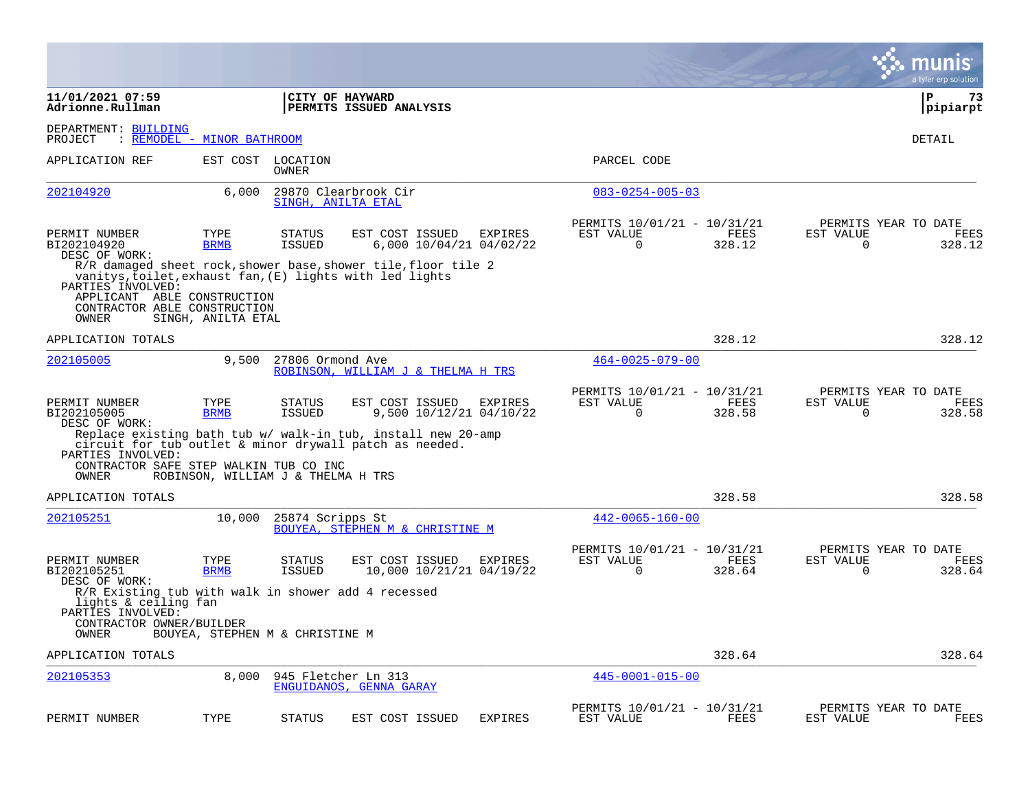**11/01/2021 07:59**
**Adrionne.Rullman**

**CITY OF HAYWARD**
**PERMITS ISSUED ANALYSIS**

**P 73**
**pipiarpt**

DEPARTMENT: BUILDING
PROJECT : REMODEL - MINOR BATHROOM

DETAIL

| APPLICATION REF | EST COST | LOCATION / OWNER | PARCEL CODE |
|---|---|---|---|
| 202104920 | 6,000 | 29870 Clearbrook Cir / SINGH, ANILTA ETAL | 083-0254-005-03 |

| PERMIT NUMBER | TYPE | STATUS | EST COST | ISSUED | EXPIRES | PERMITS 10/01/21 - 10/31/21 EST VALUE | FEES | PERMITS YEAR TO DATE EST VALUE | FEES |
|---|---|---|---|---|---|---|---|---|---|
| BI202104920 | BRMB | ISSUED | 6,000 | 10/04/21 | 04/02/22 | 0 | 328.12 | 0 | 328.12 |

DESC OF WORK:
R/R damaged sheet rock,shower base,shower tile,floor tile 2 vanitys,toilet,exhaust fan,(E) lights with led lights

PARTIES INVOLVED:
APPLICANT ABLE CONSTRUCTION
CONTRACTOR ABLE CONSTRUCTION
OWNER SINGH, ANILTA ETAL

APPLICATION TOTALS 328.12 328.12

| APPLICATION REF | EST COST | LOCATION / OWNER | PARCEL CODE |
|---|---|---|---|
| 202105005 | 9,500 | 27806 Ormond Ave / ROBINSON, WILLIAM J & THELMA H TRS | 464-0025-079-00 |

| PERMIT NUMBER | TYPE | STATUS | EST COST | ISSUED | EXPIRES | PERMITS 10/01/21 - 10/31/21 EST VALUE | FEES | PERMITS YEAR TO DATE EST VALUE | FEES |
|---|---|---|---|---|---|---|---|---|---|
| BI202105005 | BRMB | ISSUED | 9,500 | 10/12/21 | 04/10/22 | 0 | 328.58 | 0 | 328.58 |

DESC OF WORK:
Replace existing bath tub w/ walk-in tub, install new 20-amp circuit for tub outlet & minor drywall patch as needed.

PARTIES INVOLVED:
CONTRACTOR SAFE STEP WALKIN TUB CO INC
OWNER ROBINSON, WILLIAM J & THELMA H TRS

APPLICATION TOTALS 328.58 328.58

| APPLICATION REF | EST COST | LOCATION / OWNER | PARCEL CODE |
|---|---|---|---|
| 202105251 | 10,000 | 25874 Scripps St / BOUYEA, STEPHEN M & CHRISTINE M | 442-0065-160-00 |

| PERMIT NUMBER | TYPE | STATUS | EST COST | ISSUED | EXPIRES | PERMITS 10/01/21 - 10/31/21 EST VALUE | FEES | PERMITS YEAR TO DATE EST VALUE | FEES |
|---|---|---|---|---|---|---|---|---|---|
| BI202105251 | BRMB | ISSUED | 10,000 | 10/21/21 | 04/19/22 | 0 | 328.64 | 0 | 328.64 |

DESC OF WORK:
R/R Existing tub with walk in shower add 4 recessed lights & ceiling fan

PARTIES INVOLVED:
CONTRACTOR OWNER/BUILDER
OWNER BOUYEA, STEPHEN M & CHRISTINE M

APPLICATION TOTALS 328.64 328.64

| APPLICATION REF | EST COST | LOCATION / OWNER | PARCEL CODE |
|---|---|---|---|
| 202105353 | 8,000 | 945 Fletcher Ln 313 / ENGUIDANOS, GENNA GARAY | 445-0001-015-00 |

| PERMIT NUMBER | TYPE | STATUS | EST COST | ISSUED | EXPIRES | PERMITS 10/01/21 - 10/31/21 EST VALUE | FEES | PERMITS YEAR TO DATE EST VALUE | FEES |
|---|---|---|---|---|---|---|---|---|---|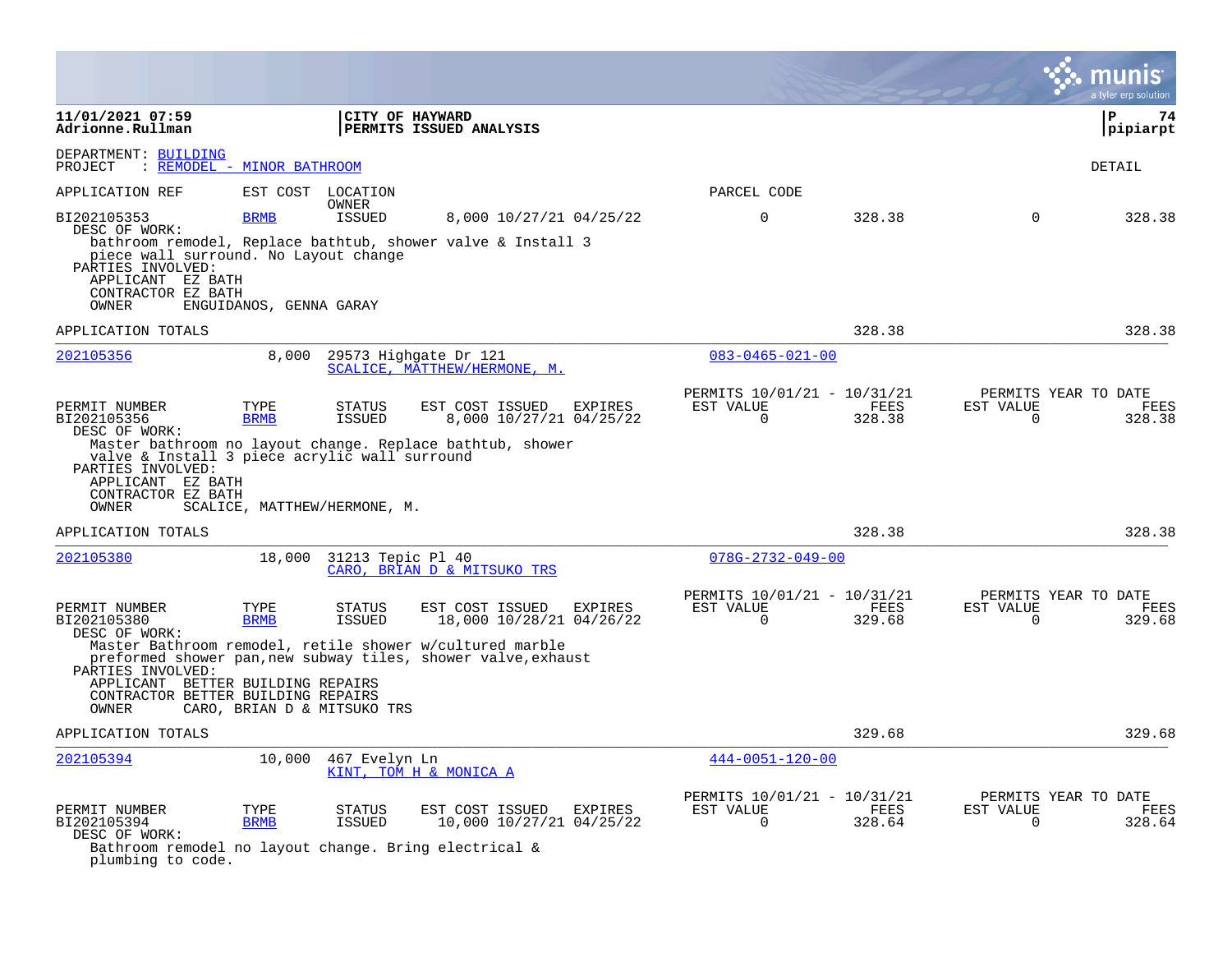**11/01/2021 07:59**
**Adrionne.Rullman**

**CITY OF HAYWARD**
**PERMITS ISSUED ANALYSIS**

**P 74**
**pipiarpt**

DEPARTMENT: BUILDING
PROJECT : REMODEL - MINOR BATHROOM

DETAIL

| APPLICATION REF | EST COST | LOCATION / OWNER | | PARCEL CODE | | | |
|---|---|---|---|---|---|---|---|
| BI202105353 | BRMB | ISSUED | 8,000 10/27/21 04/25/22 | 0 | 328.38 | 0 | 328.38 |

DESC OF WORK:
bathroom remodel, Replace bathtub, shower valve & Install 3 piece wall surround. No Layout change
PARTIES INVOLVED:
APPLICANT EZ BATH
CONTRACTOR EZ BATH
OWNER ENGUIDANOS, GENNA GARAY

APPLICATION TOTALS 328.38 328.38

---

| 202105356 | 8,000 | 29573 Highgate Dr 121 / SCALICE, MATTHEW/HERMONE, M. | 083-0465-021-00 |
|---|---|---|---|

| PERMIT NUMBER | TYPE | STATUS | EST COST | ISSUED | EXPIRES | PERMITS 10/01/21 - 10/31/21 EST VALUE | FEES | PERMITS YEAR TO DATE EST VALUE | FEES |
|---|---|---|---|---|---|---|---|---|---|
| BI202105356 | BRMB | ISSUED | 8,000 | 10/27/21 | 04/25/22 | 0 | 328.38 | 0 | 328.38 |

DESC OF WORK:
Master bathroom no layout change. Replace bathtub, shower valve & Install 3 piece acrylic wall surround
PARTIES INVOLVED:
APPLICANT EZ BATH
CONTRACTOR EZ BATH
OWNER SCALICE, MATTHEW/HERMONE, M.

APPLICATION TOTALS 328.38 328.38

---

| 202105380 | 18,000 | 31213 Tepic Pl 40 / CARO, BRIAN D & MITSUKO TRS | 078G-2732-049-00 |
|---|---|---|---|

| PERMIT NUMBER | TYPE | STATUS | EST COST | ISSUED | EXPIRES | PERMITS 10/01/21 - 10/31/21 EST VALUE | FEES | PERMITS YEAR TO DATE EST VALUE | FEES |
|---|---|---|---|---|---|---|---|---|---|
| BI202105380 | BRMB | ISSUED | 18,000 | 10/28/21 | 04/26/22 | 0 | 329.68 | 0 | 329.68 |

DESC OF WORK:
Master Bathroom remodel, retile shower w/cultured marble preformed shower pan,new subway tiles, shower valve,exhaust
PARTIES INVOLVED:
APPLICANT BETTER BUILDING REPAIRS
CONTRACTOR BETTER BUILDING REPAIRS
OWNER CARO, BRIAN D & MITSUKO TRS

APPLICATION TOTALS 329.68 329.68

---

| 202105394 | 10,000 | 467 Evelyn Ln / KINT, TOM H & MONICA A | 444-0051-120-00 |
|---|---|---|---|

| PERMIT NUMBER | TYPE | STATUS | EST COST | ISSUED | EXPIRES | PERMITS 10/01/21 - 10/31/21 EST VALUE | FEES | PERMITS YEAR TO DATE EST VALUE | FEES |
|---|---|---|---|---|---|---|---|---|---|
| BI202105394 | BRMB | ISSUED | 10,000 | 10/27/21 | 04/25/22 | 0 | 328.64 | 0 | 328.64 |

DESC OF WORK:
Bathroom remodel no layout change. Bring electrical & plumbing to code.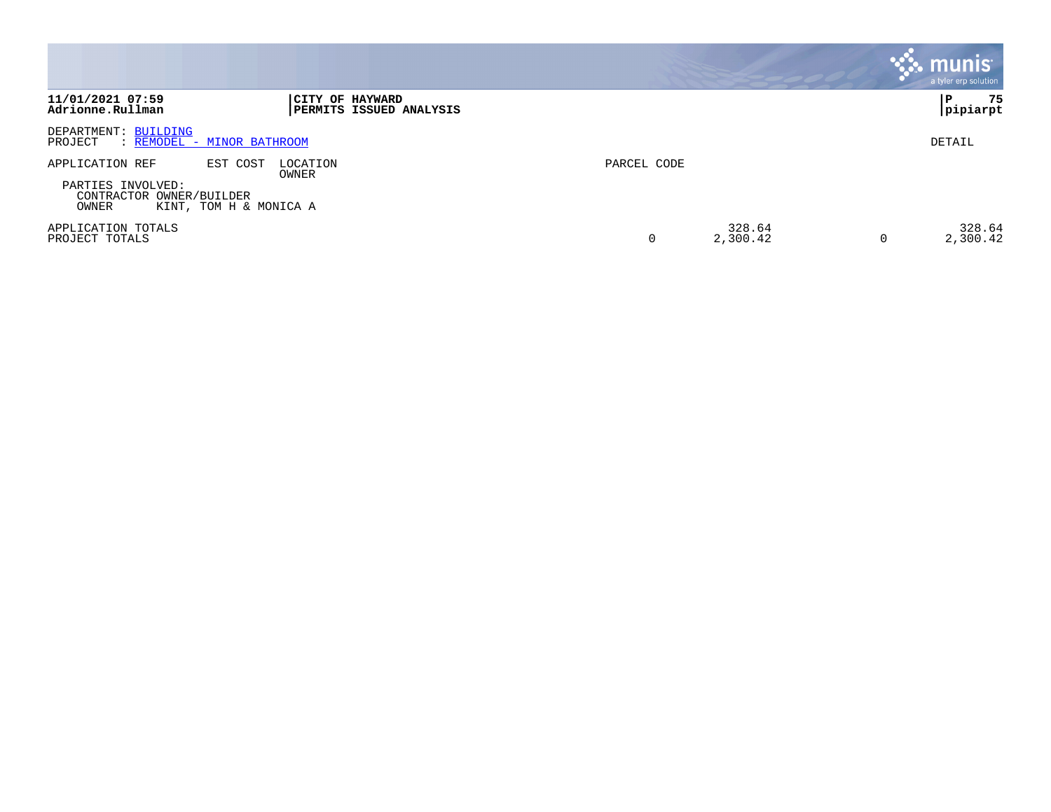11/01/2021 07:59
Adrionne.Rullman

**CITY OF HAYWARD**
**PERMITS ISSUED ANALYSIS**

P 75
pipiarpt

DEPARTMENT: BUILDING
PROJECT : REMODEL - MINOR BATHROOM

DETAIL

| APPLICATION REF | EST COST | LOCATION / OWNER | PARCEL CODE | | | |
|---|---|---|---|---|---|---|

PARTIES INVOLVED:
CONTRACTOR OWNER/BUILDER
OWNER KINT, TOM H & MONICA A

| | | | | |
|---|---|---|---|---|
| APPLICATION TOTALS | | 328.64 | | 328.64 |
| PROJECT TOTALS | 0 | 2,300.42 | 0 | 2,300.42 |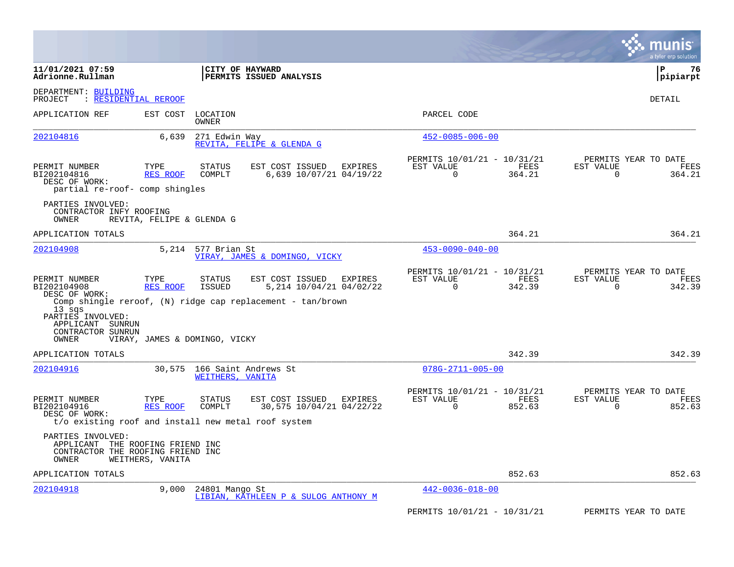**11/01/2021 07:59**
**Adrionne.Rullman**

**CITY OF HAYWARD**
**PERMITS ISSUED ANALYSIS**

**pipiarpt**

DEPARTMENT: BUILDING
PROJECT : RESIDENTIAL REROOF

DETAIL

| APPLICATION REF | EST COST | LOCATION / OWNER | PARCEL CODE |
|---|---|---|---|
| 202104816 | 6,639 | 271 Edwin Way / REVITA, FELIPE & GLENDA G | 452-0085-006-00 |

| PERMIT NUMBER | TYPE | STATUS | EST COST | ISSUED | EXPIRES | PERMITS 10/01/21 - 10/31/21 EST VALUE | FEES | PERMITS YEAR TO DATE EST VALUE | FEES |
|---|---|---|---|---|---|---|---|---|---|
| BI202104816 | RES ROOF | COMPLT | 6,639 | 10/07/21 | 04/19/22 | 0 | 364.21 | 0 | 364.21 |

DESC OF WORK:
partial re-roof- comp shingles

PARTIES INVOLVED:
CONTRACTOR INFY ROOFING
OWNER REVITA, FELIPE & GLENDA G

APPLICATION TOTALS 364.21 364.21

| APPLICATION REF | EST COST | LOCATION / OWNER | PARCEL CODE |
|---|---|---|---|
| 202104908 | 5,214 | 577 Brian St / VIRAY, JAMES & DOMINGO, VICKY | 453-0090-040-00 |

| PERMIT NUMBER | TYPE | STATUS | EST COST | ISSUED | EXPIRES | PERMITS 10/01/21 - 10/31/21 EST VALUE | FEES | PERMITS YEAR TO DATE EST VALUE | FEES |
|---|---|---|---|---|---|---|---|---|---|
| BI202104908 | RES ROOF | ISSUED | 5,214 | 10/04/21 | 04/02/22 | 0 | 342.39 | 0 | 342.39 |

DESC OF WORK:
Comp shingle reroof, (N) ridge cap replacement - tan/brown
13 sqs

PARTIES INVOLVED:
APPLICANT SUNRUN
CONTRACTOR SUNRUN
OWNER VIRAY, JAMES & DOMINGO, VICKY

APPLICATION TOTALS 342.39 342.39

| APPLICATION REF | EST COST | LOCATION / OWNER | PARCEL CODE |
|---|---|---|---|
| 202104916 | 30,575 | 166 Saint Andrews St / WEITHERS, VANITA | 078G-2711-005-00 |

| PERMIT NUMBER | TYPE | STATUS | EST COST | ISSUED | EXPIRES | PERMITS 10/01/21 - 10/31/21 EST VALUE | FEES | PERMITS YEAR TO DATE EST VALUE | FEES |
|---|---|---|---|---|---|---|---|---|---|
| BI202104916 | RES ROOF | COMPLT | 30,575 | 10/04/21 | 04/22/22 | 0 | 852.63 | 0 | 852.63 |

DESC OF WORK:
t/o existing roof and install new metal roof system

PARTIES INVOLVED:
APPLICANT THE ROOFING FRIEND INC
CONTRACTOR THE ROOFING FRIEND INC
OWNER WEITHERS, VANITA

APPLICATION TOTALS 852.63 852.63

| APPLICATION REF | EST COST | LOCATION / OWNER | PARCEL CODE |
|---|---|---|---|
| 202104918 | 9,000 | 24801 Mango St / LIBIAN, KATHLEEN P & SULOG ANTHONY M | 442-0036-018-00 |

PERMITS 10/01/21 - 10/31/21 PERMITS YEAR TO DATE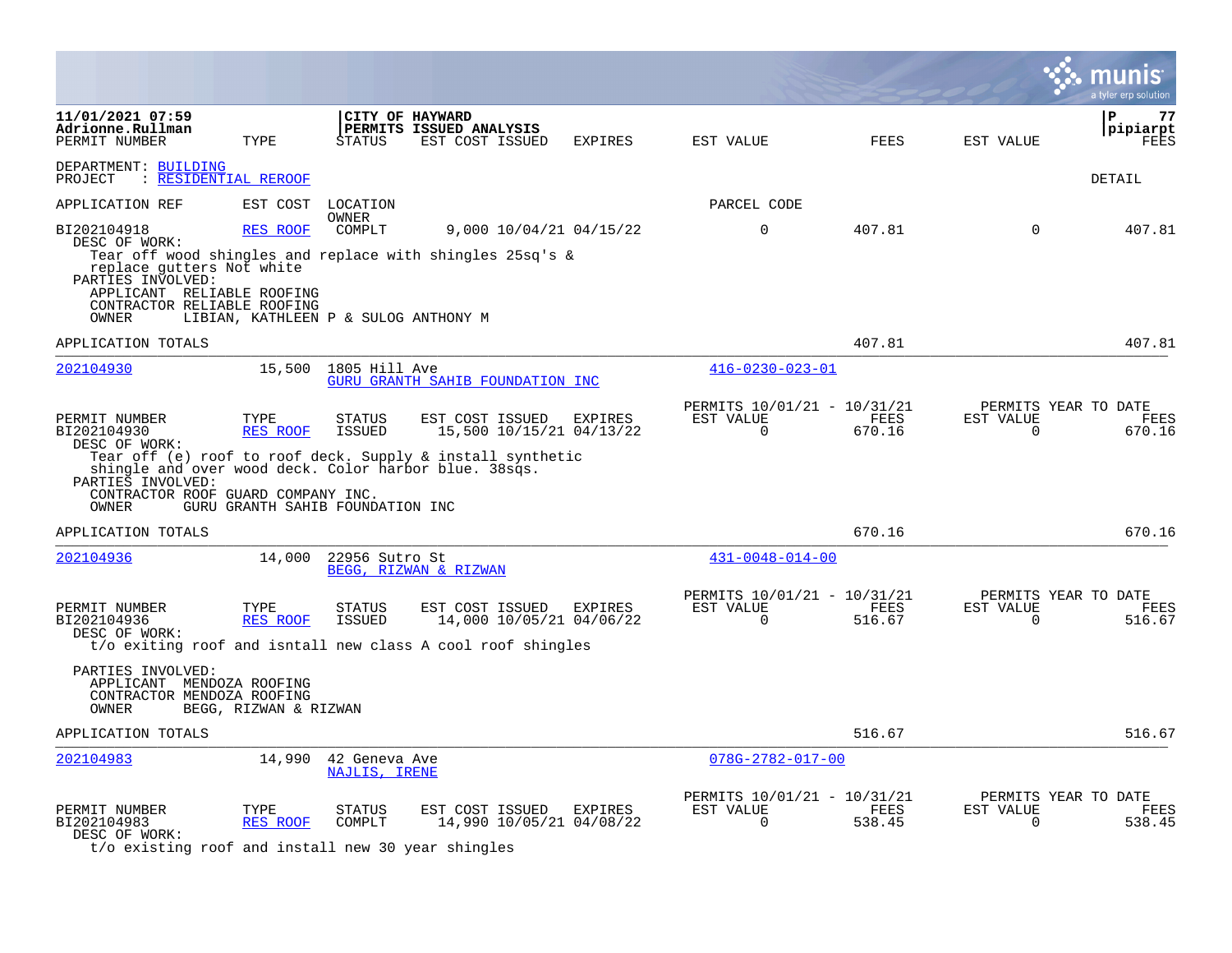11/01/2021 07:59
Adrionne.Rullman

**CITY OF HAYWARD**
**PERMITS ISSUED ANALYSIS**

P 77
pipiarpt

DEPARTMENT: BUILDING
PROJECT : RESIDENTIAL REROOF

DETAIL

| APPLICATION REF | EST COST | LOCATION / OWNER | | | PARCEL CODE | | | |
|---|---|---|---|---|---|---|---|---|
| PERMIT NUMBER | TYPE | STATUS | EST COST ISSUED | EXPIRES | EST VALUE | FEES | EST VALUE | FEES |
| BI202104918 | RES ROOF | COMPLT | 9,000 10/04/21 | 04/15/22 | 0 | 407.81 | 0 | 407.81 |

DESC OF WORK:
Tear off wood shingles and replace with shingles 25sq's & replace gutters Not white

PARTIES INVOLVED:
APPLICANT RELIABLE ROOFING
CONTRACTOR RELIABLE ROOFING
OWNER LIBIAN, KATHLEEN P & SULOG ANTHONY M

APPLICATION TOTALS 407.81 407.81

---

202104930 | 15,500 | 1805 Hill Ave | GURU GRANTH SAHIB FOUNDATION INC | 416-0230-023-01

| PERMIT NUMBER | TYPE | STATUS | EST COST ISSUED | EXPIRES | PERMITS 10/01/21 - 10/31/21 EST VALUE | FEES | PERMITS YEAR TO DATE EST VALUE | FEES |
|---|---|---|---|---|---|---|---|---|
| BI202104930 | RES ROOF | ISSUED | 15,500 10/15/21 | 04/13/22 | 0 | 670.16 | 0 | 670.16 |

DESC OF WORK:
Tear off (e) roof to roof deck. Supply & install synthetic shingle and over wood deck. Color harbor blue. 38sqs.

PARTIES INVOLVED:
CONTRACTOR ROOF GUARD COMPANY INC.
OWNER GURU GRANTH SAHIB FOUNDATION INC

APPLICATION TOTALS 670.16 670.16

---

202104936 | 14,000 | 22956 Sutro St | BEGG, RIZWAN & RIZWAN | 431-0048-014-00

| PERMIT NUMBER | TYPE | STATUS | EST COST ISSUED | EXPIRES | PERMITS 10/01/21 - 10/31/21 EST VALUE | FEES | PERMITS YEAR TO DATE EST VALUE | FEES |
|---|---|---|---|---|---|---|---|---|
| BI202104936 | RES ROOF | ISSUED | 14,000 10/05/21 | 04/06/22 | 0 | 516.67 | 0 | 516.67 |

DESC OF WORK:
t/o exiting roof and isntall new class A cool roof shingles

PARTIES INVOLVED:
APPLICANT MENDOZA ROOFING
CONTRACTOR MENDOZA ROOFING
OWNER BEGG, RIZWAN & RIZWAN

APPLICATION TOTALS 516.67 516.67

---

202104983 | 14,990 | 42 Geneva Ave | NAJLIS, IRENE | 078G-2782-017-00

| PERMIT NUMBER | TYPE | STATUS | EST COST ISSUED | EXPIRES | PERMITS 10/01/21 - 10/31/21 EST VALUE | FEES | PERMITS YEAR TO DATE EST VALUE | FEES |
|---|---|---|---|---|---|---|---|---|
| BI202104983 | RES ROOF | COMPLT | 14,990 10/05/21 | 04/08/22 | 0 | 538.45 | 0 | 538.45 |

DESC OF WORK:
t/o existing roof and install new 30 year shingles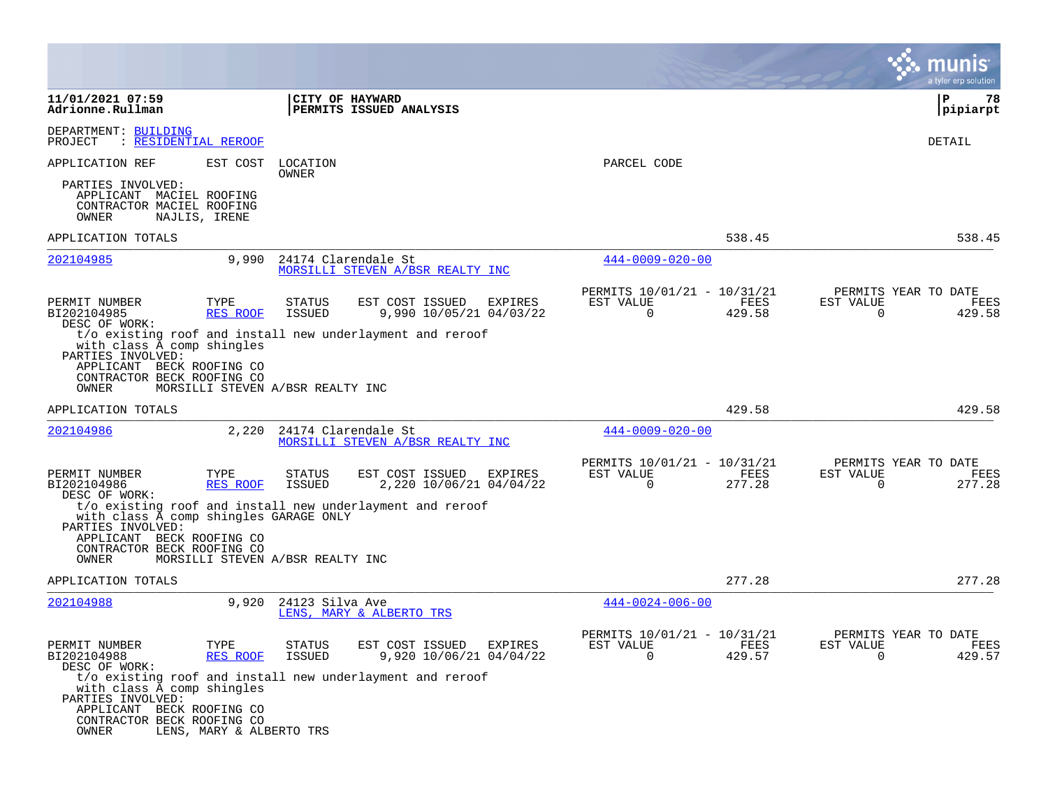**11/01/2021 07:59**
**Adrionne.Rullman**

**CITY OF HAYWARD**
**PERMITS ISSUED ANALYSIS**

**P 78**
**pipiarpt**

DEPARTMENT: BUILDING
PROJECT : RESIDENTIAL REROOF

DETAIL

APPLICATION REF | EST COST | LOCATION / OWNER | PARCEL CODE

PARTIES INVOLVED:
- APPLICANT MACIEL ROOFING
- CONTRACTOR MACIEL ROOFING
- OWNER NAJLIS, IRENE

APPLICATION TOTALS: 538.45 | 538.45

---

**202104985** | 9,990 | 24174 Clarendale St | MORSILLI STEVEN A/BSR REALTY INC | 444-0009-020-00

| PERMIT NUMBER | TYPE | STATUS | EST COST | ISSUED | EXPIRES | PERMITS 10/01/21 - 10/31/21 EST VALUE | FEES | PERMITS YEAR TO DATE EST VALUE | FEES |
|---|---|---|---|---|---|---|---|---|---|
| BI202104985 | RES ROOF | ISSUED | 9,990 | 10/05/21 | 04/03/22 | 0 | 429.58 | 0 | 429.58 |

DESC OF WORK:
t/o existing roof and install new underlayment and reroof with class A comp shingles

PARTIES INVOLVED:
- APPLICANT BECK ROOFING CO
- CONTRACTOR BECK ROOFING CO
- OWNER MORSILLI STEVEN A/BSR REALTY INC

APPLICATION TOTALS: 429.58 | 429.58

---

**202104986** | 2,220 | 24174 Clarendale St | MORSILLI STEVEN A/BSR REALTY INC | 444-0009-020-00

| PERMIT NUMBER | TYPE | STATUS | EST COST | ISSUED | EXPIRES | PERMITS 10/01/21 - 10/31/21 EST VALUE | FEES | PERMITS YEAR TO DATE EST VALUE | FEES |
|---|---|---|---|---|---|---|---|---|---|
| BI202104986 | RES ROOF | ISSUED | 2,220 | 10/06/21 | 04/04/22 | 0 | 277.28 | 0 | 277.28 |

DESC OF WORK:
t/o existing roof and install new underlayment and reroof with class A comp shingles GARAGE ONLY

PARTIES INVOLVED:
- APPLICANT BECK ROOFING CO
- CONTRACTOR BECK ROOFING CO
- OWNER MORSILLI STEVEN A/BSR REALTY INC

APPLICATION TOTALS: 277.28 | 277.28

---

**202104988** | 9,920 | 24123 Silva Ave | LENS, MARY & ALBERTO TRS | 444-0024-006-00

| PERMIT NUMBER | TYPE | STATUS | EST COST | ISSUED | EXPIRES | PERMITS 10/01/21 - 10/31/21 EST VALUE | FEES | PERMITS YEAR TO DATE EST VALUE | FEES |
|---|---|---|---|---|---|---|---|---|---|
| BI202104988 | RES ROOF | ISSUED | 9,920 | 10/06/21 | 04/04/22 | 0 | 429.57 | 0 | 429.57 |

DESC OF WORK:
t/o existing roof and install new underlayment and reroof with class A comp shingles

PARTIES INVOLVED:
- APPLICANT BECK ROOFING CO
- CONTRACTOR BECK ROOFING CO
- OWNER LENS, MARY & ALBERTO TRS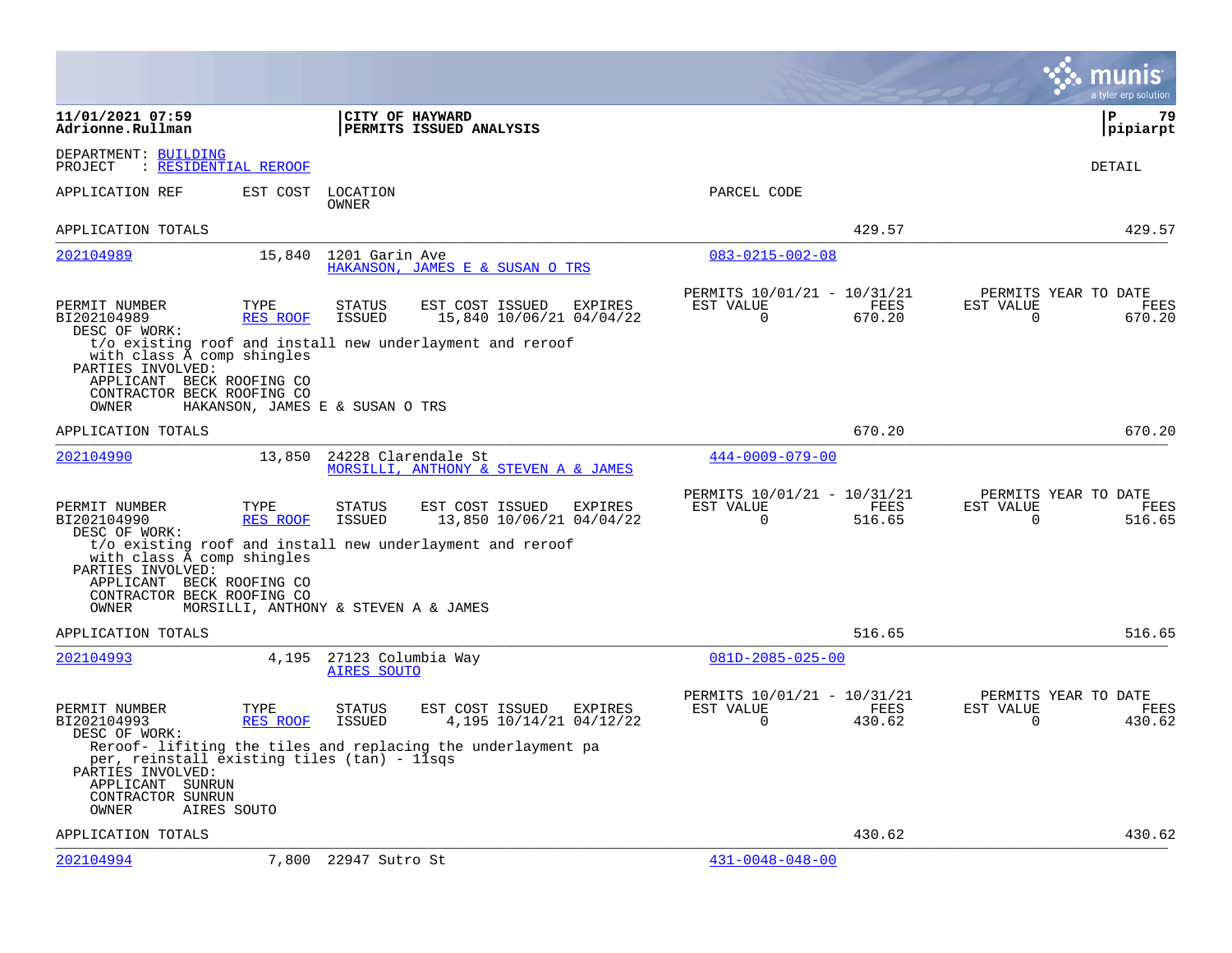**CITY OF HAYWARD**
**PERMITS ISSUED ANALYSIS**

11/01/2021 07:59
Adrionne.Rullman

P 79
pipiarpt

DEPARTMENT: BUILDING
PROJECT : RESIDENTIAL REROOF

DETAIL

| APPLICATION REF | EST COST | LOCATION / OWNER | PARCEL CODE | | |
|---|---|---|---|---|---|
| APPLICATION TOTALS | | | | 429.57 | 429.57 |

---

**202104989** | 15,840 | 1201 Garin Ave | HAKANSON, JAMES E & SUSAN O TRS | 083-0215-002-08

| PERMIT NUMBER | TYPE | STATUS | EST COST | ISSUED | EXPIRES | PERMITS 10/01/21 - 10/31/21 EST VALUE | FEES | PERMITS YEAR TO DATE EST VALUE | FEES |
|---|---|---|---|---|---|---|---|---|---|
| BI202104989 | RES ROOF | ISSUED | 15,840 | 10/06/21 | 04/04/22 | 0 | 670.20 | 0 | 670.20 |

DESC OF WORK:
t/o existing roof and install new underlayment and reroof with class A comp shingles

PARTIES INVOLVED:
- APPLICANT BECK ROOFING CO
- CONTRACTOR BECK ROOFING CO
- OWNER HAKANSON, JAMES E & SUSAN O TRS

APPLICATION TOTALS: 670.20 | 670.20

---

**202104990** | 13,850 | 24228 Clarendale St | MORSILLI, ANTHONY & STEVEN A & JAMES | 444-0009-079-00

| PERMIT NUMBER | TYPE | STATUS | EST COST | ISSUED | EXPIRES | PERMITS 10/01/21 - 10/31/21 EST VALUE | FEES | PERMITS YEAR TO DATE EST VALUE | FEES |
|---|---|---|---|---|---|---|---|---|---|
| BI202104990 | RES ROOF | ISSUED | 13,850 | 10/06/21 | 04/04/22 | 0 | 516.65 | 0 | 516.65 |

DESC OF WORK:
t/o existing roof and install new underlayment and reroof with class A comp shingles

PARTIES INVOLVED:
- APPLICANT BECK ROOFING CO
- CONTRACTOR BECK ROOFING CO
- OWNER MORSILLI, ANTHONY & STEVEN A & JAMES

APPLICATION TOTALS: 516.65 | 516.65

---

**202104993** | 4,195 | 27123 Columbia Way | AIRES SOUTO | 081D-2085-025-00

| PERMIT NUMBER | TYPE | STATUS | EST COST | ISSUED | EXPIRES | PERMITS 10/01/21 - 10/31/21 EST VALUE | FEES | PERMITS YEAR TO DATE EST VALUE | FEES |
|---|---|---|---|---|---|---|---|---|---|
| BI202104993 | RES ROOF | ISSUED | 4,195 | 10/14/21 | 04/12/22 | 0 | 430.62 | 0 | 430.62 |

DESC OF WORK:
Reroof- lifiting the tiles and replacing the underlayment pa per, reinstall existing tiles (tan) - 11sqs

PARTIES INVOLVED:
- APPLICANT SUNRUN
- CONTRACTOR SUNRUN
- OWNER AIRES SOUTO

APPLICATION TOTALS: 430.62 | 430.62

---

**202104994** | 7,800 | 22947 Sutro St | 431-0048-048-00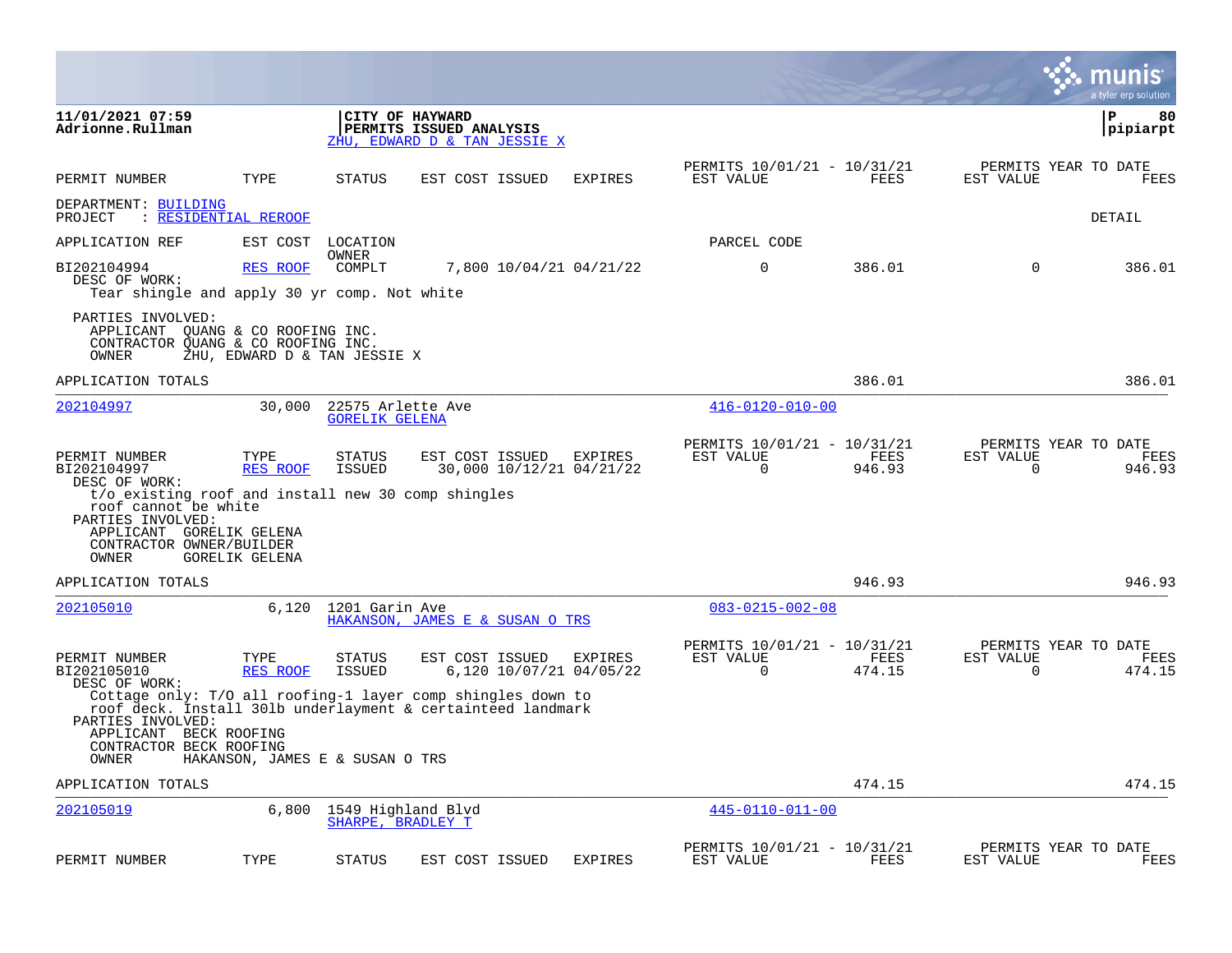11/01/2021 07:59
Adrionne.Rullman

**CITY OF HAYWARD**
**PERMITS ISSUED ANALYSIS**
ZHU, EDWARD D & TAN JESSIE X

pipiarpt

| PERMIT NUMBER | TYPE | STATUS | EST COST | ISSUED | EXPIRES | PERMITS 10/01/21 - 10/31/21 EST VALUE | FEES | PERMITS YEAR TO DATE EST VALUE | FEES |
|---|---|---|---|---|---|---|---|---|---|

DEPARTMENT: BUILDING
PROJECT : RESIDENTIAL REROOF

DETAIL

| APPLICATION REF | EST COST | LOCATION OWNER | | | | PARCEL CODE | | | |
|---|---|---|---|---|---|---|---|---|---|
| BI202104994 | RES ROOF | COMPLT | 7,800 | 10/04/21 | 04/21/22 | 0 | 386.01 | 0 | 386.01 |

DESC OF WORK:
Tear shingle and apply 30 yr comp. Not white

PARTIES INVOLVED:
APPLICANT QUANG & CO ROOFING INC.
CONTRACTOR QUANG & CO ROOFING INC.
OWNER ZHU, EDWARD D & TAN JESSIE X

APPLICATION TOTALS 386.01 386.01

---

202104997 30,000 22575 Arlette Ave 416-0120-010-00
GORELIK GELENA

| PERMIT NUMBER | TYPE | STATUS | EST COST | ISSUED | EXPIRES | PERMITS 10/01/21 - 10/31/21 EST VALUE | FEES | PERMITS YEAR TO DATE EST VALUE | FEES |
|---|---|---|---|---|---|---|---|---|---|
| BI202104997 | RES ROOF | ISSUED | 30,000 | 10/12/21 | 04/21/22 | 0 | 946.93 | 0 | 946.93 |

DESC OF WORK:
t/o existing roof and install new 30 comp shingles
roof cannot be white

PARTIES INVOLVED:
APPLICANT GORELIK GELENA
CONTRACTOR OWNER/BUILDER
OWNER GORELIK GELENA

APPLICATION TOTALS 946.93 946.93

---

202105010 6,120 1201 Garin Ave 083-0215-002-08
HAKANSON, JAMES E & SUSAN O TRS

| PERMIT NUMBER | TYPE | STATUS | EST COST | ISSUED | EXPIRES | PERMITS 10/01/21 - 10/31/21 EST VALUE | FEES | PERMITS YEAR TO DATE EST VALUE | FEES |
|---|---|---|---|---|---|---|---|---|---|
| BI202105010 | RES ROOF | ISSUED | 6,120 | 10/07/21 | 04/05/22 | 0 | 474.15 | 0 | 474.15 |

DESC OF WORK:
Cottage only: T/O all roofing-1 layer comp shingles down to
roof deck. Install 30lb underlayment & certainteed landmark

PARTIES INVOLVED:
APPLICANT BECK ROOFING
CONTRACTOR BECK ROOFING
OWNER HAKANSON, JAMES E & SUSAN O TRS

APPLICATION TOTALS 474.15 474.15

---

202105019 6,800 1549 Highland Blvd 445-0110-011-00
SHARPE, BRADLEY T

| PERMIT NUMBER | TYPE | STATUS | EST COST | ISSUED | EXPIRES | PERMITS 10/01/21 - 10/31/21 EST VALUE | FEES | PERMITS YEAR TO DATE EST VALUE | FEES |
|---|---|---|---|---|---|---|---|---|---|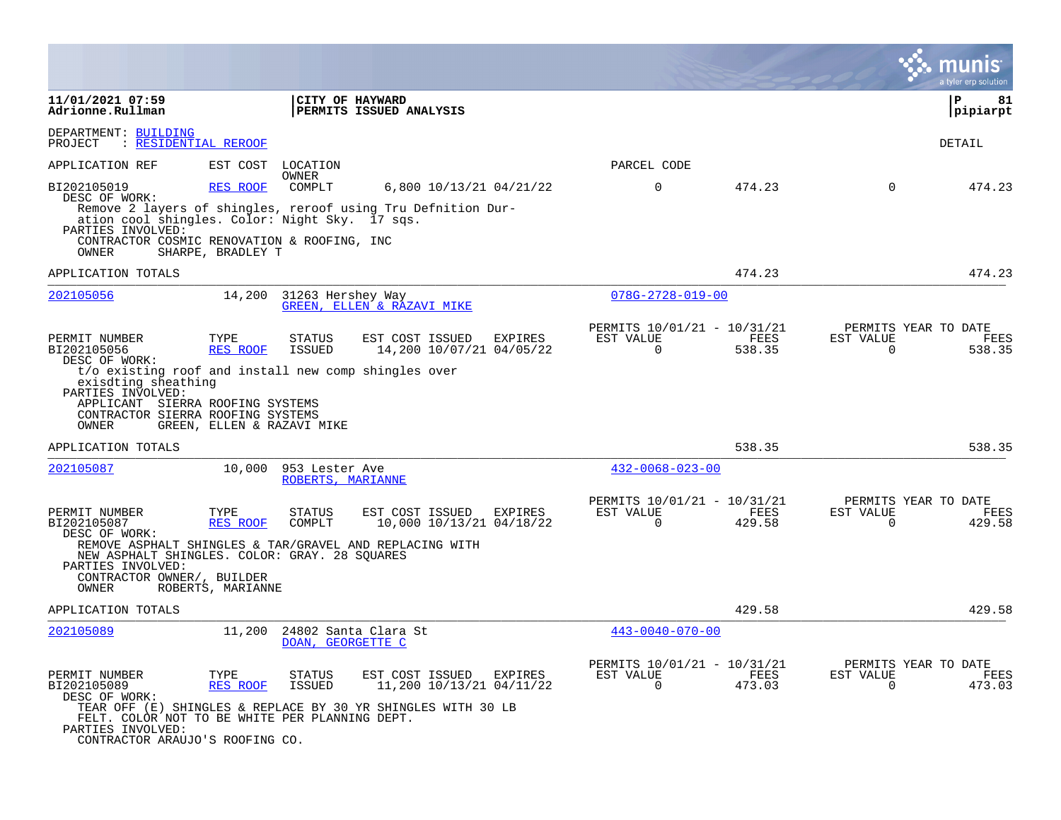**11/01/2021 07:59**
**Adrionne.Rullman**

**CITY OF HAYWARD**
**PERMITS ISSUED ANALYSIS**

DEPARTMENT: BUILDING
PROJECT : RESIDENTIAL REROOF

DETAIL

| APPLICATION REF | EST COST | LOCATION / OWNER | | | PARCEL CODE | | | |
|---|---|---|---|---|---|---|---|---|
| BI202105019 | RES ROOF | COMPLT | 6,800 10/13/21 | 04/21/22 | 0 | 474.23 | 0 | 474.23 |

DESC OF WORK:
Remove 2 layers of shingles, reroof using Tru Defnition Dur-ation cool shingles. Color: Night Sky. 17 sqs.
PARTIES INVOLVED:
CONTRACTOR COSMIC RENOVATION & ROOFING, INC
OWNER SHARPE, BRADLEY T

APPLICATION TOTALS 474.23 474.23

---

**202105056** 14,200 31263 Hershey Way
GREEN, ELLEN & RAZAVI MIKE
Parcel: 078G-2728-019-00

| PERMIT NUMBER | TYPE | STATUS | EST COST | ISSUED | EXPIRES | PERMITS 10/01/21 - 10/31/21 EST VALUE | FEES | PERMITS YEAR TO DATE EST VALUE | FEES |
|---|---|---|---|---|---|---|---|---|---|
| BI202105056 | RES ROOF | ISSUED | 14,200 | 10/07/21 | 04/05/22 | 0 | 538.35 | 0 | 538.35 |

DESC OF WORK:
t/o existing roof and install new comp shingles over exisdting sheathing
PARTIES INVOLVED:
APPLICANT SIERRA ROOFING SYSTEMS
CONTRACTOR SIERRA ROOFING SYSTEMS
OWNER GREEN, ELLEN & RAZAVI MIKE

APPLICATION TOTALS 538.35 538.35

---

**202105087** 10,000 953 Lester Ave
ROBERTS, MARIANNE
Parcel: 432-0068-023-00

| PERMIT NUMBER | TYPE | STATUS | EST COST | ISSUED | EXPIRES | PERMITS 10/01/21 - 10/31/21 EST VALUE | FEES | PERMITS YEAR TO DATE EST VALUE | FEES |
|---|---|---|---|---|---|---|---|---|---|
| BI202105087 | RES ROOF | COMPLT | 10,000 | 10/13/21 | 04/18/22 | 0 | 429.58 | 0 | 429.58 |

DESC OF WORK:
REMOVE ASPHALT SHINGLES & TAR/GRAVEL AND REPLACING WITH NEW ASPHALT SHINGLES. COLOR: GRAY. 28 SQUARES
PARTIES INVOLVED:
CONTRACTOR OWNER/, BUILDER
OWNER ROBERTS, MARIANNE

APPLICATION TOTALS 429.58 429.58

---

**202105089** 11,200 24802 Santa Clara St
DOAN, GEORGETTE C
Parcel: 443-0040-070-00

| PERMIT NUMBER | TYPE | STATUS | EST COST | ISSUED | EXPIRES | PERMITS 10/01/21 - 10/31/21 EST VALUE | FEES | PERMITS YEAR TO DATE EST VALUE | FEES |
|---|---|---|---|---|---|---|---|---|---|
| BI202105089 | RES ROOF | ISSUED | 11,200 | 10/13/21 | 04/11/22 | 0 | 473.03 | 0 | 473.03 |

DESC OF WORK:
TEAR OFF (E) SHINGLES & REPLACE BY 30 YR SHINGLES WITH 30 LB FELT. COLOR NOT TO BE WHITE PER PLANNING DEPT.
PARTIES INVOLVED:
CONTRACTOR ARAUJO'S ROOFING CO.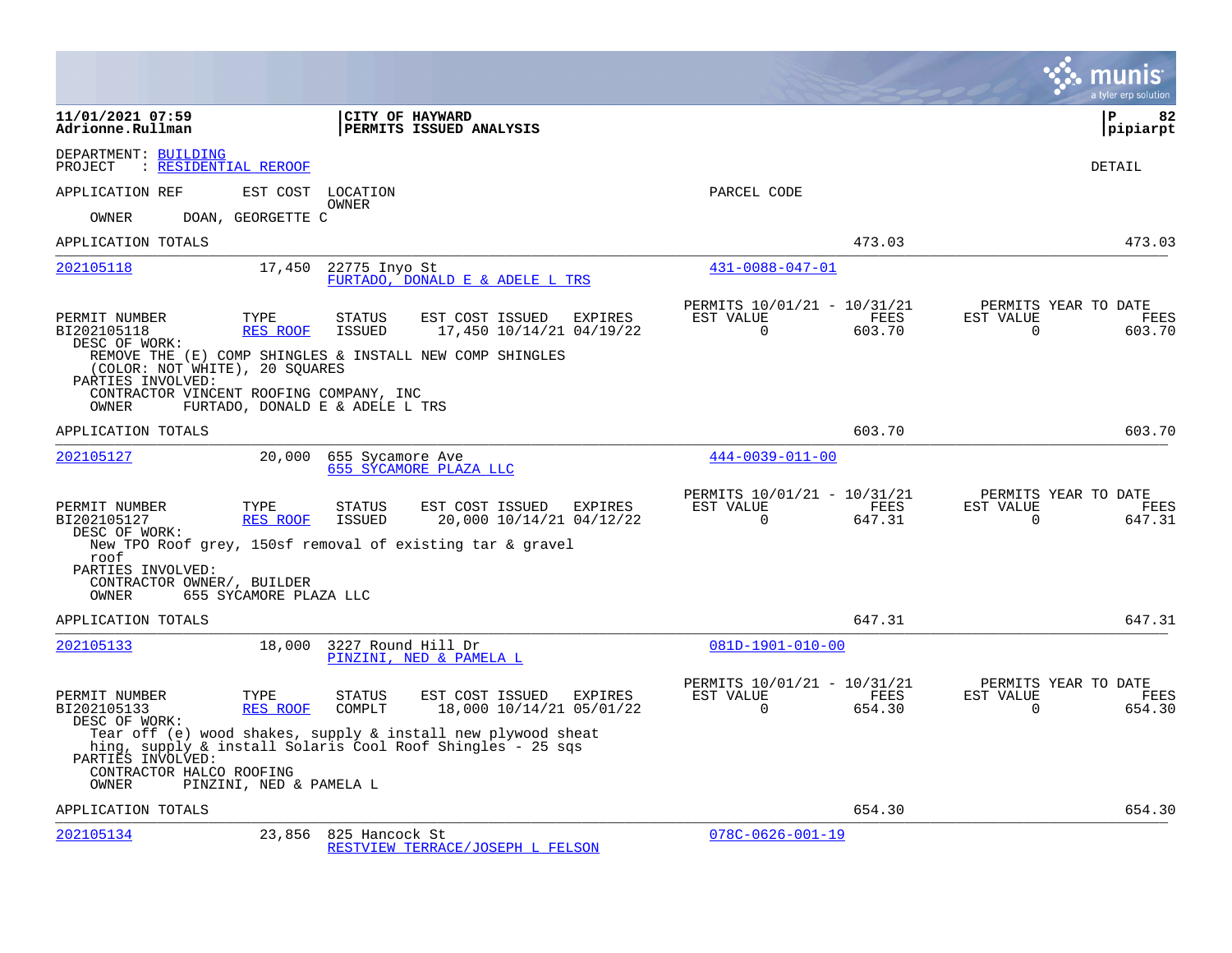**11/01/2021 07:59** | **CITY OF HAYWARD** | **P 82**
**Adrionne.Rullman** | **PERMITS ISSUED ANALYSIS** | **pipiarpt**

DEPARTMENT: BUILDING
PROJECT : RESIDENTIAL REROOF

DETAIL

APPLICATION REF | EST COST | LOCATION / OWNER | PARCEL CODE

OWNER DOAN, GEORGETTE C

APPLICATION TOTALS — 473.03 — 473.03

---

**202105118** | 17,450 | 22775 Inyo St / FURTADO, DONALD E & ADELE L TRS | 431-0088-047-01

| PERMIT NUMBER | TYPE | STATUS | EST COST | ISSUED | EXPIRES | PERMITS 10/01/21 - 10/31/21 EST VALUE | FEES | PERMITS YEAR TO DATE EST VALUE | FEES |
|---|---|---|---|---|---|---|---|---|---|
| BI202105118 | RES ROOF | ISSUED | 17,450 | 10/14/21 | 04/19/22 | 0 | 603.70 | 0 | 603.70 |

DESC OF WORK:
REMOVE THE (E) COMP SHINGLES & INSTALL NEW COMP SHINGLES (COLOR: NOT WHITE), 20 SQUARES
PARTIES INVOLVED:
CONTRACTOR VINCENT ROOFING COMPANY, INC
OWNER FURTADO, DONALD E & ADELE L TRS

APPLICATION TOTALS — 603.70 — 603.70

---

**202105127** | 20,000 | 655 Sycamore Ave / 655 SYCAMORE PLAZA LLC | 444-0039-011-00

| PERMIT NUMBER | TYPE | STATUS | EST COST | ISSUED | EXPIRES | PERMITS 10/01/21 - 10/31/21 EST VALUE | FEES | PERMITS YEAR TO DATE EST VALUE | FEES |
|---|---|---|---|---|---|---|---|---|---|
| BI202105127 | RES ROOF | ISSUED | 20,000 | 10/14/21 | 04/12/22 | 0 | 647.31 | 0 | 647.31 |

DESC OF WORK:
New TPO Roof grey, 150sf removal of existing tar & gravel roof
PARTIES INVOLVED:
CONTRACTOR OWNER/, BUILDER
OWNER 655 SYCAMORE PLAZA LLC

APPLICATION TOTALS — 647.31 — 647.31

---

**202105133** | 18,000 | 3227 Round Hill Dr / PINZINI, NED & PAMELA L | 081D-1901-010-00

| PERMIT NUMBER | TYPE | STATUS | EST COST | ISSUED | EXPIRES | PERMITS 10/01/21 - 10/31/21 EST VALUE | FEES | PERMITS YEAR TO DATE EST VALUE | FEES |
|---|---|---|---|---|---|---|---|---|---|
| BI202105133 | RES ROOF | COMPLT | 18,000 | 10/14/21 | 05/01/22 | 0 | 654.30 | 0 | 654.30 |

DESC OF WORK:
Tear off (e) wood shakes, supply & install new plywood sheathing, supply & install Solaris Cool Roof Shingles - 25 sqs
PARTIES INVOLVED:
CONTRACTOR HALCO ROOFING
OWNER PINZINI, NED & PAMELA L

APPLICATION TOTALS — 654.30 — 654.30

---

**202105134** | 23,856 | 825 Hancock St / RESTVIEW TERRACE/JOSEPH L FELSON | 078C-0626-001-19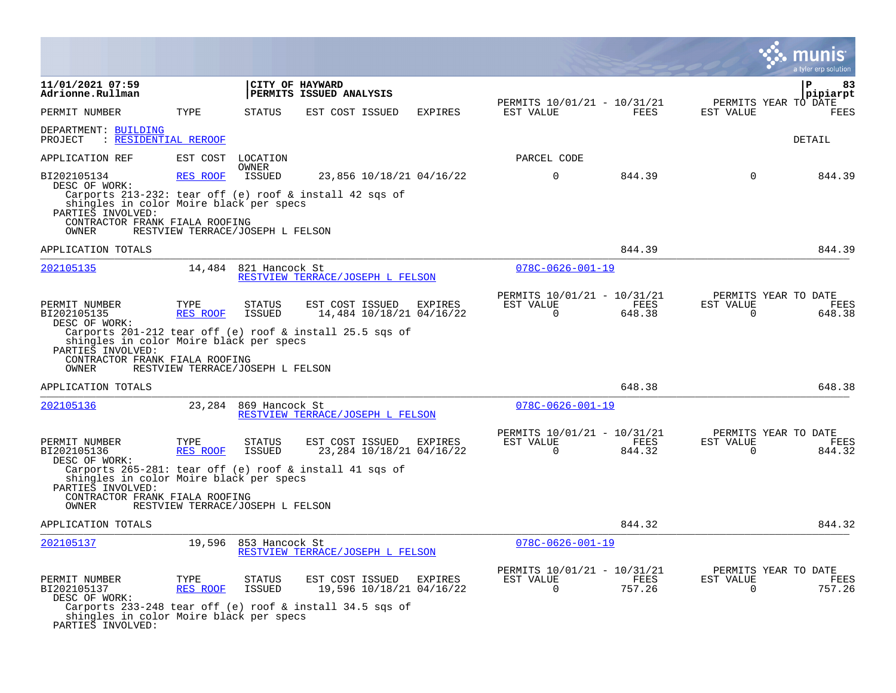**CITY OF HAYWARD**
**PERMITS ISSUED ANALYSIS**

PERMITS 10/01/21 - 10/31/21 | PERMITS YEAR TO DATE

DEPARTMENT: BUILDING
PROJECT : RESIDENTIAL REROOF

DETAIL

| APPLICATION REF | EST COST | LOCATION / OWNER | | | PARCEL CODE | | | |
|---|---|---|---|---|---|---|---|---|

| PERMIT NUMBER | TYPE | STATUS | EST COST | ISSUED | EXPIRES | EST VALUE (10/01/21 - 10/31/21) | FEES (10/01/21 - 10/31/21) | EST VALUE (YTD) | FEES (YTD) |
|---|---|---|---|---|---|---|---|---|---|
| BI202105134 | RES ROOF | ISSUED | 23,856 | 10/18/21 | 04/16/22 | 0 | 844.39 | 0 | 844.39 |

DESC OF WORK:
Carports 213-232: tear off (e) roof & install 42 sqs of shingles in color Moire black per specs
PARTIES INVOLVED:
CONTRACTOR FRANK FIALA ROOFING
OWNER RESTVIEW TERRACE/JOSEPH L FELSON

APPLICATION TOTALS: 844.39 | 844.39

---

**202105135** | 14,484 | 821 Hancock St | RESTVIEW TERRACE/JOSEPH L FELSON | 078C-0626-001-19

| PERMIT NUMBER | TYPE | STATUS | EST COST | ISSUED | EXPIRES | EST VALUE (10/01/21 - 10/31/21) | FEES (10/01/21 - 10/31/21) | EST VALUE (YTD) | FEES (YTD) |
|---|---|---|---|---|---|---|---|---|---|
| BI202105135 | RES ROOF | ISSUED | 14,484 | 10/18/21 | 04/16/22 | 0 | 648.38 | 0 | 648.38 |

DESC OF WORK:
Carports 201-212 tear off (e) roof & install 25.5 sqs of shingles in color Moire black per specs
PARTIES INVOLVED:
CONTRACTOR FRANK FIALA ROOFING
OWNER RESTVIEW TERRACE/JOSEPH L FELSON

APPLICATION TOTALS: 648.38 | 648.38

---

**202105136** | 23,284 | 869 Hancock St | RESTVIEW TERRACE/JOSEPH L FELSON | 078C-0626-001-19

| PERMIT NUMBER | TYPE | STATUS | EST COST | ISSUED | EXPIRES | EST VALUE (10/01/21 - 10/31/21) | FEES (10/01/21 - 10/31/21) | EST VALUE (YTD) | FEES (YTD) |
|---|---|---|---|---|---|---|---|---|---|
| BI202105136 | RES ROOF | ISSUED | 23,284 | 10/18/21 | 04/16/22 | 0 | 844.32 | 0 | 844.32 |

DESC OF WORK:
Carports 265-281: tear off (e) roof & install 41 sqs of shingles in color Moire black per specs
PARTIES INVOLVED:
CONTRACTOR FRANK FIALA ROOFING
OWNER RESTVIEW TERRACE/JOSEPH L FELSON

APPLICATION TOTALS: 844.32 | 844.32

---

**202105137** | 19,596 | 853 Hancock St | RESTVIEW TERRACE/JOSEPH L FELSON | 078C-0626-001-19

| PERMIT NUMBER | TYPE | STATUS | EST COST | ISSUED | EXPIRES | EST VALUE (10/01/21 - 10/31/21) | FEES (10/01/21 - 10/31/21) | EST VALUE (YTD) | FEES (YTD) |
|---|---|---|---|---|---|---|---|---|---|
| BI202105137 | RES ROOF | ISSUED | 19,596 | 10/18/21 | 04/16/22 | 0 | 757.26 | 0 | 757.26 |

DESC OF WORK:
Carports 233-248 tear off (e) roof & install 34.5 sqs of shingles in color Moire black per specs
PARTIES INVOLVED: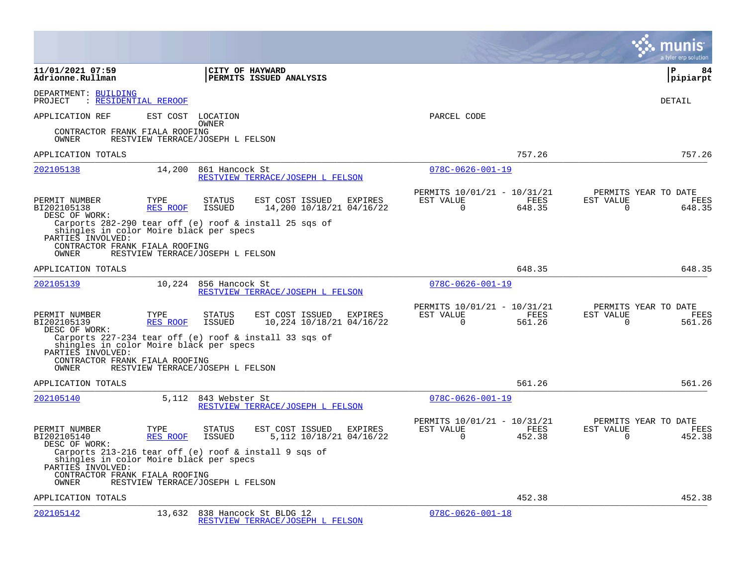**11/01/2021 07:59**
**Adrionne.Rullman**

**CITY OF HAYWARD**
**PERMITS ISSUED ANALYSIS**

**P 84**
**pipiarpt**

DEPARTMENT: BUILDING
PROJECT : RESIDENTIAL REROOF

DETAIL

APPLICATION REF — EST COST — LOCATION / OWNER — PARCEL CODE

CONTRACTOR FRANK FIALA ROOFING
OWNER RESTVIEW TERRACE/JOSEPH L FELSON

APPLICATION TOTALS — 757.26 — 757.26

---

**202105138** — 14,200 — 861 Hancock St — RESTVIEW TERRACE/JOSEPH L FELSON — 078C-0626-001-19

| PERMIT NUMBER | TYPE | STATUS | EST COST | ISSUED | EXPIRES | PERMITS 10/01/21 - 10/31/21 EST VALUE | FEES | PERMITS YEAR TO DATE EST VALUE | FEES |
|---|---|---|---|---|---|---|---|---|---|
| BI202105138 | RES ROOF | ISSUED | 14,200 | 10/18/21 | 04/16/22 | 0 | 648.35 | 0 | 648.35 |

DESC OF WORK:
Carports 282-290 tear off (e) roof & install 25 sqs of shingles in color Moire black per specs

PARTIES INVOLVED:
CONTRACTOR FRANK FIALA ROOFING
OWNER RESTVIEW TERRACE/JOSEPH L FELSON

APPLICATION TOTALS — 648.35 — 648.35

---

**202105139** — 10,224 — 856 Hancock St — RESTVIEW TERRACE/JOSEPH L FELSON — 078C-0626-001-19

| PERMIT NUMBER | TYPE | STATUS | EST COST | ISSUED | EXPIRES | PERMITS 10/01/21 - 10/31/21 EST VALUE | FEES | PERMITS YEAR TO DATE EST VALUE | FEES |
|---|---|---|---|---|---|---|---|---|---|
| BI202105139 | RES ROOF | ISSUED | 10,224 | 10/18/21 | 04/16/22 | 0 | 561.26 | 0 | 561.26 |

DESC OF WORK:
Carports 227-234 tear off (e) roof & install 33 sqs of shingles in color Moire black per specs

PARTIES INVOLVED:
CONTRACTOR FRANK FIALA ROOFING
OWNER RESTVIEW TERRACE/JOSEPH L FELSON

APPLICATION TOTALS — 561.26 — 561.26

---

**202105140** — 5,112 — 843 Webster St — RESTVIEW TERRACE/JOSEPH L FELSON — 078C-0626-001-19

| PERMIT NUMBER | TYPE | STATUS | EST COST | ISSUED | EXPIRES | PERMITS 10/01/21 - 10/31/21 EST VALUE | FEES | PERMITS YEAR TO DATE EST VALUE | FEES |
|---|---|---|---|---|---|---|---|---|---|
| BI202105140 | RES ROOF | ISSUED | 5,112 | 10/18/21 | 04/16/22 | 0 | 452.38 | 0 | 452.38 |

DESC OF WORK:
Carports 213-216 tear off (e) roof & install 9 sqs of shingles in color Moire black per specs

PARTIES INVOLVED:
CONTRACTOR FRANK FIALA ROOFING
OWNER RESTVIEW TERRACE/JOSEPH L FELSON

APPLICATION TOTALS — 452.38 — 452.38

---

**202105142** — 13,632 — 838 Hancock St BLDG 12 — RESTVIEW TERRACE/JOSEPH L FELSON — 078C-0626-001-18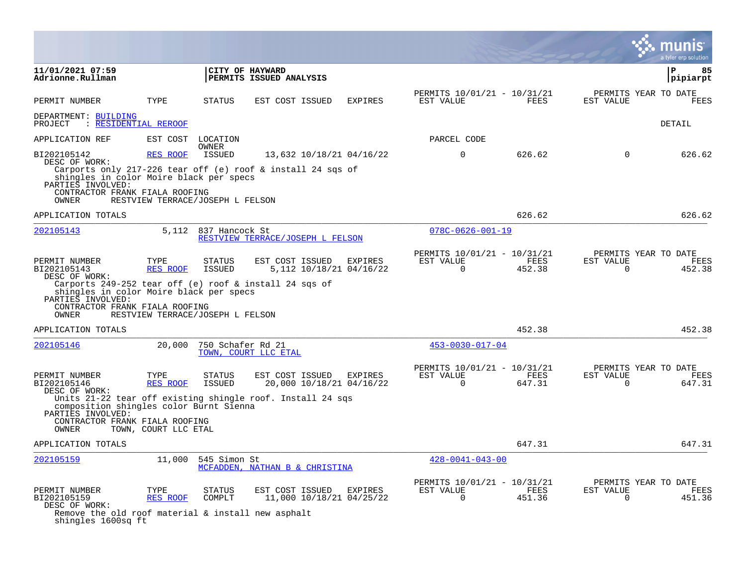**11/01/2021 07:59**
**Adrionne.Rullman**

**CITY OF HAYWARD**
**PERMITS ISSUED ANALYSIS**

**P 85**
**pipiarpt**

| PERMIT NUMBER | TYPE | STATUS | EST COST | ISSUED | EXPIRES | PERMITS 10/01/21 - 10/31/21 EST VALUE | FEES | PERMITS YEAR TO DATE EST VALUE | FEES |
|---|---|---|---|---|---|---|---|---|---|

DEPARTMENT: BUILDING
PROJECT : RESIDENTIAL REROOF

DETAIL

APPLICATION REF | EST COST | LOCATION / OWNER | PARCEL CODE

| PERMIT NUMBER | TYPE | STATUS | EST COST | ISSUED | EXPIRES | EST VALUE | FEES | EST VALUE | FEES |
|---|---|---|---|---|---|---|---|---|---|
| BI202105142 | RES ROOF | ISSUED | 13,632 | 10/18/21 | 04/16/22 | 0 | 626.62 | 0 | 626.62 |

DESC OF WORK:
Carports only 217-226 tear off (e) roof & install 24 sqs of shingles in color Moire black per specs
PARTIES INVOLVED:
CONTRACTOR FRANK FIALA ROOFING
OWNER RESTVIEW TERRACE/JOSEPH L FELSON

APPLICATION TOTALS — 626.62 — 626.62

---

**202105143** — 5,112 — 837 Hancock St — RESTVIEW TERRACE/JOSEPH L FELSON — 078C-0626-001-19

| PERMIT NUMBER | TYPE | STATUS | EST COST | ISSUED | EXPIRES | PERMITS 10/01/21 - 10/31/21 EST VALUE | FEES | PERMITS YEAR TO DATE EST VALUE | FEES |
|---|---|---|---|---|---|---|---|---|---|
| BI202105143 | RES ROOF | ISSUED | 5,112 | 10/18/21 | 04/16/22 | 0 | 452.38 | 0 | 452.38 |

DESC OF WORK:
Carports 249-252 tear off (e) roof & install 24 sqs of shingles in color Moire black per specs
PARTIES INVOLVED:
CONTRACTOR FRANK FIALA ROOFING
OWNER RESTVIEW TERRACE/JOSEPH L FELSON

APPLICATION TOTALS — 452.38 — 452.38

---

**202105146** — 20,000 — 750 Schafer Rd 21 — TOWN, COURT LLC ETAL — 453-0030-017-04

| PERMIT NUMBER | TYPE | STATUS | EST COST | ISSUED | EXPIRES | PERMITS 10/01/21 - 10/31/21 EST VALUE | FEES | PERMITS YEAR TO DATE EST VALUE | FEES |
|---|---|---|---|---|---|---|---|---|---|
| BI202105146 | RES ROOF | ISSUED | 20,000 | 10/18/21 | 04/16/22 | 0 | 647.31 | 0 | 647.31 |

DESC OF WORK:
Units 21-22 tear off existing shingle roof. Install 24 sqs composition shingles color Burnt Sienna
PARTIES INVOLVED:
CONTRACTOR FRANK FIALA ROOFING
OWNER TOWN, COURT LLC ETAL

APPLICATION TOTALS — 647.31 — 647.31

---

**202105159** — 11,000 — 545 Simon St — MCFADDEN, NATHAN B & CHRISTINA — 428-0041-043-00

| PERMIT NUMBER | TYPE | STATUS | EST COST | ISSUED | EXPIRES | PERMITS 10/01/21 - 10/31/21 EST VALUE | FEES | PERMITS YEAR TO DATE EST VALUE | FEES |
|---|---|---|---|---|---|---|---|---|---|
| BI202105159 | RES ROOF | COMPLT | 11,000 | 10/18/21 | 04/25/22 | 0 | 451.36 | 0 | 451.36 |

DESC OF WORK:
Remove the old roof material & install new asphalt shingles 1600sq ft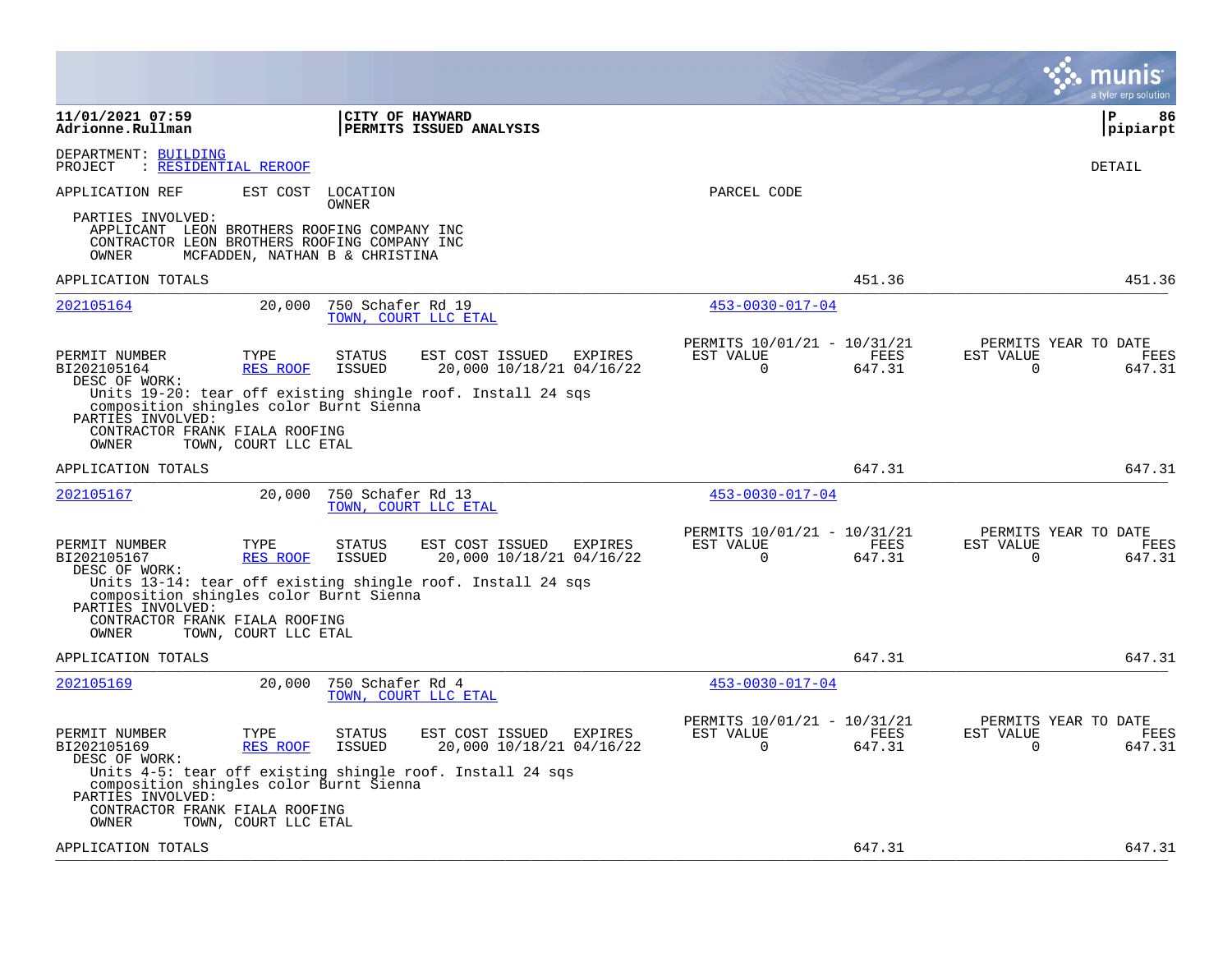**11/01/2021 07:59**
**Adrionne.Rullman**

**CITY OF HAYWARD**
**PERMITS ISSUED ANALYSIS**

DEPARTMENT: BUILDING
PROJECT : RESIDENTIAL REROOF

DETAIL

APPLICATION REF | EST COST | LOCATION / OWNER | PARCEL CODE

PARTIES INVOLVED:
APPLICANT LEON BROTHERS ROOFING COMPANY INC
CONTRACTOR LEON BROTHERS ROOFING COMPANY INC
OWNER MCFADDEN, NATHAN B & CHRISTINA

APPLICATION TOTALS 451.36 451.36

---

**202105164** 20,000 750 Schafer Rd 19
TOWN, COURT LLC ETAL
453-0030-017-04

| PERMIT NUMBER | TYPE | STATUS | EST COST | ISSUED | EXPIRES | PERMITS 10/01/21 - 10/31/21 EST VALUE | FEES | PERMITS YEAR TO DATE EST VALUE | FEES |
|---|---|---|---|---|---|---|---|---|---|
| BI202105164 | RES ROOF | ISSUED | 20,000 | 10/18/21 | 04/16/22 | 0 | 647.31 | 0 | 647.31 |

DESC OF WORK:
Units 19-20: tear off existing shingle roof. Install 24 sqs composition shingles color Burnt Sienna
PARTIES INVOLVED:
CONTRACTOR FRANK FIALA ROOFING
OWNER TOWN, COURT LLC ETAL

APPLICATION TOTALS 647.31 647.31

---

**202105167** 20,000 750 Schafer Rd 13
TOWN, COURT LLC ETAL
453-0030-017-04

| PERMIT NUMBER | TYPE | STATUS | EST COST | ISSUED | EXPIRES | PERMITS 10/01/21 - 10/31/21 EST VALUE | FEES | PERMITS YEAR TO DATE EST VALUE | FEES |
|---|---|---|---|---|---|---|---|---|---|
| BI202105167 | RES ROOF | ISSUED | 20,000 | 10/18/21 | 04/16/22 | 0 | 647.31 | 0 | 647.31 |

DESC OF WORK:
Units 13-14: tear off existing shingle roof. Install 24 sqs composition shingles color Burnt Sienna
PARTIES INVOLVED:
CONTRACTOR FRANK FIALA ROOFING
OWNER TOWN, COURT LLC ETAL

APPLICATION TOTALS 647.31 647.31

---

**202105169** 20,000 750 Schafer Rd 4
TOWN, COURT LLC ETAL
453-0030-017-04

| PERMIT NUMBER | TYPE | STATUS | EST COST | ISSUED | EXPIRES | PERMITS 10/01/21 - 10/31/21 EST VALUE | FEES | PERMITS YEAR TO DATE EST VALUE | FEES |
|---|---|---|---|---|---|---|---|---|---|
| BI202105169 | RES ROOF | ISSUED | 20,000 | 10/18/21 | 04/16/22 | 0 | 647.31 | 0 | 647.31 |

DESC OF WORK:
Units 4-5: tear off existing shingle roof. Install 24 sqs composition shingles color Burnt Sienna
PARTIES INVOLVED:
CONTRACTOR FRANK FIALA ROOFING
OWNER TOWN, COURT LLC ETAL

APPLICATION TOTALS 647.31 647.31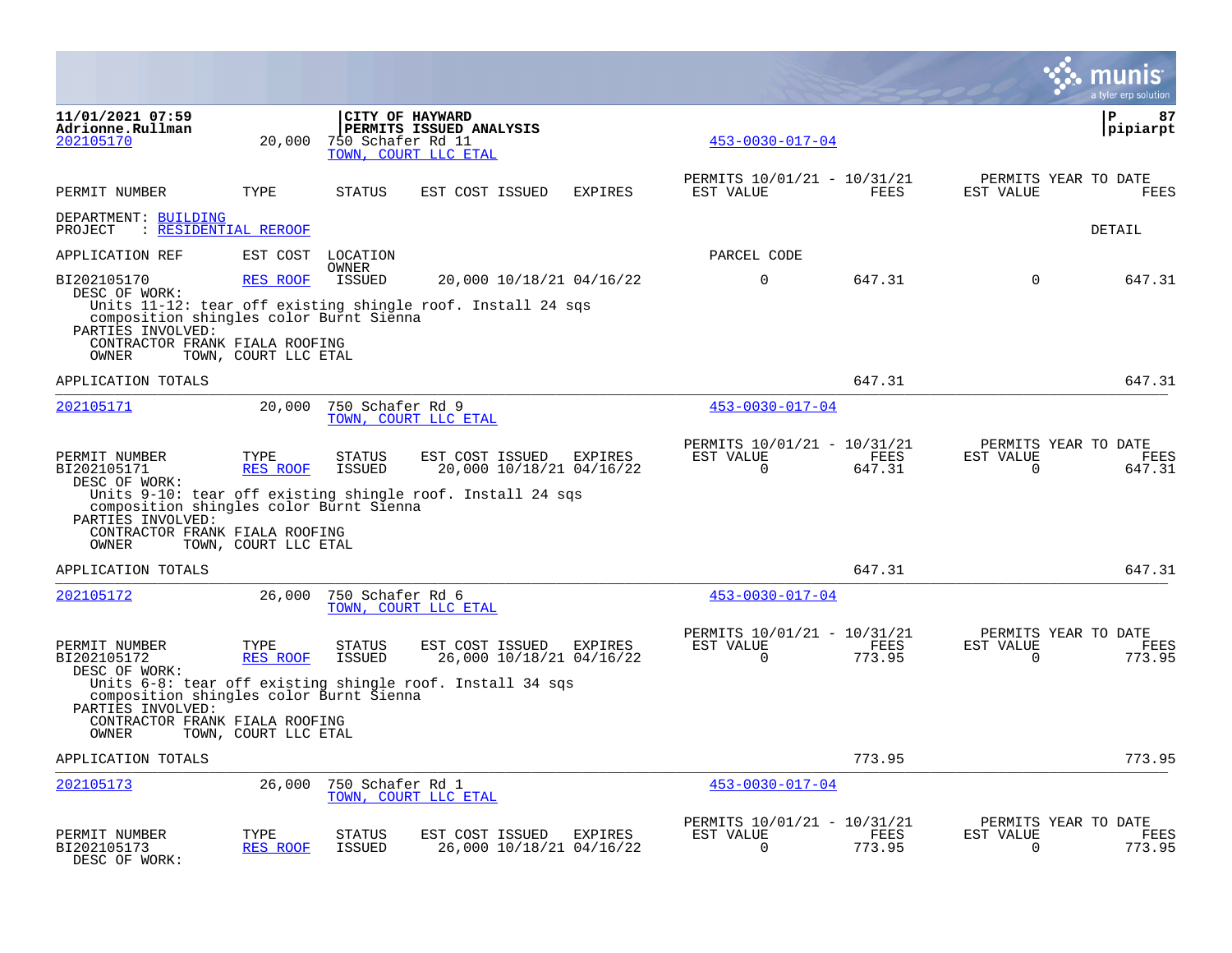11/01/2021 07:59 | CITY OF HAYWARD | P 87
Adrionne.Rullman | PERMITS ISSUED ANALYSIS | pipiarpt

[202105170](#) 20,000 750 Schafer Rd 11 [453-0030-017-04](#)
[TOWN, COURT LLC ETAL](#)

| PERMIT NUMBER | TYPE | STATUS | EST COST | ISSUED | EXPIRES | PERMITS 10/01/21 - 10/31/21 EST VALUE | FEES | PERMITS YEAR TO DATE EST VALUE | FEES |
|---|---|---|---|---|---|---|---|---|---|

DEPARTMENT: [BUILDING](#)
PROJECT : [RESIDENTIAL REROOF](#) DETAIL

APPLICATION REF EST COST LOCATION PARCEL CODE
OWNER

| PERMIT NUMBER | TYPE | STATUS | EST COST | ISSUED | EXPIRES | EST VALUE | FEES | EST VALUE | FEES |
|---|---|---|---|---|---|---|---|---|---|
| BI202105170 | RES ROOF | ISSUED | 20,000 | 10/18/21 | 04/16/22 | 0 | 647.31 | 0 | 647.31 |

DESC OF WORK:
Units 11-12: tear off existing shingle roof. Install 24 sqs composition shingles color Burnt Sienna
PARTIES INVOLVED:
CONTRACTOR FRANK FIALA ROOFING
OWNER TOWN, COURT LLC ETAL

APPLICATION TOTALS 647.31 647.31

---

[202105171](#) 20,000 750 Schafer Rd 9 [453-0030-017-04](#)
[TOWN, COURT LLC ETAL](#)

| PERMIT NUMBER | TYPE | STATUS | EST COST | ISSUED | EXPIRES | PERMITS 10/01/21 - 10/31/21 EST VALUE | FEES | PERMITS YEAR TO DATE EST VALUE | FEES |
|---|---|---|---|---|---|---|---|---|---|
| BI202105171 | RES ROOF | ISSUED | 20,000 | 10/18/21 | 04/16/22 | 0 | 647.31 | 0 | 647.31 |

DESC OF WORK:
Units 9-10: tear off existing shingle roof. Install 24 sqs composition shingles color Burnt Sienna
PARTIES INVOLVED:
CONTRACTOR FRANK FIALA ROOFING
OWNER TOWN, COURT LLC ETAL

APPLICATION TOTALS 647.31 647.31

---

[202105172](#) 26,000 750 Schafer Rd 6 [453-0030-017-04](#)
[TOWN, COURT LLC ETAL](#)

| PERMIT NUMBER | TYPE | STATUS | EST COST | ISSUED | EXPIRES | PERMITS 10/01/21 - 10/31/21 EST VALUE | FEES | PERMITS YEAR TO DATE EST VALUE | FEES |
|---|---|---|---|---|---|---|---|---|---|
| BI202105172 | RES ROOF | ISSUED | 26,000 | 10/18/21 | 04/16/22 | 0 | 773.95 | 0 | 773.95 |

DESC OF WORK:
Units 6-8: tear off existing shingle roof. Install 34 sqs composition shingles color Burnt Sienna
PARTIES INVOLVED:
CONTRACTOR FRANK FIALA ROOFING
OWNER TOWN, COURT LLC ETAL

APPLICATION TOTALS 773.95 773.95

---

[202105173](#) 26,000 750 Schafer Rd 1 [453-0030-017-04](#)
[TOWN, COURT LLC ETAL](#)

| PERMIT NUMBER | TYPE | STATUS | EST COST | ISSUED | EXPIRES | PERMITS 10/01/21 - 10/31/21 EST VALUE | FEES | PERMITS YEAR TO DATE EST VALUE | FEES |
|---|---|---|---|---|---|---|---|---|---|
| BI202105173 | RES ROOF | ISSUED | 26,000 | 10/18/21 | 04/16/22 | 0 | 773.95 | 0 | 773.95 |

DESC OF WORK: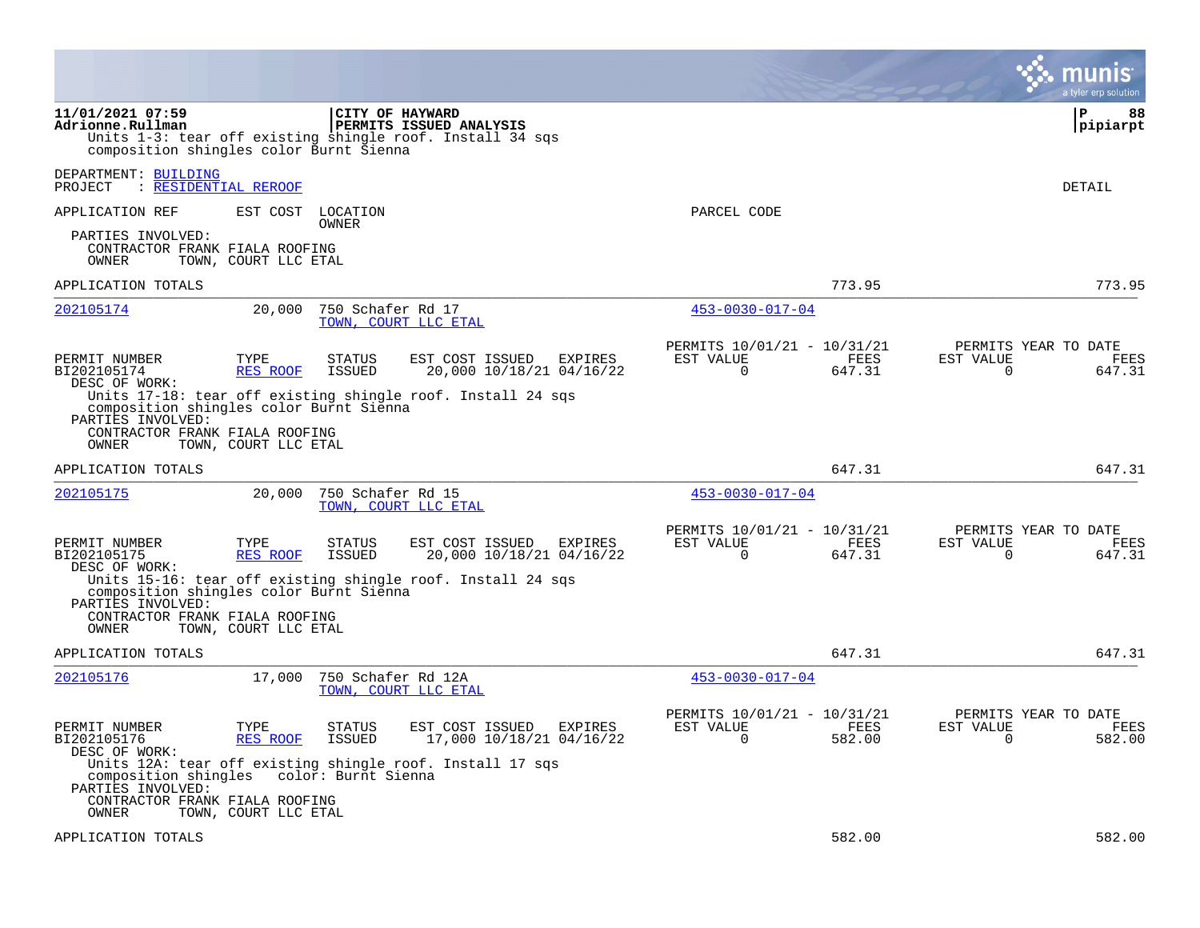Units 1-3: tear off existing shingle roof. Install 34 sqs composition shingles color Burnt Sienna

DEPARTMENT: BUILDING
PROJECT : RESIDENTIAL REROOF

DETAIL

APPLICATION REF | EST COST | LOCATION / OWNER | PARCEL CODE

PARTIES INVOLVED:
CONTRACTOR FRANK FIALA ROOFING
OWNER TOWN, COURT LLC ETAL

APPLICATION TOTALS 773.95 773.95

---

**202105174** | 20,000 | 750 Schafer Rd 17 / TOWN, COURT LLC ETAL | 453-0030-017-04

| PERMIT NUMBER | TYPE | STATUS | EST COST | ISSUED | EXPIRES | PERMITS 10/01/21 - 10/31/21 EST VALUE | FEES | PERMITS YEAR TO DATE EST VALUE | FEES |
|---|---|---|---|---|---|---|---|---|---|
| BI202105174 | RES ROOF | ISSUED | 20,000 | 10/18/21 | 04/16/22 | 0 | 647.31 | 0 | 647.31 |

DESC OF WORK:
Units 17-18: tear off existing shingle roof. Install 24 sqs composition shingles color Burnt Sienna
PARTIES INVOLVED:
CONTRACTOR FRANK FIALA ROOFING
OWNER TOWN, COURT LLC ETAL

APPLICATION TOTALS 647.31 647.31

---

**202105175** | 20,000 | 750 Schafer Rd 15 / TOWN, COURT LLC ETAL | 453-0030-017-04

| PERMIT NUMBER | TYPE | STATUS | EST COST | ISSUED | EXPIRES | PERMITS 10/01/21 - 10/31/21 EST VALUE | FEES | PERMITS YEAR TO DATE EST VALUE | FEES |
|---|---|---|---|---|---|---|---|---|---|
| BI202105175 | RES ROOF | ISSUED | 20,000 | 10/18/21 | 04/16/22 | 0 | 647.31 | 0 | 647.31 |

DESC OF WORK:
Units 15-16: tear off existing shingle roof. Install 24 sqs composition shingles color Burnt Sienna
PARTIES INVOLVED:
CONTRACTOR FRANK FIALA ROOFING
OWNER TOWN, COURT LLC ETAL

APPLICATION TOTALS 647.31 647.31

---

**202105176** | 17,000 | 750 Schafer Rd 12A / TOWN, COURT LLC ETAL | 453-0030-017-04

| PERMIT NUMBER | TYPE | STATUS | EST COST | ISSUED | EXPIRES | PERMITS 10/01/21 - 10/31/21 EST VALUE | FEES | PERMITS YEAR TO DATE EST VALUE | FEES |
|---|---|---|---|---|---|---|---|---|---|
| BI202105176 | RES ROOF | ISSUED | 17,000 | 10/18/21 | 04/16/22 | 0 | 582.00 | 0 | 582.00 |

DESC OF WORK:
Units 12A: tear off existing shingle roof. Install 17 sqs composition shingles color: Burnt Sienna
PARTIES INVOLVED:
CONTRACTOR FRANK FIALA ROOFING
OWNER TOWN, COURT LLC ETAL

APPLICATION TOTALS 582.00 582.00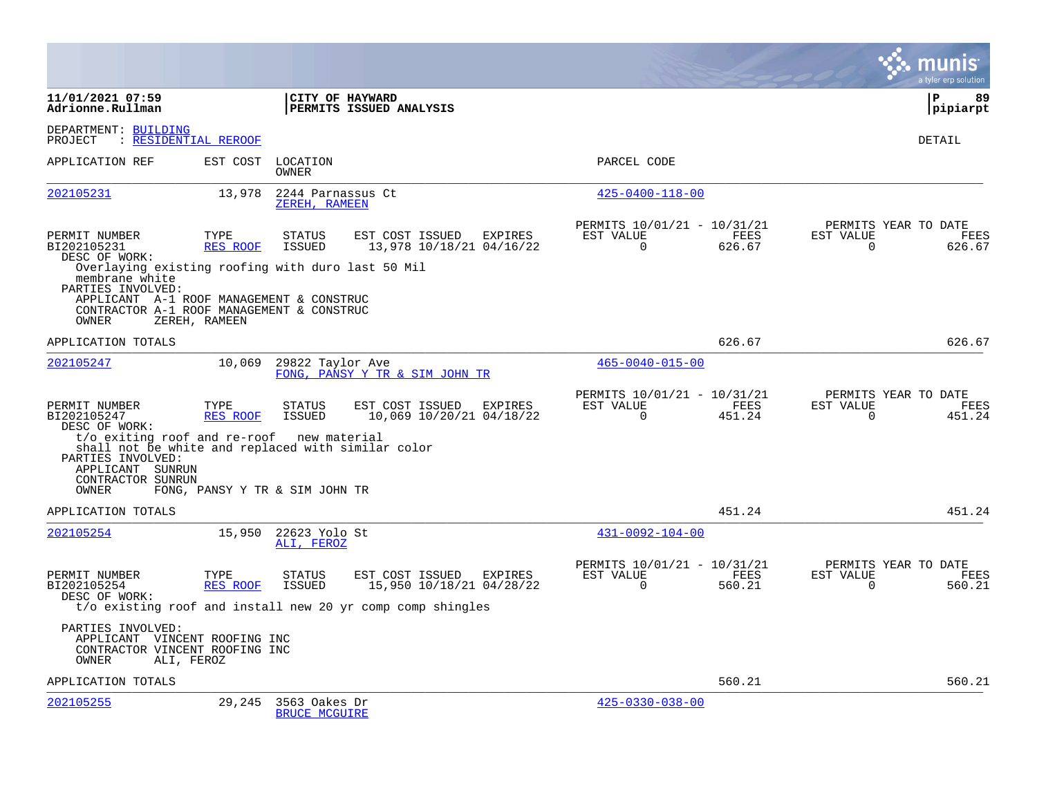**11/01/2021 07:59**
**Adrionne.Rullman**

**CITY OF HAYWARD**
**PERMITS ISSUED ANALYSIS**

**P 89**
**pipiarpt**

DEPARTMENT: BUILDING
PROJECT : RESIDENTIAL REROOF

DETAIL

| APPLICATION REF | EST COST | LOCATION / OWNER | PARCEL CODE |
|---|---|---|---|
| 202105231 | 13,978 | 2244 Parnassus Ct / ZEREH, RAMEEN | 425-0400-118-00 |

| PERMIT NUMBER | TYPE | STATUS | EST COST | ISSUED | EXPIRES | PERMITS 10/01/21 - 10/31/21 EST VALUE | FEES | PERMITS YEAR TO DATE EST VALUE | FEES |
|---|---|---|---|---|---|---|---|---|---|
| BI202105231 | RES ROOF | ISSUED | 13,978 | 10/18/21 | 04/16/22 | 0 | 626.67 | 0 | 626.67 |

DESC OF WORK:
Overlaying existing roofing with duro last 50 Mil membrane white

PARTIES INVOLVED:
APPLICANT A-1 ROOF MANAGEMENT & CONSTRUC
CONTRACTOR A-1 ROOF MANAGEMENT & CONSTRUC
OWNER ZEREH, RAMEEN

APPLICATION TOTALS: 626.67 | 626.67

| APPLICATION REF | EST COST | LOCATION / OWNER | PARCEL CODE |
|---|---|---|---|
| 202105247 | 10,069 | 29822 Taylor Ave / FONG, PANSY Y TR & SIM JOHN TR | 465-0040-015-00 |

| PERMIT NUMBER | TYPE | STATUS | EST COST | ISSUED | EXPIRES | PERMITS 10/01/21 - 10/31/21 EST VALUE | FEES | PERMITS YEAR TO DATE EST VALUE | FEES |
|---|---|---|---|---|---|---|---|---|---|
| BI202105247 | RES ROOF | ISSUED | 10,069 | 10/20/21 | 04/18/22 | 0 | 451.24 | 0 | 451.24 |

DESC OF WORK:
t/o exiting roof and re-roof new material shall not be white and replaced with similar color

PARTIES INVOLVED:
APPLICANT SUNRUN
CONTRACTOR SUNRUN
OWNER FONG, PANSY Y TR & SIM JOHN TR

APPLICATION TOTALS: 451.24 | 451.24

| APPLICATION REF | EST COST | LOCATION / OWNER | PARCEL CODE |
|---|---|---|---|
| 202105254 | 15,950 | 22623 Yolo St / ALI, FEROZ | 431-0092-104-00 |

| PERMIT NUMBER | TYPE | STATUS | EST COST | ISSUED | EXPIRES | PERMITS 10/01/21 - 10/31/21 EST VALUE | FEES | PERMITS YEAR TO DATE EST VALUE | FEES |
|---|---|---|---|---|---|---|---|---|---|
| BI202105254 | RES ROOF | ISSUED | 15,950 | 10/18/21 | 04/28/22 | 0 | 560.21 | 0 | 560.21 |

DESC OF WORK:
t/o existing roof and install new 20 yr comp comp shingles

PARTIES INVOLVED:
APPLICANT VINCENT ROOFING INC
CONTRACTOR VINCENT ROOFING INC
OWNER ALI, FEROZ

APPLICATION TOTALS: 560.21 | 560.21

| APPLICATION REF | EST COST | LOCATION / OWNER | PARCEL CODE |
|---|---|---|---|
| 202105255 | 29,245 | 3563 Oakes Dr / BRUCE MCGUIRE | 425-0330-038-00 |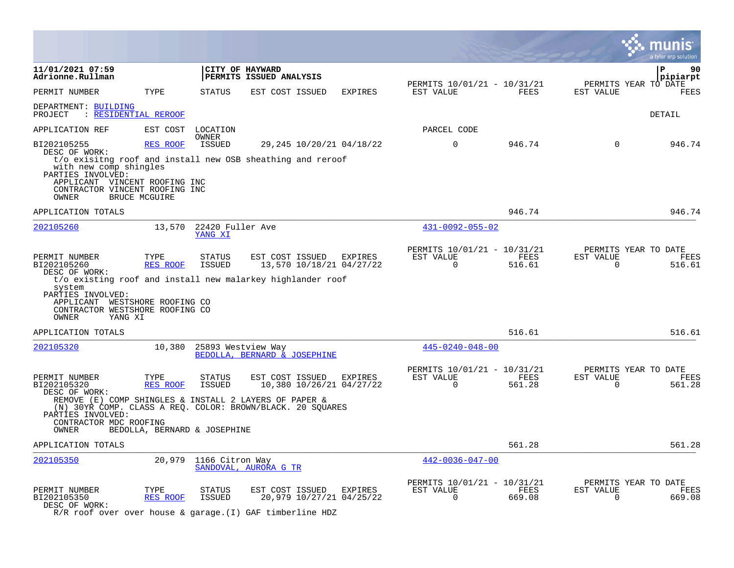**11/01/2021 07:59**
**Adrionne.Rullman**

**CITY OF HAYWARD**
**PERMITS ISSUED ANALYSIS**

**pipiarpt**

| PERMIT NUMBER | TYPE | STATUS | EST COST ISSUED | EXPIRES | PERMITS 10/01/21 - 10/31/21 EST VALUE | FEES | PERMITS YEAR TO DATE EST VALUE | FEES |
|---|---|---|---|---|---|---|---|---|

DEPARTMENT: BUILDING
PROJECT : RESIDENTIAL REROOF

DETAIL

| APPLICATION REF | EST COST | LOCATION OWNER | | | PARCEL CODE | | | |
|---|---|---|---|---|---|---|---|---|
| BI202105255 | RES ROOF | ISSUED | 29,245 10/20/21 | 04/18/22 | 0 | 946.74 | 0 | 946.74 |

DESC OF WORK:
t/o exisitng roof and install new OSB sheathing and reroof with new comp shingles
PARTIES INVOLVED:
APPLICANT VINCENT ROOFING INC
CONTRACTOR VINCENT ROOFING INC
OWNER BRUCE MCGUIRE

APPLICATION TOTALS — 946.74 — 946.74

---

202105260 — 13,570 — 22420 Fuller Ave — YANG XI — 431-0092-055-02

| PERMIT NUMBER | TYPE | STATUS | EST COST ISSUED | EXPIRES | PERMITS 10/01/21 - 10/31/21 EST VALUE | FEES | PERMITS YEAR TO DATE EST VALUE | FEES |
|---|---|---|---|---|---|---|---|---|
| BI202105260 | RES ROOF | ISSUED | 13,570 10/18/21 | 04/27/22 | 0 | 516.61 | 0 | 516.61 |

DESC OF WORK:
t/o existing roof and install new malarkey highlander roof system
PARTIES INVOLVED:
APPLICANT WESTSHORE ROOFING CO
CONTRACTOR WESTSHORE ROOFING CO
OWNER YANG XI

APPLICATION TOTALS — 516.61 — 516.61

---

202105320 — 10,380 — 25893 Westview Way — BEDOLLA, BERNARD & JOSEPHINE — 445-0240-048-00

| PERMIT NUMBER | TYPE | STATUS | EST COST ISSUED | EXPIRES | PERMITS 10/01/21 - 10/31/21 EST VALUE | FEES | PERMITS YEAR TO DATE EST VALUE | FEES |
|---|---|---|---|---|---|---|---|---|
| BI202105320 | RES ROOF | ISSUED | 10,380 10/26/21 | 04/27/22 | 0 | 561.28 | 0 | 561.28 |

DESC OF WORK:
REMOVE (E) COMP SHINGLES & INSTALL 2 LAYERS OF PAPER & (N) 30YR COMP. CLASS A REQ. COLOR: BROWN/BLACK. 20 SQUARES
PARTIES INVOLVED:
CONTRACTOR MDC ROOFING
OWNER BEDOLLA, BERNARD & JOSEPHINE

APPLICATION TOTALS — 561.28 — 561.28

---

202105350 — 20,979 — 1166 Citron Way — SANDOVAL, AURORA G TR — 442-0036-047-00

| PERMIT NUMBER | TYPE | STATUS | EST COST ISSUED | EXPIRES | PERMITS 10/01/21 - 10/31/21 EST VALUE | FEES | PERMITS YEAR TO DATE EST VALUE | FEES |
|---|---|---|---|---|---|---|---|---|
| BI202105350 | RES ROOF | ISSUED | 20,979 10/27/21 | 04/25/22 | 0 | 669.08 | 0 | 669.08 |

DESC OF WORK:
R/R roof over over house & garage.(I) GAF timberline HDZ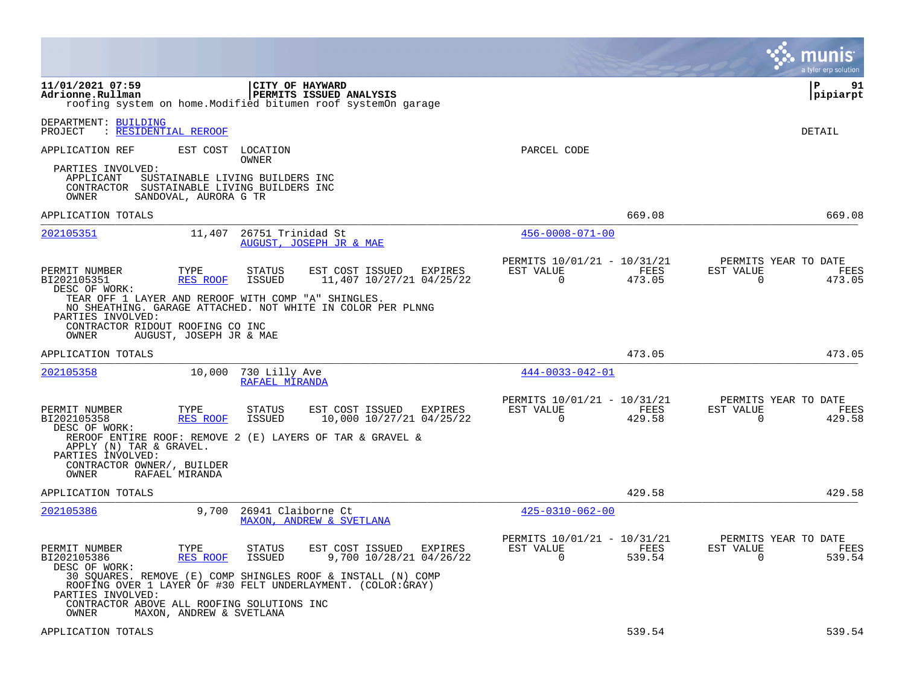roofing system on home.Modified bitumen roof systemOn garage

DEPARTMENT: BUILDING
PROJECT : RESIDENTIAL REROOF

DETAIL

APPLICATION REF | EST COST | LOCATION / OWNER | PARCEL CODE

PARTIES INVOLVED:
- APPLICANT SUSTAINABLE LIVING BUILDERS INC
- CONTRACTOR SUSTAINABLE LIVING BUILDERS INC
- OWNER SANDOVAL, AURORA G TR

APPLICATION TOTALS 669.08 669.08

---

**202105351** | 11,407 | 26751 Trinidad St / AUGUST, JOSEPH JR & MAE | 456-0008-071-00

| PERMIT NUMBER | TYPE | STATUS | EST COST | ISSUED | EXPIRES | PERMITS 10/01/21 - 10/31/21 EST VALUE | FEES | PERMITS YEAR TO DATE EST VALUE | FEES |
|---|---|---|---|---|---|---|---|---|---|
| BI202105351 | RES ROOF | ISSUED | 11,407 | 10/27/21 | 04/25/22 | 0 | 473.05 | 0 | 473.05 |

DESC OF WORK:
TEAR OFF 1 LAYER AND REROOF WITH COMP "A" SHINGLES.
NO SHEATHING. GARAGE ATTACHED. NOT WHITE IN COLOR PER PLNNG

PARTIES INVOLVED:
- CONTRACTOR RIDOUT ROOFING CO INC
- OWNER AUGUST, JOSEPH JR & MAE

APPLICATION TOTALS 473.05 473.05

---

**202105358** | 10,000 | 730 Lilly Ave / RAFAEL MIRANDA | 444-0033-042-01

| PERMIT NUMBER | TYPE | STATUS | EST COST | ISSUED | EXPIRES | PERMITS 10/01/21 - 10/31/21 EST VALUE | FEES | PERMITS YEAR TO DATE EST VALUE | FEES |
|---|---|---|---|---|---|---|---|---|---|
| BI202105358 | RES ROOF | ISSUED | 10,000 | 10/27/21 | 04/25/22 | 0 | 429.58 | 0 | 429.58 |

DESC OF WORK:
REROOF ENTIRE ROOF: REMOVE 2 (E) LAYERS OF TAR & GRAVEL &
APPLY (N) TAR & GRAVEL.

PARTIES INVOLVED:
- CONTRACTOR OWNER/, BUILDER
- OWNER RAFAEL MIRANDA

APPLICATION TOTALS 429.58 429.58

---

**202105386** | 9,700 | 26941 Claiborne Ct / MAXON, ANDREW & SVETLANA | 425-0310-062-00

| PERMIT NUMBER | TYPE | STATUS | EST COST | ISSUED | EXPIRES | PERMITS 10/01/21 - 10/31/21 EST VALUE | FEES | PERMITS YEAR TO DATE EST VALUE | FEES |
|---|---|---|---|---|---|---|---|---|---|
| BI202105386 | RES ROOF | ISSUED | 9,700 | 10/28/21 | 04/26/22 | 0 | 539.54 | 0 | 539.54 |

DESC OF WORK:
30 SQUARES. REMOVE (E) COMP SHINGLES ROOF & INSTALL (N) COMP
ROOFING OVER 1 LAYER OF #30 FELT UNDERLAYMENT. (COLOR:GRAY)

PARTIES INVOLVED:
- CONTRACTOR ABOVE ALL ROOFING SOLUTIONS INC
- OWNER MAXON, ANDREW & SVETLANA

APPLICATION TOTALS 539.54 539.54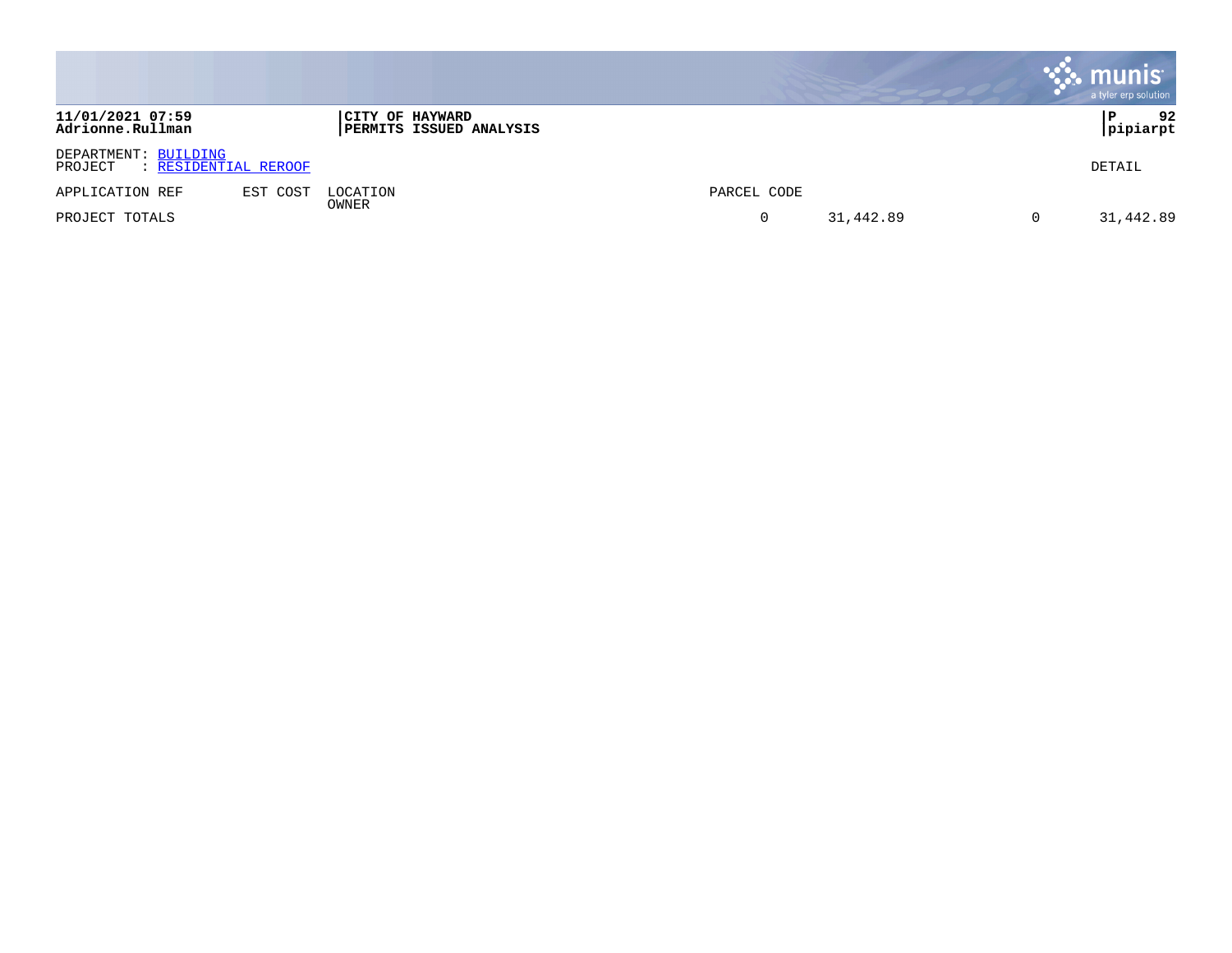**11/01/2021 07:59**
**Adrionne.Rullman**

**CITY OF HAYWARD**
**PERMITS ISSUED ANALYSIS**

**P 92**
**pipiarpt**

DEPARTMENT: BUILDING
PROJECT : RESIDENTIAL REROOF

DETAIL

| APPLICATION REF | EST COST | LOCATION OWNER | PARCEL CODE | | | |
|---|---|---|---|---|---|---|
| PROJECT TOTALS | | | 0 | 31,442.89 | 0 | 31,442.89 |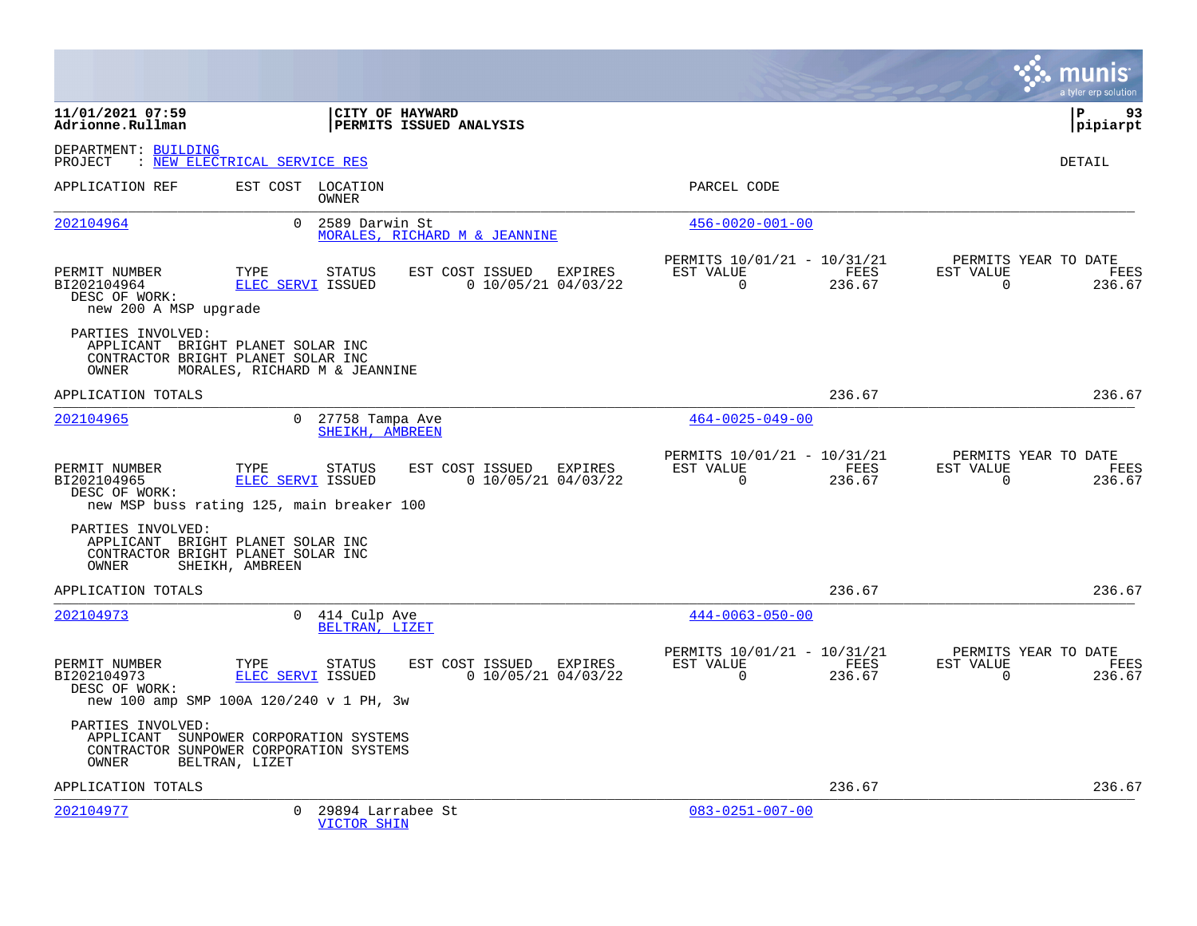**11/01/2021 07:59** | **CITY OF HAYWARD**
**Adrionne.Rullman** | **PERMITS ISSUED ANALYSIS**

**pipiarpt**

DEPARTMENT: BUILDING
PROJECT : NEW ELECTRICAL SERVICE RES

DETAIL

| APPLICATION REF | EST COST | LOCATION / OWNER | PARCEL CODE |
|---|---|---|---|
| 202104964 | 0 | 2589 Darwin St / MORALES, RICHARD M & JEANNINE | 456-0020-001-00 |

| PERMIT NUMBER | TYPE | STATUS | EST COST | ISSUED | EXPIRES | PERMITS 10/01/21 - 10/31/21 EST VALUE | FEES | PERMITS YEAR TO DATE EST VALUE | FEES |
|---|---|---|---|---|---|---|---|---|---|
| BI202104964 | ELEC SERVI | ISSUED | 0 | 10/05/21 | 04/03/22 | 0 | 236.67 | 0 | 236.67 |

DESC OF WORK:
new 200 A MSP upgrade

PARTIES INVOLVED:
APPLICANT BRIGHT PLANET SOLAR INC
CONTRACTOR BRIGHT PLANET SOLAR INC
OWNER MORALES, RICHARD M & JEANNINE

APPLICATION TOTALS 236.67 236.67

| APPLICATION REF | EST COST | LOCATION / OWNER | PARCEL CODE |
|---|---|---|---|
| 202104965 | 0 | 27758 Tampa Ave / SHEIKH, AMBREEN | 464-0025-049-00 |

| PERMIT NUMBER | TYPE | STATUS | EST COST | ISSUED | EXPIRES | PERMITS 10/01/21 - 10/31/21 EST VALUE | FEES | PERMITS YEAR TO DATE EST VALUE | FEES |
|---|---|---|---|---|---|---|---|---|---|
| BI202104965 | ELEC SERVI | ISSUED | 0 | 10/05/21 | 04/03/22 | 0 | 236.67 | 0 | 236.67 |

DESC OF WORK:
new MSP buss rating 125, main breaker 100

PARTIES INVOLVED:
APPLICANT BRIGHT PLANET SOLAR INC
CONTRACTOR BRIGHT PLANET SOLAR INC
OWNER SHEIKH, AMBREEN

APPLICATION TOTALS 236.67 236.67

| APPLICATION REF | EST COST | LOCATION / OWNER | PARCEL CODE |
|---|---|---|---|
| 202104973 | 0 | 414 Culp Ave / BELTRAN, LIZET | 444-0063-050-00 |

| PERMIT NUMBER | TYPE | STATUS | EST COST | ISSUED | EXPIRES | PERMITS 10/01/21 - 10/31/21 EST VALUE | FEES | PERMITS YEAR TO DATE EST VALUE | FEES |
|---|---|---|---|---|---|---|---|---|---|
| BI202104973 | ELEC SERVI | ISSUED | 0 | 10/05/21 | 04/03/22 | 0 | 236.67 | 0 | 236.67 |

DESC OF WORK:
new 100 amp SMP 100A 120/240 v 1 PH, 3w

PARTIES INVOLVED:
APPLICANT SUNPOWER CORPORATION SYSTEMS
CONTRACTOR SUNPOWER CORPORATION SYSTEMS
OWNER BELTRAN, LIZET

APPLICATION TOTALS 236.67 236.67

| APPLICATION REF | EST COST | LOCATION / OWNER | PARCEL CODE |
|---|---|---|---|
| 202104977 | 0 | 29894 Larrabee St / VICTOR SHIN | 083-0251-007-00 |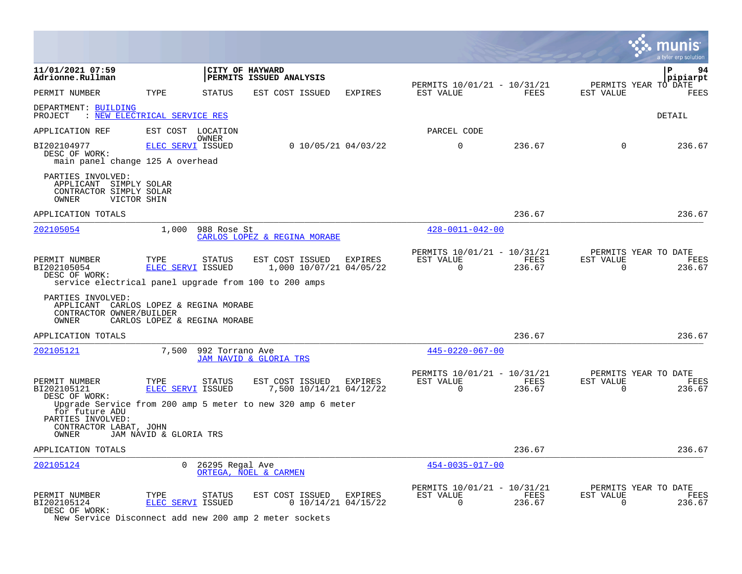**11/01/2021 07:59**
**Adrionne.Rullman**

**CITY OF HAYWARD**
**PERMITS ISSUED ANALYSIS**

| PERMIT NUMBER | TYPE | STATUS | EST COST | ISSUED | EXPIRES | PERMITS 10/01/21 - 10/31/21 EST VALUE | FEES | PERMITS YEAR TO DATE EST VALUE | FEES |
|---|---|---|---|---|---|---|---|---|---|

DEPARTMENT: BUILDING
PROJECT : NEW ELECTRICAL SERVICE RES

DETAIL

| APPLICATION REF | EST COST | LOCATION / OWNER | | | | PARCEL CODE | | | |
|---|---|---|---|---|---|---|---|---|---|
| BI202104977 | ELEC SERVI | ISSUED | 0 | 10/05/21 | 04/03/22 | 0 | 236.67 | 0 | 236.67 |

DESC OF WORK:
main panel change 125 A overhead

PARTIES INVOLVED:
APPLICANT SIMPLY SOLAR
CONTRACTOR SIMPLY SOLAR
OWNER VICTOR SHIN

APPLICATION TOTALS 236.67 236.67

---

202105054 — 1,000 — 988 Rose St — CARLOS LOPEZ & REGINA MORABE — 428-0011-042-00

| PERMIT NUMBER | TYPE | STATUS | EST COST | ISSUED | EXPIRES | PERMITS 10/01/21 - 10/31/21 EST VALUE | FEES | PERMITS YEAR TO DATE EST VALUE | FEES |
|---|---|---|---|---|---|---|---|---|---|
| BI202105054 | ELEC SERVI | ISSUED | 1,000 | 10/07/21 | 04/05/22 | 0 | 236.67 | 0 | 236.67 |

DESC OF WORK:
service electrical panel upgrade from 100 to 200 amps

PARTIES INVOLVED:
APPLICANT CARLOS LOPEZ & REGINA MORABE
CONTRACTOR OWNER/BUILDER
OWNER CARLOS LOPEZ & REGINA MORABE

APPLICATION TOTALS 236.67 236.67

---

202105121 — 7,500 — 992 Torrano Ave — JAM NAVID & GLORIA TRS — 445-0220-067-00

| PERMIT NUMBER | TYPE | STATUS | EST COST | ISSUED | EXPIRES | PERMITS 10/01/21 - 10/31/21 EST VALUE | FEES | PERMITS YEAR TO DATE EST VALUE | FEES |
|---|---|---|---|---|---|---|---|---|---|
| BI202105121 | ELEC SERVI | ISSUED | 7,500 | 10/14/21 | 04/12/22 | 0 | 236.67 | 0 | 236.67 |

DESC OF WORK:
Upgrade Service from 200 amp 5 meter to new 320 amp 6 meter for future ADU

PARTIES INVOLVED:
CONTRACTOR LABAT, JOHN
OWNER JAM NAVID & GLORIA TRS

APPLICATION TOTALS 236.67 236.67

---

202105124 — 0 — 26295 Regal Ave — ORTEGA, NOEL & CARMEN — 454-0035-017-00

| PERMIT NUMBER | TYPE | STATUS | EST COST | ISSUED | EXPIRES | PERMITS 10/01/21 - 10/31/21 EST VALUE | FEES | PERMITS YEAR TO DATE EST VALUE | FEES |
|---|---|---|---|---|---|---|---|---|---|
| BI202105124 | ELEC SERVI | ISSUED | 0 | 10/14/21 | 04/15/22 | 0 | 236.67 | 0 | 236.67 |

DESC OF WORK:
New Service Disconnect add new 200 amp 2 meter sockets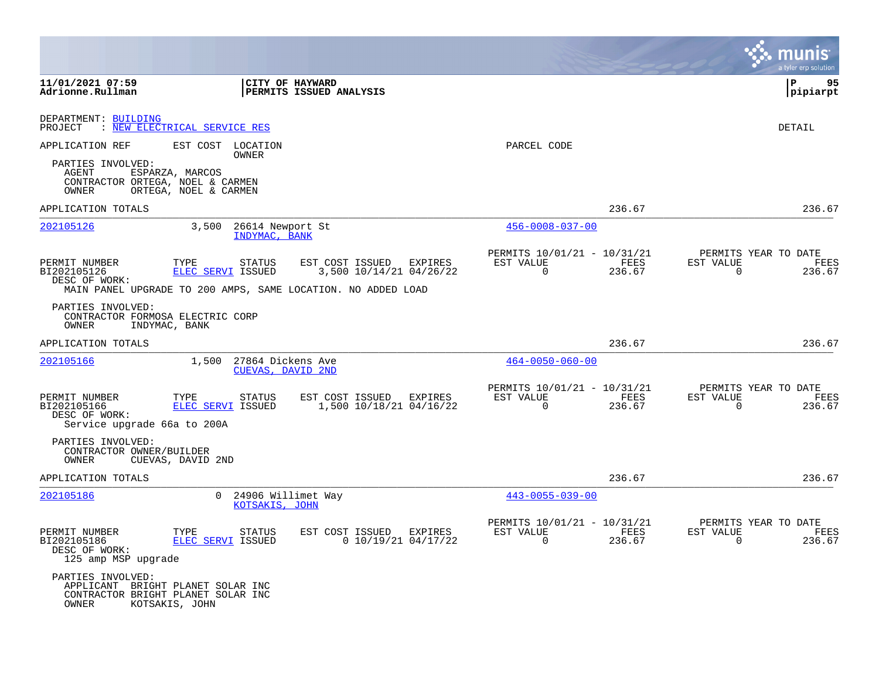**11/01/2021 07:59**
**Adrionne.Rullman**

**CITY OF HAYWARD**
**PERMITS ISSUED ANALYSIS**

**P 95**
**pipiarpt**

DEPARTMENT: BUILDING
PROJECT : NEW ELECTRICAL SERVICE RES

DETAIL

APPLICATION REF | EST COST | LOCATION / OWNER | PARCEL CODE

PARTIES INVOLVED:
- AGENT ESPARZA, MARCOS
- CONTRACTOR ORTEGA, NOEL & CARMEN
- OWNER ORTEGA, NOEL & CARMEN

APPLICATION TOTALS 236.67 236.67

---

**202105126** | 3,500 | 26614 Newport St | 456-0008-037-00
INDYMAC, BANK

| PERMIT NUMBER | TYPE | STATUS | EST COST | ISSUED | EXPIRES | PERMITS 10/01/21 - 10/31/21 EST VALUE | FEES | PERMITS YEAR TO DATE EST VALUE | FEES |
|---|---|---|---|---|---|---|---|---|---|
| BI202105126 | ELEC SERVI | ISSUED | 3,500 | 10/14/21 | 04/26/22 | 0 | 236.67 | 0 | 236.67 |

DESC OF WORK:
MAIN PANEL UPGRADE TO 200 AMPS, SAME LOCATION. NO ADDED LOAD

PARTIES INVOLVED:
- CONTRACTOR FORMOSA ELECTRIC CORP
- OWNER INDYMAC, BANK

APPLICATION TOTALS 236.67 236.67

---

**202105166** | 1,500 | 27864 Dickens Ave | 464-0050-060-00
CUEVAS, DAVID 2ND

| PERMIT NUMBER | TYPE | STATUS | EST COST | ISSUED | EXPIRES | PERMITS 10/01/21 - 10/31/21 EST VALUE | FEES | PERMITS YEAR TO DATE EST VALUE | FEES |
|---|---|---|---|---|---|---|---|---|---|
| BI202105166 | ELEC SERVI | ISSUED | 1,500 | 10/18/21 | 04/16/22 | 0 | 236.67 | 0 | 236.67 |

DESC OF WORK:
Service upgrade 66a to 200A

PARTIES INVOLVED:
- CONTRACTOR OWNER/BUILDER
- OWNER CUEVAS, DAVID 2ND

APPLICATION TOTALS 236.67 236.67

---

**202105186** | 0 | 24906 Willimet Way | 443-0055-039-00
KOTSAKIS, JOHN

| PERMIT NUMBER | TYPE | STATUS | EST COST | ISSUED | EXPIRES | PERMITS 10/01/21 - 10/31/21 EST VALUE | FEES | PERMITS YEAR TO DATE EST VALUE | FEES |
|---|---|---|---|---|---|---|---|---|---|
| BI202105186 | ELEC SERVI | ISSUED | 0 | 10/19/21 | 04/17/22 | 0 | 236.67 | 0 | 236.67 |

DESC OF WORK:
125 amp MSP upgrade

PARTIES INVOLVED:
- APPLICANT BRIGHT PLANET SOLAR INC
- CONTRACTOR BRIGHT PLANET SOLAR INC
- OWNER KOTSAKIS, JOHN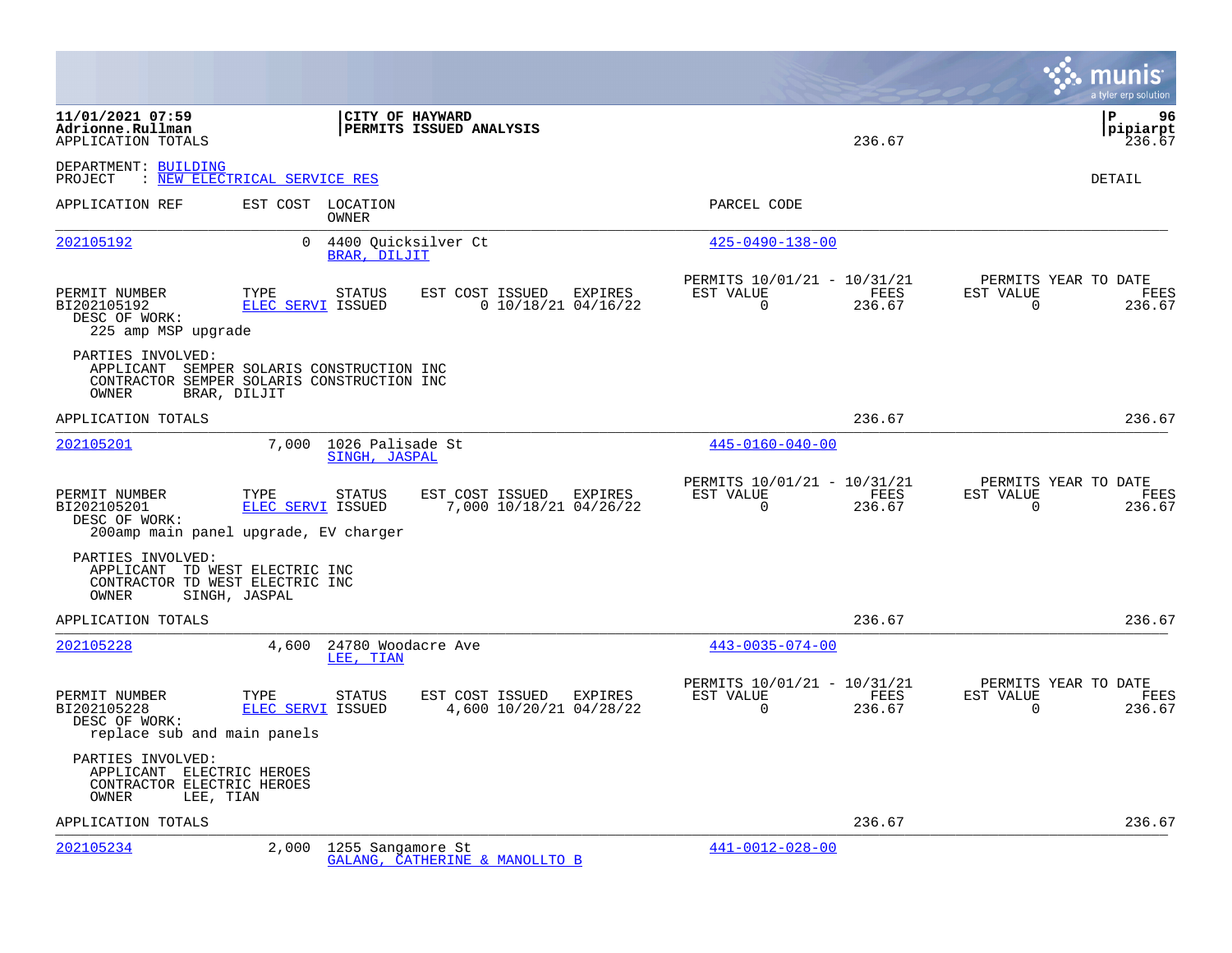11/01/2021 07:59 | CITY OF HAYWARD | P 96
Adrionne.Rullman | PERMITS ISSUED ANALYSIS | pipiarpt
APPLICATION TOTALS 236.67 236.67

DEPARTMENT: BUILDING
PROJECT : NEW ELECTRICAL SERVICE RES

DETAIL

| APPLICATION REF | EST COST | LOCATION / OWNER | PARCEL CODE |
|---|---|---|---|
| 202105192 | 0 | 4400 Quicksilver Ct / BRAR, DILJIT | 425-0490-138-00 |

| PERMIT NUMBER | TYPE | STATUS | EST COST | ISSUED | EXPIRES | PERMITS 10/01/21 - 10/31/21 EST VALUE | FEES | PERMITS YEAR TO DATE EST VALUE | FEES |
|---|---|---|---|---|---|---|---|---|---|
| BI202105192 | ELEC SERVI | ISSUED | 0 | 10/18/21 | 04/16/22 | 0 | 236.67 | 0 | 236.67 |

DESC OF WORK:
225 amp MSP upgrade

PARTIES INVOLVED:
APPLICANT SEMPER SOLARIS CONSTRUCTION INC
CONTRACTOR SEMPER SOLARIS CONSTRUCTION INC
OWNER BRAR, DILJIT

APPLICATION TOTALS 236.67 236.67

| APPLICATION REF | EST COST | LOCATION / OWNER | PARCEL CODE |
|---|---|---|---|
| 202105201 | 7,000 | 1026 Palisade St / SINGH, JASPAL | 445-0160-040-00 |

| PERMIT NUMBER | TYPE | STATUS | EST COST | ISSUED | EXPIRES | PERMITS 10/01/21 - 10/31/21 EST VALUE | FEES | PERMITS YEAR TO DATE EST VALUE | FEES |
|---|---|---|---|---|---|---|---|---|---|
| BI202105201 | ELEC SERVI | ISSUED | 7,000 | 10/18/21 | 04/26/22 | 0 | 236.67 | 0 | 236.67 |

DESC OF WORK:
200amp main panel upgrade, EV charger

PARTIES INVOLVED:
APPLICANT TD WEST ELECTRIC INC
CONTRACTOR TD WEST ELECTRIC INC
OWNER SINGH, JASPAL

APPLICATION TOTALS 236.67 236.67

| APPLICATION REF | EST COST | LOCATION / OWNER | PARCEL CODE |
|---|---|---|---|
| 202105228 | 4,600 | 24780 Woodacre Ave / LEE, TIAN | 443-0035-074-00 |

| PERMIT NUMBER | TYPE | STATUS | EST COST | ISSUED | EXPIRES | PERMITS 10/01/21 - 10/31/21 EST VALUE | FEES | PERMITS YEAR TO DATE EST VALUE | FEES |
|---|---|---|---|---|---|---|---|---|---|
| BI202105228 | ELEC SERVI | ISSUED | 4,600 | 10/20/21 | 04/28/22 | 0 | 236.67 | 0 | 236.67 |

DESC OF WORK:
replace sub and main panels

PARTIES INVOLVED:
APPLICANT ELECTRIC HEROES
CONTRACTOR ELECTRIC HEROES
OWNER LEE, TIAN

APPLICATION TOTALS 236.67 236.67

| APPLICATION REF | EST COST | LOCATION / OWNER | PARCEL CODE |
|---|---|---|---|
| 202105234 | 2,000 | 1255 Sangamore St / GALANG, CATHERINE & MANOLLTO B | 441-0012-028-00 |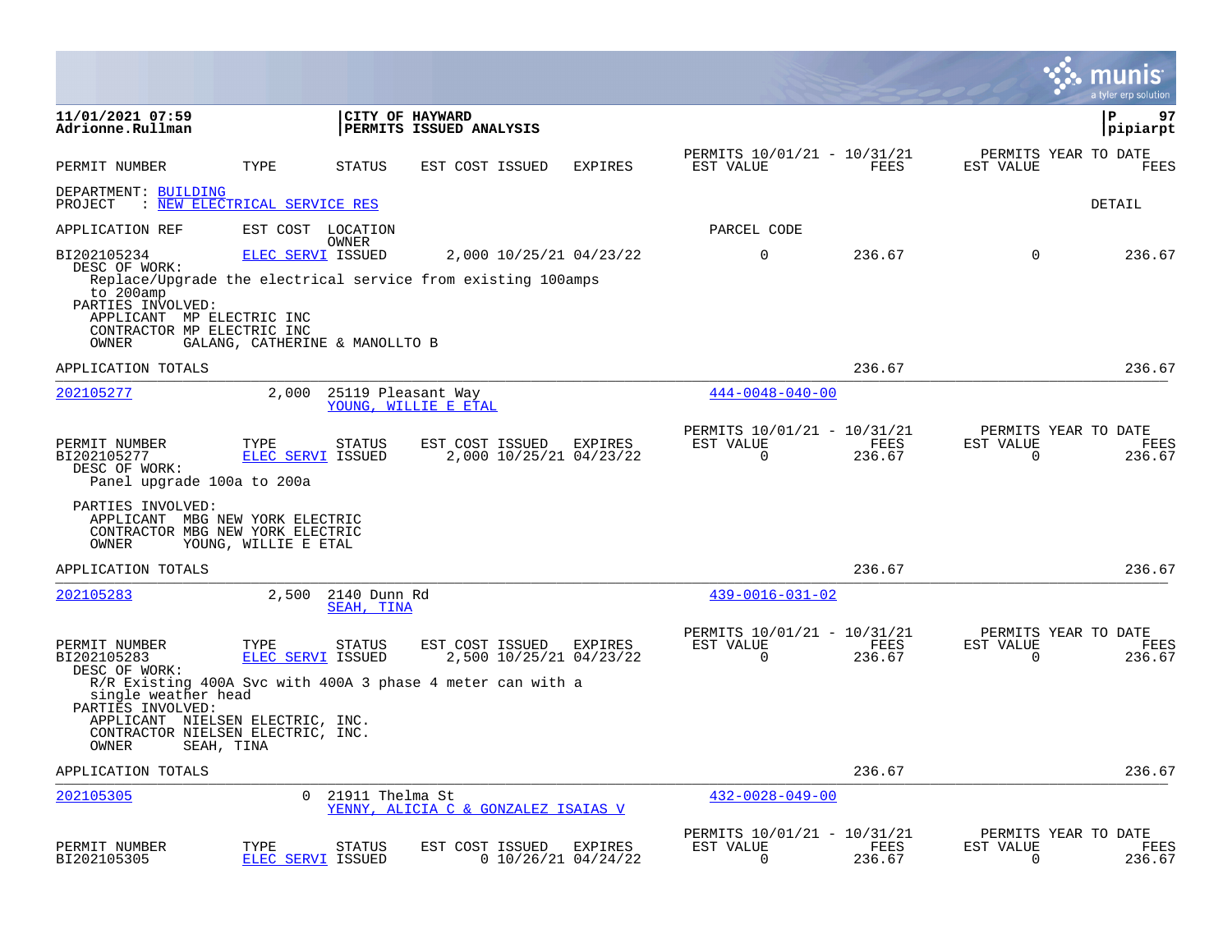**11/01/2021 07:59**
**Adrionne.Rullman**

**CITY OF HAYWARD**
**PERMITS ISSUED ANALYSIS**

**P 97**
**pipiarpt**

| PERMIT NUMBER | TYPE | STATUS | EST COST | ISSUED | EXPIRES | PERMITS 10/01/21 - 10/31/21 EST VALUE | FEES | PERMITS YEAR TO DATE EST VALUE | FEES |
|---|---|---|---|---|---|---|---|---|---|

DEPARTMENT: BUILDING
PROJECT : NEW ELECTRICAL SERVICE RES

DETAIL

| APPLICATION REF | EST COST | LOCATION / OWNER | PARCEL CODE |
|---|---|---|---|

| PERMIT NUMBER | TYPE | STATUS | EST COST | ISSUED | EXPIRES | EST VALUE | FEES | YTD EST VALUE | YTD FEES |
|---|---|---|---|---|---|---|---|---|---|
| BI202105234 | ELEC SERVI | ISSUED | 2,000 | 10/25/21 | 04/23/22 | 0 | 236.67 | 0 | 236.67 |

DESC OF WORK:
Replace/Upgrade the electrical service from existing 100amps to 200amp

PARTIES INVOLVED:
APPLICANT MP ELECTRIC INC
CONTRACTOR MP ELECTRIC INC
OWNER GALANG, CATHERINE & MANOLLTO B

APPLICATION TOTALS — 236.67 — 236.67

---

| APPLICATION REF | EST COST | LOCATION | OWNER | PARCEL CODE |
|---|---|---|---|---|
| 202105277 | 2,000 | 25119 Pleasant Way | YOUNG, WILLIE E ETAL | 444-0048-040-00 |

| PERMIT NUMBER | TYPE | STATUS | EST COST | ISSUED | EXPIRES | EST VALUE | FEES | YTD EST VALUE | YTD FEES |
|---|---|---|---|---|---|---|---|---|---|
| BI202105277 | ELEC SERVI | ISSUED | 2,000 | 10/25/21 | 04/23/22 | 0 | 236.67 | 0 | 236.67 |

DESC OF WORK:
Panel upgrade 100a to 200a

PARTIES INVOLVED:
APPLICANT MBG NEW YORK ELECTRIC
CONTRACTOR MBG NEW YORK ELECTRIC
OWNER YOUNG, WILLIE E ETAL

APPLICATION TOTALS — 236.67 — 236.67

---

| APPLICATION REF | EST COST | LOCATION | OWNER | PARCEL CODE |
|---|---|---|---|---|
| 202105283 | 2,500 | 2140 Dunn Rd | SEAH, TINA | 439-0016-031-02 |

| PERMIT NUMBER | TYPE | STATUS | EST COST | ISSUED | EXPIRES | EST VALUE | FEES | YTD EST VALUE | YTD FEES |
|---|---|---|---|---|---|---|---|---|---|
| BI202105283 | ELEC SERVI | ISSUED | 2,500 | 10/25/21 | 04/23/22 | 0 | 236.67 | 0 | 236.67 |

DESC OF WORK:
R/R Existing 400A Svc with 400A 3 phase 4 meter can with a single weather head

PARTIES INVOLVED:
APPLICANT NIELSEN ELECTRIC, INC.
CONTRACTOR NIELSEN ELECTRIC, INC.
OWNER SEAH, TINA

APPLICATION TOTALS — 236.67 — 236.67

---

| APPLICATION REF | EST COST | LOCATION | OWNER | PARCEL CODE |
|---|---|---|---|---|
| 202105305 | 0 | 21911 Thelma St | YENNY, ALICIA C & GONZALEZ ISAIAS V | 432-0028-049-00 |

| PERMIT NUMBER | TYPE | STATUS | EST COST | ISSUED | EXPIRES | EST VALUE | FEES | YTD EST VALUE | YTD FEES |
|---|---|---|---|---|---|---|---|---|---|
| BI202105305 | ELEC SERVI | ISSUED | 0 | 10/26/21 | 04/24/22 | 0 | 236.67 | 0 | 236.67 |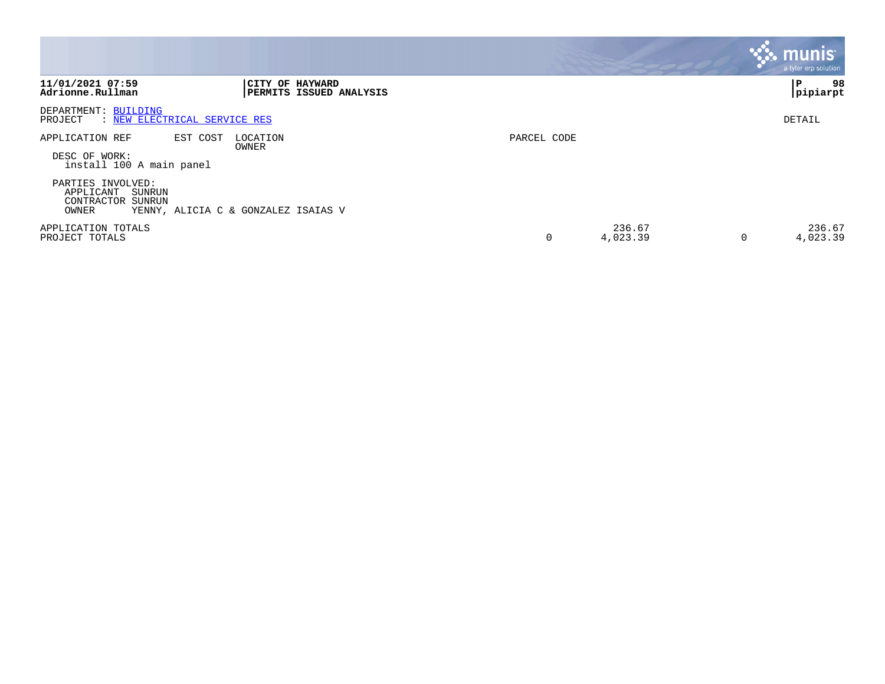**CITY OF HAYWARD**
**PERMITS ISSUED ANALYSIS**

11/01/2021 07:59
Adrionne.Rullman

pipiarpt

DEPARTMENT: BUILDING
PROJECT : NEW ELECTRICAL SERVICE RES

DETAIL

| APPLICATION REF | EST COST | LOCATION / OWNER | PARCEL CODE | | | | |
|---|---|---|---|---|---|---|---|

DESC OF WORK:
install 100 A main panel

PARTIES INVOLVED:
APPLICANT SUNRUN
CONTRACTOR SUNRUN
OWNER YENNY, ALICIA C & GONZALEZ ISAIAS V

| | | | | |
|---|---|---|---|---|
| APPLICATION TOTALS | | 236.67 | | 236.67 |
| PROJECT TOTALS | 0 | 4,023.39 | 0 | 4,023.39 |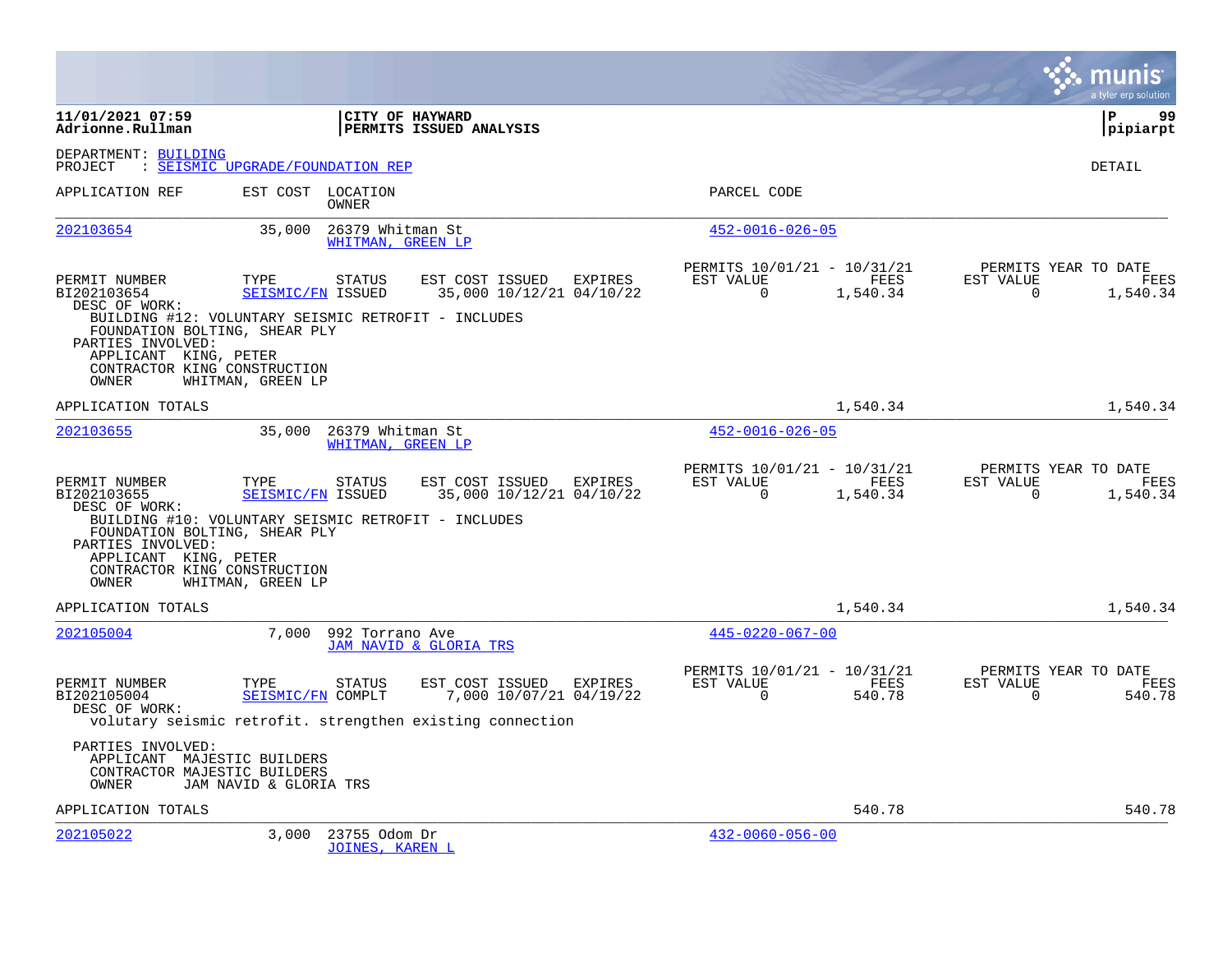**11/01/2021 07:59**
**Adrionne.Rullman**

**CITY OF HAYWARD**
**PERMITS ISSUED ANALYSIS**

**pipiarpt**

DEPARTMENT: BUILDING
PROJECT : SEISMIC UPGRADE/FOUNDATION REP

DETAIL

| APPLICATION REF | EST COST | LOCATION / OWNER | PARCEL CODE |
|---|---|---|---|
| 202103654 | 35,000 | 26379 Whitman St / WHITMAN, GREEN LP | 452-0016-026-05 |

| PERMIT NUMBER | TYPE | STATUS | EST COST | ISSUED | EXPIRES | PERMITS 10/01/21 - 10/31/21 EST VALUE | FEES | PERMITS YEAR TO DATE EST VALUE | FEES |
|---|---|---|---|---|---|---|---|---|---|
| BI202103654 | SEISMIC/FN | ISSUED | 35,000 | 10/12/21 | 04/10/22 | 0 | 1,540.34 | 0 | 1,540.34 |

DESC OF WORK:
BUILDING #12: VOLUNTARY SEISMIC RETROFIT - INCLUDES FOUNDATION BOLTING, SHEAR PLY

PARTIES INVOLVED:
APPLICANT KING, PETER
CONTRACTOR KING CONSTRUCTION
OWNER WHITMAN, GREEN LP

APPLICATION TOTALS: 1,540.34 | 1,540.34

| APPLICATION REF | EST COST | LOCATION / OWNER | PARCEL CODE |
|---|---|---|---|
| 202103655 | 35,000 | 26379 Whitman St / WHITMAN, GREEN LP | 452-0016-026-05 |

| PERMIT NUMBER | TYPE | STATUS | EST COST | ISSUED | EXPIRES | PERMITS 10/01/21 - 10/31/21 EST VALUE | FEES | PERMITS YEAR TO DATE EST VALUE | FEES |
|---|---|---|---|---|---|---|---|---|---|
| BI202103655 | SEISMIC/FN | ISSUED | 35,000 | 10/12/21 | 04/10/22 | 0 | 1,540.34 | 0 | 1,540.34 |

DESC OF WORK:
BUILDING #10: VOLUNTARY SEISMIC RETROFIT - INCLUDES FOUNDATION BOLTING, SHEAR PLY

PARTIES INVOLVED:
APPLICANT KING, PETER
CONTRACTOR KING CONSTRUCTION
OWNER WHITMAN, GREEN LP

APPLICATION TOTALS: 1,540.34 | 1,540.34

| APPLICATION REF | EST COST | LOCATION / OWNER | PARCEL CODE |
|---|---|---|---|
| 202105004 | 7,000 | 992 Torrano Ave / JAM NAVID & GLORIA TRS | 445-0220-067-00 |

| PERMIT NUMBER | TYPE | STATUS | EST COST | ISSUED | EXPIRES | PERMITS 10/01/21 - 10/31/21 EST VALUE | FEES | PERMITS YEAR TO DATE EST VALUE | FEES |
|---|---|---|---|---|---|---|---|---|---|
| BI202105004 | SEISMIC/FN | COMPLT | 7,000 | 10/07/21 | 04/19/22 | 0 | 540.78 | 0 | 540.78 |

DESC OF WORK:
volutary seismic retrofit. strengthen existing connection

PARTIES INVOLVED:
APPLICANT MAJESTIC BUILDERS
CONTRACTOR MAJESTIC BUILDERS
OWNER JAM NAVID & GLORIA TRS

APPLICATION TOTALS: 540.78 | 540.78

| APPLICATION REF | EST COST | LOCATION / OWNER | PARCEL CODE |
|---|---|---|---|
| 202105022 | 3,000 | 23755 Odom Dr / JOINES, KAREN L | 432-0060-056-00 |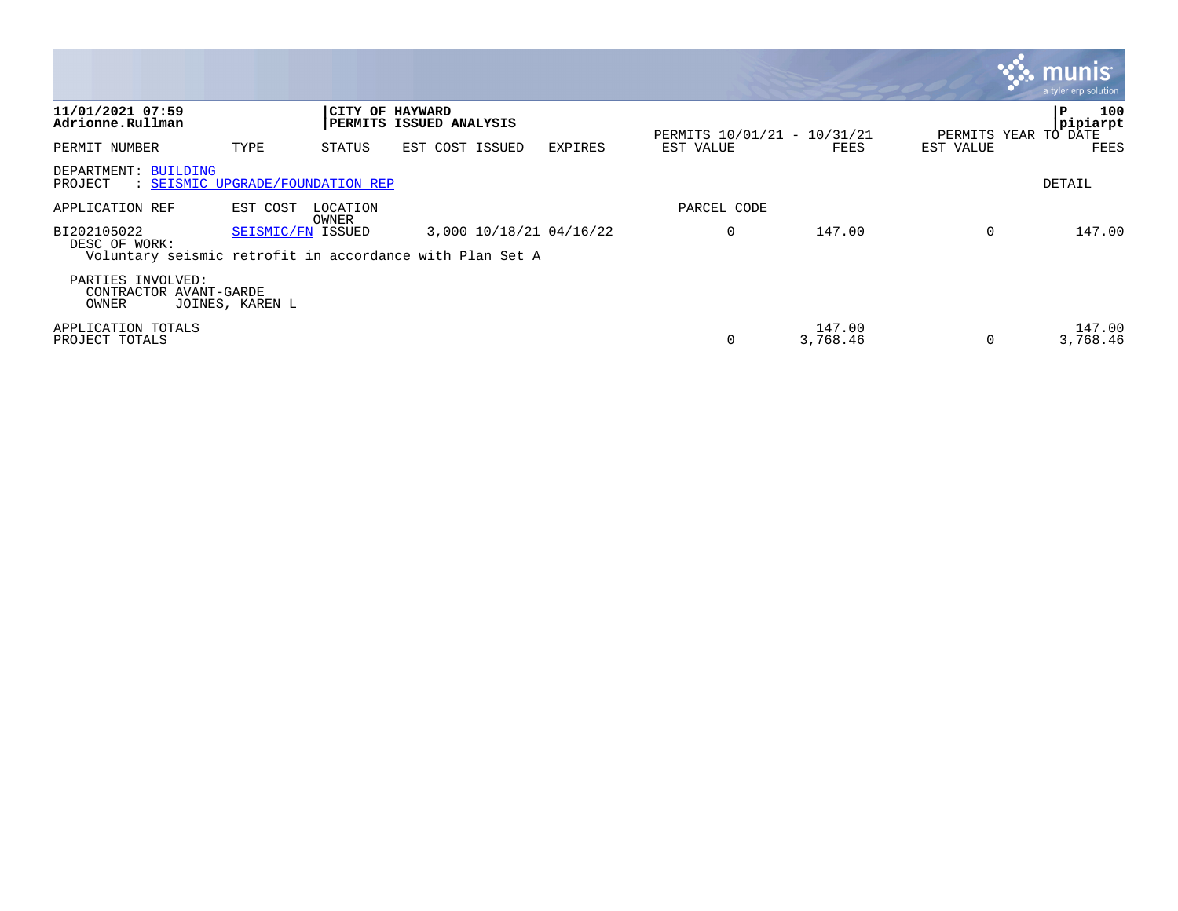**11/01/2021 07:59**
**Adrionne.Rullman**

**CITY OF HAYWARD**
**PERMITS ISSUED ANALYSIS**

P 100
pipiarpt

| PERMIT NUMBER | TYPE | STATUS | EST COST | ISSUED | EXPIRES | PERMITS 10/01/21 - 10/31/21 EST VALUE | FEES | PERMITS YEAR TO DATE EST VALUE | FEES |
|---|---|---|---|---|---|---|---|---|---|

DEPARTMENT: BUILDING
PROJECT : SEISMIC UPGRADE/FOUNDATION REP

DETAIL

| APPLICATION REF | EST COST | LOCATION OWNER | | | | PARCEL CODE | | | |
|---|---|---|---|---|---|---|---|---|---|
| BI202105022 | SEISMIC/FN | ISSUED | 3,000 | 10/18/21 | 04/16/22 | 0 | 147.00 | 0 | 147.00 |

DESC OF WORK:
Voluntary seismic retrofit in accordance with Plan Set A

PARTIES INVOLVED:
CONTRACTOR AVANT-GARDE
OWNER JOINES, KAREN L

| | EST VALUE | FEES | EST VALUE | FEES |
|---|---|---|---|---|
| APPLICATION TOTALS | | 147.00 | | 147.00 |
| PROJECT TOTALS | 0 | 3,768.46 | 0 | 3,768.46 |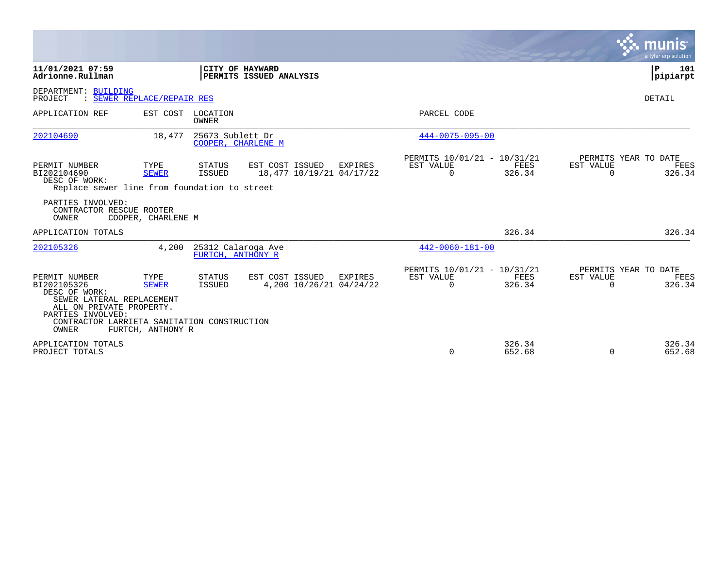**11/01/2021 07:59**
**Adrionne.Rullman**

**CITY OF HAYWARD**
**PERMITS ISSUED ANALYSIS**

**P 101**
**pipiarpt**

DEPARTMENT: BUILDING
PROJECT : SEWER REPLACE/REPAIR RES

DETAIL

| APPLICATION REF | EST COST | LOCATION / OWNER | PARCEL CODE |
|---|---|---|---|
| 202104690 | 18,477 | 25673 Sublett Dr / COOPER, CHARLENE M | 444-0075-095-00 |

| PERMIT NUMBER | TYPE | STATUS | EST COST | ISSUED | EXPIRES | PERMITS 10/01/21 - 10/31/21 EST VALUE | FEES | PERMITS YEAR TO DATE EST VALUE | FEES |
|---|---|---|---|---|---|---|---|---|---|
| BI202104690 | SEWER | ISSUED | 18,477 | 10/19/21 | 04/17/22 | 0 | 326.34 | 0 | 326.34 |

DESC OF WORK:
Replace sewer line from foundation to street

PARTIES INVOLVED:
CONTRACTOR RESCUE ROOTER
OWNER COOPER, CHARLENE M

APPLICATION TOTALS 326.34 326.34

| APPLICATION REF | EST COST | LOCATION / OWNER | PARCEL CODE |
|---|---|---|---|
| 202105326 | 4,200 | 25312 Calaroga Ave / FURTCH, ANTHONY R | 442-0060-181-00 |

| PERMIT NUMBER | TYPE | STATUS | EST COST | ISSUED | EXPIRES | PERMITS 10/01/21 - 10/31/21 EST VALUE | FEES | PERMITS YEAR TO DATE EST VALUE | FEES |
|---|---|---|---|---|---|---|---|---|---|
| BI202105326 | SEWER | ISSUED | 4,200 | 10/26/21 | 04/24/22 | 0 | 326.34 | 0 | 326.34 |

DESC OF WORK:
SEWER LATERAL REPLACEMENT
ALL ON PRIVATE PROPERTY.

PARTIES INVOLVED:
CONTRACTOR LARRIETA SANITATION CONSTRUCTION
OWNER FURTCH, ANTHONY R

| | EST VALUE | FEES | EST VALUE | FEES |
|---|---|---|---|---|
| APPLICATION TOTALS | | 326.34 | | 326.34 |
| PROJECT TOTALS | 0 | 652.68 | 0 | 652.68 |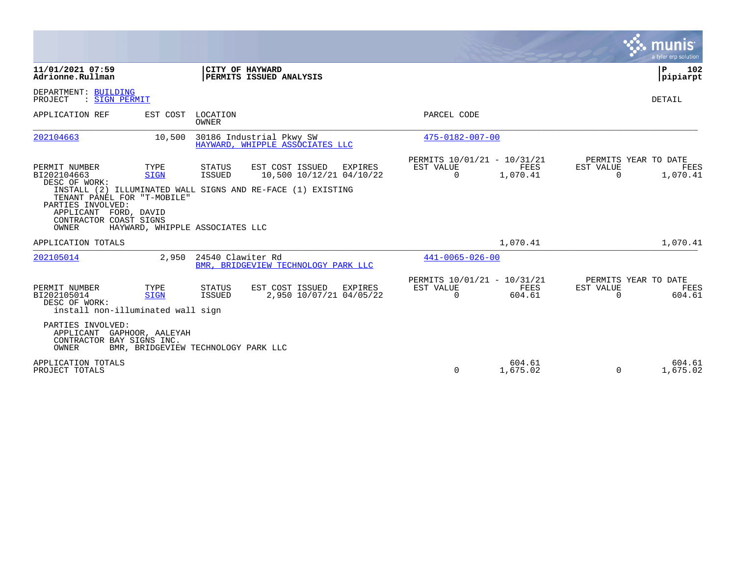**11/01/2021 07:59**
**Adrionne.Rullman**

**CITY OF HAYWARD**
**PERMITS ISSUED ANALYSIS**

**P 102**
**pipiarpt**

DEPARTMENT: BUILDING
PROJECT : SIGN PERMIT

DETAIL

| APPLICATION REF | EST COST | LOCATION / OWNER | PARCEL CODE |
|---|---|---|---|
| 202104663 | 10,500 | 30186 Industrial Pkwy SW / HAYWARD, WHIPPLE ASSOCIATES LLC | 475-0182-007-00 |

| PERMIT NUMBER | TYPE | STATUS | EST COST | ISSUED | EXPIRES | PERMITS 10/01/21 - 10/31/21 EST VALUE | FEES | PERMITS YEAR TO DATE EST VALUE | FEES |
|---|---|---|---|---|---|---|---|---|---|
| BI202104663 | SIGN | ISSUED | 10,500 | 10/12/21 | 04/10/22 | 0 | 1,070.41 | 0 | 1,070.41 |

DESC OF WORK:
INSTALL (2) ILLUMINATED WALL SIGNS AND RE-FACE (1) EXISTING TENANT PANEL FOR "T-MOBILE"

PARTIES INVOLVED:
APPLICANT FORD, DAVID
CONTRACTOR COAST SIGNS
OWNER HAYWARD, WHIPPLE ASSOCIATES LLC

APPLICATION TOTALS: 1,070.41 | 1,070.41

| APPLICATION REF | EST COST | LOCATION / OWNER | PARCEL CODE |
|---|---|---|---|
| 202105014 | 2,950 | 24540 Clawiter Rd / BMR, BRIDGEVIEW TECHNOLOGY PARK LLC | 441-0065-026-00 |

| PERMIT NUMBER | TYPE | STATUS | EST COST | ISSUED | EXPIRES | PERMITS 10/01/21 - 10/31/21 EST VALUE | FEES | PERMITS YEAR TO DATE EST VALUE | FEES |
|---|---|---|---|---|---|---|---|---|---|
| BI202105014 | SIGN | ISSUED | 2,950 | 10/07/21 | 04/05/22 | 0 | 604.61 | 0 | 604.61 |

DESC OF WORK:
install non-illuminated wall sign

PARTIES INVOLVED:
APPLICANT GAPHOOR, AALEYAH
CONTRACTOR BAY SIGNS INC.
OWNER BMR, BRIDGEVIEW TECHNOLOGY PARK LLC

| | EST VALUE | FEES | EST VALUE | FEES |
|---|---|---|---|---|
| APPLICATION TOTALS | | 604.61 | | 604.61 |
| PROJECT TOTALS | 0 | 1,675.02 | 0 | 1,675.02 |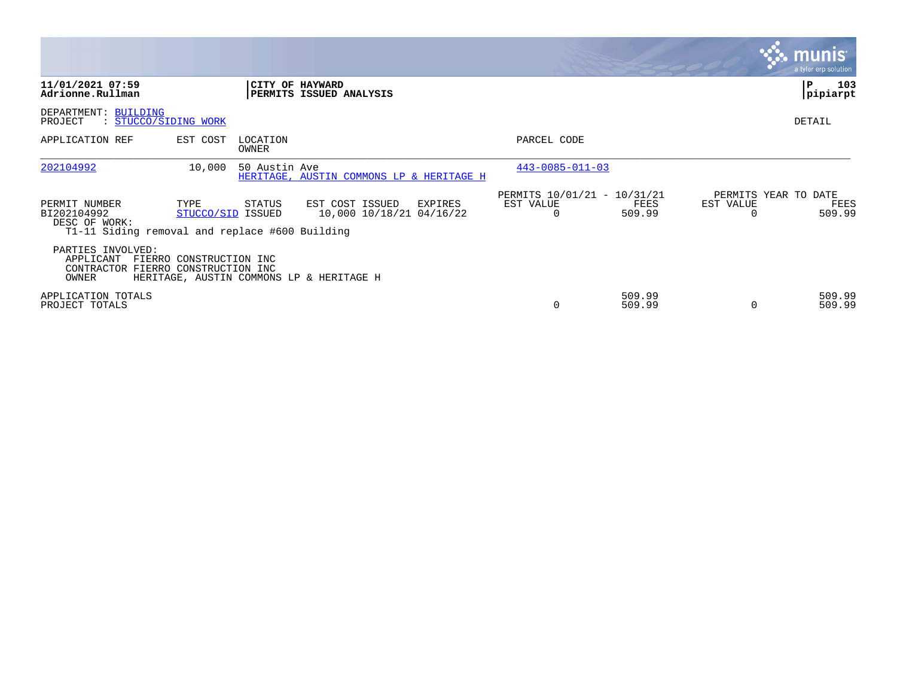**11/01/2021 07:59**
**Adrionne.Rullman**

**CITY OF HAYWARD**
**PERMITS ISSUED ANALYSIS**

**pipiarpt**

DEPARTMENT: BUILDING
PROJECT : STUCCO/SIDING WORK

DETAIL

| APPLICATION REF | EST COST | LOCATION / OWNER | PARCEL CODE |
|---|---|---|---|
| 202104992 | 10,000 | 50 Austin Ave / HERITAGE, AUSTIN COMMONS LP & HERITAGE H | 443-0085-011-03 |

| PERMIT NUMBER | TYPE | STATUS | EST COST | ISSUED | EXPIRES | PERMITS 10/01/21 - 10/31/21 EST VALUE | FEES | PERMITS YEAR TO DATE EST VALUE | FEES |
|---|---|---|---|---|---|---|---|---|---|
| BI202104992 | STUCCO/SID | ISSUED | 10,000 | 10/18/21 | 04/16/22 | 0 | 509.99 | 0 | 509.99 |

DESC OF WORK:
T1-11 Siding removal and replace #600 Building

PARTIES INVOLVED:
APPLICANT FIERRO CONSTRUCTION INC
CONTRACTOR FIERRO CONSTRUCTION INC
OWNER HERITAGE, AUSTIN COMMONS LP & HERITAGE H

| | EST VALUE | FEES | EST VALUE | FEES |
|---|---|---|---|---|
| APPLICATION TOTALS | | 509.99 | | 509.99 |
| PROJECT TOTALS | 0 | 509.99 | 0 | 509.99 |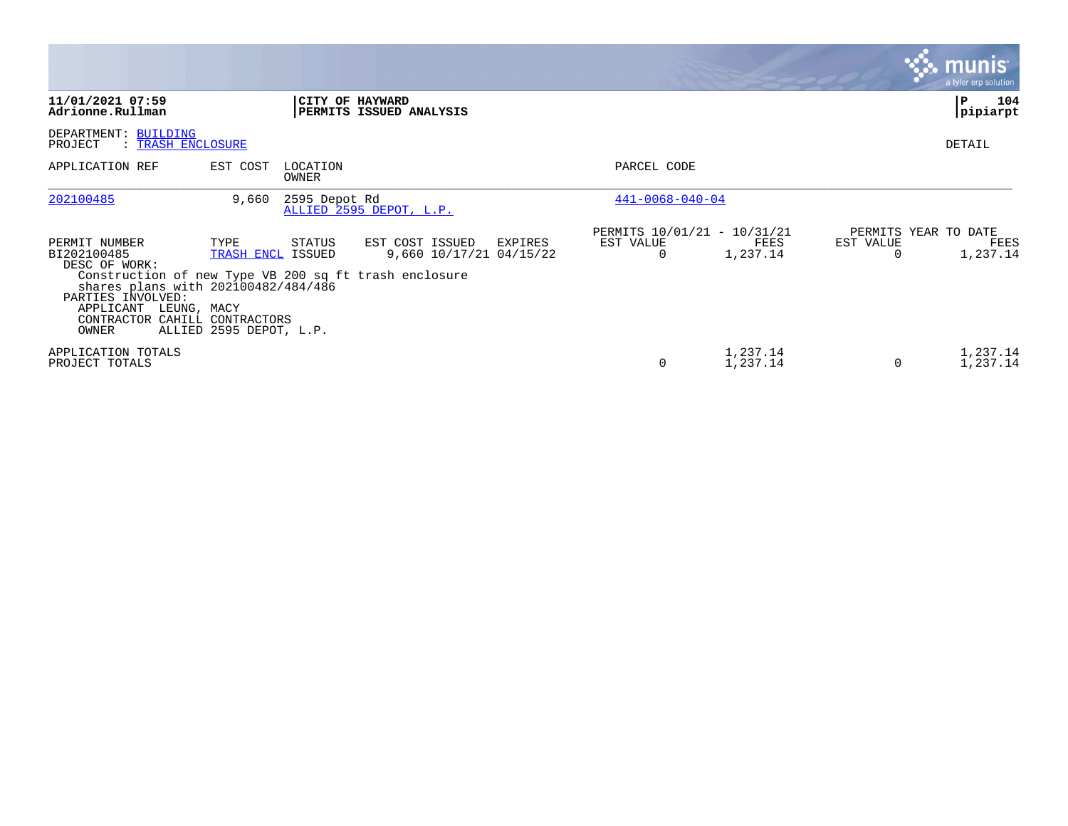**11/01/2021 07:59**
**Adrionne.Rullman**

**CITY OF HAYWARD**
**PERMITS ISSUED ANALYSIS**

**P 104**
**pipiarpt**

DEPARTMENT: BUILDING
PROJECT : TRASH ENCLOSURE

DETAIL

| APPLICATION REF | EST COST | LOCATION / OWNER | PARCEL CODE |
|---|---|---|---|
| 202100485 | 9,660 | 2595 Depot Rd / ALLIED 2595 DEPOT, L.P. | 441-0068-040-04 |

| PERMIT NUMBER | TYPE | STATUS | EST COST | ISSUED | EXPIRES | PERMITS 10/01/21 - 10/31/21 EST VALUE | FEES | PERMITS YEAR TO DATE EST VALUE | FEES |
|---|---|---|---|---|---|---|---|---|---|
| BI202100485 | TRASH ENCL | ISSUED | 9,660 | 10/17/21 | 04/15/22 | 0 | 1,237.14 | 0 | 1,237.14 |

DESC OF WORK:
Construction of new Type VB 200 sq ft trash enclosure
shares plans with 202100482/484/486

PARTIES INVOLVED:
APPLICANT LEUNG, MACY
CONTRACTOR CAHILL CONTRACTORS
OWNER ALLIED 2595 DEPOT, L.P.

| | EST VALUE | FEES | EST VALUE | FEES |
|---|---|---|---|---|
| APPLICATION TOTALS | | 1,237.14 | | 1,237.14 |
| PROJECT TOTALS | 0 | 1,237.14 | 0 | 1,237.14 |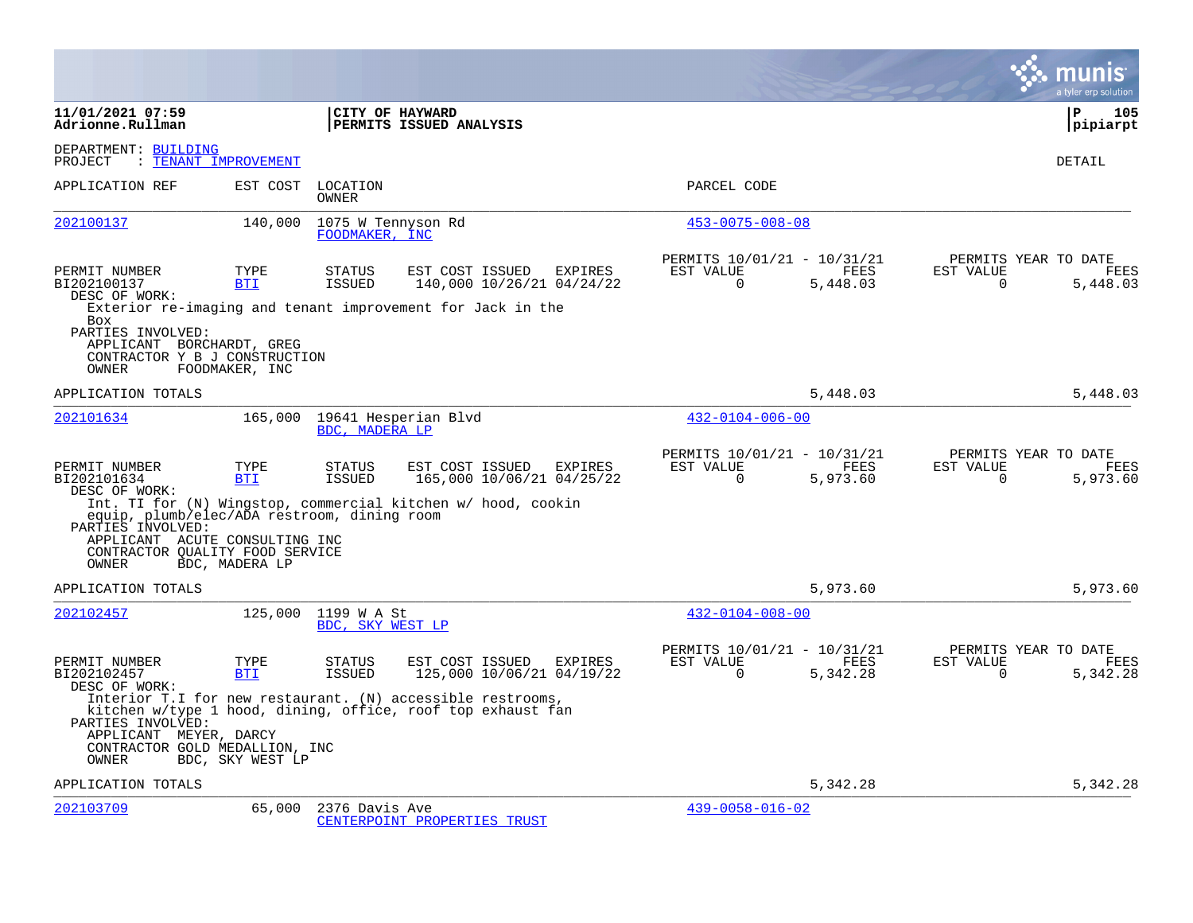**11/01/2021 07:59** | **CITY OF HAYWARD** | **P 105**
**Adrionne.Rullman** | **PERMITS ISSUED ANALYSIS** | **pipiarpt**

DEPARTMENT: BUILDING
PROJECT : TENANT IMPROVEMENT

DETAIL

| APPLICATION REF | EST COST | LOCATION / OWNER | PARCEL CODE |
|---|---|---|---|
| 202100137 | 140,000 | 1075 W Tennyson Rd / FOODMAKER, INC | 453-0075-008-08 |

| PERMIT NUMBER | TYPE | STATUS | EST COST | ISSUED | EXPIRES | PERMITS 10/01/21 - 10/31/21 EST VALUE | FEES | PERMITS YEAR TO DATE EST VALUE | FEES |
|---|---|---|---|---|---|---|---|---|---|
| BI202100137 | BTI | ISSUED | 140,000 | 10/26/21 | 04/24/22 | 0 | 5,448.03 | 0 | 5,448.03 |

DESC OF WORK:
Exterior re-imaging and tenant improvement for Jack in the Box

PARTIES INVOLVED:
APPLICANT BORCHARDT, GREG
CONTRACTOR Y B J CONSTRUCTION
OWNER FOODMAKER, INC

APPLICATION TOTALS 5,448.03 5,448.03

| APPLICATION REF | EST COST | LOCATION / OWNER | PARCEL CODE |
|---|---|---|---|
| 202101634 | 165,000 | 19641 Hesperian Blvd / BDC, MADERA LP | 432-0104-006-00 |

| PERMIT NUMBER | TYPE | STATUS | EST COST | ISSUED | EXPIRES | PERMITS 10/01/21 - 10/31/21 EST VALUE | FEES | PERMITS YEAR TO DATE EST VALUE | FEES |
|---|---|---|---|---|---|---|---|---|---|
| BI202101634 | BTI | ISSUED | 165,000 | 10/06/21 | 04/25/22 | 0 | 5,973.60 | 0 | 5,973.60 |

DESC OF WORK:
Int. TI for (N) Wingstop, commercial kitchen w/ hood, cookin equip, plumb/elec/ADA restroom, dining room

PARTIES INVOLVED:
APPLICANT ACUTE CONSULTING INC
CONTRACTOR QUALITY FOOD SERVICE
OWNER BDC, MADERA LP

APPLICATION TOTALS 5,973.60 5,973.60

| APPLICATION REF | EST COST | LOCATION / OWNER | PARCEL CODE |
|---|---|---|---|
| 202102457 | 125,000 | 1199 W A St / BDC, SKY WEST LP | 432-0104-008-00 |

| PERMIT NUMBER | TYPE | STATUS | EST COST | ISSUED | EXPIRES | PERMITS 10/01/21 - 10/31/21 EST VALUE | FEES | PERMITS YEAR TO DATE EST VALUE | FEES |
|---|---|---|---|---|---|---|---|---|---|
| BI202102457 | BTI | ISSUED | 125,000 | 10/06/21 | 04/19/22 | 0 | 5,342.28 | 0 | 5,342.28 |

DESC OF WORK:
Interior T.I for new restaurant. (N) accessible restrooms, kitchen w/type 1 hood, dining, office, roof top exhaust fan

PARTIES INVOLVED:
APPLICANT MEYER, DARCY
CONTRACTOR GOLD MEDALLION, INC
OWNER BDC, SKY WEST LP

APPLICATION TOTALS 5,342.28 5,342.28

| APPLICATION REF | EST COST | LOCATION / OWNER | PARCEL CODE |
|---|---|---|---|
| 202103709 | 65,000 | 2376 Davis Ave / CENTERPOINT PROPERTIES TRUST | 439-0058-016-02 |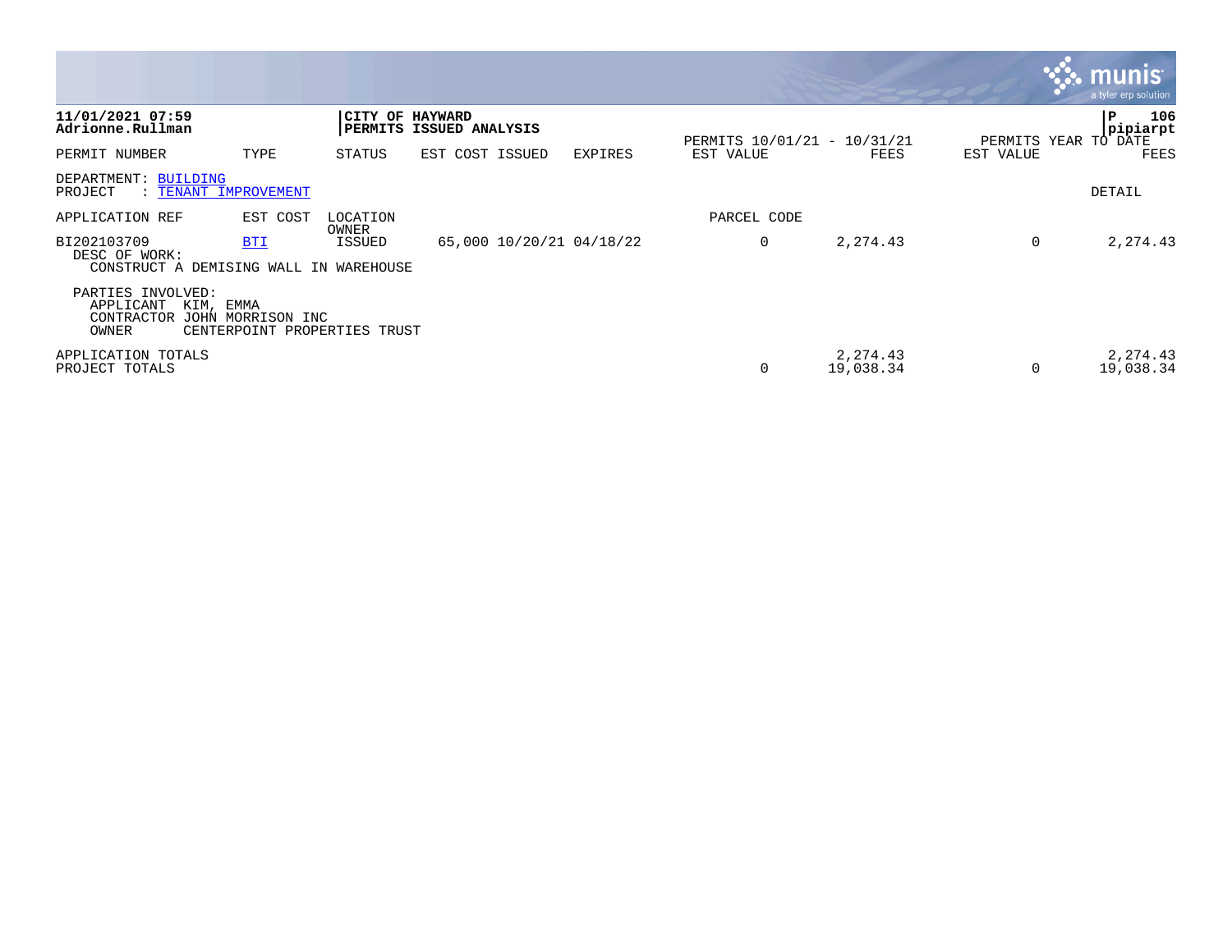**11/01/2021 07:59**
**Adrionne.Rullman**

**CITY OF HAYWARD**
**PERMITS ISSUED ANALYSIS**

**P 106**
**pipiarpt**

| PERMIT NUMBER | TYPE | STATUS | EST COST | ISSUED | EXPIRES | PERMITS 10/01/21 - 10/31/21 EST VALUE | FEES | PERMITS YEAR TO DATE EST VALUE | FEES |
|---|---|---|---|---|---|---|---|---|---|

DEPARTMENT: BUILDING
PROJECT : TENANT IMPROVEMENT

DETAIL

| APPLICATION REF | EST COST | LOCATION / OWNER | | | | PARCEL CODE | | | |
|---|---|---|---|---|---|---|---|---|---|
| BI202103709 | BTI | ISSUED | 65,000 | 10/20/21 | 04/18/22 | 0 | 2,274.43 | 0 | 2,274.43 |

DESC OF WORK:
CONSTRUCT A DEMISING WALL IN WAREHOUSE

PARTIES INVOLVED:
APPLICANT KIM, EMMA
CONTRACTOR JOHN MORRISON INC
OWNER CENTERPOINT PROPERTIES TRUST

| | EST VALUE | FEES | EST VALUE | FEES |
|---|---|---|---|---|
| APPLICATION TOTALS | | 2,274.43 | | 2,274.43 |
| PROJECT TOTALS | 0 | 19,038.34 | 0 | 19,038.34 |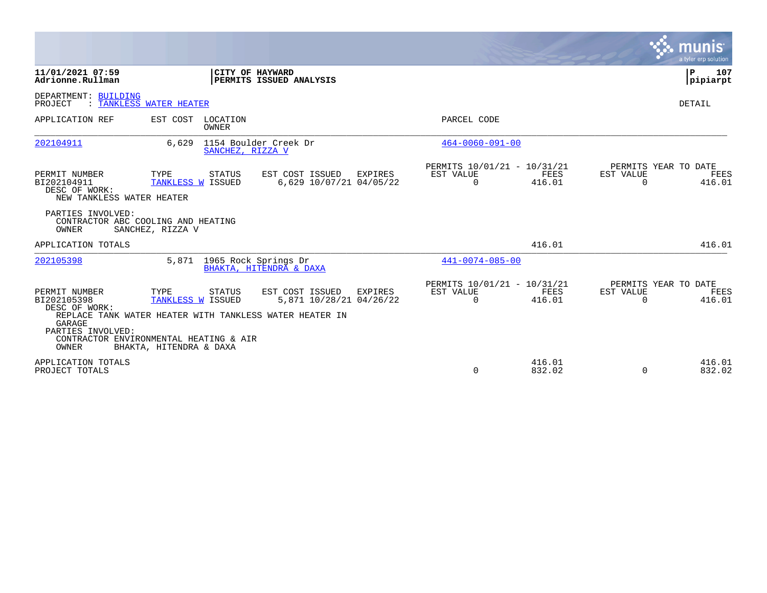**11/01/2021 07:59**
**Adrionne.Rullman**

**CITY OF HAYWARD**
**PERMITS ISSUED ANALYSIS**

**P 107**
**pipiarpt**

DEPARTMENT: BUILDING
PROJECT : TANKLESS WATER HEATER

DETAIL

| APPLICATION REF | EST COST | LOCATION / OWNER | PARCEL CODE |
|---|---|---|---|
| 202104911 | 6,629 | 1154 Boulder Creek Dr / SANCHEZ, RIZZA V | 464-0060-091-00 |

| PERMIT NUMBER | TYPE | STATUS | EST COST | ISSUED | EXPIRES | PERMITS 10/01/21 - 10/31/21 EST VALUE | FEES | PERMITS YEAR TO DATE EST VALUE | FEES |
|---|---|---|---|---|---|---|---|---|---|
| BI202104911 | TANKLESS W | ISSUED | 6,629 | 10/07/21 | 04/05/22 | 0 | 416.01 | 0 | 416.01 |

DESC OF WORK:
NEW TANKLESS WATER HEATER

PARTIES INVOLVED:
CONTRACTOR ABC COOLING AND HEATING
OWNER SANCHEZ, RIZZA V

APPLICATION TOTALS 416.01 416.01

| APPLICATION REF | EST COST | LOCATION / OWNER | PARCEL CODE |
|---|---|---|---|
| 202105398 | 5,871 | 1965 Rock Springs Dr / BHAKTA, HITENDRA & DAXA | 441-0074-085-00 |

| PERMIT NUMBER | TYPE | STATUS | EST COST | ISSUED | EXPIRES | PERMITS 10/01/21 - 10/31/21 EST VALUE | FEES | PERMITS YEAR TO DATE EST VALUE | FEES |
|---|---|---|---|---|---|---|---|---|---|
| BI202105398 | TANKLESS W | ISSUED | 5,871 | 10/28/21 | 04/26/22 | 0 | 416.01 | 0 | 416.01 |

DESC OF WORK:
REPLACE TANK WATER HEATER WITH TANKLESS WATER HEATER IN GARAGE

PARTIES INVOLVED:
CONTRACTOR ENVIRONMENTAL HEATING & AIR
OWNER BHAKTA, HITENDRA & DAXA

| | EST VALUE | FEES | EST VALUE | FEES |
|---|---|---|---|---|
| APPLICATION TOTALS | | 416.01 | | 416.01 |
| PROJECT TOTALS | 0 | 832.02 | 0 | 832.02 |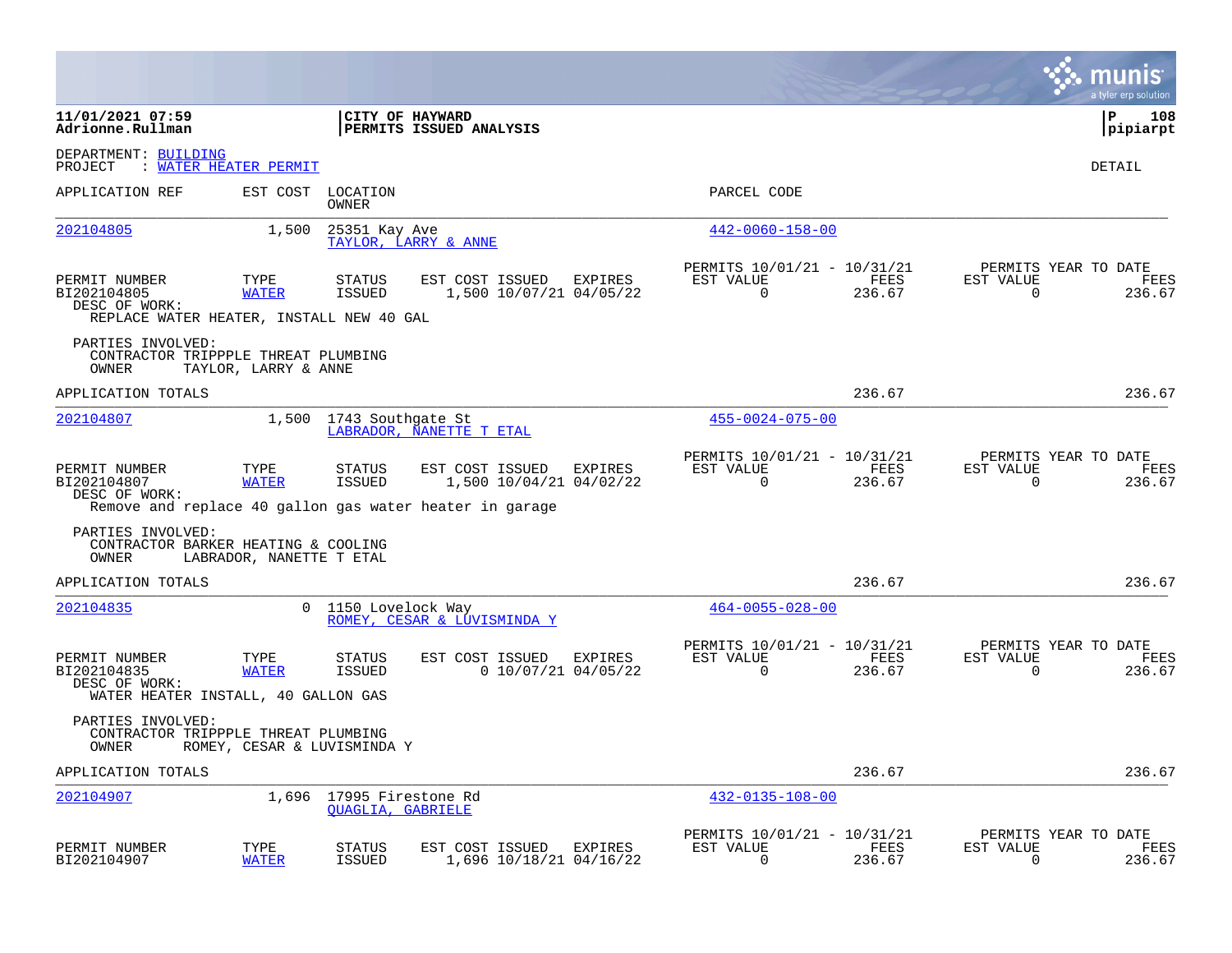**11/01/2021 07:59**
**Adrionne.Rullman**

**CITY OF HAYWARD**
**PERMITS ISSUED ANALYSIS**

**P 108**
**pipiarpt**

DEPARTMENT: BUILDING
PROJECT : WATER HEATER PERMIT

DETAIL

| APPLICATION REF | EST COST | LOCATION / OWNER | PARCEL CODE |
|---|---|---|---|
| 202104805 | 1,500 | 25351 Kay Ave / TAYLOR, LARRY & ANNE | 442-0060-158-00 |

| PERMIT NUMBER | TYPE | STATUS | EST COST | ISSUED | EXPIRES | PERMITS 10/01/21 - 10/31/21 EST VALUE | FEES | PERMITS YEAR TO DATE EST VALUE | FEES |
|---|---|---|---|---|---|---|---|---|---|
| BI202104805 | WATER | ISSUED | 1,500 | 10/07/21 | 04/05/22 | 0 | 236.67 | 0 | 236.67 |

DESC OF WORK:
REPLACE WATER HEATER, INSTALL NEW 40 GAL

PARTIES INVOLVED:
CONTRACTOR TRIPPPLE THREAT PLUMBING
OWNER TAYLOR, LARRY & ANNE

APPLICATION TOTALS 236.67 236.67

| APPLICATION REF | EST COST | LOCATION / OWNER | PARCEL CODE |
|---|---|---|---|
| 202104807 | 1,500 | 1743 Southgate St / LABRADOR, NANETTE T ETAL | 455-0024-075-00 |

| PERMIT NUMBER | TYPE | STATUS | EST COST | ISSUED | EXPIRES | PERMITS 10/01/21 - 10/31/21 EST VALUE | FEES | PERMITS YEAR TO DATE EST VALUE | FEES |
|---|---|---|---|---|---|---|---|---|---|
| BI202104807 | WATER | ISSUED | 1,500 | 10/04/21 | 04/02/22 | 0 | 236.67 | 0 | 236.67 |

DESC OF WORK:
Remove and replace 40 gallon gas water heater in garage

PARTIES INVOLVED:
CONTRACTOR BARKER HEATING & COOLING
OWNER LABRADOR, NANETTE T ETAL

APPLICATION TOTALS 236.67 236.67

| APPLICATION REF | EST COST | LOCATION / OWNER | PARCEL CODE |
|---|---|---|---|
| 202104835 | 0 | 1150 Lovelock Way / ROMEY, CESAR & LUVISMINDA Y | 464-0055-028-00 |

| PERMIT NUMBER | TYPE | STATUS | EST COST | ISSUED | EXPIRES | PERMITS 10/01/21 - 10/31/21 EST VALUE | FEES | PERMITS YEAR TO DATE EST VALUE | FEES |
|---|---|---|---|---|---|---|---|---|---|
| BI202104835 | WATER | ISSUED | 0 | 10/07/21 | 04/05/22 | 0 | 236.67 | 0 | 236.67 |

DESC OF WORK:
WATER HEATER INSTALL, 40 GALLON GAS

PARTIES INVOLVED:
CONTRACTOR TRIPPPLE THREAT PLUMBING
OWNER ROMEY, CESAR & LUVISMINDA Y

APPLICATION TOTALS 236.67 236.67

| APPLICATION REF | EST COST | LOCATION / OWNER | PARCEL CODE |
|---|---|---|---|
| 202104907 | 1,696 | 17995 Firestone Rd / QUAGLIA, GABRIELE | 432-0135-108-00 |

| PERMIT NUMBER | TYPE | STATUS | EST COST | ISSUED | EXPIRES | PERMITS 10/01/21 - 10/31/21 EST VALUE | FEES | PERMITS YEAR TO DATE EST VALUE | FEES |
|---|---|---|---|---|---|---|---|---|---|
| BI202104907 | WATER | ISSUED | 1,696 | 10/18/21 | 04/16/22 | 0 | 236.67 | 0 | 236.67 |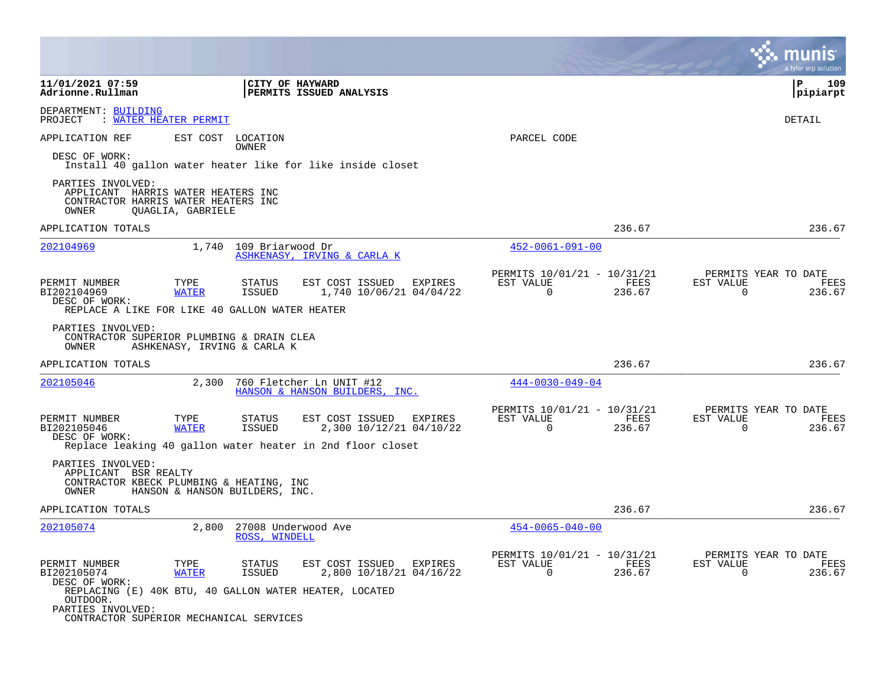DEPARTMENT: BUILDING
PROJECT : WATER HEATER PERMIT

DETAIL

APPLICATION REF EST COST LOCATION OWNER PARCEL CODE

DESC OF WORK:
Install 40 gallon water heater like for like inside closet

PARTIES INVOLVED:
APPLICANT HARRIS WATER HEATERS INC
CONTRACTOR HARRIS WATER HEATERS INC
OWNER QUAGLIA, GABRIELE

APPLICATION TOTALS 236.67 236.67

---

**202104969** 1,740 109 Briarwood Dr — ASHKENASY, IRVING & CARLA K — 452-0061-091-00

| PERMIT NUMBER | TYPE | STATUS | EST COST | ISSUED | EXPIRES | PERMITS 10/01/21 - 10/31/21 EST VALUE | FEES | PERMITS YEAR TO DATE EST VALUE | FEES |
|---|---|---|---|---|---|---|---|---|---|
| BI202104969 | WATER | ISSUED | 1,740 | 10/06/21 | 04/04/22 | 0 | 236.67 | 0 | 236.67 |

DESC OF WORK:
REPLACE A LIKE FOR LIKE 40 GALLON WATER HEATER

PARTIES INVOLVED:
CONTRACTOR SUPERIOR PLUMBING & DRAIN CLEA
OWNER ASHKENASY, IRVING & CARLA K

APPLICATION TOTALS 236.67 236.67

---

**202105046** 2,300 760 Fletcher Ln UNIT #12 — HANSON & HANSON BUILDERS, INC. — 444-0030-049-04

| PERMIT NUMBER | TYPE | STATUS | EST COST | ISSUED | EXPIRES | PERMITS 10/01/21 - 10/31/21 EST VALUE | FEES | PERMITS YEAR TO DATE EST VALUE | FEES |
|---|---|---|---|---|---|---|---|---|---|
| BI202105046 | WATER | ISSUED | 2,300 | 10/12/21 | 04/10/22 | 0 | 236.67 | 0 | 236.67 |

DESC OF WORK:
Replace leaking 40 gallon water heater in 2nd floor closet

PARTIES INVOLVED:
APPLICANT BSR REALTY
CONTRACTOR KBECK PLUMBING & HEATING, INC
OWNER HANSON & HANSON BUILDERS, INC.

APPLICATION TOTALS 236.67 236.67

---

**202105074** 2,800 27008 Underwood Ave — ROSS, WINDELL — 454-0065-040-00

| PERMIT NUMBER | TYPE | STATUS | EST COST | ISSUED | EXPIRES | PERMITS 10/01/21 - 10/31/21 EST VALUE | FEES | PERMITS YEAR TO DATE EST VALUE | FEES |
|---|---|---|---|---|---|---|---|---|---|
| BI202105074 | WATER | ISSUED | 2,800 | 10/18/21 | 04/16/22 | 0 | 236.67 | 0 | 236.67 |

DESC OF WORK:
REPLACING (E) 40K BTU, 40 GALLON WATER HEATER, LOCATED OUTDOOR.

PARTIES INVOLVED:
CONTRACTOR SUPERIOR MECHANICAL SERVICES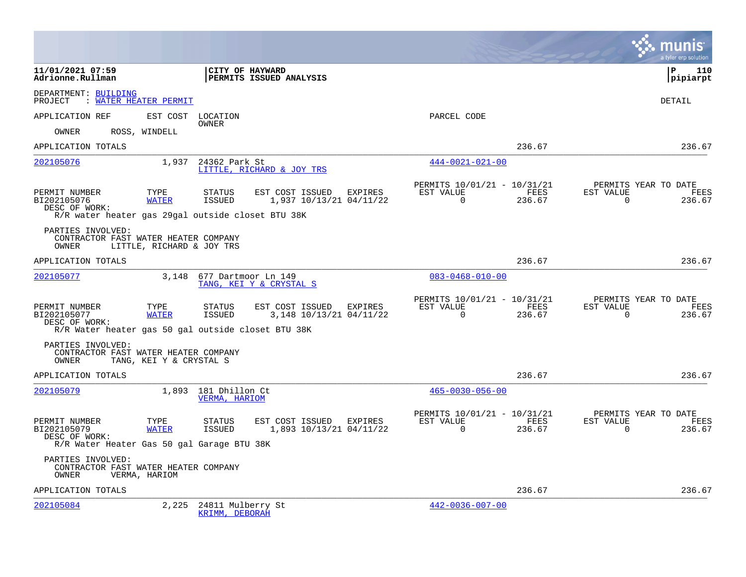**11/01/2021 07:59** — **CITY OF HAYWARD**
**Adrionne.Rullman** — **PERMITS ISSUED ANALYSIS**

DEPARTMENT: BUILDING
PROJECT : WATER HEATER PERMIT

DETAIL

| APPLICATION REF | EST COST | LOCATION / OWNER | PARCEL CODE |
|---|---|---|---|

OWNER ROSS, WINDELL

APPLICATION TOTALS 236.67 236.67

---

**202105076** 1,937 24362 Park St — LITTLE, RICHARD & JOY TRS — Parcel: 444-0021-021-00

| PERMIT NUMBER | TYPE | STATUS | EST COST | ISSUED | EXPIRES | PERMITS 10/01/21 - 10/31/21 EST VALUE | FEES | PERMITS YEAR TO DATE EST VALUE | FEES |
|---|---|---|---|---|---|---|---|---|---|
| BI202105076 | WATER | ISSUED | 1,937 | 10/13/21 | 04/11/22 | 0 | 236.67 | 0 | 236.67 |

DESC OF WORK:
R/R water heater gas 29gal outside closet BTU 38K

PARTIES INVOLVED:
CONTRACTOR FAST WATER HEATER COMPANY
OWNER LITTLE, RICHARD & JOY TRS

APPLICATION TOTALS 236.67 236.67

---

**202105077** 3,148 677 Dartmoor Ln 149 — TANG, KEI Y & CRYSTAL S — Parcel: 083-0468-010-00

| PERMIT NUMBER | TYPE | STATUS | EST COST | ISSUED | EXPIRES | PERMITS 10/01/21 - 10/31/21 EST VALUE | FEES | PERMITS YEAR TO DATE EST VALUE | FEES |
|---|---|---|---|---|---|---|---|---|---|
| BI202105077 | WATER | ISSUED | 3,148 | 10/13/21 | 04/11/22 | 0 | 236.67 | 0 | 236.67 |

DESC OF WORK:
R/R Water heater gas 50 gal outside closet BTU 38K

PARTIES INVOLVED:
CONTRACTOR FAST WATER HEATER COMPANY
OWNER TANG, KEI Y & CRYSTAL S

APPLICATION TOTALS 236.67 236.67

---

**202105079** 1,893 181 Dhillon Ct — VERMA, HARIOM — Parcel: 465-0030-056-00

| PERMIT NUMBER | TYPE | STATUS | EST COST | ISSUED | EXPIRES | PERMITS 10/01/21 - 10/31/21 EST VALUE | FEES | PERMITS YEAR TO DATE EST VALUE | FEES |
|---|---|---|---|---|---|---|---|---|---|
| BI202105079 | WATER | ISSUED | 1,893 | 10/13/21 | 04/11/22 | 0 | 236.67 | 0 | 236.67 |

DESC OF WORK:
R/R Water Heater Gas 50 gal Garage BTU 38K

PARTIES INVOLVED:
CONTRACTOR FAST WATER HEATER COMPANY
OWNER VERMA, HARIOM

APPLICATION TOTALS 236.67 236.67

---

**202105084** 2,225 24811 Mulberry St — KRIMM, DEBORAH — Parcel: 442-0036-007-00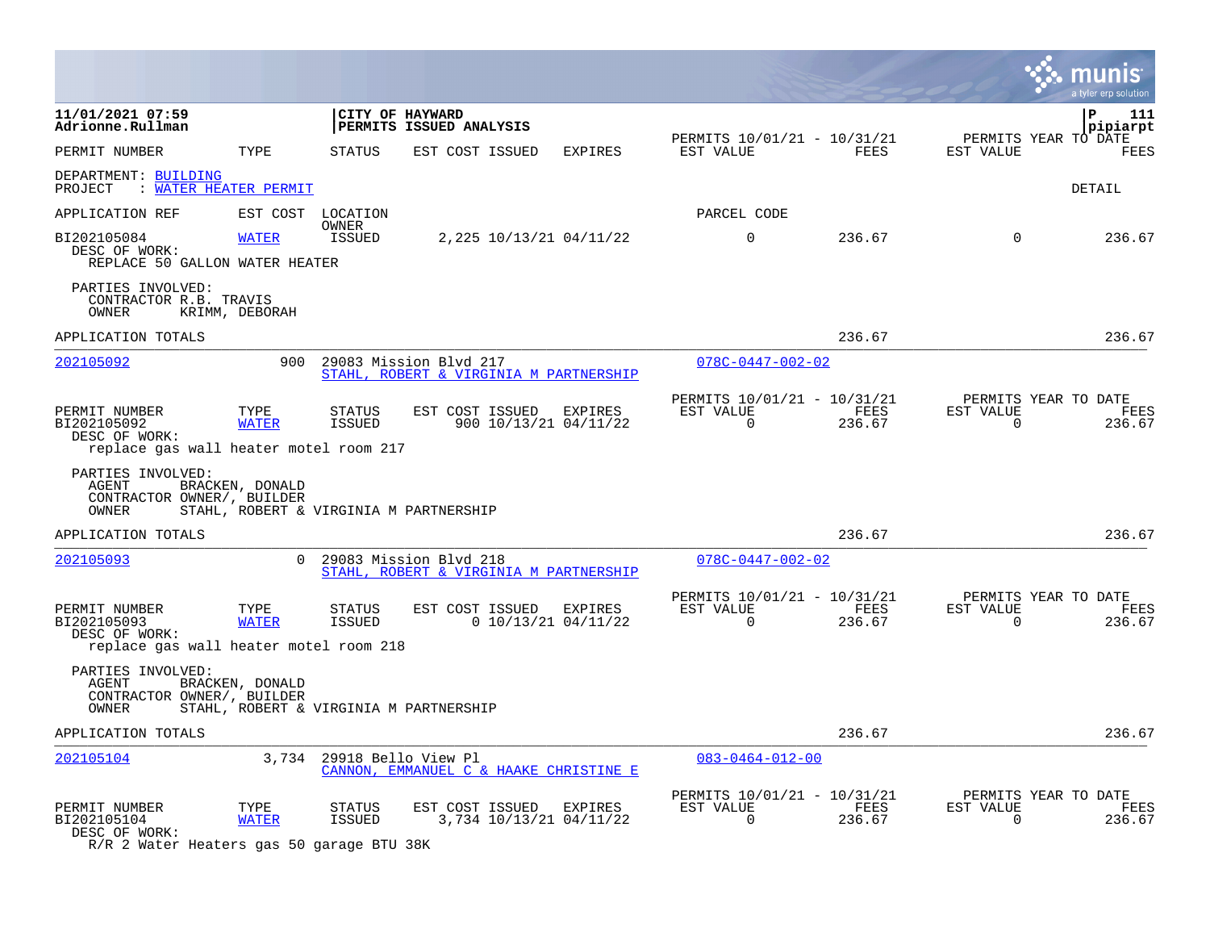**11/01/2021 07:59** | **CITY OF HAYWARD** | **P 111**
**Adrionne.Rullman** | **PERMITS ISSUED ANALYSIS** | **pipiarpt**

| PERMIT NUMBER | TYPE | STATUS | EST COST | ISSUED | EXPIRES | PERMITS 10/01/21 - 10/31/21 EST VALUE | FEES | PERMITS YEAR TO DATE EST VALUE | FEES |
|---|---|---|---|---|---|---|---|---|---|

DEPARTMENT: BUILDING
PROJECT : WATER HEATER PERMIT

DETAIL

| APPLICATION REF | EST COST | LOCATION / OWNER | PARCEL CODE |
|---|---|---|---|

| PERMIT NUMBER | TYPE | STATUS | EST COST | ISSUED | EXPIRES | EST VALUE | FEES | EST VALUE | FEES |
|---|---|---|---|---|---|---|---|---|---|
| BI202105084 | WATER | ISSUED | 2,225 | 10/13/21 | 04/11/22 | 0 | 236.67 | 0 | 236.67 |

DESC OF WORK:
REPLACE 50 GALLON WATER HEATER

PARTIES INVOLVED:
CONTRACTOR R.B. TRAVIS
OWNER KRIMM, DEBORAH

APPLICATION TOTALS 236.67 236.67

---

| APPLICATION REF | EST COST | LOCATION / OWNER | PARCEL CODE |
|---|---|---|---|
| 202105092 | 900 | 29083 Mission Blvd 217 / STAHL, ROBERT & VIRGINIA M PARTNERSHIP | 078C-0447-002-02 |

| PERMIT NUMBER | TYPE | STATUS | EST COST | ISSUED | EXPIRES | PERMITS 10/01/21 - 10/31/21 EST VALUE | FEES | PERMITS YEAR TO DATE EST VALUE | FEES |
|---|---|---|---|---|---|---|---|---|---|
| BI202105092 | WATER | ISSUED | 900 | 10/13/21 | 04/11/22 | 0 | 236.67 | 0 | 236.67 |

DESC OF WORK:
replace gas wall heater motel room 217

PARTIES INVOLVED:
AGENT BRACKEN, DONALD
CONTRACTOR OWNER/, BUILDER
OWNER STAHL, ROBERT & VIRGINIA M PARTNERSHIP

APPLICATION TOTALS 236.67 236.67

---

| APPLICATION REF | EST COST | LOCATION / OWNER | PARCEL CODE |
|---|---|---|---|
| 202105093 | 0 | 29083 Mission Blvd 218 / STAHL, ROBERT & VIRGINIA M PARTNERSHIP | 078C-0447-002-02 |

| PERMIT NUMBER | TYPE | STATUS | EST COST | ISSUED | EXPIRES | PERMITS 10/01/21 - 10/31/21 EST VALUE | FEES | PERMITS YEAR TO DATE EST VALUE | FEES |
|---|---|---|---|---|---|---|---|---|---|
| BI202105093 | WATER | ISSUED | 0 | 10/13/21 | 04/11/22 | 0 | 236.67 | 0 | 236.67 |

DESC OF WORK:
replace gas wall heater motel room 218

PARTIES INVOLVED:
AGENT BRACKEN, DONALD
CONTRACTOR OWNER/, BUILDER
OWNER STAHL, ROBERT & VIRGINIA M PARTNERSHIP

APPLICATION TOTALS 236.67 236.67

---

| APPLICATION REF | EST COST | LOCATION / OWNER | PARCEL CODE |
|---|---|---|---|
| 202105104 | 3,734 | 29918 Bello View Pl / CANNON, EMMANUEL C & HAAKE CHRISTINE E | 083-0464-012-00 |

| PERMIT NUMBER | TYPE | STATUS | EST COST | ISSUED | EXPIRES | PERMITS 10/01/21 - 10/31/21 EST VALUE | FEES | PERMITS YEAR TO DATE EST VALUE | FEES |
|---|---|---|---|---|---|---|---|---|---|
| BI202105104 | WATER | ISSUED | 3,734 | 10/13/21 | 04/11/22 | 0 | 236.67 | 0 | 236.67 |

DESC OF WORK:
R/R 2 Water Heaters gas 50 garage BTU 38K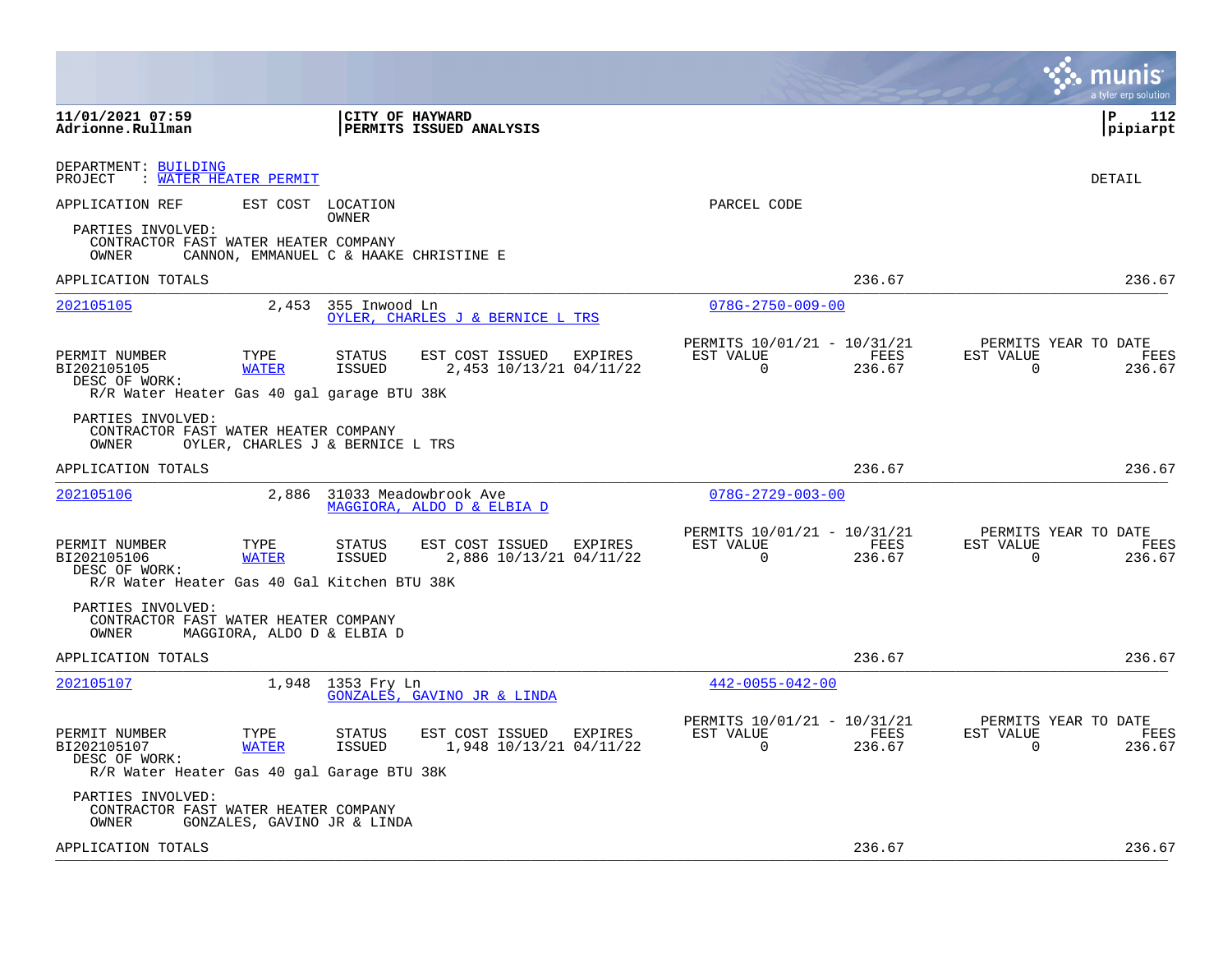**11/01/2021 07:59**
**Adrionne.Rullman**

**CITY OF HAYWARD**
**PERMITS ISSUED ANALYSIS**

**P 112**
**pipiarpt**

DEPARTMENT: BUILDING
PROJECT : WATER HEATER PERMIT

DETAIL

APPLICATION REF | EST COST | LOCATION / OWNER | PARCEL CODE

PARTIES INVOLVED:
CONTRACTOR FAST WATER HEATER COMPANY
OWNER CANNON, EMMANUEL C & HAAKE CHRISTINE E

APPLICATION TOTALS 236.67 236.67

---

**202105105** 2,453 355 Inwood Ln
OYLER, CHARLES J & BERNICE L TRS
078G-2750-009-00

| PERMIT NUMBER | TYPE | STATUS | EST COST | ISSUED | EXPIRES | PERMITS 10/01/21 - 10/31/21 EST VALUE | FEES | PERMITS YEAR TO DATE EST VALUE | FEES |
|---|---|---|---|---|---|---|---|---|---|
| BI202105105 | WATER | ISSUED | 2,453 | 10/13/21 | 04/11/22 | 0 | 236.67 | 0 | 236.67 |

DESC OF WORK:
R/R Water Heater Gas 40 gal garage BTU 38K

PARTIES INVOLVED:
CONTRACTOR FAST WATER HEATER COMPANY
OWNER OYLER, CHARLES J & BERNICE L TRS

APPLICATION TOTALS 236.67 236.67

---

**202105106** 2,886 31033 Meadowbrook Ave
MAGGIORA, ALDO D & ELBIA D
078G-2729-003-00

| PERMIT NUMBER | TYPE | STATUS | EST COST | ISSUED | EXPIRES | PERMITS 10/01/21 - 10/31/21 EST VALUE | FEES | PERMITS YEAR TO DATE EST VALUE | FEES |
|---|---|---|---|---|---|---|---|---|---|
| BI202105106 | WATER | ISSUED | 2,886 | 10/13/21 | 04/11/22 | 0 | 236.67 | 0 | 236.67 |

DESC OF WORK:
R/R Water Heater Gas 40 Gal Kitchen BTU 38K

PARTIES INVOLVED:
CONTRACTOR FAST WATER HEATER COMPANY
OWNER MAGGIORA, ALDO D & ELBIA D

APPLICATION TOTALS 236.67 236.67

---

**202105107** 1,948 1353 Fry Ln
GONZALES, GAVINO JR & LINDA
442-0055-042-00

| PERMIT NUMBER | TYPE | STATUS | EST COST | ISSUED | EXPIRES | PERMITS 10/01/21 - 10/31/21 EST VALUE | FEES | PERMITS YEAR TO DATE EST VALUE | FEES |
|---|---|---|---|---|---|---|---|---|---|
| BI202105107 | WATER | ISSUED | 1,948 | 10/13/21 | 04/11/22 | 0 | 236.67 | 0 | 236.67 |

DESC OF WORK:
R/R Water Heater Gas 40 gal Garage BTU 38K

PARTIES INVOLVED:
CONTRACTOR FAST WATER HEATER COMPANY
OWNER GONZALES, GAVINO JR & LINDA

APPLICATION TOTALS 236.67 236.67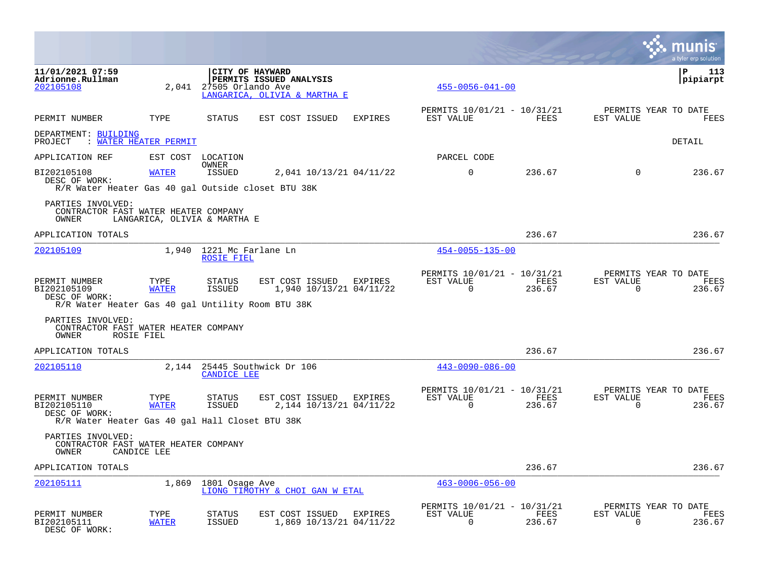11/01/2021 07:59
Adrionne.Rullman

**CITY OF HAYWARD**
**PERMITS ISSUED ANALYSIS**

pipiarpt

202105108 2,041 27505 Orlando Ave
LANGARICA, OLIVIA & MARTHA E
455-0056-041-00

| PERMIT NUMBER | TYPE | STATUS | EST COST | ISSUED | EXPIRES | PERMITS 10/01/21 - 10/31/21 EST VALUE | FEES | PERMITS YEAR TO DATE EST VALUE | FEES |
|---|---|---|---|---|---|---|---|---|---|

DEPARTMENT: BUILDING
PROJECT : WATER HEATER PERMIT

DETAIL

APPLICATION REF EST COST LOCATION OWNER PARCEL CODE

| PERMIT NUMBER | TYPE | STATUS | EST COST | ISSUED | EXPIRES | EST VALUE | FEES | EST VALUE | FEES |
|---|---|---|---|---|---|---|---|---|---|
| BI202105108 | WATER | ISSUED | 2,041 | 10/13/21 | 04/11/22 | 0 | 236.67 | 0 | 236.67 |

DESC OF WORK:
R/R Water Heater Gas 40 gal Outside closet BTU 38K

PARTIES INVOLVED:
CONTRACTOR FAST WATER HEATER COMPANY
OWNER LANGARICA, OLIVIA & MARTHA E

APPLICATION TOTALS 236.67 236.67

---

202105109 1,940 1221 Mc Farlane Ln
ROSIE FIEL
454-0055-135-00

| PERMIT NUMBER | TYPE | STATUS | EST COST | ISSUED | EXPIRES | PERMITS 10/01/21 - 10/31/21 EST VALUE | FEES | PERMITS YEAR TO DATE EST VALUE | FEES |
|---|---|---|---|---|---|---|---|---|---|
| BI202105109 | WATER | ISSUED | 1,940 | 10/13/21 | 04/11/22 | 0 | 236.67 | 0 | 236.67 |

DESC OF WORK:
R/R Water Heater Gas 40 gal Untility Room BTU 38K

PARTIES INVOLVED:
CONTRACTOR FAST WATER HEATER COMPANY
OWNER ROSIE FIEL

APPLICATION TOTALS 236.67 236.67

---

202105110 2,144 25445 Southwick Dr 106
CANDICE LEE
443-0090-086-00

| PERMIT NUMBER | TYPE | STATUS | EST COST | ISSUED | EXPIRES | PERMITS 10/01/21 - 10/31/21 EST VALUE | FEES | PERMITS YEAR TO DATE EST VALUE | FEES |
|---|---|---|---|---|---|---|---|---|---|
| BI202105110 | WATER | ISSUED | 2,144 | 10/13/21 | 04/11/22 | 0 | 236.67 | 0 | 236.67 |

DESC OF WORK:
R/R Water Heater Gas 40 gal Hall Closet BTU 38K

PARTIES INVOLVED:
CONTRACTOR FAST WATER HEATER COMPANY
OWNER CANDICE LEE

APPLICATION TOTALS 236.67 236.67

---

202105111 1,869 1801 Osage Ave
LIONG TIMOTHY & CHOI GAN W ETAL
463-0006-056-00

| PERMIT NUMBER | TYPE | STATUS | EST COST | ISSUED | EXPIRES | PERMITS 10/01/21 - 10/31/21 EST VALUE | FEES | PERMITS YEAR TO DATE EST VALUE | FEES |
|---|---|---|---|---|---|---|---|---|---|
| BI202105111 | WATER | ISSUED | 1,869 | 10/13/21 | 04/11/22 | 0 | 236.67 | 0 | 236.67 |

DESC OF WORK: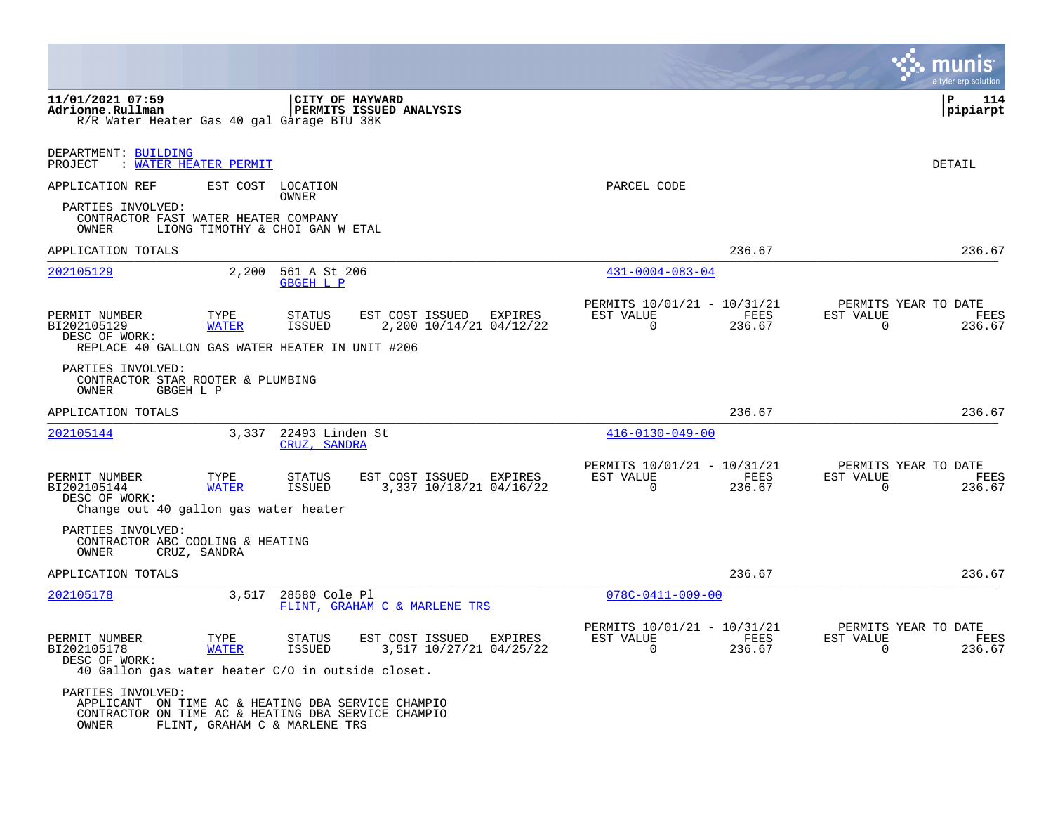**11/01/2021 07:59** | **CITY OF HAYWARD** | **P 114**
**Adrionne.Rullman** | **PERMITS ISSUED ANALYSIS** | **pipiarpt**

R/R Water Heater Gas 40 gal Garage BTU 38K

DEPARTMENT: BUILDING
PROJECT : WATER HEATER PERMIT

DETAIL

APPLICATION REF | EST COST | LOCATION / OWNER | PARCEL CODE

PARTIES INVOLVED:
CONTRACTOR FAST WATER HEATER COMPANY
OWNER LIONG TIMOTHY & CHOI GAN W ETAL

APPLICATION TOTALS 236.67 236.67

---

**202105129** 2,200 561 A St 206 — GBGEH L P — 431-0004-083-04

| PERMIT NUMBER | TYPE | STATUS | EST COST | ISSUED | EXPIRES | PERMITS 10/01/21 - 10/31/21 EST VALUE | FEES | PERMITS YEAR TO DATE EST VALUE | FEES |
|---|---|---|---|---|---|---|---|---|---|
| BI202105129 | WATER | ISSUED | 2,200 | 10/14/21 | 04/12/22 | 0 | 236.67 | 0 | 236.67 |

DESC OF WORK:
REPLACE 40 GALLON GAS WATER HEATER IN UNIT #206

PARTIES INVOLVED:
CONTRACTOR STAR ROOTER & PLUMBING
OWNER GBGEH L P

APPLICATION TOTALS 236.67 236.67

---

**202105144** 3,337 22493 Linden St — CRUZ, SANDRA — 416-0130-049-00

| PERMIT NUMBER | TYPE | STATUS | EST COST | ISSUED | EXPIRES | PERMITS 10/01/21 - 10/31/21 EST VALUE | FEES | PERMITS YEAR TO DATE EST VALUE | FEES |
|---|---|---|---|---|---|---|---|---|---|
| BI202105144 | WATER | ISSUED | 3,337 | 10/18/21 | 04/16/22 | 0 | 236.67 | 0 | 236.67 |

DESC OF WORK:
Change out 40 gallon gas water heater

PARTIES INVOLVED:
CONTRACTOR ABC COOLING & HEATING
OWNER CRUZ, SANDRA

APPLICATION TOTALS 236.67 236.67

---

**202105178** 3,517 28580 Cole Pl — FLINT, GRAHAM C & MARLENE TRS — 078C-0411-009-00

| PERMIT NUMBER | TYPE | STATUS | EST COST | ISSUED | EXPIRES | PERMITS 10/01/21 - 10/31/21 EST VALUE | FEES | PERMITS YEAR TO DATE EST VALUE | FEES |
|---|---|---|---|---|---|---|---|---|---|
| BI202105178 | WATER | ISSUED | 3,517 | 10/27/21 | 04/25/22 | 0 | 236.67 | 0 | 236.67 |

DESC OF WORK:
40 Gallon gas water heater C/O in outside closet.

PARTIES INVOLVED:
APPLICANT ON TIME AC & HEATING DBA SERVICE CHAMPIO
CONTRACTOR ON TIME AC & HEATING DBA SERVICE CHAMPIO
OWNER FLINT, GRAHAM C & MARLENE TRS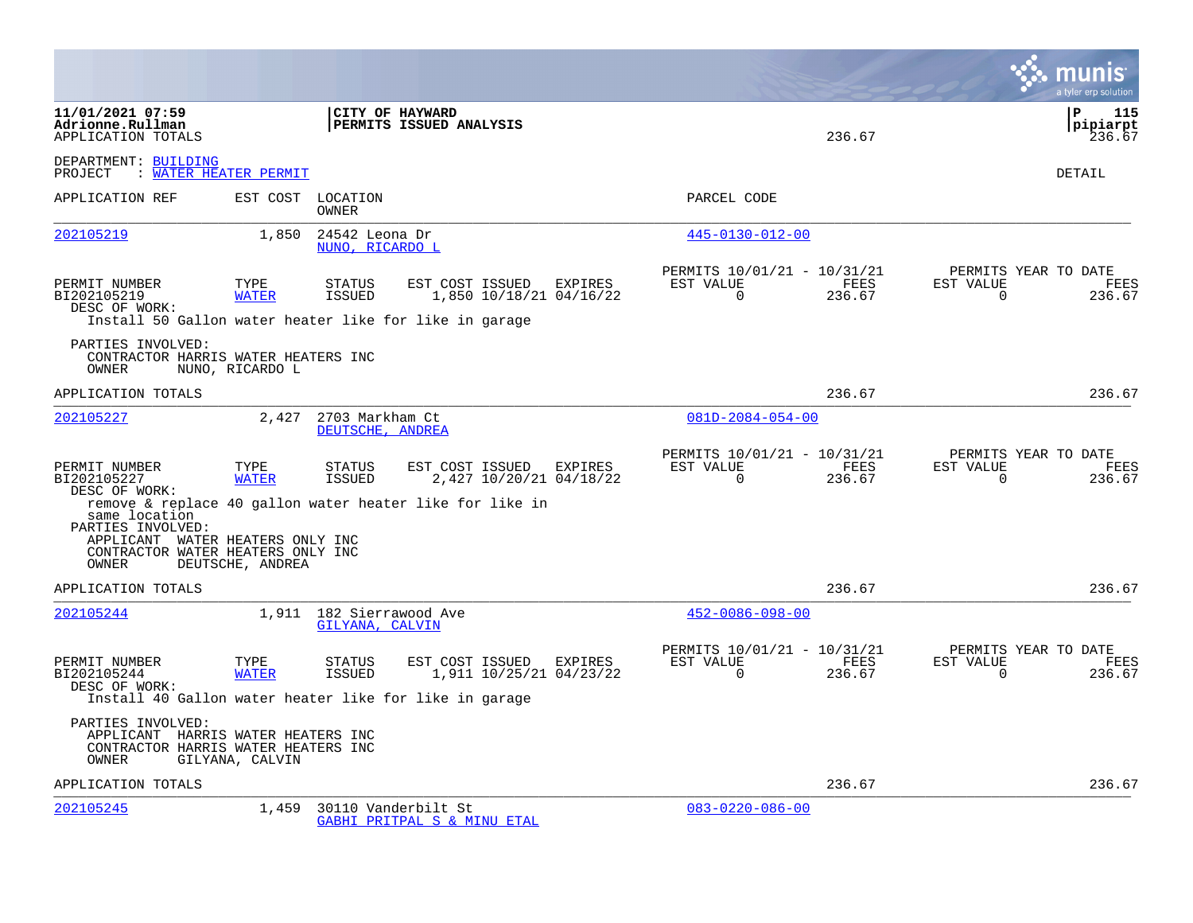**11/01/2021 07:59** | **CITY OF HAYWARD**
**Adrionne.Rullman** | **PERMITS ISSUED ANALYSIS**
APPLICATION TOTALS 236.67 236.67

DEPARTMENT: BUILDING
PROJECT : WATER HEATER PERMIT

DETAIL

| APPLICATION REF | EST COST | LOCATION / OWNER | PARCEL CODE |
|---|---|---|---|
| 202105219 | 1,850 | 24542 Leona Dr / NUNO, RICARDO L | 445-0130-012-00 |

| PERMIT NUMBER | TYPE | STATUS | EST COST | ISSUED | EXPIRES | PERMITS 10/01/21 - 10/31/21 EST VALUE | FEES | PERMITS YEAR TO DATE EST VALUE | FEES |
|---|---|---|---|---|---|---|---|---|---|
| BI202105219 | WATER | ISSUED | 1,850 | 10/18/21 | 04/16/22 | 0 | 236.67 | 0 | 236.67 |

DESC OF WORK:
Install 50 Gallon water heater like for like in garage

PARTIES INVOLVED:
CONTRACTOR HARRIS WATER HEATERS INC
OWNER NUNO, RICARDO L

APPLICATION TOTALS 236.67 236.67

| APPLICATION REF | EST COST | LOCATION / OWNER | PARCEL CODE |
|---|---|---|---|
| 202105227 | 2,427 | 2703 Markham Ct / DEUTSCHE, ANDREA | 081D-2084-054-00 |

| PERMIT NUMBER | TYPE | STATUS | EST COST | ISSUED | EXPIRES | PERMITS 10/01/21 - 10/31/21 EST VALUE | FEES | PERMITS YEAR TO DATE EST VALUE | FEES |
|---|---|---|---|---|---|---|---|---|---|
| BI202105227 | WATER | ISSUED | 2,427 | 10/20/21 | 04/18/22 | 0 | 236.67 | 0 | 236.67 |

DESC OF WORK:
remove & replace 40 gallon water heater like for like in same location

PARTIES INVOLVED:
APPLICANT WATER HEATERS ONLY INC
CONTRACTOR WATER HEATERS ONLY INC
OWNER DEUTSCHE, ANDREA

APPLICATION TOTALS 236.67 236.67

| APPLICATION REF | EST COST | LOCATION / OWNER | PARCEL CODE |
|---|---|---|---|
| 202105244 | 1,911 | 182 Sierrawood Ave / GILYANA, CALVIN | 452-0086-098-00 |

| PERMIT NUMBER | TYPE | STATUS | EST COST | ISSUED | EXPIRES | PERMITS 10/01/21 - 10/31/21 EST VALUE | FEES | PERMITS YEAR TO DATE EST VALUE | FEES |
|---|---|---|---|---|---|---|---|---|---|
| BI202105244 | WATER | ISSUED | 1,911 | 10/25/21 | 04/23/22 | 0 | 236.67 | 0 | 236.67 |

DESC OF WORK:
Install 40 Gallon water heater like for like in garage

PARTIES INVOLVED:
APPLICANT HARRIS WATER HEATERS INC
CONTRACTOR HARRIS WATER HEATERS INC
OWNER GILYANA, CALVIN

APPLICATION TOTALS 236.67 236.67

| APPLICATION REF | EST COST | LOCATION / OWNER | PARCEL CODE |
|---|---|---|---|
| 202105245 | 1,459 | 30110 Vanderbilt St / GABHI PRITPAL S & MINU ETAL | 083-0220-086-00 |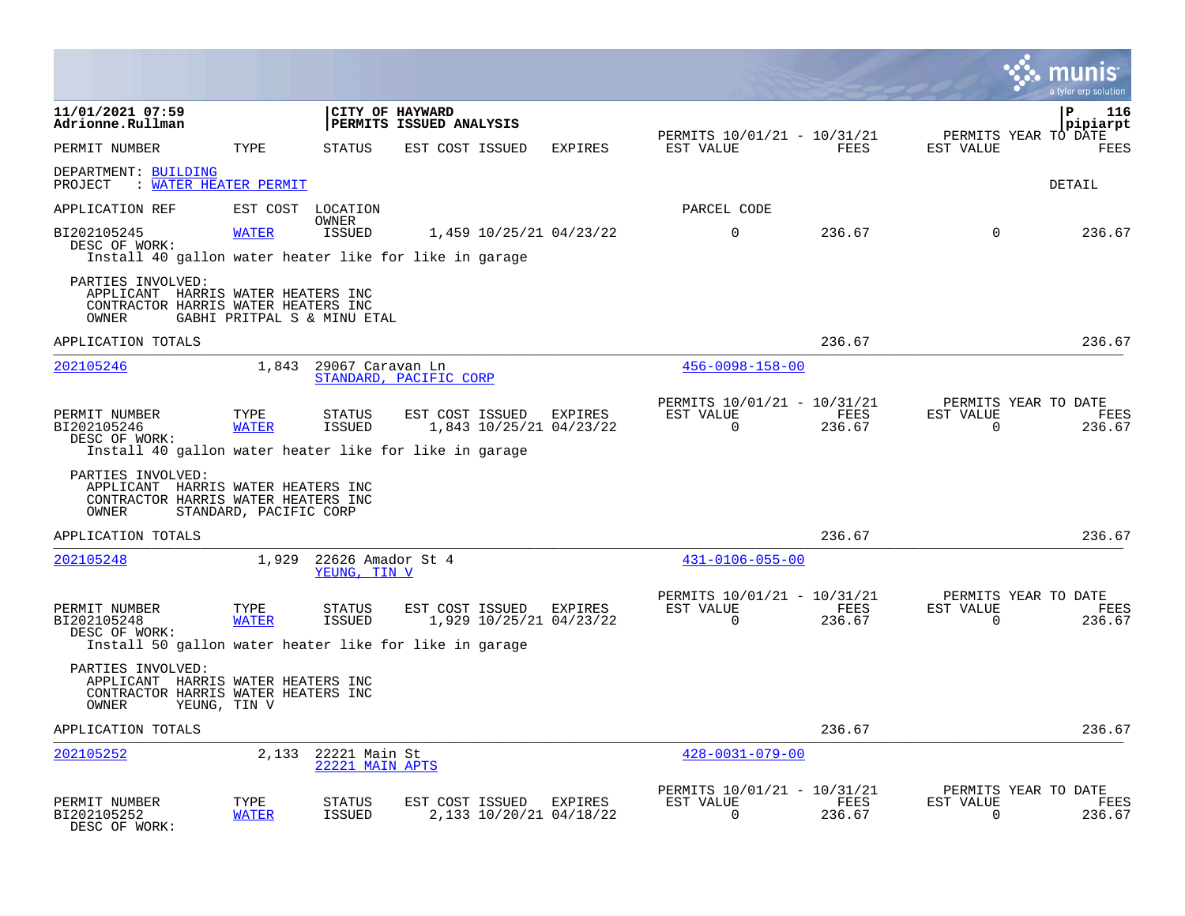**CITY OF HAYWARD**
**PERMITS ISSUED ANALYSIS**

11/01/2021 07:59
Adrionne.Rullman

P 116
pipiarpt

| PERMIT NUMBER | TYPE | STATUS | EST COST | ISSUED | EXPIRES | PERMITS 10/01/21 - 10/31/21 EST VALUE | FEES | PERMITS YEAR TO DATE EST VALUE | FEES |
|---|---|---|---|---|---|---|---|---|---|

DEPARTMENT: BUILDING
PROJECT : WATER HEATER PERMIT

DETAIL

APPLICATION REF | EST COST | LOCATION / OWNER | PARCEL CODE

| PERMIT NUMBER | TYPE | STATUS | EST COST | ISSUED | EXPIRES | EST VALUE | FEES | EST VALUE | FEES |
|---|---|---|---|---|---|---|---|---|---|
| BI202105245 | WATER | ISSUED | 1,459 | 10/25/21 | 04/23/22 | 0 | 236.67 | 0 | 236.67 |

DESC OF WORK:
Install 40 gallon water heater like for like in garage

PARTIES INVOLVED:
APPLICANT HARRIS WATER HEATERS INC
CONTRACTOR HARRIS WATER HEATERS INC
OWNER GABHI PRITPAL S & MINU ETAL

APPLICATION TOTALS — FEES 236.67 — YEAR TO DATE FEES 236.67

---

202105246 | 1,843 | 29067 Caravan Ln | STANDARD, PACIFIC CORP | 456-0098-158-00

| PERMIT NUMBER | TYPE | STATUS | EST COST | ISSUED | EXPIRES | PERMITS 10/01/21 - 10/31/21 EST VALUE | FEES | PERMITS YEAR TO DATE EST VALUE | FEES |
|---|---|---|---|---|---|---|---|---|---|
| BI202105246 | WATER | ISSUED | 1,843 | 10/25/21 | 04/23/22 | 0 | 236.67 | 0 | 236.67 |

DESC OF WORK:
Install 40 gallon water heater like for like in garage

PARTIES INVOLVED:
APPLICANT HARRIS WATER HEATERS INC
CONTRACTOR HARRIS WATER HEATERS INC
OWNER STANDARD, PACIFIC CORP

APPLICATION TOTALS — FEES 236.67 — YEAR TO DATE FEES 236.67

---

202105248 | 1,929 | 22626 Amador St 4 | YEUNG, TIN V | 431-0106-055-00

| PERMIT NUMBER | TYPE | STATUS | EST COST | ISSUED | EXPIRES | PERMITS 10/01/21 - 10/31/21 EST VALUE | FEES | PERMITS YEAR TO DATE EST VALUE | FEES |
|---|---|---|---|---|---|---|---|---|---|
| BI202105248 | WATER | ISSUED | 1,929 | 10/25/21 | 04/23/22 | 0 | 236.67 | 0 | 236.67 |

DESC OF WORK:
Install 50 gallon water heater like for like in garage

PARTIES INVOLVED:
APPLICANT HARRIS WATER HEATERS INC
CONTRACTOR HARRIS WATER HEATERS INC
OWNER YEUNG, TIN V

APPLICATION TOTALS — FEES 236.67 — YEAR TO DATE FEES 236.67

---

202105252 | 2,133 | 22221 Main St | 22221 MAIN APTS | 428-0031-079-00

| PERMIT NUMBER | TYPE | STATUS | EST COST | ISSUED | EXPIRES | PERMITS 10/01/21 - 10/31/21 EST VALUE | FEES | PERMITS YEAR TO DATE EST VALUE | FEES |
|---|---|---|---|---|---|---|---|---|---|
| BI202105252 | WATER | ISSUED | 2,133 | 10/20/21 | 04/18/22 | 0 | 236.67 | 0 | 236.67 |

DESC OF WORK: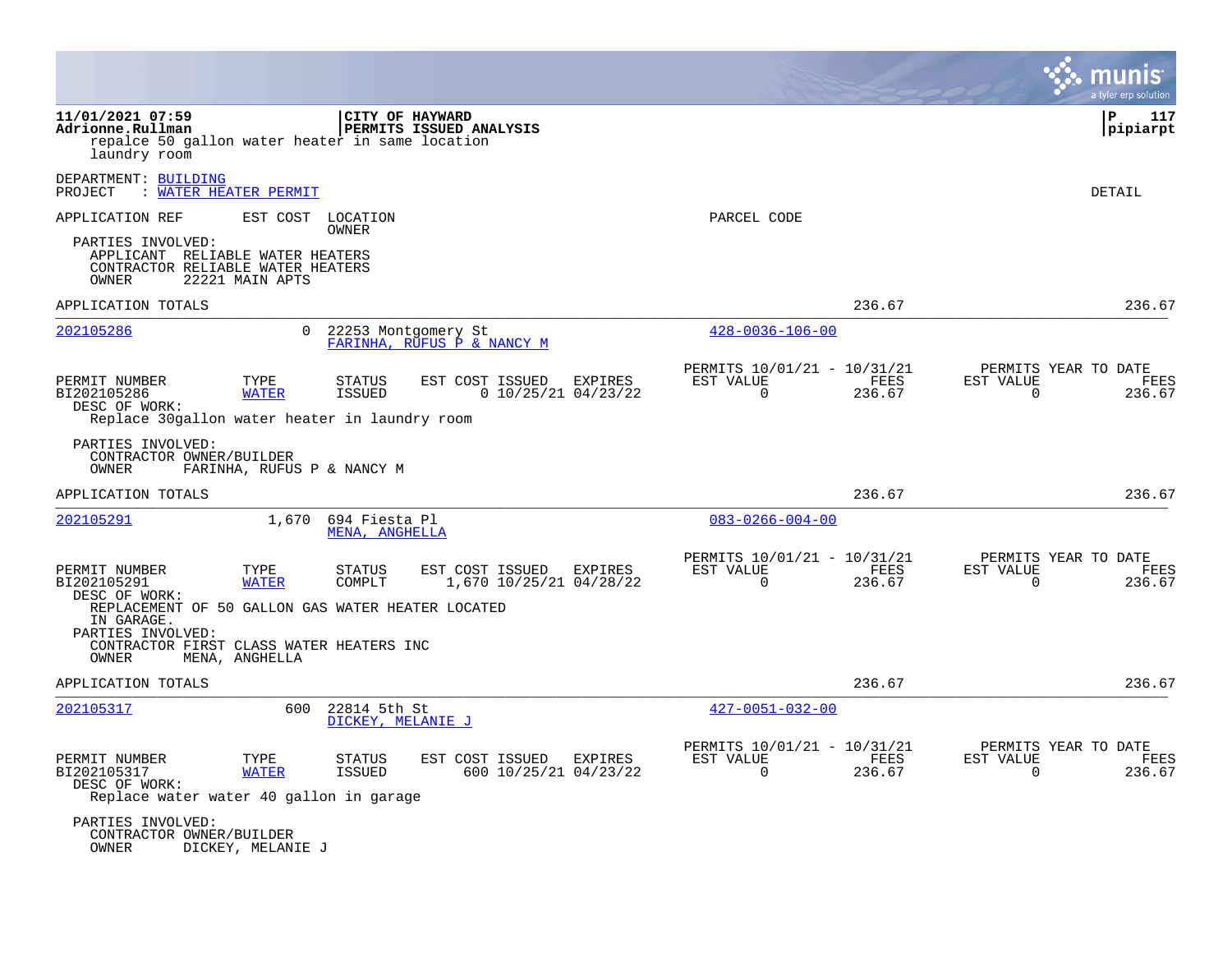**11/01/2021 07:59** | **CITY OF HAYWARD** | **P 117**
**Adrionne.Rullman** | **PERMITS ISSUED ANALYSIS** | **pipiarpt**

repalce 50 gallon water heater in same location
laundry room

DEPARTMENT: BUILDING
PROJECT : WATER HEATER PERMIT

DETAIL

APPLICATION REF   EST COST   LOCATION / OWNER   PARCEL CODE

PARTIES INVOLVED:
APPLICANT RELIABLE WATER HEATERS
CONTRACTOR RELIABLE WATER HEATERS
OWNER 22221 MAIN APTS

APPLICATION TOTALS 236.67 236.67

---

**202105286** | 0 | 22253 Montgomery St / FARINHA, RUFUS P & NANCY M | 428-0036-106-00

| PERMIT NUMBER | TYPE | STATUS | EST COST | ISSUED | EXPIRES | PERMITS 10/01/21 - 10/31/21 EST VALUE | FEES | PERMITS YEAR TO DATE EST VALUE | FEES |
|---|---|---|---|---|---|---|---|---|---|
| BI202105286 | WATER | ISSUED | 0 | 10/25/21 | 04/23/22 | 0 | 236.67 | 0 | 236.67 |

DESC OF WORK:
Replace 30gallon water heater in laundry room

PARTIES INVOLVED:
CONTRACTOR OWNER/BUILDER
OWNER FARINHA, RUFUS P & NANCY M

APPLICATION TOTALS 236.67 236.67

---

**202105291** | 1,670 | 694 Fiesta Pl / MENA, ANGHELLA | 083-0266-004-00

| PERMIT NUMBER | TYPE | STATUS | EST COST | ISSUED | EXPIRES | PERMITS 10/01/21 - 10/31/21 EST VALUE | FEES | PERMITS YEAR TO DATE EST VALUE | FEES |
|---|---|---|---|---|---|---|---|---|---|
| BI202105291 | WATER | COMPLT | 1,670 | 10/25/21 | 04/28/22 | 0 | 236.67 | 0 | 236.67 |

DESC OF WORK:
REPLACEMENT OF 50 GALLON GAS WATER HEATER LOCATED
IN GARAGE.

PARTIES INVOLVED:
CONTRACTOR FIRST CLASS WATER HEATERS INC
OWNER MENA, ANGHELLA

APPLICATION TOTALS 236.67 236.67

---

**202105317** | 600 | 22814 5th St / DICKEY, MELANIE J | 427-0051-032-00

| PERMIT NUMBER | TYPE | STATUS | EST COST | ISSUED | EXPIRES | PERMITS 10/01/21 - 10/31/21 EST VALUE | FEES | PERMITS YEAR TO DATE EST VALUE | FEES |
|---|---|---|---|---|---|---|---|---|---|
| BI202105317 | WATER | ISSUED | 600 | 10/25/21 | 04/23/22 | 0 | 236.67 | 0 | 236.67 |

DESC OF WORK:
Replace water water 40 gallon in garage

PARTIES INVOLVED:
CONTRACTOR OWNER/BUILDER
OWNER DICKEY, MELANIE J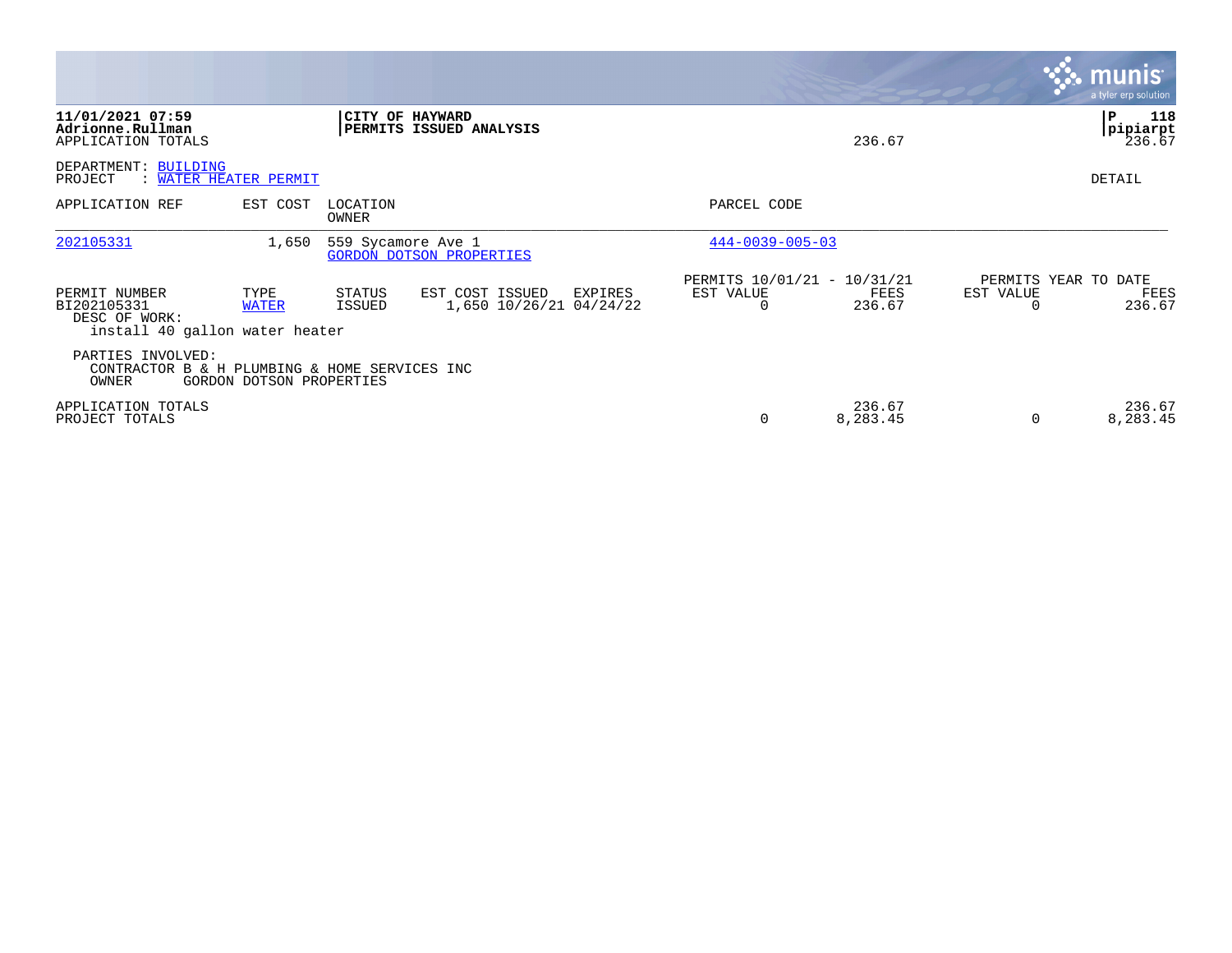**11/01/2021 07:59**
**Adrionne.Rullman**
APPLICATION TOTALS

**CITY OF HAYWARD**
**PERMITS ISSUED ANALYSIS**

236.67

P 118
pipiarpt
236.67

DEPARTMENT: BUILDING
PROJECT : WATER HEATER PERMIT

DETAIL

| APPLICATION REF | EST COST | LOCATION / OWNER | PARCEL CODE |
|---|---|---|---|
| 202105331 | 1,650 | 559 Sycamore Ave 1 / GORDON DOTSON PROPERTIES | 444-0039-005-03 |

| PERMIT NUMBER | TYPE | STATUS | EST COST | ISSUED | EXPIRES | PERMITS 10/01/21 - 10/31/21 EST VALUE | FEES | PERMITS YEAR TO DATE EST VALUE | FEES |
|---|---|---|---|---|---|---|---|---|---|
| BI202105331 | WATER | ISSUED | 1,650 | 10/26/21 | 04/24/22 | 0 | 236.67 | 0 | 236.67 |

DESC OF WORK:
install 40 gallon water heater

PARTIES INVOLVED:
CONTRACTOR B & H PLUMBING & HOME SERVICES INC
OWNER GORDON DOTSON PROPERTIES

| | EST VALUE | FEES | EST VALUE | FEES |
|---|---|---|---|---|
| APPLICATION TOTALS | | 236.67 | | 236.67 |
| PROJECT TOTALS | 0 | 8,283.45 | 0 | 8,283.45 |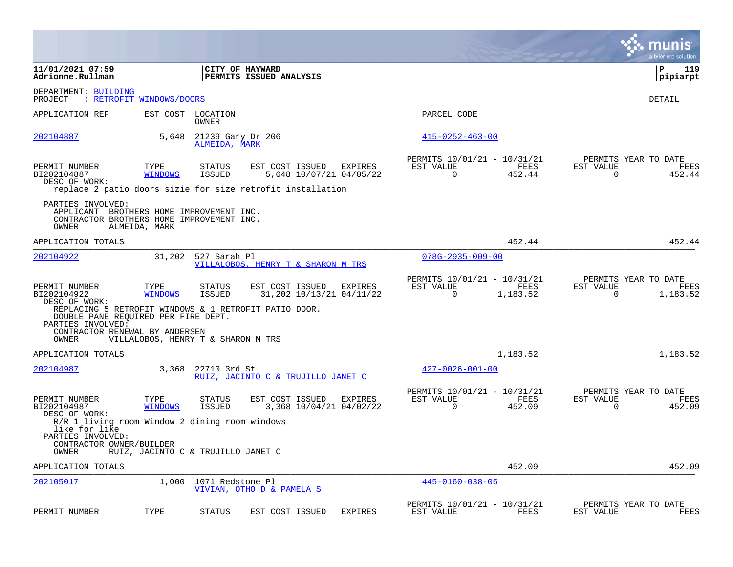**11/01/2021 07:59**
**Adrionne.Rullman**

**CITY OF HAYWARD**
**PERMITS ISSUED ANALYSIS**

**P 119**
**pipiarpt**

DEPARTMENT: BUILDING
PROJECT : RETROFIT WINDOWS/DOORS

DETAIL

| APPLICATION REF | EST COST | LOCATION / OWNER | PARCEL CODE |
|---|---|---|---|
| 202104887 | 5,648 | 21239 Gary Dr 206 / ALMEIDA, MARK | 415-0252-463-00 |

| PERMIT NUMBER | TYPE | STATUS | EST COST | ISSUED | EXPIRES | PERMITS 10/01/21 - 10/31/21 EST VALUE | FEES | PERMITS YEAR TO DATE EST VALUE | FEES |
|---|---|---|---|---|---|---|---|---|---|
| BI202104887 | WINDOWS | ISSUED | 5,648 | 10/07/21 | 04/05/22 | 0 | 452.44 | 0 | 452.44 |

DESC OF WORK:
replace 2 patio doors sizie for size retrofit installation

PARTIES INVOLVED:
APPLICANT BROTHERS HOME IMPROVEMENT INC.
CONTRACTOR BROTHERS HOME IMPROVEMENT INC.
OWNER ALMEIDA, MARK

APPLICATION TOTALS: 452.44 | 452.44

| APPLICATION REF | EST COST | LOCATION / OWNER | PARCEL CODE |
|---|---|---|---|
| 202104922 | 31,202 | 527 Sarah Pl / VILLALOBOS, HENRY T & SHARON M TRS | 078G-2935-009-00 |

| PERMIT NUMBER | TYPE | STATUS | EST COST | ISSUED | EXPIRES | PERMITS 10/01/21 - 10/31/21 EST VALUE | FEES | PERMITS YEAR TO DATE EST VALUE | FEES |
|---|---|---|---|---|---|---|---|---|---|
| BI202104922 | WINDOWS | ISSUED | 31,202 | 10/13/21 | 04/11/22 | 0 | 1,183.52 | 0 | 1,183.52 |

DESC OF WORK:
REPLACING 5 RETROFIT WINDOWS & 1 RETROFIT PATIO DOOR.
DOUBLE PANE REQUIRED PER FIRE DEPT.

PARTIES INVOLVED:
CONTRACTOR RENEWAL BY ANDERSEN
OWNER VILLALOBOS, HENRY T & SHARON M TRS

APPLICATION TOTALS: 1,183.52 | 1,183.52

| APPLICATION REF | EST COST | LOCATION / OWNER | PARCEL CODE |
|---|---|---|---|
| 202104987 | 3,368 | 22710 3rd St / RUIZ, JACINTO C & TRUJILLO JANET C | 427-0026-001-00 |

| PERMIT NUMBER | TYPE | STATUS | EST COST | ISSUED | EXPIRES | PERMITS 10/01/21 - 10/31/21 EST VALUE | FEES | PERMITS YEAR TO DATE EST VALUE | FEES |
|---|---|---|---|---|---|---|---|---|---|
| BI202104987 | WINDOWS | ISSUED | 3,368 | 10/04/21 | 04/02/22 | 0 | 452.09 | 0 | 452.09 |

DESC OF WORK:
R/R 1 living room Window 2 dining room windows
like for like

PARTIES INVOLVED:
CONTRACTOR OWNER/BUILDER
OWNER RUIZ, JACINTO C & TRUJILLO JANET C

APPLICATION TOTALS: 452.09 | 452.09

| APPLICATION REF | EST COST | LOCATION / OWNER | PARCEL CODE |
|---|---|---|---|
| 202105017 | 1,000 | 1071 Redstone Pl / VIVIAN, OTHO D & PAMELA S | 445-0160-038-05 |

| PERMIT NUMBER | TYPE | STATUS | EST COST | ISSUED | EXPIRES | PERMITS 10/01/21 - 10/31/21 EST VALUE | FEES | PERMITS YEAR TO DATE EST VALUE | FEES |
|---|---|---|---|---|---|---|---|---|---|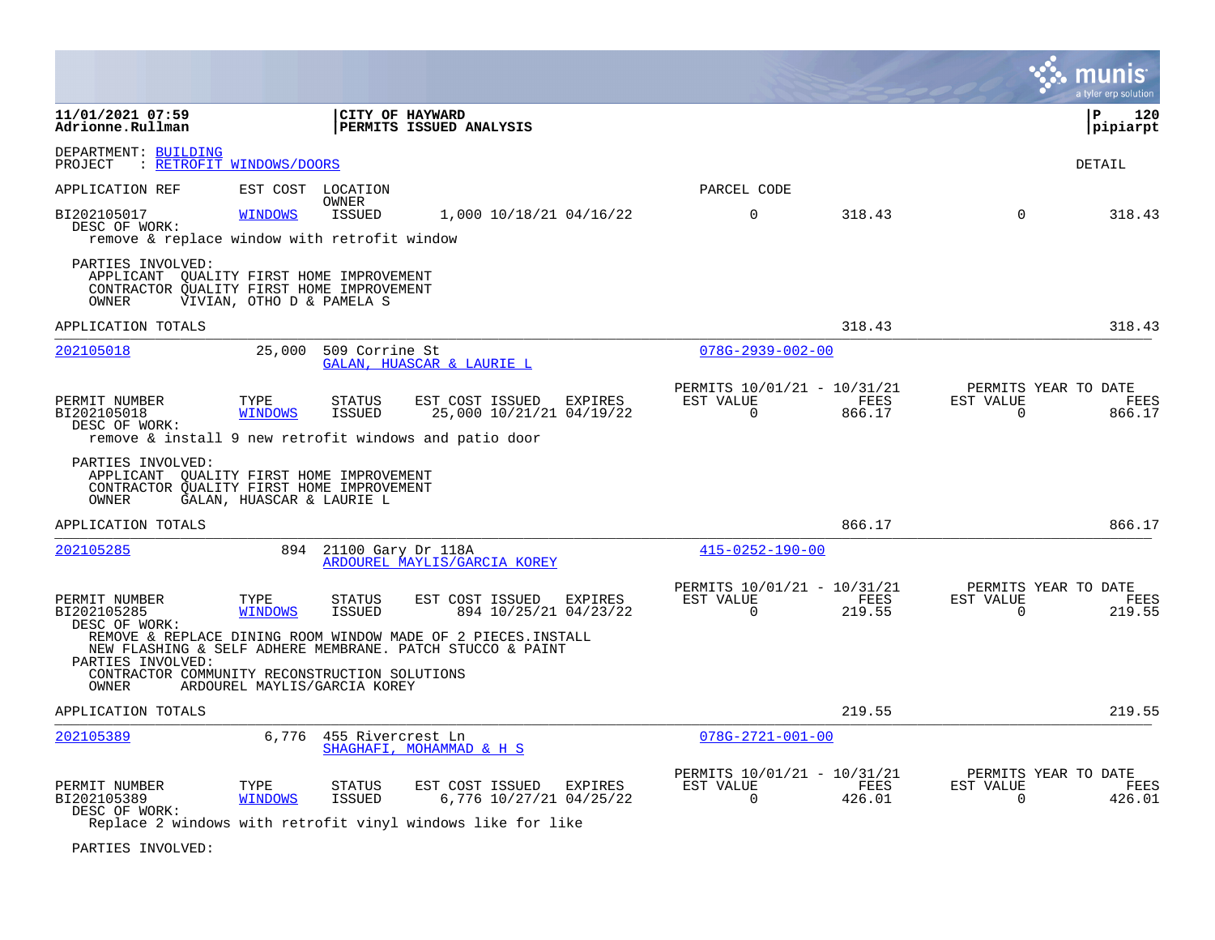11/01/2021 07:59
Adrionne.Rullman

**CITY OF HAYWARD**
**PERMITS ISSUED ANALYSIS**

P 120
pipiarpt

DEPARTMENT: BUILDING
PROJECT : RETROFIT WINDOWS/DOORS

DETAIL

| APPLICATION REF | EST COST | LOCATION / OWNER | | | PARCEL CODE | | | |
|---|---|---|---|---|---|---|---|---|
| BI202105017 | WINDOWS | ISSUED | 1,000 10/18/21 04/16/22 | | 0 | 318.43 | 0 | 318.43 |

DESC OF WORK:
remove & replace window with retrofit window

PARTIES INVOLVED:
APPLICANT QUALITY FIRST HOME IMPROVEMENT
CONTRACTOR QUALITY FIRST HOME IMPROVEMENT
OWNER VIVIAN, OTHO D & PAMELA S

APPLICATION TOTALS 318.43 318.43

---

202105018 — 25,000 — 509 Corrine St — GALAN, HUASCAR & LAURIE L — 078G-2939-002-00

| PERMIT NUMBER | TYPE | STATUS | EST COST | ISSUED | EXPIRES | PERMITS 10/01/21 - 10/31/21 EST VALUE | FEES | PERMITS YEAR TO DATE EST VALUE | FEES |
|---|---|---|---|---|---|---|---|---|---|
| BI202105018 | WINDOWS | ISSUED | 25,000 | 10/21/21 | 04/19/22 | 0 | 866.17 | 0 | 866.17 |

DESC OF WORK:
remove & install 9 new retrofit windows and patio door

PARTIES INVOLVED:
APPLICANT QUALITY FIRST HOME IMPROVEMENT
CONTRACTOR QUALITY FIRST HOME IMPROVEMENT
OWNER GALAN, HUASCAR & LAURIE L

APPLICATION TOTALS 866.17 866.17

---

202105285 — 894 — 21100 Gary Dr 118A — ARDOUREL MAYLIS/GARCIA KOREY — 415-0252-190-00

| PERMIT NUMBER | TYPE | STATUS | EST COST | ISSUED | EXPIRES | PERMITS 10/01/21 - 10/31/21 EST VALUE | FEES | PERMITS YEAR TO DATE EST VALUE | FEES |
|---|---|---|---|---|---|---|---|---|---|
| BI202105285 | WINDOWS | ISSUED | 894 | 10/25/21 | 04/23/22 | 0 | 219.55 | 0 | 219.55 |

DESC OF WORK:
REMOVE & REPLACE DINING ROOM WINDOW MADE OF 2 PIECES.INSTALL
NEW FLASHING & SELF ADHERE MEMBRANE. PATCH STUCCO & PAINT

PARTIES INVOLVED:
CONTRACTOR COMMUNITY RECONSTRUCTION SOLUTIONS
OWNER ARDOUREL MAYLIS/GARCIA KOREY

APPLICATION TOTALS 219.55 219.55

---

202105389 — 6,776 — 455 Rivercrest Ln — SHAGHAFI, MOHAMMAD & H S — 078G-2721-001-00

| PERMIT NUMBER | TYPE | STATUS | EST COST | ISSUED | EXPIRES | PERMITS 10/01/21 - 10/31/21 EST VALUE | FEES | PERMITS YEAR TO DATE EST VALUE | FEES |
|---|---|---|---|---|---|---|---|---|---|
| BI202105389 | WINDOWS | ISSUED | 6,776 | 10/27/21 | 04/25/22 | 0 | 426.01 | 0 | 426.01 |

DESC OF WORK:
Replace 2 windows with retrofit vinyl windows like for like

PARTIES INVOLVED: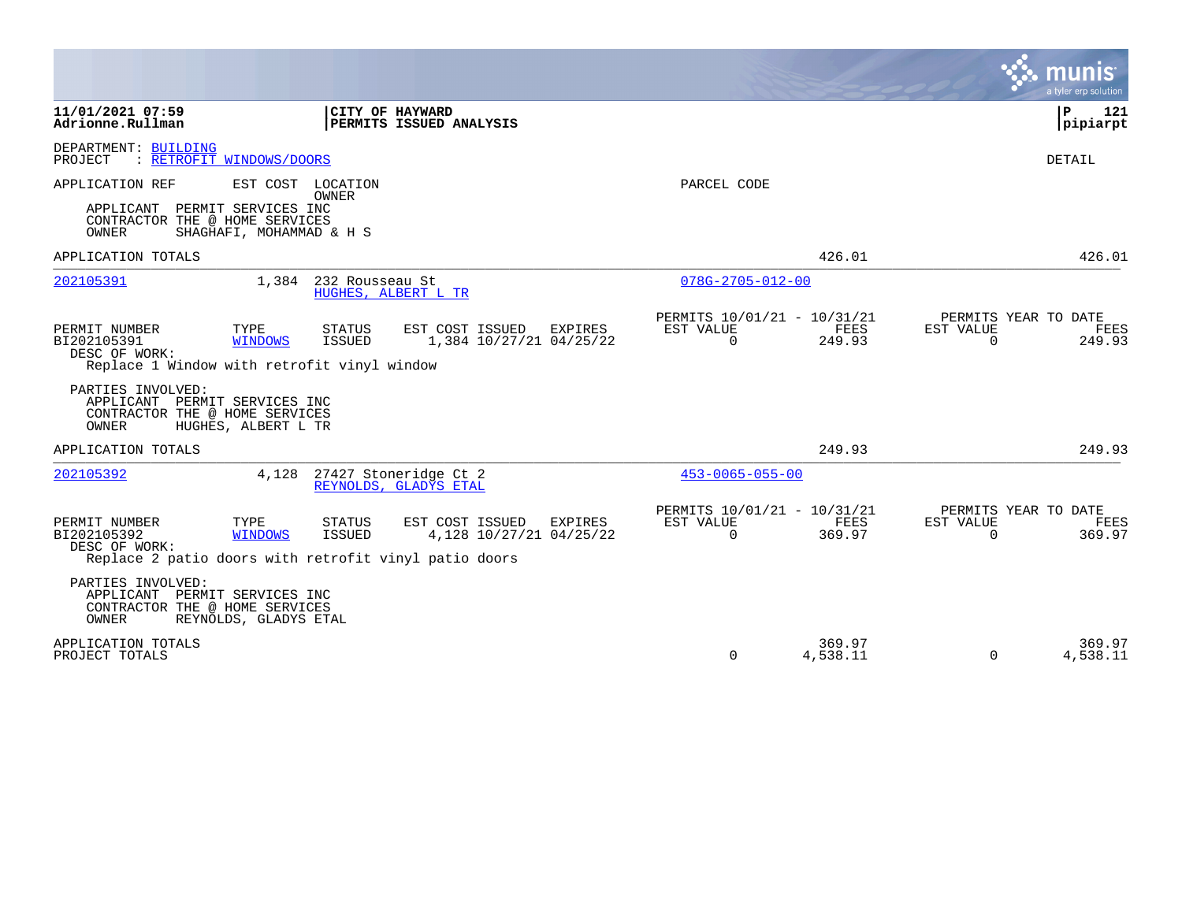**11/01/2021 07:59**
**Adrionne.Rullman**

**CITY OF HAYWARD**
**PERMITS ISSUED ANALYSIS**

**P 121**
**pipiarpt**

DEPARTMENT: BUILDING
PROJECT : RETROFIT WINDOWS/DOORS

DETAIL

APPLICATION REF EST COST LOCATION / OWNER — PARCEL CODE

APPLICANT PERMIT SERVICES INC
CONTRACTOR THE @ HOME SERVICES
OWNER SHAGHAFI, MOHAMMAD & H S

APPLICATION TOTALS 426.01 426.01

---

**202105391** 1,384 232 Rousseau St — HUGHES, ALBERT L TR — 078G-2705-012-00

| PERMIT NUMBER | TYPE | STATUS | EST COST | ISSUED | EXPIRES | PERMITS 10/01/21 - 10/31/21 EST VALUE | FEES | PERMITS YEAR TO DATE EST VALUE | FEES |
|---|---|---|---|---|---|---|---|---|---|
| BI202105391 | WINDOWS | ISSUED | 1,384 | 10/27/21 | 04/25/22 | 0 | 249.93 | 0 | 249.93 |

DESC OF WORK:
Replace 1 Window with retrofit vinyl window

PARTIES INVOLVED:
APPLICANT PERMIT SERVICES INC
CONTRACTOR THE @ HOME SERVICES
OWNER HUGHES, ALBERT L TR

APPLICATION TOTALS 249.93 249.93

---

**202105392** 4,128 27427 Stoneridge Ct 2 — REYNOLDS, GLADYS ETAL — 453-0065-055-00

| PERMIT NUMBER | TYPE | STATUS | EST COST | ISSUED | EXPIRES | PERMITS 10/01/21 - 10/31/21 EST VALUE | FEES | PERMITS YEAR TO DATE EST VALUE | FEES |
|---|---|---|---|---|---|---|---|---|---|
| BI202105392 | WINDOWS | ISSUED | 4,128 | 10/27/21 | 04/25/22 | 0 | 369.97 | 0 | 369.97 |

DESC OF WORK:
Replace 2 patio doors with retrofit vinyl patio doors

PARTIES INVOLVED:
APPLICANT PERMIT SERVICES INC
CONTRACTOR THE @ HOME SERVICES
OWNER REYNOLDS, GLADYS ETAL

| | EST VALUE | FEES | EST VALUE | FEES |
|---|---|---|---|---|
| APPLICATION TOTALS | | 369.97 | | 369.97 |
| PROJECT TOTALS | 0 | 4,538.11 | 0 | 4,538.11 |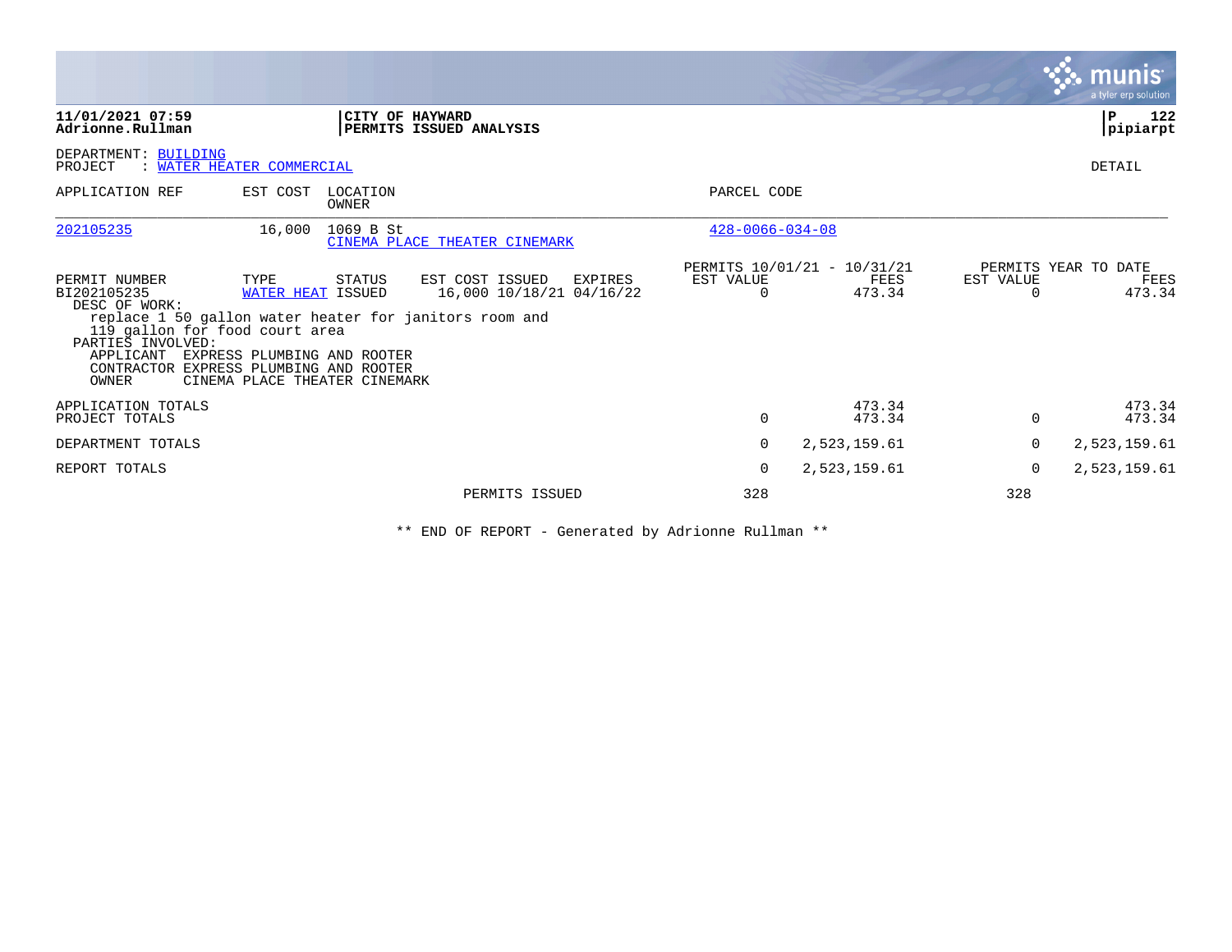**11/01/2021 07:59**
**Adrionne.Rullman**

**CITY OF HAYWARD**
**PERMITS ISSUED ANALYSIS**

**P 122**
**pipiarpt**

DEPARTMENT: BUILDING
PROJECT : WATER HEATER COMMERCIAL

DETAIL

| APPLICATION REF | EST COST | LOCATION / OWNER | PARCEL CODE |
|---|---|---|---|
| 202105235 | 16,000 | 1069 B St / CINEMA PLACE THEATER CINEMARK | 428-0066-034-08 |

| PERMIT NUMBER | TYPE | STATUS | EST COST | ISSUED | EXPIRES | PERMITS 10/01/21 - 10/31/21 EST VALUE | FEES | PERMITS YEAR TO DATE EST VALUE | FEES |
|---|---|---|---|---|---|---|---|---|---|
| BI202105235 | WATER HEAT | ISSUED | 16,000 | 10/18/21 | 04/16/22 | 0 | 473.34 | 0 | 473.34 |

DESC OF WORK:
replace 1 50 gallon water heater for janitors room and 119 gallon for food court area

PARTIES INVOLVED:
- APPLICANT EXPRESS PLUMBING AND ROOTER
- CONTRACTOR EXPRESS PLUMBING AND ROOTER
- OWNER CINEMA PLACE THEATER CINEMARK

| | EST VALUE | FEES | EST VALUE | FEES |
|---|---|---|---|---|
| APPLICATION TOTALS | | 473.34 | | 473.34 |
| PROJECT TOTALS | 0 | 473.34 | 0 | 473.34 |
| DEPARTMENT TOTALS | 0 | 2,523,159.61 | 0 | 2,523,159.61 |
| REPORT TOTALS | 0 | 2,523,159.61 | 0 | 2,523,159.61 |
| PERMITS ISSUED | 328 | | 328 | |

** END OF REPORT - Generated by Adrionne Rullman **